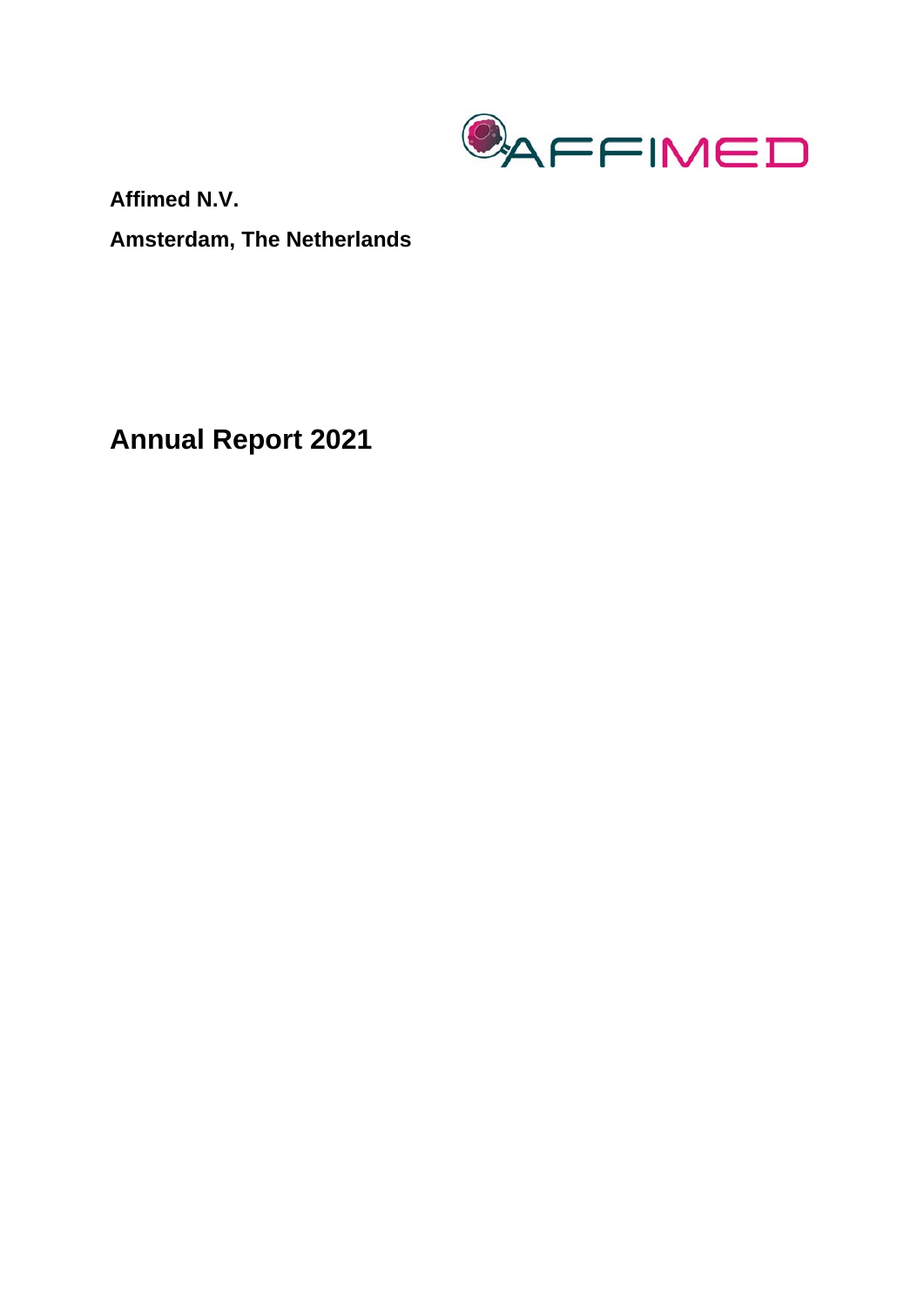**Affimed N.V.**

**Amsterdam, The Netherlands**

# Annual Report 2021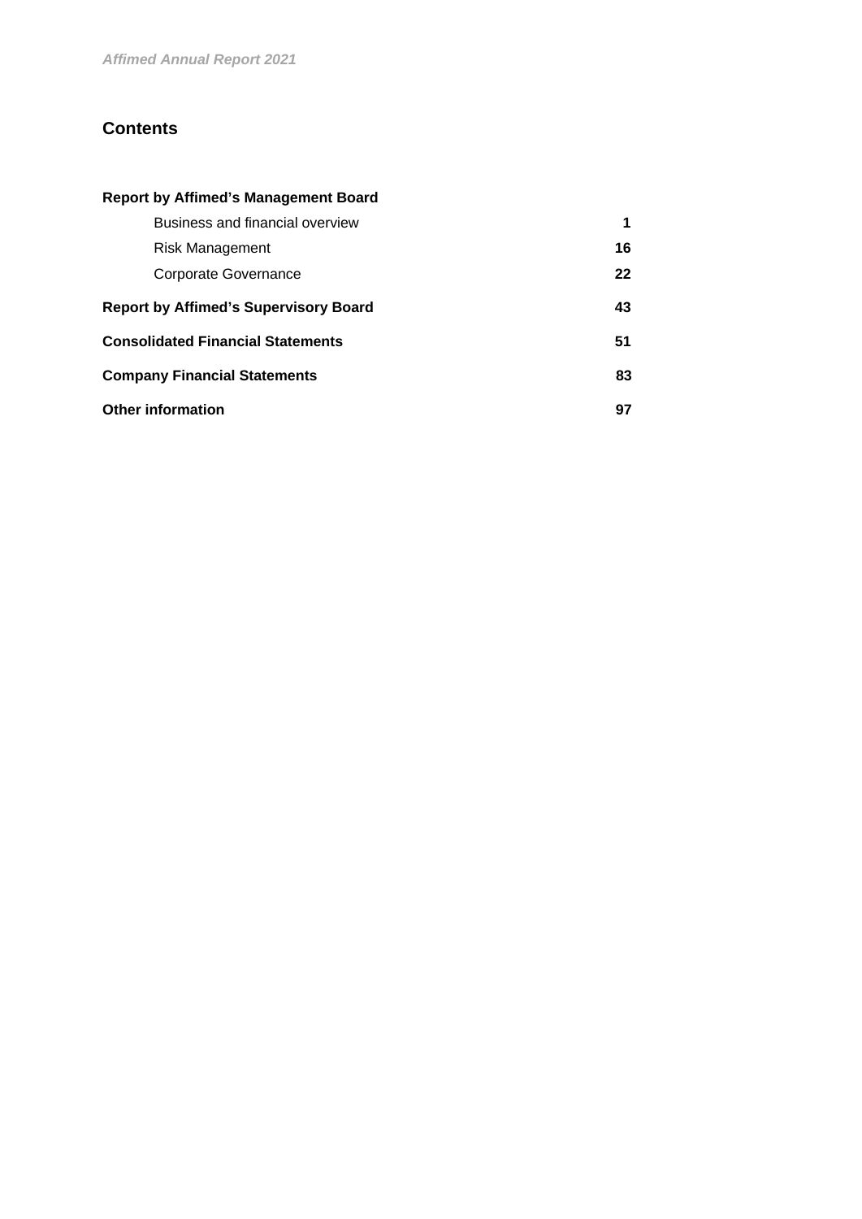## Contents

| | |
|---|---|
| **Report by Affimed's Management Board** | |
| Business and financial overview | **1** |
| Risk Management | **16** |
| Corporate Governance | **22** |
| **Report by Affimed's Supervisory Board** | **43** |
| **Consolidated Financial Statements** | **51** |
| **Company Financial Statements** | **83** |
| **Other information** | **97** |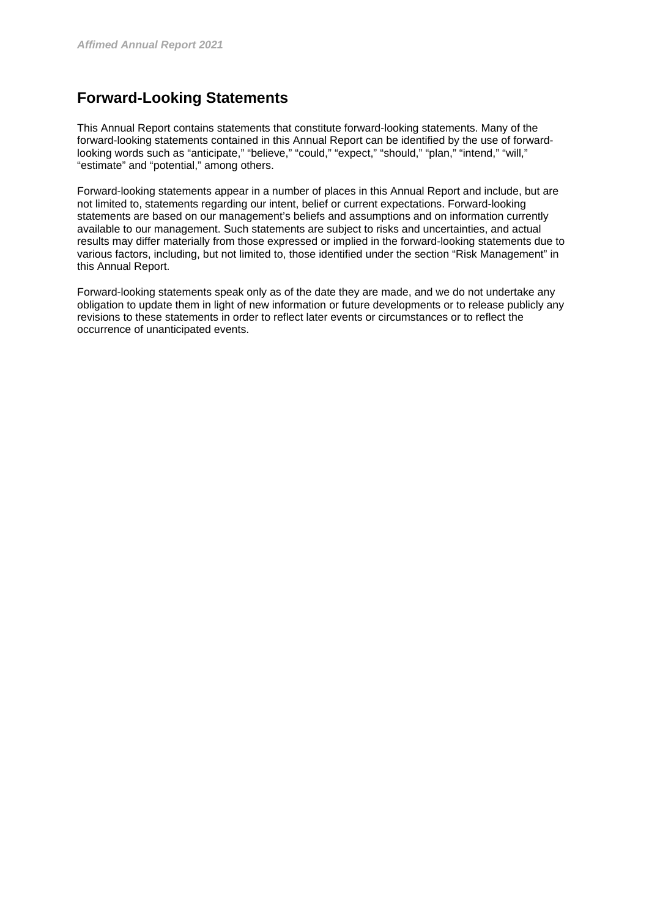# Forward-Looking Statements

This Annual Report contains statements that constitute forward-looking statements. Many of the forward-looking statements contained in this Annual Report can be identified by the use of forward-looking words such as “anticipate,” “believe,” “could,” “expect,” “should,” “plan,” “intend,” “will,” “estimate” and “potential,” among others.

Forward-looking statements appear in a number of places in this Annual Report and include, but are not limited to, statements regarding our intent, belief or current expectations. Forward-looking statements are based on our management’s beliefs and assumptions and on information currently available to our management. Such statements are subject to risks and uncertainties, and actual results may differ materially from those expressed or implied in the forward-looking statements due to various factors, including, but not limited to, those identified under the section “Risk Management” in this Annual Report.

Forward-looking statements speak only as of the date they are made, and we do not undertake any obligation to update them in light of new information or future developments or to release publicly any revisions to these statements in order to reflect later events or circumstances or to reflect the occurrence of unanticipated events.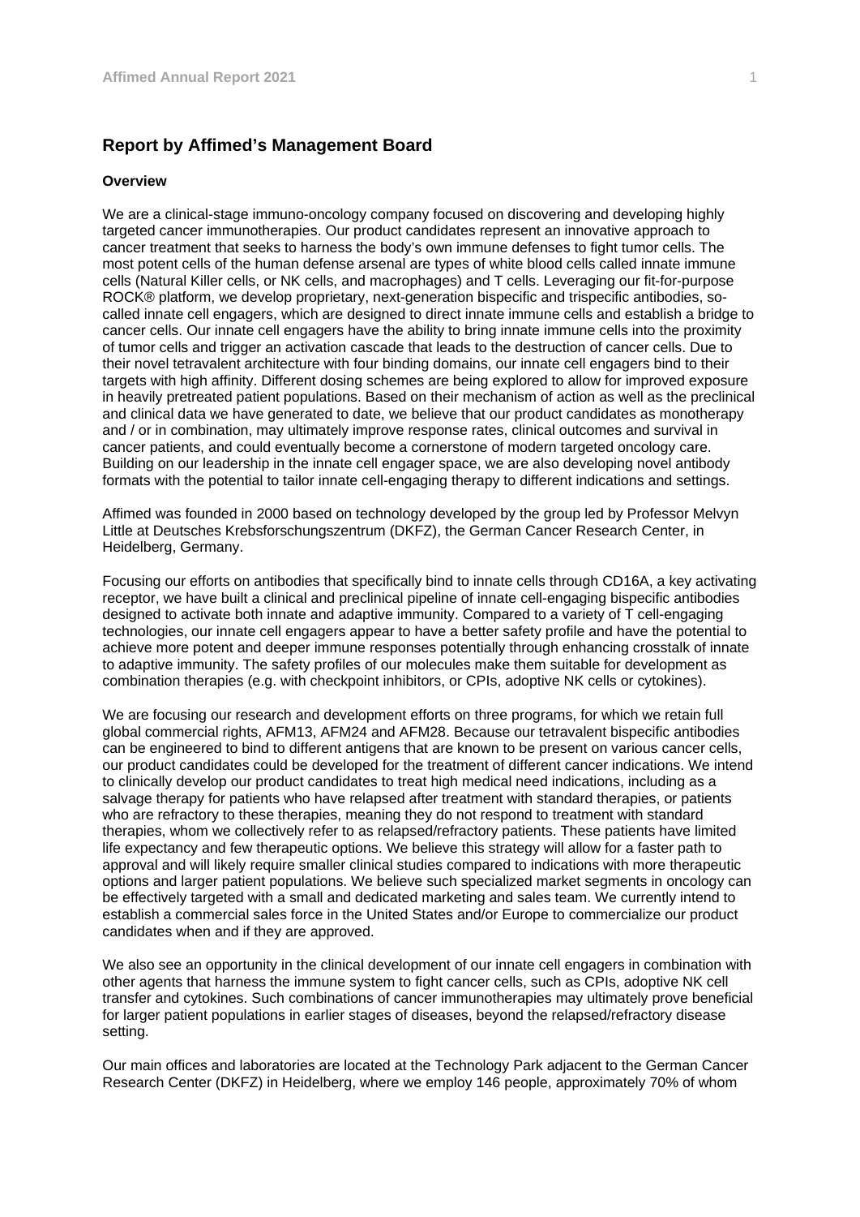## Report by Affimed's Management Board

### Overview

We are a clinical-stage immuno-oncology company focused on discovering and developing highly targeted cancer immunotherapies. Our product candidates represent an innovative approach to cancer treatment that seeks to harness the body's own immune defenses to fight tumor cells. The most potent cells of the human defense arsenal are types of white blood cells called innate immune cells (Natural Killer cells, or NK cells, and macrophages) and T cells. Leveraging our fit-for-purpose ROCK® platform, we develop proprietary, next-generation bispecific and trispecific antibodies, so-called innate cell engagers, which are designed to direct innate immune cells and establish a bridge to cancer cells. Our innate cell engagers have the ability to bring innate immune cells into the proximity of tumor cells and trigger an activation cascade that leads to the destruction of cancer cells. Due to their novel tetravalent architecture with four binding domains, our innate cell engagers bind to their targets with high affinity. Different dosing schemes are being explored to allow for improved exposure in heavily pretreated patient populations. Based on their mechanism of action as well as the preclinical and clinical data we have generated to date, we believe that our product candidates as monotherapy and / or in combination, may ultimately improve response rates, clinical outcomes and survival in cancer patients, and could eventually become a cornerstone of modern targeted oncology care. Building on our leadership in the innate cell engager space, we are also developing novel antibody formats with the potential to tailor innate cell-engaging therapy to different indications and settings.

Affimed was founded in 2000 based on technology developed by the group led by Professor Melvyn Little at Deutsches Krebsforschungszentrum (DKFZ), the German Cancer Research Center, in Heidelberg, Germany.

Focusing our efforts on antibodies that specifically bind to innate cells through CD16A, a key activating receptor, we have built a clinical and preclinical pipeline of innate cell-engaging bispecific antibodies designed to activate both innate and adaptive immunity. Compared to a variety of T cell-engaging technologies, our innate cell engagers appear to have a better safety profile and have the potential to achieve more potent and deeper immune responses potentially through enhancing crosstalk of innate to adaptive immunity. The safety profiles of our molecules make them suitable for development as combination therapies (e.g. with checkpoint inhibitors, or CPIs, adoptive NK cells or cytokines).

We are focusing our research and development efforts on three programs, for which we retain full global commercial rights, AFM13, AFM24 and AFM28. Because our tetravalent bispecific antibodies can be engineered to bind to different antigens that are known to be present on various cancer cells, our product candidates could be developed for the treatment of different cancer indications. We intend to clinically develop our product candidates to treat high medical need indications, including as a salvage therapy for patients who have relapsed after treatment with standard therapies, or patients who are refractory to these therapies, meaning they do not respond to treatment with standard therapies, whom we collectively refer to as relapsed/refractory patients. These patients have limited life expectancy and few therapeutic options. We believe this strategy will allow for a faster path to approval and will likely require smaller clinical studies compared to indications with more therapeutic options and larger patient populations. We believe such specialized market segments in oncology can be effectively targeted with a small and dedicated marketing and sales team. We currently intend to establish a commercial sales force in the United States and/or Europe to commercialize our product candidates when and if they are approved.

We also see an opportunity in the clinical development of our innate cell engagers in combination with other agents that harness the immune system to fight cancer cells, such as CPIs, adoptive NK cell transfer and cytokines. Such combinations of cancer immunotherapies may ultimately prove beneficial for larger patient populations in earlier stages of diseases, beyond the relapsed/refractory disease setting.

Our main offices and laboratories are located at the Technology Park adjacent to the German Cancer Research Center (DKFZ) in Heidelberg, where we employ 146 people, approximately 70% of whom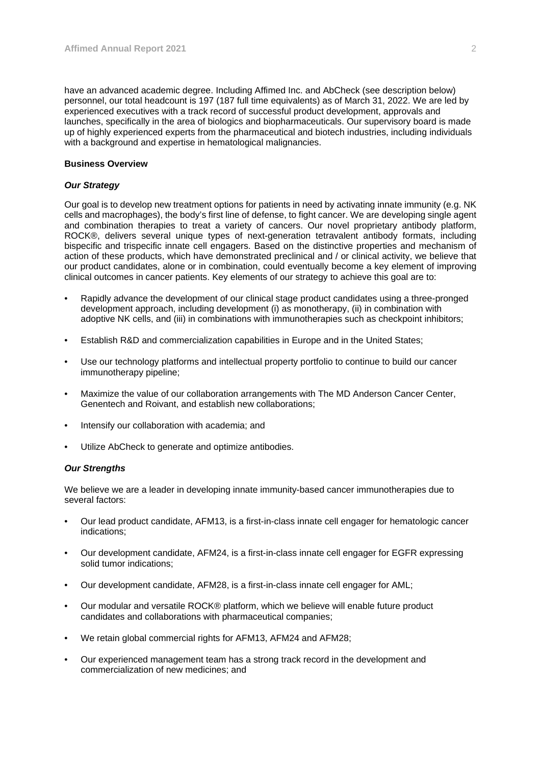have an advanced academic degree. Including Affimed Inc. and AbCheck (see description below) personnel, our total headcount is 197 (187 full time equivalents) as of March 31, 2022. We are led by experienced executives with a track record of successful product development, approvals and launches, specifically in the area of biologics and biopharmaceuticals. Our supervisory board is made up of highly experienced experts from the pharmaceutical and biotech industries, including individuals with a background and expertise in hematological malignancies.

**Business Overview**

***Our Strategy***

Our goal is to develop new treatment options for patients in need by activating innate immunity (e.g. NK cells and macrophages), the body's first line of defense, to fight cancer. We are developing single agent and combination therapies to treat a variety of cancers. Our novel proprietary antibody platform, ROCK®, delivers several unique types of next-generation tetravalent antibody formats, including bispecific and trispecific innate cell engagers. Based on the distinctive properties and mechanism of action of these products, which have demonstrated preclinical and / or clinical activity, we believe that our product candidates, alone or in combination, could eventually become a key element of improving clinical outcomes in cancer patients. Key elements of our strategy to achieve this goal are to:

- Rapidly advance the development of our clinical stage product candidates using a three-pronged development approach, including development (i) as monotherapy, (ii) in combination with adoptive NK cells, and (iii) in combinations with immunotherapies such as checkpoint inhibitors;
- Establish R&D and commercialization capabilities in Europe and in the United States;
- Use our technology platforms and intellectual property portfolio to continue to build our cancer immunotherapy pipeline;
- Maximize the value of our collaboration arrangements with The MD Anderson Cancer Center, Genentech and Roivant, and establish new collaborations;
- Intensify our collaboration with academia; and
- Utilize AbCheck to generate and optimize antibodies.

***Our Strengths***

We believe we are a leader in developing innate immunity-based cancer immunotherapies due to several factors:

- Our lead product candidate, AFM13, is a first-in-class innate cell engager for hematologic cancer indications;
- Our development candidate, AFM24, is a first-in-class innate cell engager for EGFR expressing solid tumor indications;
- Our development candidate, AFM28, is a first-in-class innate cell engager for AML;
- Our modular and versatile ROCK® platform, which we believe will enable future product candidates and collaborations with pharmaceutical companies;
- We retain global commercial rights for AFM13, AFM24 and AFM28;
- Our experienced management team has a strong track record in the development and commercialization of new medicines; and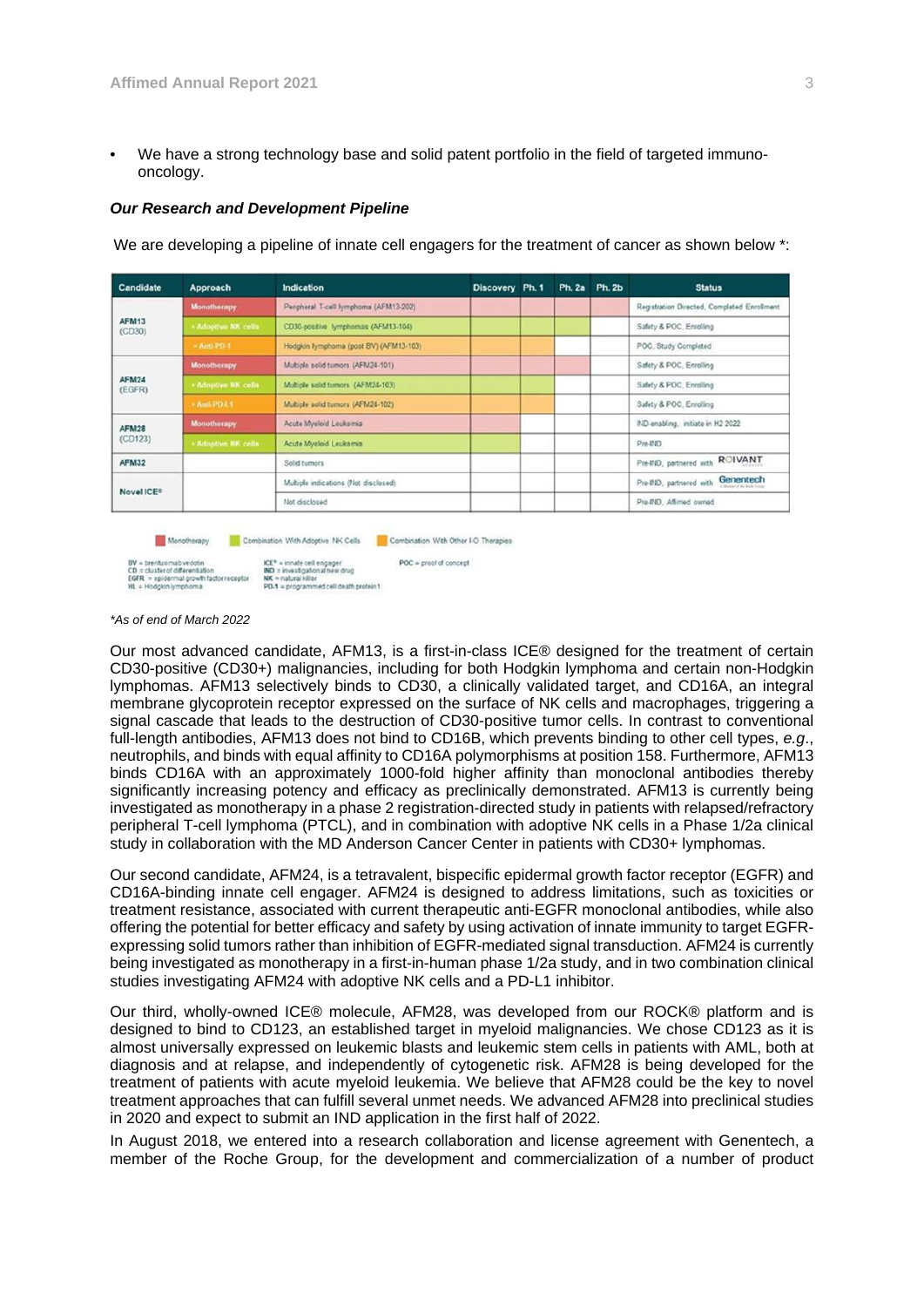- We have a strong technology base and solid patent portfolio in the field of targeted immuno-oncology.

***Our Research and Development Pipeline***

We are developing a pipeline of innate cell engagers for the treatment of cancer as shown below *:

| Candidate | Approach | Indication | Discovery | Ph. 1 | Ph. 2a | Ph. 2b | Status |
|---|---|---|---|---|---|---|---|
| AFM13 (CD30) | Monotherapy | Peripheral T-cell lymphoma (AFM13-202) | | | | | Registration Directed, Completed Enrollment |
| | + Adoptive NK cells | CD30-positive lymphomas (AFM13-104) | | | | | Safety & POC, Enrolling |
| | + Anti-PD-1 | Hodgkin lymphoma (post BV) (AFM13-103) | | | | | POC, Study Completed |
| AFM24 (EGFR) | Monotherapy | Multiple solid tumors (AFM24-101) | | | | | Safety & POC, Enrolling |
| | + Adoptive NK cells | Multiple solid tumors (AFM24-103) | | | | | Safety & POC, Enrolling |
| | + Anti-PD-L1 | Multiple solid tumors (AFM24-102) | | | | | Safety & POC, Enrolling |
| AFM28 (CD123) | Monotherapy | Acute Myeloid Leukemia | | | | | IND-enabling, initiate in H2 2022 |
| | + Adoptive NK cells | Acute Myeloid Leukemia | | | | | Pre-IND |
| AFM32 | | Solid tumors | | | | | Pre-IND, partnered with ROIVANT |
| Novel ICE® | | Multiple indications (Not disclosed) | | | | | Pre-IND, partnered with Genentech |
| | | Not disclosed | | | | | Pre-IND, Affimed owned |

Monotherapy | Combination With Adoptive NK Cells | Combination With Other I-O Therapies

BV = brentuximab vedotin
CD = cluster of differentiation
EGFR = epidermal growth factor receptor
HL = Hodgkin lymphoma
ICE® = innate cell engager
IND = investigational new drug
NK = natural killer
PD-1 = programmed cell death protein 1
POC = proof of concept

*\*As of end of March 2022*

Our most advanced candidate, AFM13, is a first-in-class ICE® designed for the treatment of certain CD30-positive (CD30+) malignancies, including for both Hodgkin lymphoma and certain non-Hodgkin lymphomas. AFM13 selectively binds to CD30, a clinically validated target, and CD16A, an integral membrane glycoprotein receptor expressed on the surface of NK cells and macrophages, triggering a signal cascade that leads to the destruction of CD30-positive tumor cells. In contrast to conventional full-length antibodies, AFM13 does not bind to CD16B, which prevents binding to other cell types, *e.g.*, neutrophils, and binds with equal affinity to CD16A polymorphisms at position 158. Furthermore, AFM13 binds CD16A with an approximately 1000-fold higher affinity than monoclonal antibodies thereby significantly increasing potency and efficacy as preclinically demonstrated. AFM13 is currently being investigated as monotherapy in a phase 2 registration-directed study in patients with relapsed/refractory peripheral T-cell lymphoma (PTCL), and in combination with adoptive NK cells in a Phase 1/2a clinical study in collaboration with the MD Anderson Cancer Center in patients with CD30+ lymphomas.

Our second candidate, AFM24, is a tetravalent, bispecific epidermal growth factor receptor (EGFR) and CD16A-binding innate cell engager. AFM24 is designed to address limitations, such as toxicities or treatment resistance, associated with current therapeutic anti-EGFR monoclonal antibodies, while also offering the potential for better efficacy and safety by using activation of innate immunity to target EGFR-expressing solid tumors rather than inhibition of EGFR-mediated signal transduction. AFM24 is currently being investigated as monotherapy in a first-in-human phase 1/2a study, and in two combination clinical studies investigating AFM24 with adoptive NK cells and a PD-L1 inhibitor.

Our third, wholly-owned ICE® molecule, AFM28, was developed from our ROCK® platform and is designed to bind to CD123, an established target in myeloid malignancies. We chose CD123 as it is almost universally expressed on leukemic blasts and leukemic stem cells in patients with AML, both at diagnosis and at relapse, and independently of cytogenetic risk. AFM28 is being developed for the treatment of patients with acute myeloid leukemia. We believe that AFM28 could be the key to novel treatment approaches that can fulfill several unmet needs. We advanced AFM28 into preclinical studies in 2020 and expect to submit an IND application in the first half of 2022.

In August 2018, we entered into a research collaboration and license agreement with Genentech, a member of the Roche Group, for the development and commercialization of a number of product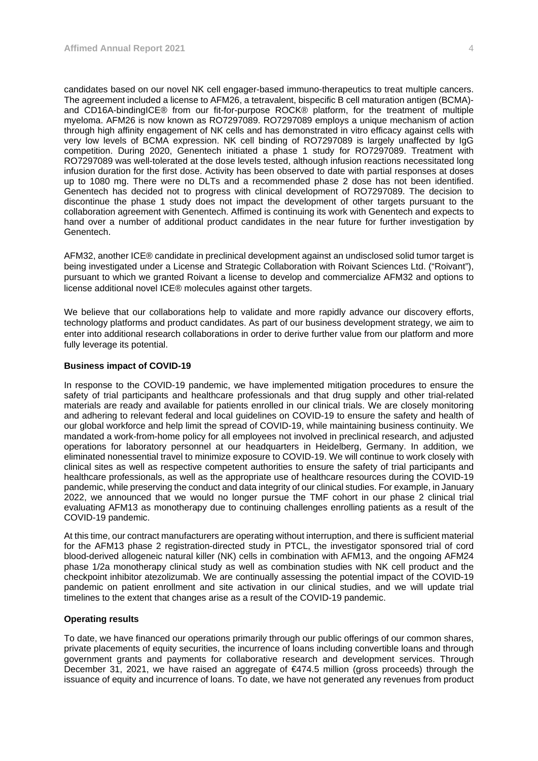candidates based on our novel NK cell engager-based immuno-therapeutics to treat multiple cancers. The agreement included a license to AFM26, a tetravalent, bispecific B cell maturation antigen (BCMA)- and CD16A-bindingICE® from our fit-for-purpose ROCK® platform, for the treatment of multiple myeloma. AFM26 is now known as RO7297089. RO7297089 employs a unique mechanism of action through high affinity engagement of NK cells and has demonstrated in vitro efficacy against cells with very low levels of BCMA expression. NK cell binding of RO7297089 is largely unaffected by IgG competition. During 2020, Genentech initiated a phase 1 study for RO7297089. Treatment with RO7297089 was well-tolerated at the dose levels tested, although infusion reactions necessitated long infusion duration for the first dose. Activity has been observed to date with partial responses at doses up to 1080 mg. There were no DLTs and a recommended phase 2 dose has not been identified. Genentech has decided not to progress with clinical development of RO7297089. The decision to discontinue the phase 1 study does not impact the development of other targets pursuant to the collaboration agreement with Genentech. Affimed is continuing its work with Genentech and expects to hand over a number of additional product candidates in the near future for further investigation by Genentech.

AFM32, another ICE® candidate in preclinical development against an undisclosed solid tumor target is being investigated under a License and Strategic Collaboration with Roivant Sciences Ltd. ("Roivant"), pursuant to which we granted Roivant a license to develop and commercialize AFM32 and options to license additional novel ICE® molecules against other targets.

We believe that our collaborations help to validate and more rapidly advance our discovery efforts, technology platforms and product candidates. As part of our business development strategy, we aim to enter into additional research collaborations in order to derive further value from our platform and more fully leverage its potential.

**Business impact of COVID-19**

In response to the COVID-19 pandemic, we have implemented mitigation procedures to ensure the safety of trial participants and healthcare professionals and that drug supply and other trial-related materials are ready and available for patients enrolled in our clinical trials. We are closely monitoring and adhering to relevant federal and local guidelines on COVID-19 to ensure the safety and health of our global workforce and help limit the spread of COVID-19, while maintaining business continuity. We mandated a work-from-home policy for all employees not involved in preclinical research, and adjusted operations for laboratory personnel at our headquarters in Heidelberg, Germany. In addition, we eliminated nonessential travel to minimize exposure to COVID-19. We will continue to work closely with clinical sites as well as respective competent authorities to ensure the safety of trial participants and healthcare professionals, as well as the appropriate use of healthcare resources during the COVID-19 pandemic, while preserving the conduct and data integrity of our clinical studies. For example, in January 2022, we announced that we would no longer pursue the TMF cohort in our phase 2 clinical trial evaluating AFM13 as monotherapy due to continuing challenges enrolling patients as a result of the COVID-19 pandemic.

At this time, our contract manufacturers are operating without interruption, and there is sufficient material for the AFM13 phase 2 registration-directed study in PTCL, the investigator sponsored trial of cord blood-derived allogeneic natural killer (NK) cells in combination with AFM13, and the ongoing AFM24 phase 1/2a monotherapy clinical study as well as combination studies with NK cell product and the checkpoint inhibitor atezolizumab. We are continually assessing the potential impact of the COVID-19 pandemic on patient enrollment and site activation in our clinical studies, and we will update trial timelines to the extent that changes arise as a result of the COVID-19 pandemic.

**Operating results**

To date, we have financed our operations primarily through our public offerings of our common shares, private placements of equity securities, the incurrence of loans including convertible loans and through government grants and payments for collaborative research and development services. Through December 31, 2021, we have raised an aggregate of €474.5 million (gross proceeds) through the issuance of equity and incurrence of loans. To date, we have not generated any revenues from product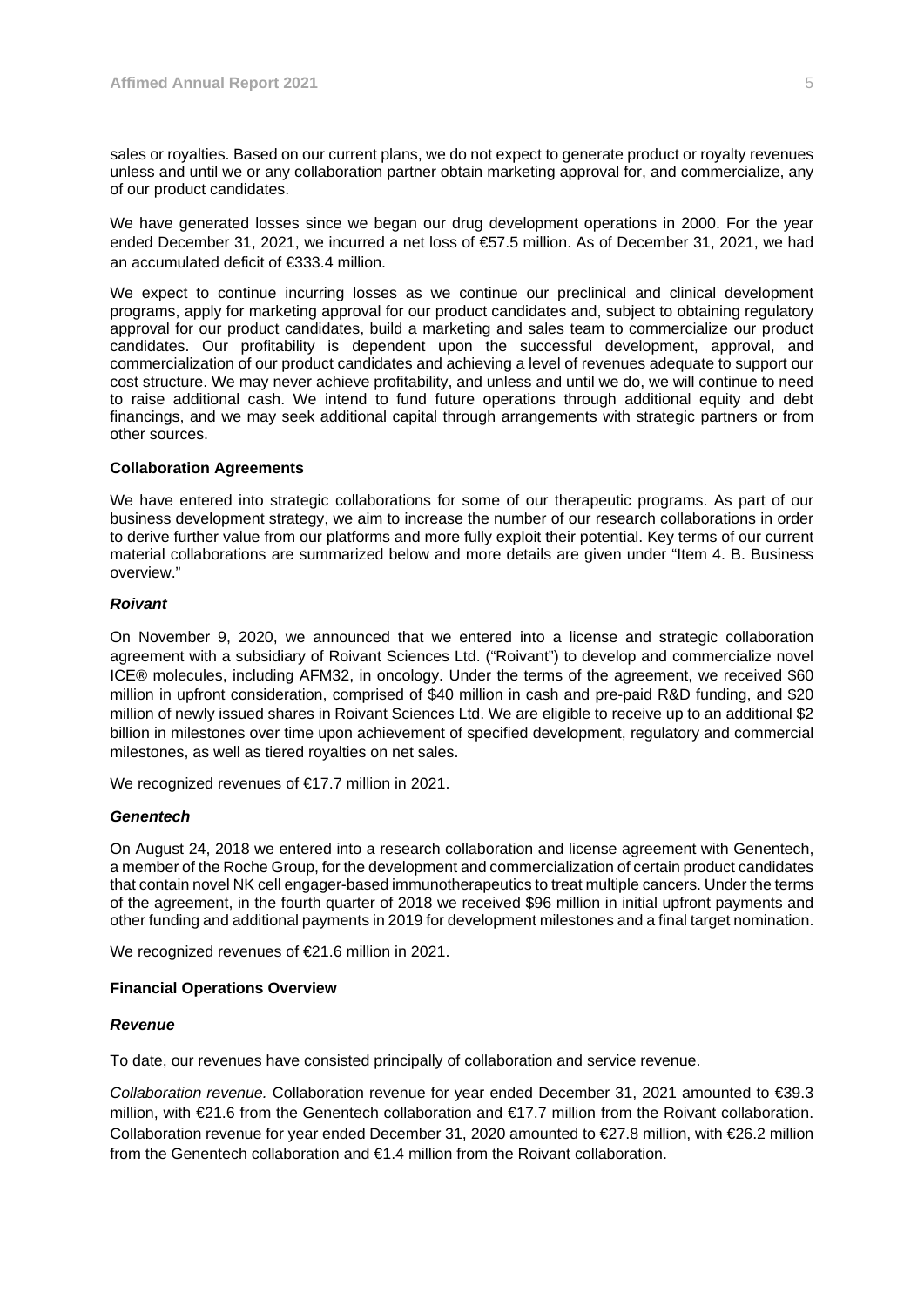sales or royalties. Based on our current plans, we do not expect to generate product or royalty revenues unless and until we or any collaboration partner obtain marketing approval for, and commercialize, any of our product candidates.

We have generated losses since we began our drug development operations in 2000. For the year ended December 31, 2021, we incurred a net loss of €57.5 million. As of December 31, 2021, we had an accumulated deficit of €333.4 million.

We expect to continue incurring losses as we continue our preclinical and clinical development programs, apply for marketing approval for our product candidates and, subject to obtaining regulatory approval for our product candidates, build a marketing and sales team to commercialize our product candidates. Our profitability is dependent upon the successful development, approval, and commercialization of our product candidates and achieving a level of revenues adequate to support our cost structure. We may never achieve profitability, and unless and until we do, we will continue to need to raise additional cash. We intend to fund future operations through additional equity and debt financings, and we may seek additional capital through arrangements with strategic partners or from other sources.

**Collaboration Agreements**

We have entered into strategic collaborations for some of our therapeutic programs. As part of our business development strategy, we aim to increase the number of our research collaborations in order to derive further value from our platforms and more fully exploit their potential. Key terms of our current material collaborations are summarized below and more details are given under "Item 4. B. Business overview."

***Roivant***

On November 9, 2020, we announced that we entered into a license and strategic collaboration agreement with a subsidiary of Roivant Sciences Ltd. ("Roivant") to develop and commercialize novel ICE® molecules, including AFM32, in oncology. Under the terms of the agreement, we received $60 million in upfront consideration, comprised of $40 million in cash and pre-paid R&D funding, and $20 million of newly issued shares in Roivant Sciences Ltd. We are eligible to receive up to an additional $2 billion in milestones over time upon achievement of specified development, regulatory and commercial milestones, as well as tiered royalties on net sales.

We recognized revenues of €17.7 million in 2021.

***Genentech***

On August 24, 2018 we entered into a research collaboration and license agreement with Genentech, a member of the Roche Group, for the development and commercialization of certain product candidates that contain novel NK cell engager-based immunotherapeutics to treat multiple cancers. Under the terms of the agreement, in the fourth quarter of 2018 we received $96 million in initial upfront payments and other funding and additional payments in 2019 for development milestones and a final target nomination.

We recognized revenues of €21.6 million in 2021.

**Financial Operations Overview**

***Revenue***

To date, our revenues have consisted principally of collaboration and service revenue.

*Collaboration revenue.* Collaboration revenue for year ended December 31, 2021 amounted to €39.3 million, with €21.6 from the Genentech collaboration and €17.7 million from the Roivant collaboration. Collaboration revenue for year ended December 31, 2020 amounted to €27.8 million, with €26.2 million from the Genentech collaboration and €1.4 million from the Roivant collaboration.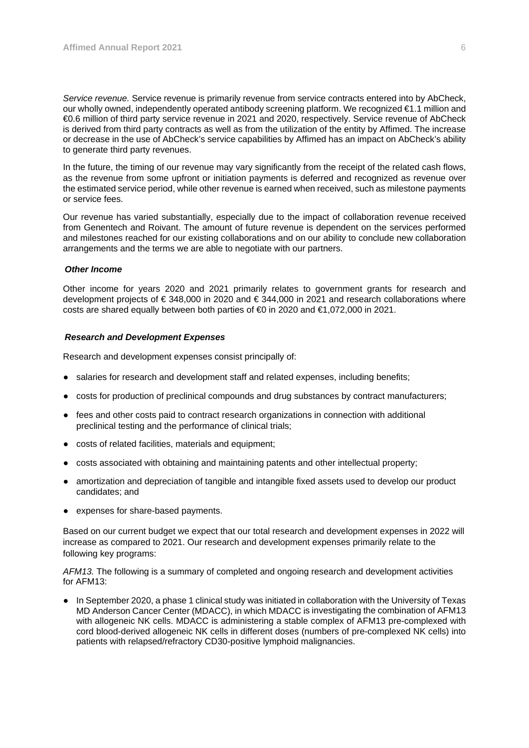*Service revenue.* Service revenue is primarily revenue from service contracts entered into by AbCheck, our wholly owned, independently operated antibody screening platform. We recognized €1.1 million and €0.6 million of third party service revenue in 2021 and 2020, respectively. Service revenue of AbCheck is derived from third party contracts as well as from the utilization of the entity by Affimed. The increase or decrease in the use of AbCheck's service capabilities by Affimed has an impact on AbCheck's ability to generate third party revenues.

In the future, the timing of our revenue may vary significantly from the receipt of the related cash flows, as the revenue from some upfront or initiation payments is deferred and recognized as revenue over the estimated service period, while other revenue is earned when received, such as milestone payments or service fees.

Our revenue has varied substantially, especially due to the impact of collaboration revenue received from Genentech and Roivant. The amount of future revenue is dependent on the services performed and milestones reached for our existing collaborations and on our ability to conclude new collaboration arrangements and the terms we are able to negotiate with our partners.

### *Other Income*

Other income for years 2020 and 2021 primarily relates to government grants for research and development projects of € 348,000 in 2020 and € 344,000 in 2021 and research collaborations where costs are shared equally between both parties of €0 in 2020 and €1,072,000 in 2021.

### *Research and Development Expenses*

Research and development expenses consist principally of:

- salaries for research and development staff and related expenses, including benefits;
- costs for production of preclinical compounds and drug substances by contract manufacturers;
- fees and other costs paid to contract research organizations in connection with additional preclinical testing and the performance of clinical trials;
- costs of related facilities, materials and equipment;
- costs associated with obtaining and maintaining patents and other intellectual property;
- amortization and depreciation of tangible and intangible fixed assets used to develop our product candidates; and
- expenses for share-based payments.

Based on our current budget we expect that our total research and development expenses in 2022 will increase as compared to 2021. Our research and development expenses primarily relate to the following key programs:

*AFM13.* The following is a summary of completed and ongoing research and development activities for AFM13:

- In September 2020, a phase 1 clinical study was initiated in collaboration with the University of Texas MD Anderson Cancer Center (MDACC), in which MDACC is investigating the combination of AFM13 with allogeneic NK cells. MDACC is administering a stable complex of AFM13 pre-complexed with cord blood-derived allogeneic NK cells in different doses (numbers of pre-complexed NK cells) into patients with relapsed/refractory CD30-positive lymphoid malignancies.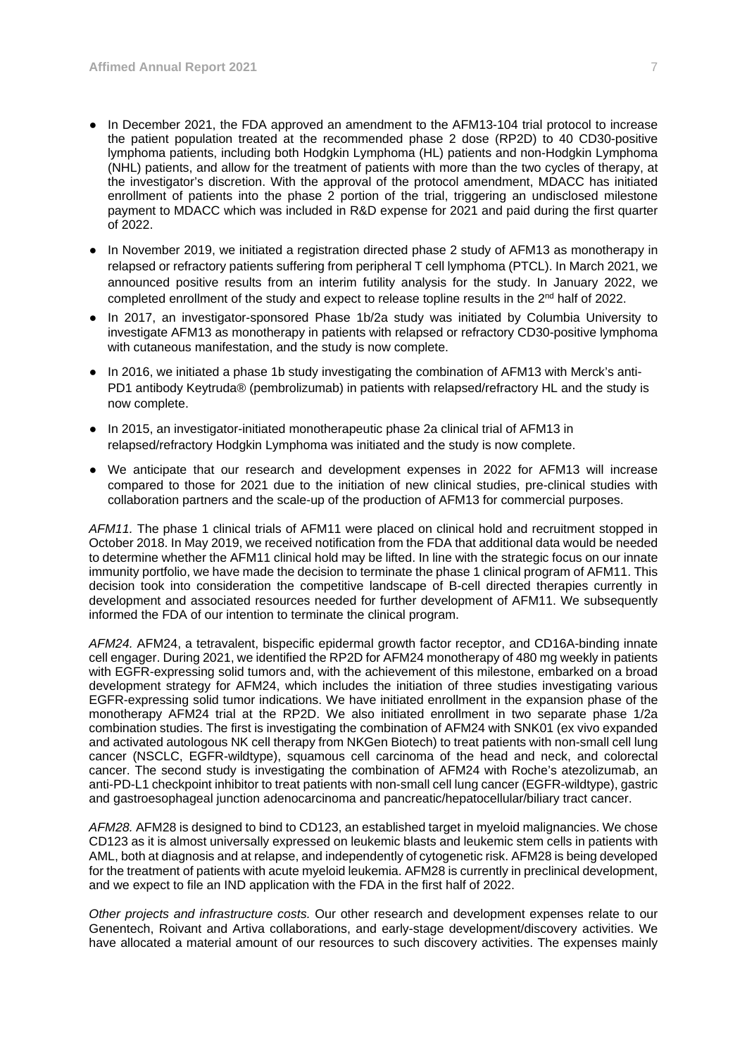- In December 2021, the FDA approved an amendment to the AFM13-104 trial protocol to increase the patient population treated at the recommended phase 2 dose (RP2D) to 40 CD30-positive lymphoma patients, including both Hodgkin Lymphoma (HL) patients and non-Hodgkin Lymphoma (NHL) patients, and allow for the treatment of patients with more than the two cycles of therapy, at the investigator's discretion. With the approval of the protocol amendment, MDACC has initiated enrollment of patients into the phase 2 portion of the trial, triggering an undisclosed milestone payment to MDACC which was included in R&D expense for 2021 and paid during the first quarter of 2022.
- In November 2019, we initiated a registration directed phase 2 study of AFM13 as monotherapy in relapsed or refractory patients suffering from peripheral T cell lymphoma (PTCL). In March 2021, we announced positive results from an interim futility analysis for the study. In January 2022, we completed enrollment of the study and expect to release topline results in the 2nd half of 2022.
- In 2017, an investigator-sponsored Phase 1b/2a study was initiated by Columbia University to investigate AFM13 as monotherapy in patients with relapsed or refractory CD30-positive lymphoma with cutaneous manifestation, and the study is now complete.
- In 2016, we initiated a phase 1b study investigating the combination of AFM13 with Merck's anti-PD1 antibody Keytruda® (pembrolizumab) in patients with relapsed/refractory HL and the study is now complete.
- In 2015, an investigator-initiated monotherapeutic phase 2a clinical trial of AFM13 in relapsed/refractory Hodgkin Lymphoma was initiated and the study is now complete.
- We anticipate that our research and development expenses in 2022 for AFM13 will increase compared to those for 2021 due to the initiation of new clinical studies, pre-clinical studies with collaboration partners and the scale-up of the production of AFM13 for commercial purposes.

*AFM11.* The phase 1 clinical trials of AFM11 were placed on clinical hold and recruitment stopped in October 2018. In May 2019, we received notification from the FDA that additional data would be needed to determine whether the AFM11 clinical hold may be lifted. In line with the strategic focus on our innate immunity portfolio, we have made the decision to terminate the phase 1 clinical program of AFM11. This decision took into consideration the competitive landscape of B-cell directed therapies currently in development and associated resources needed for further development of AFM11. We subsequently informed the FDA of our intention to terminate the clinical program.

*AFM24.* AFM24, a tetravalent, bispecific epidermal growth factor receptor, and CD16A-binding innate cell engager. During 2021, we identified the RP2D for AFM24 monotherapy of 480 mg weekly in patients with EGFR-expressing solid tumors and, with the achievement of this milestone, embarked on a broad development strategy for AFM24, which includes the initiation of three studies investigating various EGFR-expressing solid tumor indications. We have initiated enrollment in the expansion phase of the monotherapy AFM24 trial at the RP2D. We also initiated enrollment in two separate phase 1/2a combination studies. The first is investigating the combination of AFM24 with SNK01 (ex vivo expanded and activated autologous NK cell therapy from NKGen Biotech) to treat patients with non-small cell lung cancer (NSCLC, EGFR-wildtype), squamous cell carcinoma of the head and neck, and colorectal cancer. The second study is investigating the combination of AFM24 with Roche's atezolizumab, an anti-PD-L1 checkpoint inhibitor to treat patients with non-small cell lung cancer (EGFR-wildtype), gastric and gastroesophageal junction adenocarcinoma and pancreatic/hepatocellular/biliary tract cancer.

*AFM28.* AFM28 is designed to bind to CD123, an established target in myeloid malignancies. We chose CD123 as it is almost universally expressed on leukemic blasts and leukemic stem cells in patients with AML, both at diagnosis and at relapse, and independently of cytogenetic risk. AFM28 is being developed for the treatment of patients with acute myeloid leukemia. AFM28 is currently in preclinical development, and we expect to file an IND application with the FDA in the first half of 2022.

*Other projects and infrastructure costs.* Our other research and development expenses relate to our Genentech, Roivant and Artiva collaborations, and early-stage development/discovery activities. We have allocated a material amount of our resources to such discovery activities. The expenses mainly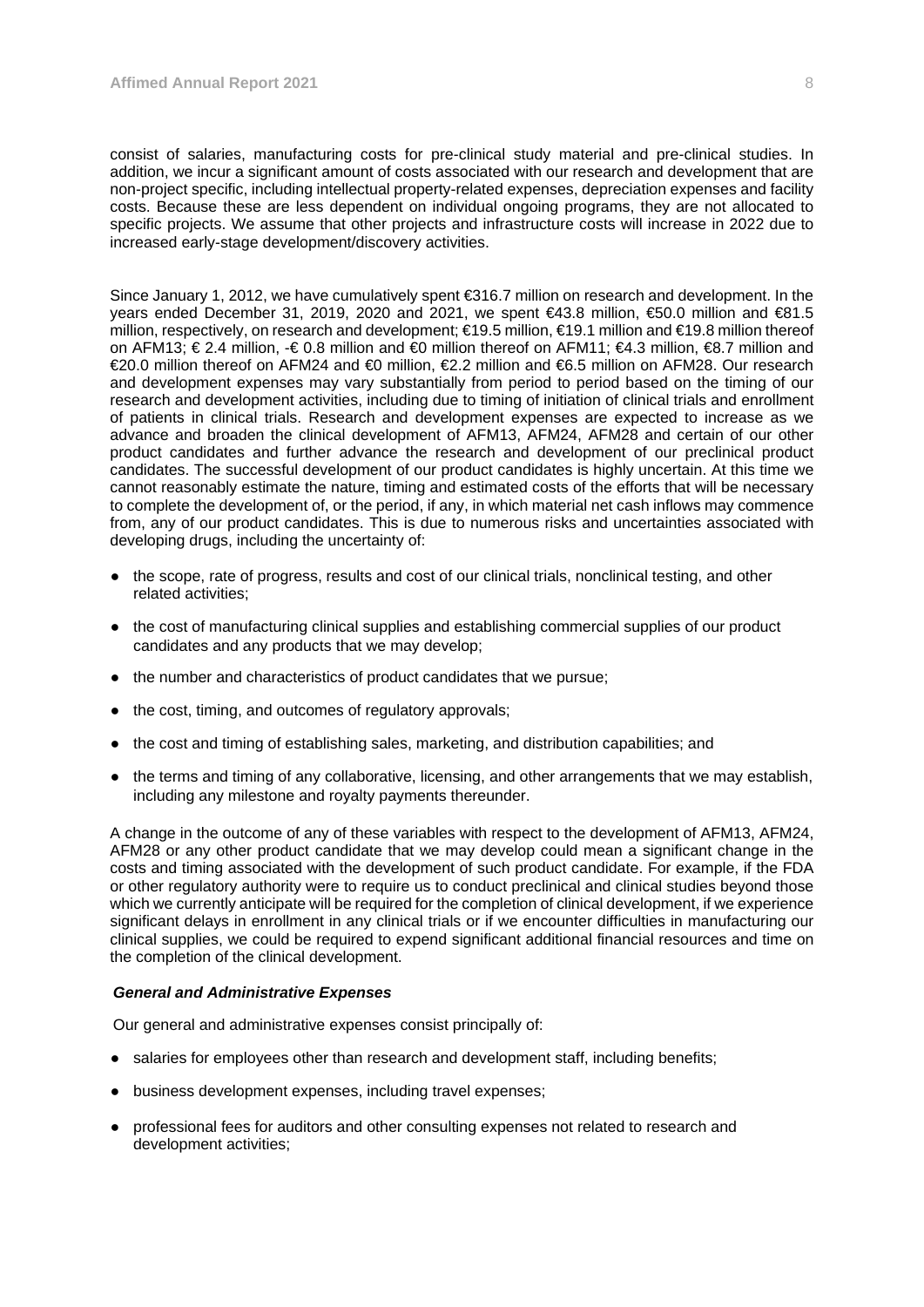consist of salaries, manufacturing costs for pre-clinical study material and pre-clinical studies. In addition, we incur a significant amount of costs associated with our research and development that are non-project specific, including intellectual property-related expenses, depreciation expenses and facility costs. Because these are less dependent on individual ongoing programs, they are not allocated to specific projects. We assume that other projects and infrastructure costs will increase in 2022 due to increased early-stage development/discovery activities.

Since January 1, 2012, we have cumulatively spent €316.7 million on research and development. In the years ended December 31, 2019, 2020 and 2021, we spent €43.8 million, €50.0 million and €81.5 million, respectively, on research and development; €19.5 million, €19.1 million and €19.8 million thereof on AFM13; € 2.4 million, -€ 0.8 million and €0 million thereof on AFM11; €4.3 million, €8.7 million and €20.0 million thereof on AFM24 and €0 million, €2.2 million and €6.5 million on AFM28. Our research and development expenses may vary substantially from period to period based on the timing of our research and development activities, including due to timing of initiation of clinical trials and enrollment of patients in clinical trials. Research and development expenses are expected to increase as we advance and broaden the clinical development of AFM13, AFM24, AFM28 and certain of our other product candidates and further advance the research and development of our preclinical product candidates. The successful development of our product candidates is highly uncertain. At this time we cannot reasonably estimate the nature, timing and estimated costs of the efforts that will be necessary to complete the development of, or the period, if any, in which material net cash inflows may commence from, any of our product candidates. This is due to numerous risks and uncertainties associated with developing drugs, including the uncertainty of:

- the scope, rate of progress, results and cost of our clinical trials, nonclinical testing, and other related activities;
- the cost of manufacturing clinical supplies and establishing commercial supplies of our product candidates and any products that we may develop;
- the number and characteristics of product candidates that we pursue;
- the cost, timing, and outcomes of regulatory approvals;
- the cost and timing of establishing sales, marketing, and distribution capabilities; and
- the terms and timing of any collaborative, licensing, and other arrangements that we may establish, including any milestone and royalty payments thereunder.

A change in the outcome of any of these variables with respect to the development of AFM13, AFM24, AFM28 or any other product candidate that we may develop could mean a significant change in the costs and timing associated with the development of such product candidate. For example, if the FDA or other regulatory authority were to require us to conduct preclinical and clinical studies beyond those which we currently anticipate will be required for the completion of clinical development, if we experience significant delays in enrollment in any clinical trials or if we encounter difficulties in manufacturing our clinical supplies, we could be required to expend significant additional financial resources and time on the completion of the clinical development.

***General and Administrative Expenses***

Our general and administrative expenses consist principally of:

- salaries for employees other than research and development staff, including benefits;
- business development expenses, including travel expenses;
- professional fees for auditors and other consulting expenses not related to research and development activities;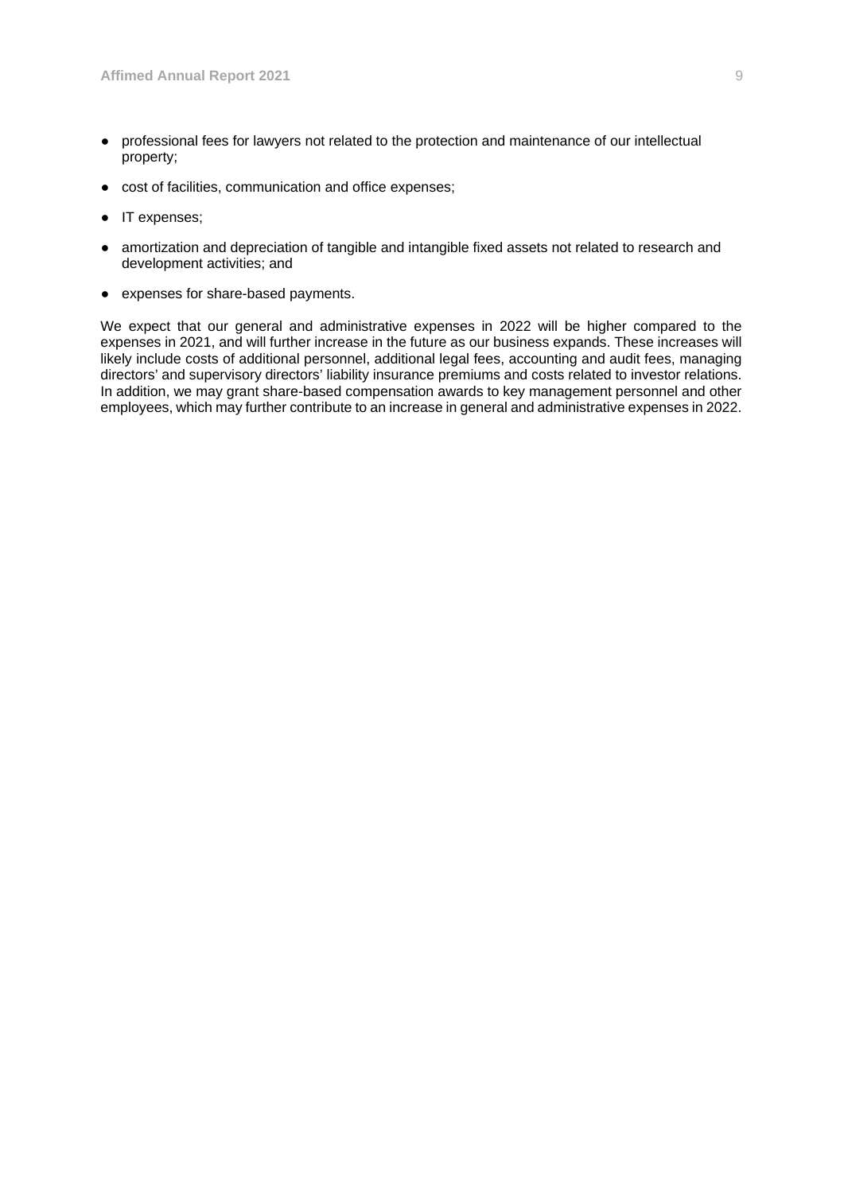- professional fees for lawyers not related to the protection and maintenance of our intellectual property;
- cost of facilities, communication and office expenses;
- IT expenses;
- amortization and depreciation of tangible and intangible fixed assets not related to research and development activities; and
- expenses for share-based payments.

We expect that our general and administrative expenses in 2022 will be higher compared to the expenses in 2021, and will further increase in the future as our business expands. These increases will likely include costs of additional personnel, additional legal fees, accounting and audit fees, managing directors' and supervisory directors' liability insurance premiums and costs related to investor relations. In addition, we may grant share-based compensation awards to key management personnel and other employees, which may further contribute to an increase in general and administrative expenses in 2022.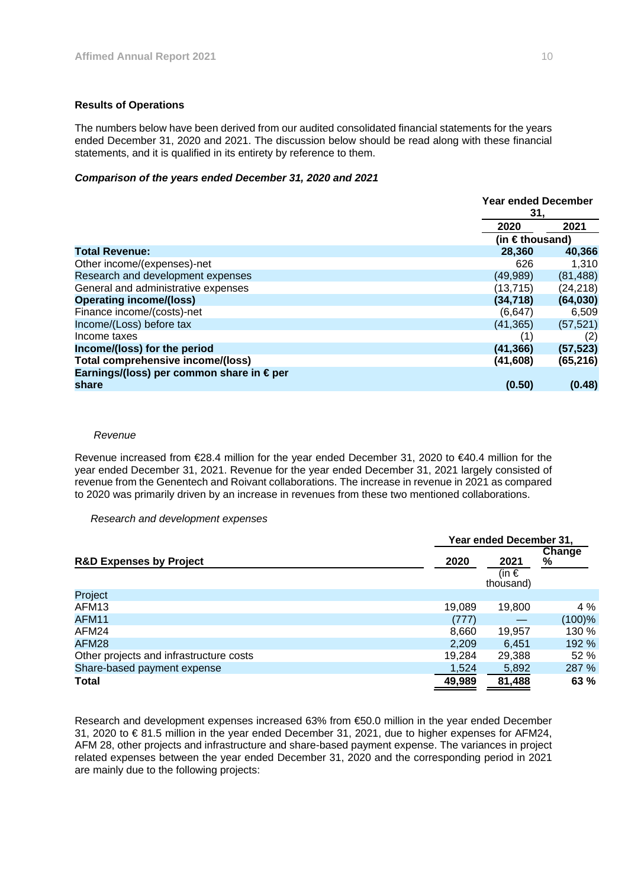**Results of Operations**

The numbers below have been derived from our audited consolidated financial statements for the years ended December 31, 2020 and 2021. The discussion below should be read along with these financial statements, and it is qualified in its entirety by reference to them.

***Comparison of the years ended December 31, 2020 and 2021***

| | Year ended December 31, | |
|---|---|---|
| | 2020 | 2021 |
| | (in € thousand) | |
| **Total Revenue:** | **28,360** | **40,366** |
| Other income/(expenses)-net | 626 | 1,310 |
| Research and development expenses | (49,989) | (81,488) |
| General and administrative expenses | (13,715) | (24,218) |
| **Operating income/(loss)** | **(34,718)** | **(64,030)** |
| Finance income/(costs)-net | (6,647) | 6,509 |
| Income/(Loss) before tax | (41,365) | (57,521) |
| Income taxes | (1) | (2) |
| **Income/(loss) for the period** | **(41,366)** | **(57,523)** |
| **Total comprehensive income/(loss)** | **(41,608)** | **(65,216)** |
| **Earnings/(loss) per common share in € per share** | **(0.50)** | **(0.48)** |

*Revenue*

Revenue increased from €28.4 million for the year ended December 31, 2020 to €40.4 million for the year ended December 31, 2021. Revenue for the year ended December 31, 2021 largely consisted of revenue from the Genentech and Roivant collaborations. The increase in revenue in 2021 as compared to 2020 was primarily driven by an increase in revenues from these two mentioned collaborations.

*Research and development expenses*

| | Year ended December 31, | | |
|---|---|---|---|
| **R&D Expenses by Project** | **2020** | **2021** | **Change %** |
| | | (in € thousand) | |
| Project | | | |
| AFM13 | 19,089 | 19,800 | 4 % |
| AFM11 | (777) | — | (100)% |
| AFM24 | 8,660 | 19,957 | 130 % |
| AFM28 | 2,209 | 6,451 | 192 % |
| Other projects and infrastructure costs | 19,284 | 29,388 | 52 % |
| Share-based payment expense | 1,524 | 5,892 | 287 % |
| **Total** | **49,989** | **81,488** | **63 %** |

Research and development expenses increased 63% from €50.0 million in the year ended December 31, 2020 to € 81.5 million in the year ended December 31, 2021, due to higher expenses for AFM24, AFM 28, other projects and infrastructure and share-based payment expense. The variances in project related expenses between the year ended December 31, 2020 and the corresponding period in 2021 are mainly due to the following projects: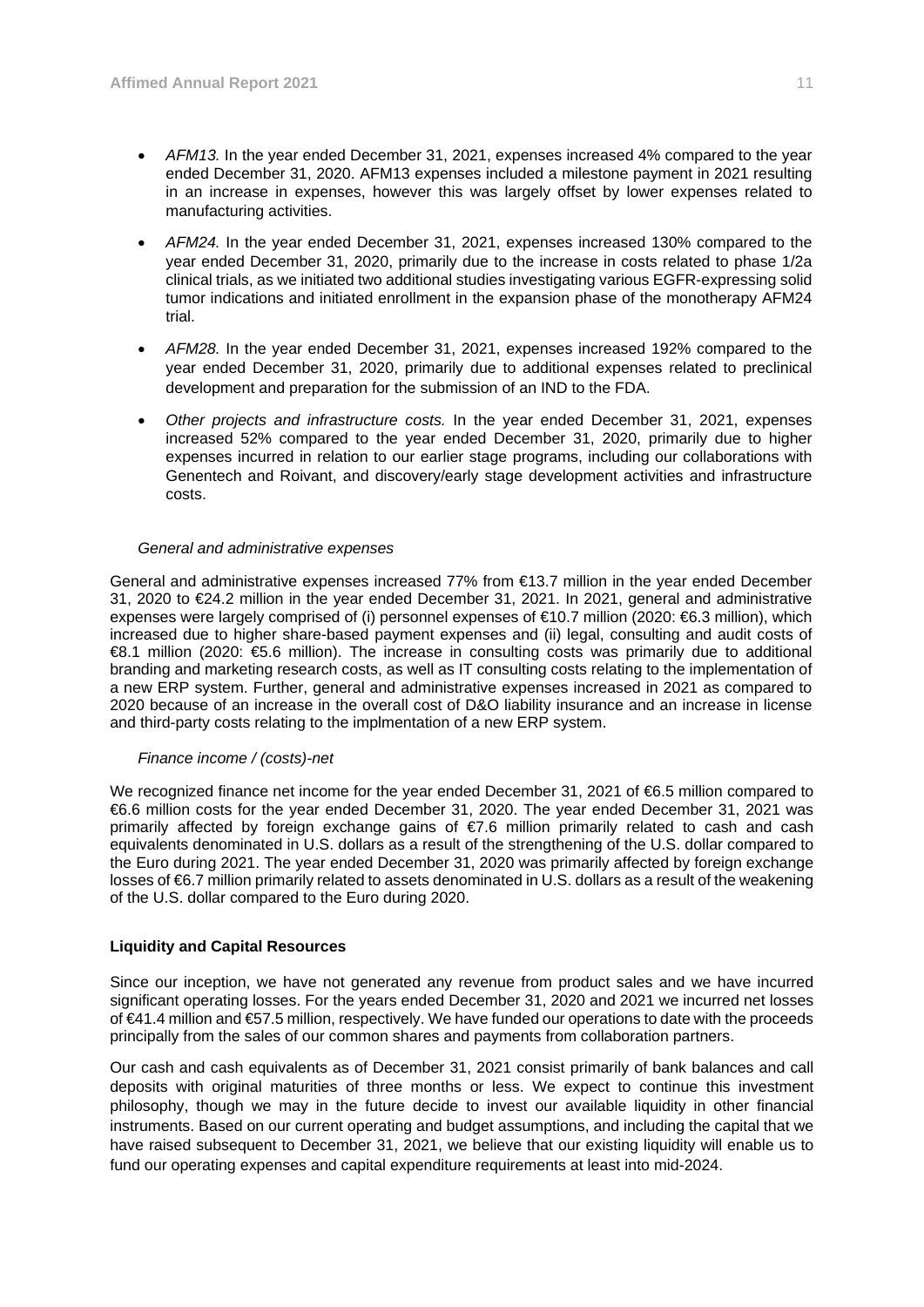- *AFM13.* In the year ended December 31, 2021, expenses increased 4% compared to the year ended December 31, 2020. AFM13 expenses included a milestone payment in 2021 resulting in an increase in expenses, however this was largely offset by lower expenses related to manufacturing activities.
- *AFM24.* In the year ended December 31, 2021, expenses increased 130% compared to the year ended December 31, 2020, primarily due to the increase in costs related to phase 1/2a clinical trials, as we initiated two additional studies investigating various EGFR-expressing solid tumor indications and initiated enrollment in the expansion phase of the monotherapy AFM24 trial.
- *AFM28.* In the year ended December 31, 2021, expenses increased 192% compared to the year ended December 31, 2020, primarily due to additional expenses related to preclinical development and preparation for the submission of an IND to the FDA.
- *Other projects and infrastructure costs.* In the year ended December 31, 2021, expenses increased 52% compared to the year ended December 31, 2020, primarily due to higher expenses incurred in relation to our earlier stage programs, including our collaborations with Genentech and Roivant, and discovery/early stage development activities and infrastructure costs.

*General and administrative expenses*

General and administrative expenses increased 77% from €13.7 million in the year ended December 31, 2020 to €24.2 million in the year ended December 31, 2021. In 2021, general and administrative expenses were largely comprised of (i) personnel expenses of €10.7 million (2020: €6.3 million), which increased due to higher share-based payment expenses and (ii) legal, consulting and audit costs of €8.1 million (2020: €5.6 million). The increase in consulting costs was primarily due to additional branding and marketing research costs, as well as IT consulting costs relating to the implementation of a new ERP system. Further, general and administrative expenses increased in 2021 as compared to 2020 because of an increase in the overall cost of D&O liability insurance and an increase in license and third-party costs relating to the implmentation of a new ERP system.

*Finance income / (costs)-net*

We recognized finance net income for the year ended December 31, 2021 of €6.5 million compared to €6.6 million costs for the year ended December 31, 2020. The year ended December 31, 2021 was primarily affected by foreign exchange gains of €7.6 million primarily related to cash and cash equivalents denominated in U.S. dollars as a result of the strengthening of the U.S. dollar compared to the Euro during 2021. The year ended December 31, 2020 was primarily affected by foreign exchange losses of €6.7 million primarily related to assets denominated in U.S. dollars as a result of the weakening of the U.S. dollar compared to the Euro during 2020.

**Liquidity and Capital Resources**

Since our inception, we have not generated any revenue from product sales and we have incurred significant operating losses. For the years ended December 31, 2020 and 2021 we incurred net losses of €41.4 million and €57.5 million, respectively. We have funded our operations to date with the proceeds principally from the sales of our common shares and payments from collaboration partners.

Our cash and cash equivalents as of December 31, 2021 consist primarily of bank balances and call deposits with original maturities of three months or less. We expect to continue this investment philosophy, though we may in the future decide to invest our available liquidity in other financial instruments. Based on our current operating and budget assumptions, and including the capital that we have raised subsequent to December 31, 2021, we believe that our existing liquidity will enable us to fund our operating expenses and capital expenditure requirements at least into mid-2024.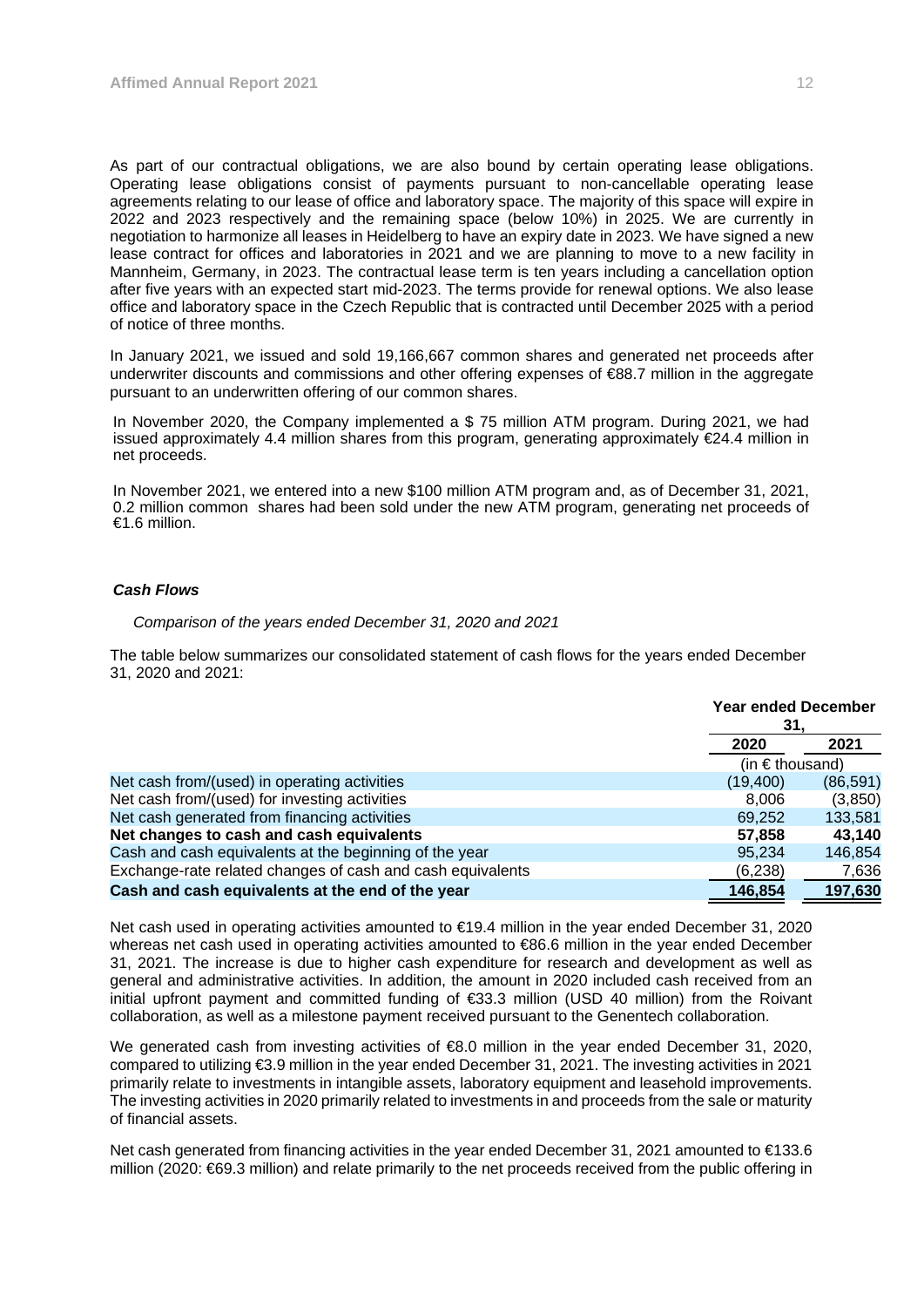As part of our contractual obligations, we are also bound by certain operating lease obligations. Operating lease obligations consist of payments pursuant to non-cancellable operating lease agreements relating to our lease of office and laboratory space. The majority of this space will expire in 2022 and 2023 respectively and the remaining space (below 10%) in 2025. We are currently in negotiation to harmonize all leases in Heidelberg to have an expiry date in 2023. We have signed a new lease contract for offices and laboratories in 2021 and we are planning to move to a new facility in Mannheim, Germany, in 2023. The contractual lease term is ten years including a cancellation option after five years with an expected start mid-2023. The terms provide for renewal options. We also lease office and laboratory space in the Czech Republic that is contracted until December 2025 with a period of notice of three months.

In January 2021, we issued and sold 19,166,667 common shares and generated net proceeds after underwriter discounts and commissions and other offering expenses of €88.7 million in the aggregate pursuant to an underwritten offering of our common shares.

In November 2020, the Company implemented a $ 75 million ATM program. During 2021, we had issued approximately 4.4 million shares from this program, generating approximately €24.4 million in net proceeds.

In November 2021, we entered into a new $100 million ATM program and, as of December 31, 2021, 0.2 million common shares had been sold under the new ATM program, generating net proceeds of €1.6 million.

### *Cash Flows*

*Comparison of the years ended December 31, 2020 and 2021*

The table below summarizes our consolidated statement of cash flows for the years ended December 31, 2020 and 2021:

| | Year ended December 31, | |
|---|---|---|
| | **2020** | **2021** |
| | (in € thousand) | |
| Net cash from/(used) in operating activities | (19,400) | (86,591) |
| Net cash from/(used) for investing activities | 8,006 | (3,850) |
| Net cash generated from financing activities | 69,252 | 133,581 |
| **Net changes to cash and cash equivalents** | **57,858** | **43,140** |
| Cash and cash equivalents at the beginning of the year | 95,234 | 146,854 |
| Exchange-rate related changes of cash and cash equivalents | (6,238) | 7,636 |
| **Cash and cash equivalents at the end of the year** | **146,854** | **197,630** |

Net cash used in operating activities amounted to €19.4 million in the year ended December 31, 2020 whereas net cash used in operating activities amounted to €86.6 million in the year ended December 31, 2021. The increase is due to higher cash expenditure for research and development as well as general and administrative activities. In addition, the amount in 2020 included cash received from an initial upfront payment and committed funding of €33.3 million (USD 40 million) from the Roivant collaboration, as well as a milestone payment received pursuant to the Genentech collaboration.

We generated cash from investing activities of €8.0 million in the year ended December 31, 2020, compared to utilizing €3.9 million in the year ended December 31, 2021. The investing activities in 2021 primarily relate to investments in intangible assets, laboratory equipment and leasehold improvements. The investing activities in 2020 primarily related to investments in and proceeds from the sale or maturity of financial assets.

Net cash generated from financing activities in the year ended December 31, 2021 amounted to €133.6 million (2020: €69.3 million) and relate primarily to the net proceeds received from the public offering in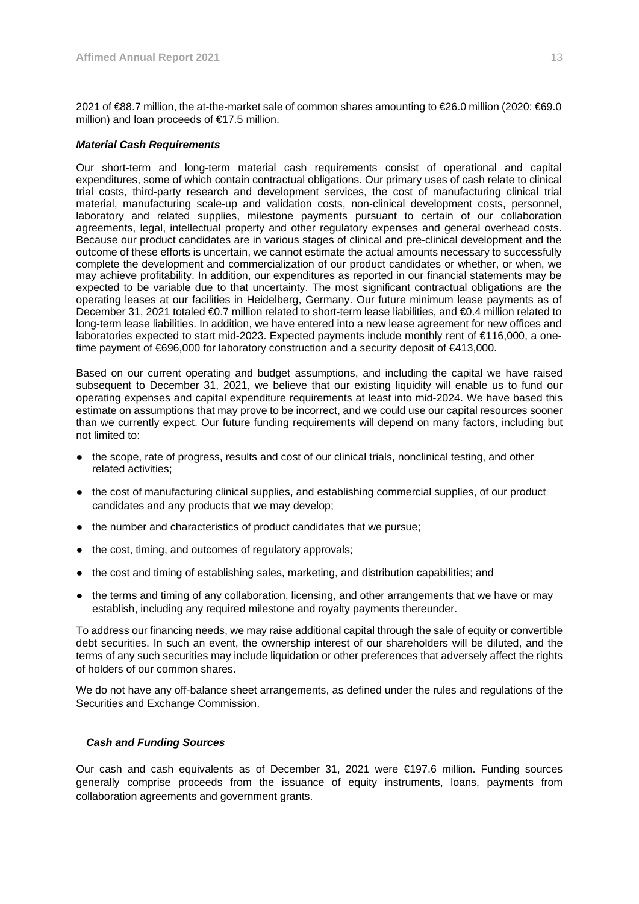2021 of €88.7 million, the at-the-market sale of common shares amounting to €26.0 million (2020: €69.0 million) and loan proceeds of €17.5 million.

***Material Cash Requirements***

Our short-term and long-term material cash requirements consist of operational and capital expenditures, some of which contain contractual obligations. Our primary uses of cash relate to clinical trial costs, third-party research and development services, the cost of manufacturing clinical trial material, manufacturing scale-up and validation costs, non-clinical development costs, personnel, laboratory and related supplies, milestone payments pursuant to certain of our collaboration agreements, legal, intellectual property and other regulatory expenses and general overhead costs. Because our product candidates are in various stages of clinical and pre-clinical development and the outcome of these efforts is uncertain, we cannot estimate the actual amounts necessary to successfully complete the development and commercialization of our product candidates or whether, or when, we may achieve profitability. In addition, our expenditures as reported in our financial statements may be expected to be variable due to that uncertainty. The most significant contractual obligations are the operating leases at our facilities in Heidelberg, Germany. Our future minimum lease payments as of December 31, 2021 totaled €0.7 million related to short-term lease liabilities, and €0.4 million related to long-term lease liabilities. In addition, we have entered into a new lease agreement for new offices and laboratories expected to start mid-2023. Expected payments include monthly rent of €116,000, a one-time payment of €696,000 for laboratory construction and a security deposit of €413,000.

Based on our current operating and budget assumptions, and including the capital we have raised subsequent to December 31, 2021, we believe that our existing liquidity will enable us to fund our operating expenses and capital expenditure requirements at least into mid-2024. We have based this estimate on assumptions that may prove to be incorrect, and we could use our capital resources sooner than we currently expect. Our future funding requirements will depend on many factors, including but not limited to:

- the scope, rate of progress, results and cost of our clinical trials, nonclinical testing, and other related activities;
- the cost of manufacturing clinical supplies, and establishing commercial supplies, of our product candidates and any products that we may develop;
- the number and characteristics of product candidates that we pursue;
- the cost, timing, and outcomes of regulatory approvals;
- the cost and timing of establishing sales, marketing, and distribution capabilities; and
- the terms and timing of any collaboration, licensing, and other arrangements that we have or may establish, including any required milestone and royalty payments thereunder.

To address our financing needs, we may raise additional capital through the sale of equity or convertible debt securities. In such an event, the ownership interest of our shareholders will be diluted, and the terms of any such securities may include liquidation or other preferences that adversely affect the rights of holders of our common shares.

We do not have any off-balance sheet arrangements, as defined under the rules and regulations of the Securities and Exchange Commission.

***Cash and Funding Sources***

Our cash and cash equivalents as of December 31, 2021 were €197.6 million. Funding sources generally comprise proceeds from the issuance of equity instruments, loans, payments from collaboration agreements and government grants.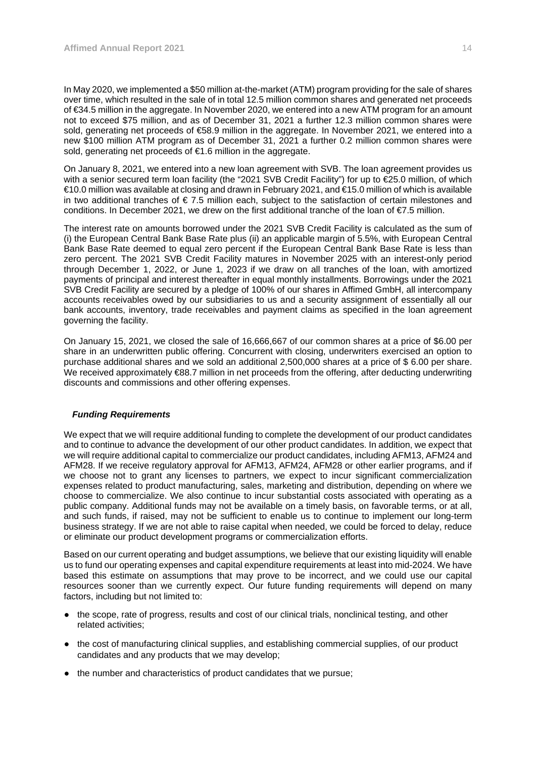In May 2020, we implemented a $50 million at-the-market (ATM) program providing for the sale of shares over time, which resulted in the sale of in total 12.5 million common shares and generated net proceeds of €34.5 million in the aggregate. In November 2020, we entered into a new ATM program for an amount not to exceed $75 million, and as of December 31, 2021 a further 12.3 million common shares were sold, generating net proceeds of €58.9 million in the aggregate. In November 2021, we entered into a new $100 million ATM program as of December 31, 2021 a further 0.2 million common shares were sold, generating net proceeds of €1.6 million in the aggregate.

On January 8, 2021, we entered into a new loan agreement with SVB. The loan agreement provides us with a senior secured term loan facility (the "2021 SVB Credit Facility") for up to €25.0 million, of which €10.0 million was available at closing and drawn in February 2021, and €15.0 million of which is available in two additional tranches of € 7.5 million each, subject to the satisfaction of certain milestones and conditions. In December 2021, we drew on the first additional tranche of the loan of €7.5 million.

The interest rate on amounts borrowed under the 2021 SVB Credit Facility is calculated as the sum of (i) the European Central Bank Base Rate plus (ii) an applicable margin of 5.5%, with European Central Bank Base Rate deemed to equal zero percent if the European Central Bank Base Rate is less than zero percent. The 2021 SVB Credit Facility matures in November 2025 with an interest-only period through December 1, 2022, or June 1, 2023 if we draw on all tranches of the loan, with amortized payments of principal and interest thereafter in equal monthly installments. Borrowings under the 2021 SVB Credit Facility are secured by a pledge of 100% of our shares in Affimed GmbH, all intercompany accounts receivables owed by our subsidiaries to us and a security assignment of essentially all our bank accounts, inventory, trade receivables and payment claims as specified in the loan agreement governing the facility.

On January 15, 2021, we closed the sale of 16,666,667 of our common shares at a price of $6.00 per share in an underwritten public offering. Concurrent with closing, underwriters exercised an option to purchase additional shares and we sold an additional 2,500,000 shares at a price of $ 6.00 per share. We received approximately €88.7 million in net proceeds from the offering, after deducting underwriting discounts and commissions and other offering expenses.

### *Funding Requirements*

We expect that we will require additional funding to complete the development of our product candidates and to continue to advance the development of our other product candidates. In addition, we expect that we will require additional capital to commercialize our product candidates, including AFM13, AFM24 and AFM28. If we receive regulatory approval for AFM13, AFM24, AFM28 or other earlier programs, and if we choose not to grant any licenses to partners, we expect to incur significant commercialization expenses related to product manufacturing, sales, marketing and distribution, depending on where we choose to commercialize. We also continue to incur substantial costs associated with operating as a public company. Additional funds may not be available on a timely basis, on favorable terms, or at all, and such funds, if raised, may not be sufficient to enable us to continue to implement our long-term business strategy. If we are not able to raise capital when needed, we could be forced to delay, reduce or eliminate our product development programs or commercialization efforts.

Based on our current operating and budget assumptions, we believe that our existing liquidity will enable us to fund our operating expenses and capital expenditure requirements at least into mid-2024. We have based this estimate on assumptions that may prove to be incorrect, and we could use our capital resources sooner than we currently expect. Our future funding requirements will depend on many factors, including but not limited to:

- the scope, rate of progress, results and cost of our clinical trials, nonclinical testing, and other related activities;
- the cost of manufacturing clinical supplies, and establishing commercial supplies, of our product candidates and any products that we may develop;
- the number and characteristics of product candidates that we pursue;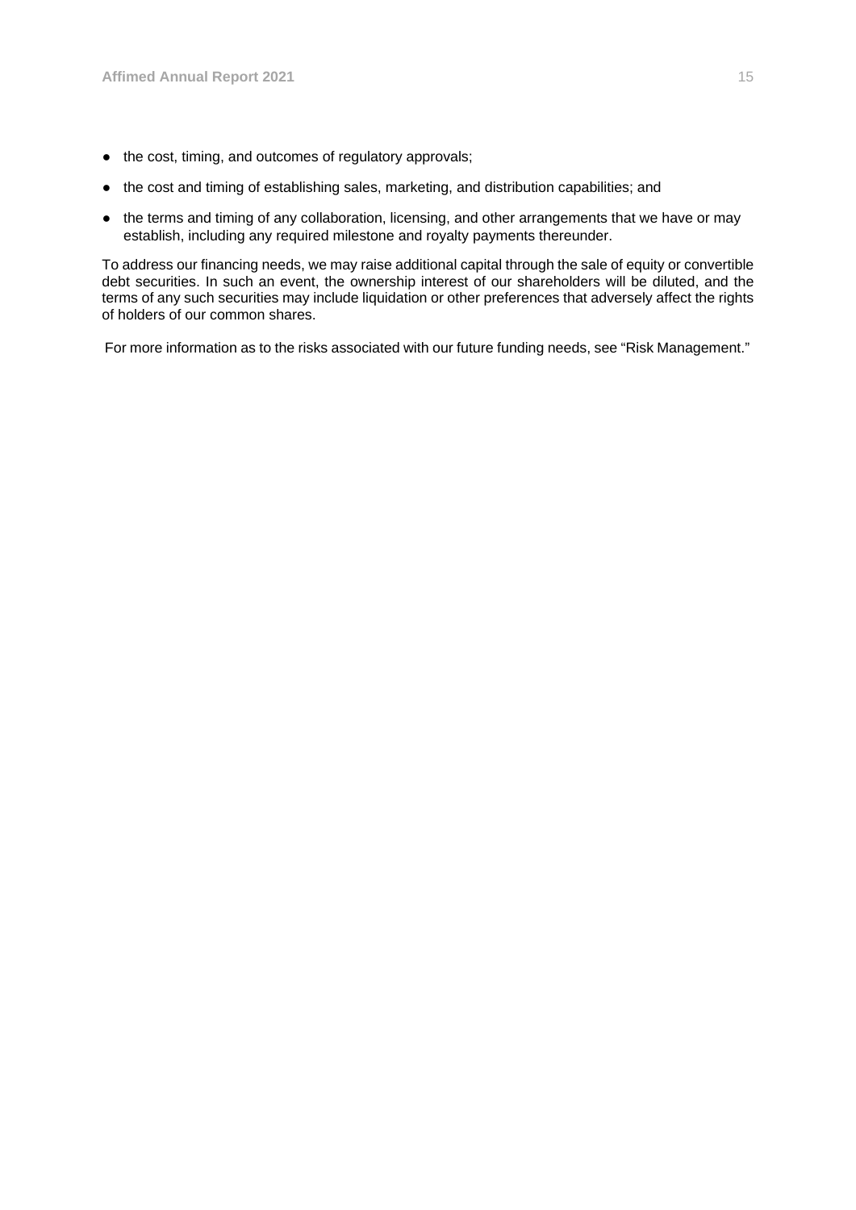- the cost, timing, and outcomes of regulatory approvals;
- the cost and timing of establishing sales, marketing, and distribution capabilities; and
- the terms and timing of any collaboration, licensing, and other arrangements that we have or may establish, including any required milestone and royalty payments thereunder.

To address our financing needs, we may raise additional capital through the sale of equity or convertible debt securities. In such an event, the ownership interest of our shareholders will be diluted, and the terms of any such securities may include liquidation or other preferences that adversely affect the rights of holders of our common shares.

For more information as to the risks associated with our future funding needs, see "Risk Management."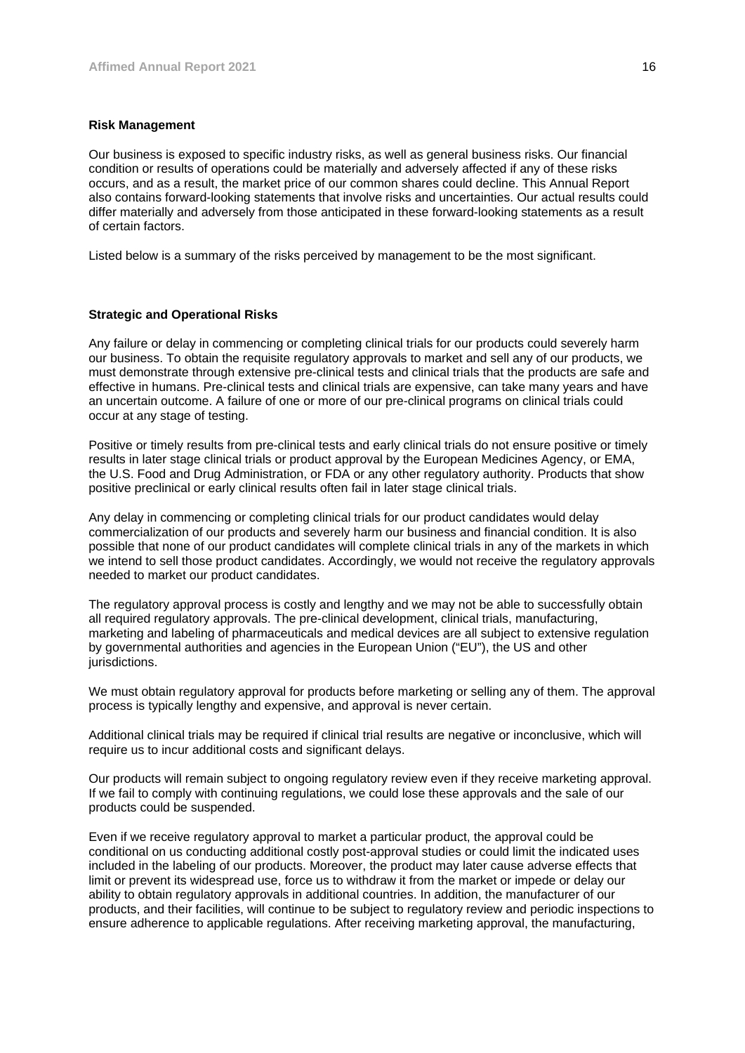**Risk Management**

Our business is exposed to specific industry risks, as well as general business risks. Our financial condition or results of operations could be materially and adversely affected if any of these risks occurs, and as a result, the market price of our common shares could decline. This Annual Report also contains forward-looking statements that involve risks and uncertainties. Our actual results could differ materially and adversely from those anticipated in these forward-looking statements as a result of certain factors.

Listed below is a summary of the risks perceived by management to be the most significant.

**Strategic and Operational Risks**

Any failure or delay in commencing or completing clinical trials for our products could severely harm our business. To obtain the requisite regulatory approvals to market and sell any of our products, we must demonstrate through extensive pre-clinical tests and clinical trials that the products are safe and effective in humans. Pre-clinical tests and clinical trials are expensive, can take many years and have an uncertain outcome. A failure of one or more of our pre-clinical programs on clinical trials could occur at any stage of testing.

Positive or timely results from pre-clinical tests and early clinical trials do not ensure positive or timely results in later stage clinical trials or product approval by the European Medicines Agency, or EMA, the U.S. Food and Drug Administration, or FDA or any other regulatory authority. Products that show positive preclinical or early clinical results often fail in later stage clinical trials.

Any delay in commencing or completing clinical trials for our product candidates would delay commercialization of our products and severely harm our business and financial condition. It is also possible that none of our product candidates will complete clinical trials in any of the markets in which we intend to sell those product candidates. Accordingly, we would not receive the regulatory approvals needed to market our product candidates.

The regulatory approval process is costly and lengthy and we may not be able to successfully obtain all required regulatory approvals. The pre-clinical development, clinical trials, manufacturing, marketing and labeling of pharmaceuticals and medical devices are all subject to extensive regulation by governmental authorities and agencies in the European Union ("EU"), the US and other jurisdictions.

We must obtain regulatory approval for products before marketing or selling any of them. The approval process is typically lengthy and expensive, and approval is never certain.

Additional clinical trials may be required if clinical trial results are negative or inconclusive, which will require us to incur additional costs and significant delays.

Our products will remain subject to ongoing regulatory review even if they receive marketing approval. If we fail to comply with continuing regulations, we could lose these approvals and the sale of our products could be suspended.

Even if we receive regulatory approval to market a particular product, the approval could be conditional on us conducting additional costly post-approval studies or could limit the indicated uses included in the labeling of our products. Moreover, the product may later cause adverse effects that limit or prevent its widespread use, force us to withdraw it from the market or impede or delay our ability to obtain regulatory approvals in additional countries. In addition, the manufacturer of our products, and their facilities, will continue to be subject to regulatory review and periodic inspections to ensure adherence to applicable regulations. After receiving marketing approval, the manufacturing,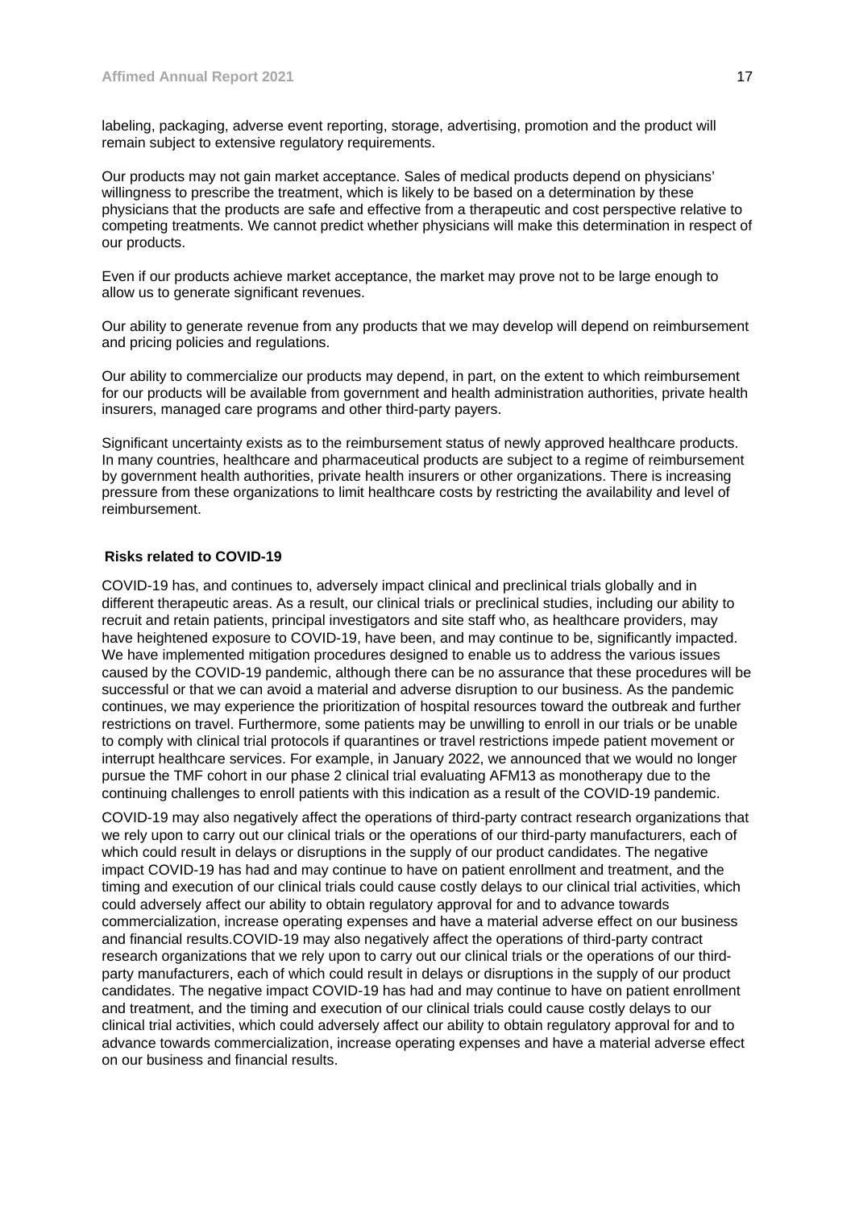labeling, packaging, adverse event reporting, storage, advertising, promotion and the product will remain subject to extensive regulatory requirements.

Our products may not gain market acceptance. Sales of medical products depend on physicians' willingness to prescribe the treatment, which is likely to be based on a determination by these physicians that the products are safe and effective from a therapeutic and cost perspective relative to competing treatments. We cannot predict whether physicians will make this determination in respect of our products.

Even if our products achieve market acceptance, the market may prove not to be large enough to allow us to generate significant revenues.

Our ability to generate revenue from any products that we may develop will depend on reimbursement and pricing policies and regulations.

Our ability to commercialize our products may depend, in part, on the extent to which reimbursement for our products will be available from government and health administration authorities, private health insurers, managed care programs and other third-party payers.

Significant uncertainty exists as to the reimbursement status of newly approved healthcare products. In many countries, healthcare and pharmaceutical products are subject to a regime of reimbursement by government health authorities, private health insurers or other organizations. There is increasing pressure from these organizations to limit healthcare costs by restricting the availability and level of reimbursement.

**Risks related to COVID-19**

COVID-19 has, and continues to, adversely impact clinical and preclinical trials globally and in different therapeutic areas. As a result, our clinical trials or preclinical studies, including our ability to recruit and retain patients, principal investigators and site staff who, as healthcare providers, may have heightened exposure to COVID-19, have been, and may continue to be, significantly impacted. We have implemented mitigation procedures designed to enable us to address the various issues caused by the COVID-19 pandemic, although there can be no assurance that these procedures will be successful or that we can avoid a material and adverse disruption to our business. As the pandemic continues, we may experience the prioritization of hospital resources toward the outbreak and further restrictions on travel. Furthermore, some patients may be unwilling to enroll in our trials or be unable to comply with clinical trial protocols if quarantines or travel restrictions impede patient movement or interrupt healthcare services. For example, in January 2022, we announced that we would no longer pursue the TMF cohort in our phase 2 clinical trial evaluating AFM13 as monotherapy due to the continuing challenges to enroll patients with this indication as a result of the COVID-19 pandemic.

COVID-19 may also negatively affect the operations of third-party contract research organizations that we rely upon to carry out our clinical trials or the operations of our third-party manufacturers, each of which could result in delays or disruptions in the supply of our product candidates. The negative impact COVID-19 has had and may continue to have on patient enrollment and treatment, and the timing and execution of our clinical trials could cause costly delays to our clinical trial activities, which could adversely affect our ability to obtain regulatory approval for and to advance towards commercialization, increase operating expenses and have a material adverse effect on our business and financial results.COVID-19 may also negatively affect the operations of third-party contract research organizations that we rely upon to carry out our clinical trials or the operations of our third-party manufacturers, each of which could result in delays or disruptions in the supply of our product candidates. The negative impact COVID-19 has had and may continue to have on patient enrollment and treatment, and the timing and execution of our clinical trials could cause costly delays to our clinical trial activities, which could adversely affect our ability to obtain regulatory approval for and to advance towards commercialization, increase operating expenses and have a material adverse effect on our business and financial results.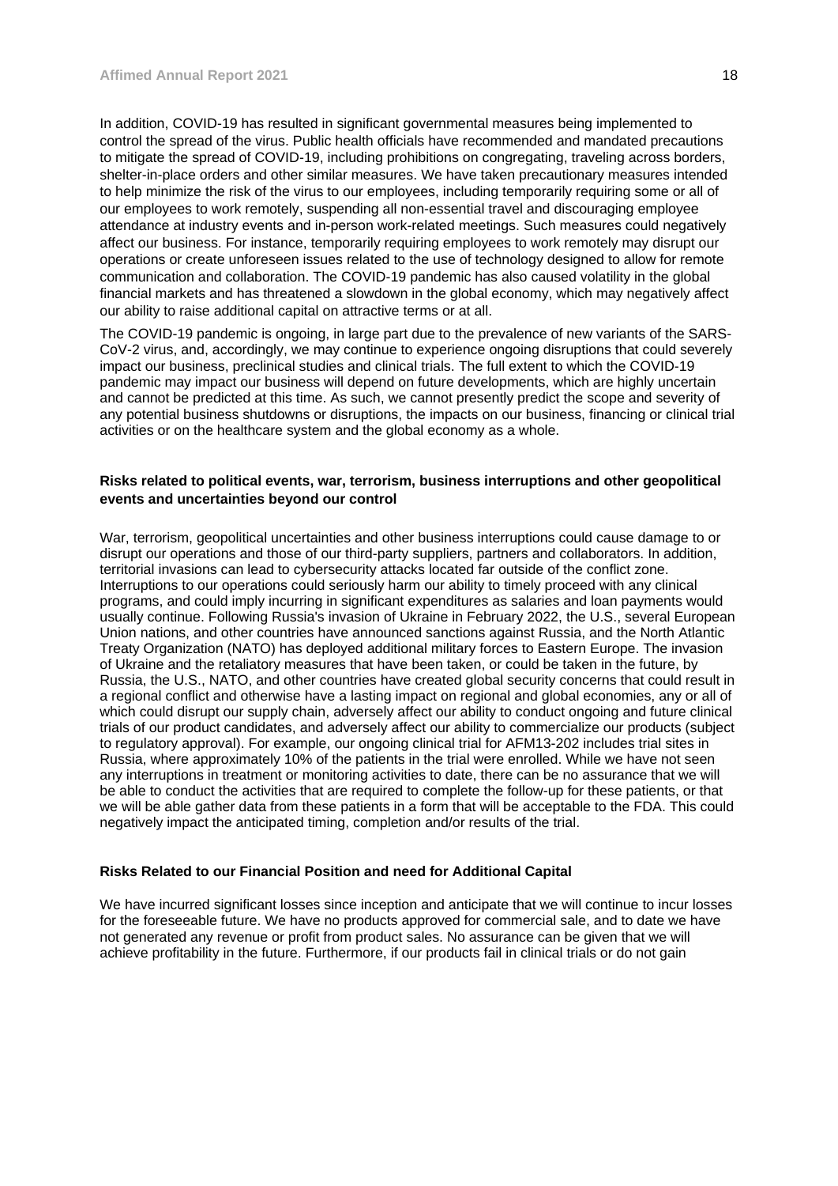In addition, COVID-19 has resulted in significant governmental measures being implemented to control the spread of the virus. Public health officials have recommended and mandated precautions to mitigate the spread of COVID-19, including prohibitions on congregating, traveling across borders, shelter-in-place orders and other similar measures. We have taken precautionary measures intended to help minimize the risk of the virus to our employees, including temporarily requiring some or all of our employees to work remotely, suspending all non-essential travel and discouraging employee attendance at industry events and in-person work-related meetings. Such measures could negatively affect our business. For instance, temporarily requiring employees to work remotely may disrupt our operations or create unforeseen issues related to the use of technology designed to allow for remote communication and collaboration. The COVID-19 pandemic has also caused volatility in the global financial markets and has threatened a slowdown in the global economy, which may negatively affect our ability to raise additional capital on attractive terms or at all.

The COVID-19 pandemic is ongoing, in large part due to the prevalence of new variants of the SARS-CoV-2 virus, and, accordingly, we may continue to experience ongoing disruptions that could severely impact our business, preclinical studies and clinical trials. The full extent to which the COVID-19 pandemic may impact our business will depend on future developments, which are highly uncertain and cannot be predicted at this time. As such, we cannot presently predict the scope and severity of any potential business shutdowns or disruptions, the impacts on our business, financing or clinical trial activities or on the healthcare system and the global economy as a whole.

**Risks related to political events, war, terrorism, business interruptions and other geopolitical events and uncertainties beyond our control**

War, terrorism, geopolitical uncertainties and other business interruptions could cause damage to or disrupt our operations and those of our third-party suppliers, partners and collaborators. In addition, territorial invasions can lead to cybersecurity attacks located far outside of the conflict zone. Interruptions to our operations could seriously harm our ability to timely proceed with any clinical programs, and could imply incurring in significant expenditures as salaries and loan payments would usually continue. Following Russia's invasion of Ukraine in February 2022, the U.S., several European Union nations, and other countries have announced sanctions against Russia, and the North Atlantic Treaty Organization (NATO) has deployed additional military forces to Eastern Europe. The invasion of Ukraine and the retaliatory measures that have been taken, or could be taken in the future, by Russia, the U.S., NATO, and other countries have created global security concerns that could result in a regional conflict and otherwise have a lasting impact on regional and global economies, any or all of which could disrupt our supply chain, adversely affect our ability to conduct ongoing and future clinical trials of our product candidates, and adversely affect our ability to commercialize our products (subject to regulatory approval). For example, our ongoing clinical trial for AFM13-202 includes trial sites in Russia, where approximately 10% of the patients in the trial were enrolled. While we have not seen any interruptions in treatment or monitoring activities to date, there can be no assurance that we will be able to conduct the activities that are required to complete the follow-up for these patients, or that we will be able gather data from these patients in a form that will be acceptable to the FDA. This could negatively impact the anticipated timing, completion and/or results of the trial.

**Risks Related to our Financial Position and need for Additional Capital**

We have incurred significant losses since inception and anticipate that we will continue to incur losses for the foreseeable future. We have no products approved for commercial sale, and to date we have not generated any revenue or profit from product sales. No assurance can be given that we will achieve profitability in the future. Furthermore, if our products fail in clinical trials or do not gain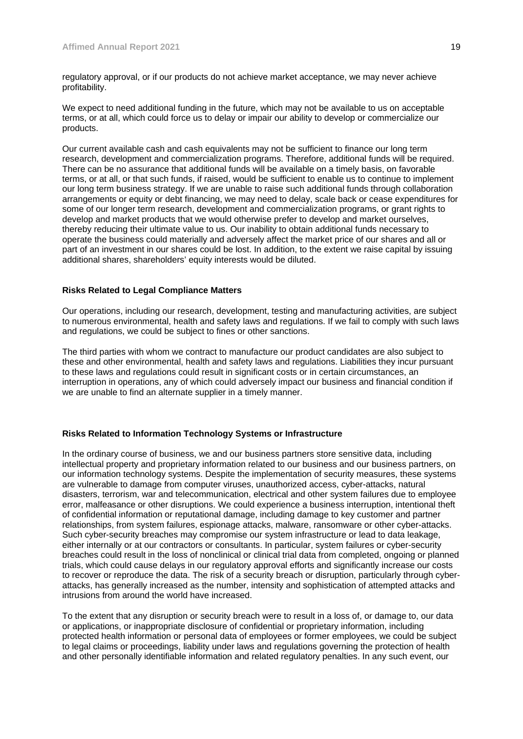regulatory approval, or if our products do not achieve market acceptance, we may never achieve profitability.

We expect to need additional funding in the future, which may not be available to us on acceptable terms, or at all, which could force us to delay or impair our ability to develop or commercialize our products.

Our current available cash and cash equivalents may not be sufficient to finance our long term research, development and commercialization programs. Therefore, additional funds will be required. There can be no assurance that additional funds will be available on a timely basis, on favorable terms, or at all, or that such funds, if raised, would be sufficient to enable us to continue to implement our long term business strategy. If we are unable to raise such additional funds through collaboration arrangements or equity or debt financing, we may need to delay, scale back or cease expenditures for some of our longer term research, development and commercialization programs, or grant rights to develop and market products that we would otherwise prefer to develop and market ourselves, thereby reducing their ultimate value to us. Our inability to obtain additional funds necessary to operate the business could materially and adversely affect the market price of our shares and all or part of an investment in our shares could be lost. In addition, to the extent we raise capital by issuing additional shares, shareholders' equity interests would be diluted.

**Risks Related to Legal Compliance Matters**

Our operations, including our research, development, testing and manufacturing activities, are subject to numerous environmental, health and safety laws and regulations. If we fail to comply with such laws and regulations, we could be subject to fines or other sanctions.

The third parties with whom we contract to manufacture our product candidates are also subject to these and other environmental, health and safety laws and regulations. Liabilities they incur pursuant to these laws and regulations could result in significant costs or in certain circumstances, an interruption in operations, any of which could adversely impact our business and financial condition if we are unable to find an alternate supplier in a timely manner.

**Risks Related to Information Technology Systems or Infrastructure**

In the ordinary course of business, we and our business partners store sensitive data, including intellectual property and proprietary information related to our business and our business partners, on our information technology systems. Despite the implementation of security measures, these systems are vulnerable to damage from computer viruses, unauthorized access, cyber-attacks, natural disasters, terrorism, war and telecommunication, electrical and other system failures due to employee error, malfeasance or other disruptions. We could experience a business interruption, intentional theft of confidential information or reputational damage, including damage to key customer and partner relationships, from system failures, espionage attacks, malware, ransomware or other cyber-attacks. Such cyber-security breaches may compromise our system infrastructure or lead to data leakage, either internally or at our contractors or consultants. In particular, system failures or cyber-security breaches could result in the loss of nonclinical or clinical trial data from completed, ongoing or planned trials, which could cause delays in our regulatory approval efforts and significantly increase our costs to recover or reproduce the data. The risk of a security breach or disruption, particularly through cyber-attacks, has generally increased as the number, intensity and sophistication of attempted attacks and intrusions from around the world have increased.

To the extent that any disruption or security breach were to result in a loss of, or damage to, our data or applications, or inappropriate disclosure of confidential or proprietary information, including protected health information or personal data of employees or former employees, we could be subject to legal claims or proceedings, liability under laws and regulations governing the protection of health and other personally identifiable information and related regulatory penalties. In any such event, our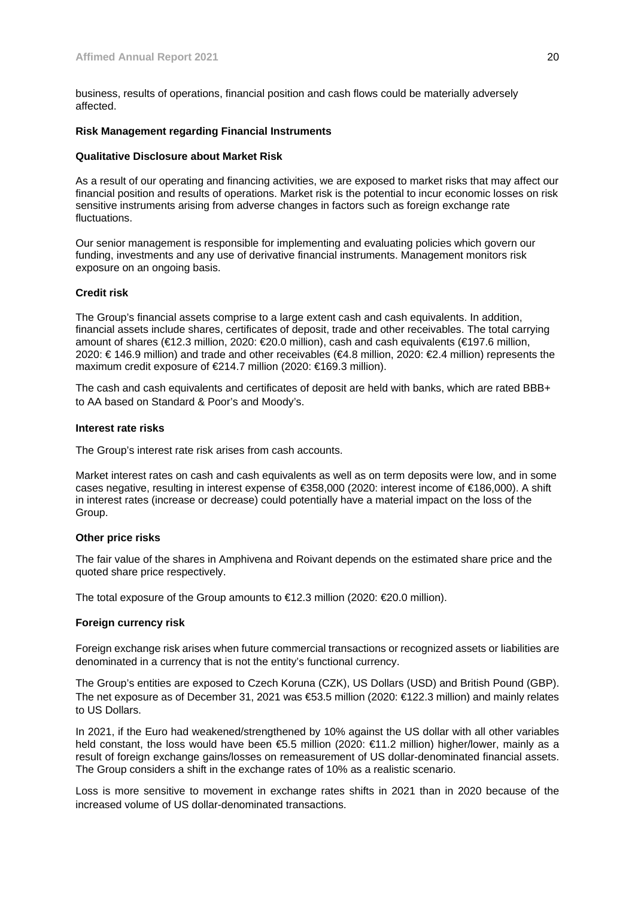business, results of operations, financial position and cash flows could be materially adversely affected.

**Risk Management regarding Financial Instruments**

**Qualitative Disclosure about Market Risk**

As a result of our operating and financing activities, we are exposed to market risks that may affect our financial position and results of operations. Market risk is the potential to incur economic losses on risk sensitive instruments arising from adverse changes in factors such as foreign exchange rate fluctuations.

Our senior management is responsible for implementing and evaluating policies which govern our funding, investments and any use of derivative financial instruments. Management monitors risk exposure on an ongoing basis.

**Credit risk**

The Group's financial assets comprise to a large extent cash and cash equivalents. In addition, financial assets include shares, certificates of deposit, trade and other receivables. The total carrying amount of shares (€12.3 million, 2020: €20.0 million), cash and cash equivalents (€197.6 million, 2020: € 146.9 million) and trade and other receivables (€4.8 million, 2020: €2.4 million) represents the maximum credit exposure of €214.7 million (2020: €169.3 million).

The cash and cash equivalents and certificates of deposit are held with banks, which are rated BBB+ to AA based on Standard & Poor's and Moody's.

**Interest rate risks**

The Group's interest rate risk arises from cash accounts.

Market interest rates on cash and cash equivalents as well as on term deposits were low, and in some cases negative, resulting in interest expense of €358,000 (2020: interest income of €186,000). A shift in interest rates (increase or decrease) could potentially have a material impact on the loss of the Group.

**Other price risks**

The fair value of the shares in Amphivena and Roivant depends on the estimated share price and the quoted share price respectively.

The total exposure of the Group amounts to €12.3 million (2020: €20.0 million).

**Foreign currency risk**

Foreign exchange risk arises when future commercial transactions or recognized assets or liabilities are denominated in a currency that is not the entity's functional currency.

The Group's entities are exposed to Czech Koruna (CZK), US Dollars (USD) and British Pound (GBP). The net exposure as of December 31, 2021 was €53.5 million (2020: €122.3 million) and mainly relates to US Dollars.

In 2021, if the Euro had weakened/strengthened by 10% against the US dollar with all other variables held constant, the loss would have been €5.5 million (2020: €11.2 million) higher/lower, mainly as a result of foreign exchange gains/losses on remeasurement of US dollar-denominated financial assets. The Group considers a shift in the exchange rates of 10% as a realistic scenario.

Loss is more sensitive to movement in exchange rates shifts in 2021 than in 2020 because of the increased volume of US dollar-denominated transactions.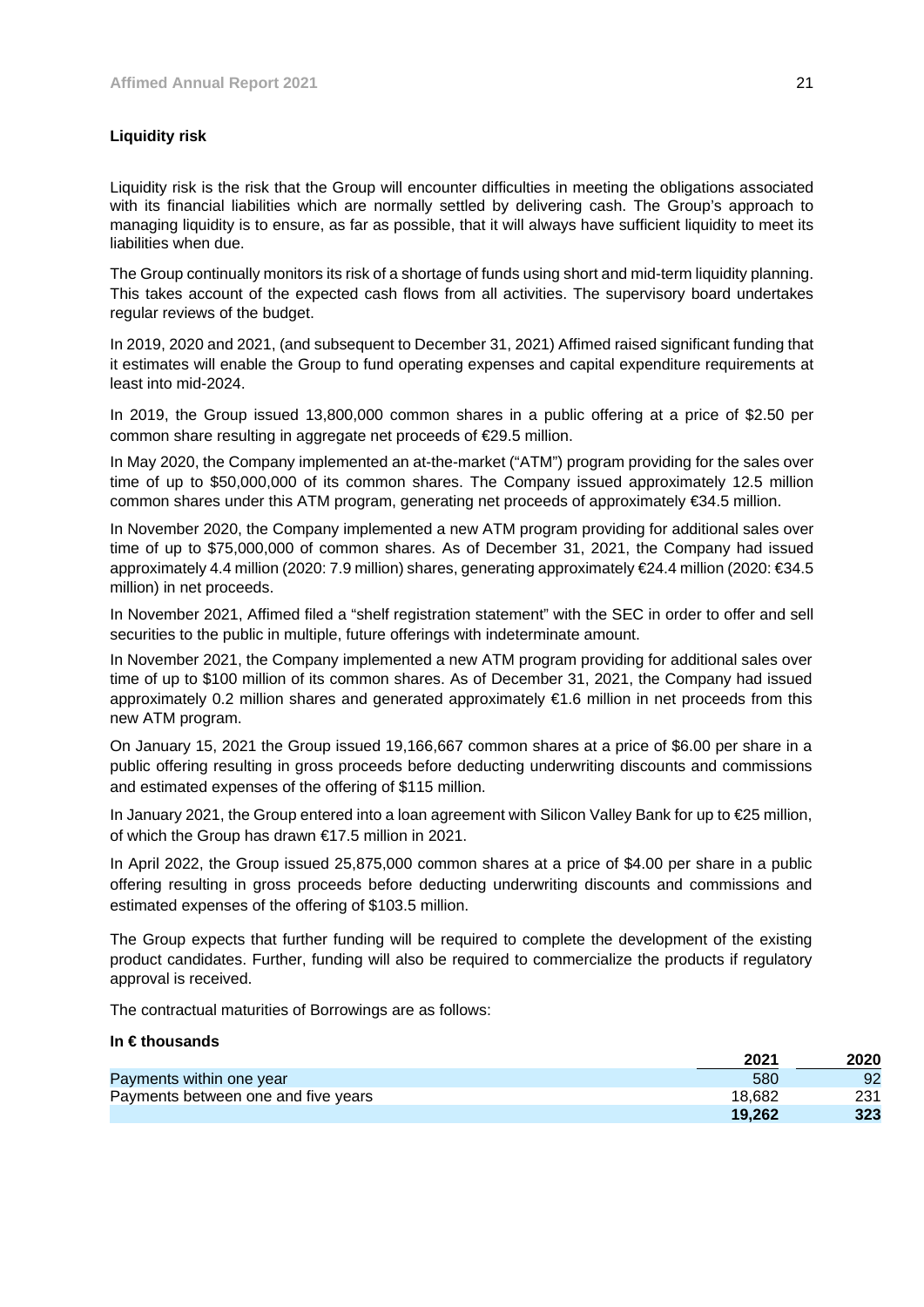### Liquidity risk

Liquidity risk is the risk that the Group will encounter difficulties in meeting the obligations associated with its financial liabilities which are normally settled by delivering cash. The Group's approach to managing liquidity is to ensure, as far as possible, that it will always have sufficient liquidity to meet its liabilities when due.

The Group continually monitors its risk of a shortage of funds using short and mid-term liquidity planning. This takes account of the expected cash flows from all activities. The supervisory board undertakes regular reviews of the budget.

In 2019, 2020 and 2021, (and subsequent to December 31, 2021) Affimed raised significant funding that it estimates will enable the Group to fund operating expenses and capital expenditure requirements at least into mid-2024.

In 2019, the Group issued 13,800,000 common shares in a public offering at a price of $2.50 per common share resulting in aggregate net proceeds of €29.5 million.

In May 2020, the Company implemented an at-the-market ("ATM") program providing for the sales over time of up to $50,000,000 of its common shares. The Company issued approximately 12.5 million common shares under this ATM program, generating net proceeds of approximately €34.5 million.

In November 2020, the Company implemented a new ATM program providing for additional sales over time of up to $75,000,000 of common shares. As of December 31, 2021, the Company had issued approximately 4.4 million (2020: 7.9 million) shares, generating approximately €24.4 million (2020: €34.5 million) in net proceeds.

In November 2021, Affimed filed a "shelf registration statement" with the SEC in order to offer and sell securities to the public in multiple, future offerings with indeterminate amount.

In November 2021, the Company implemented a new ATM program providing for additional sales over time of up to $100 million of its common shares. As of December 31, 2021, the Company had issued approximately 0.2 million shares and generated approximately €1.6 million in net proceeds from this new ATM program.

On January 15, 2021 the Group issued 19,166,667 common shares at a price of $6.00 per share in a public offering resulting in gross proceeds before deducting underwriting discounts and commissions and estimated expenses of the offering of $115 million.

In January 2021, the Group entered into a loan agreement with Silicon Valley Bank for up to €25 million, of which the Group has drawn €17.5 million in 2021.

In April 2022, the Group issued 25,875,000 common shares at a price of $4.00 per share in a public offering resulting in gross proceeds before deducting underwriting discounts and commissions and estimated expenses of the offering of $103.5 million.

The Group expects that further funding will be required to complete the development of the existing product candidates. Further, funding will also be required to commercialize the products if regulatory approval is received.

The contractual maturities of Borrowings are as follows:

**In € thousands**

| | 2021 | 2020 |
|---|---|---|
| Payments within one year | 580 | 92 |
| Payments between one and five years | 18,682 | 231 |
| | **19,262** | **323** |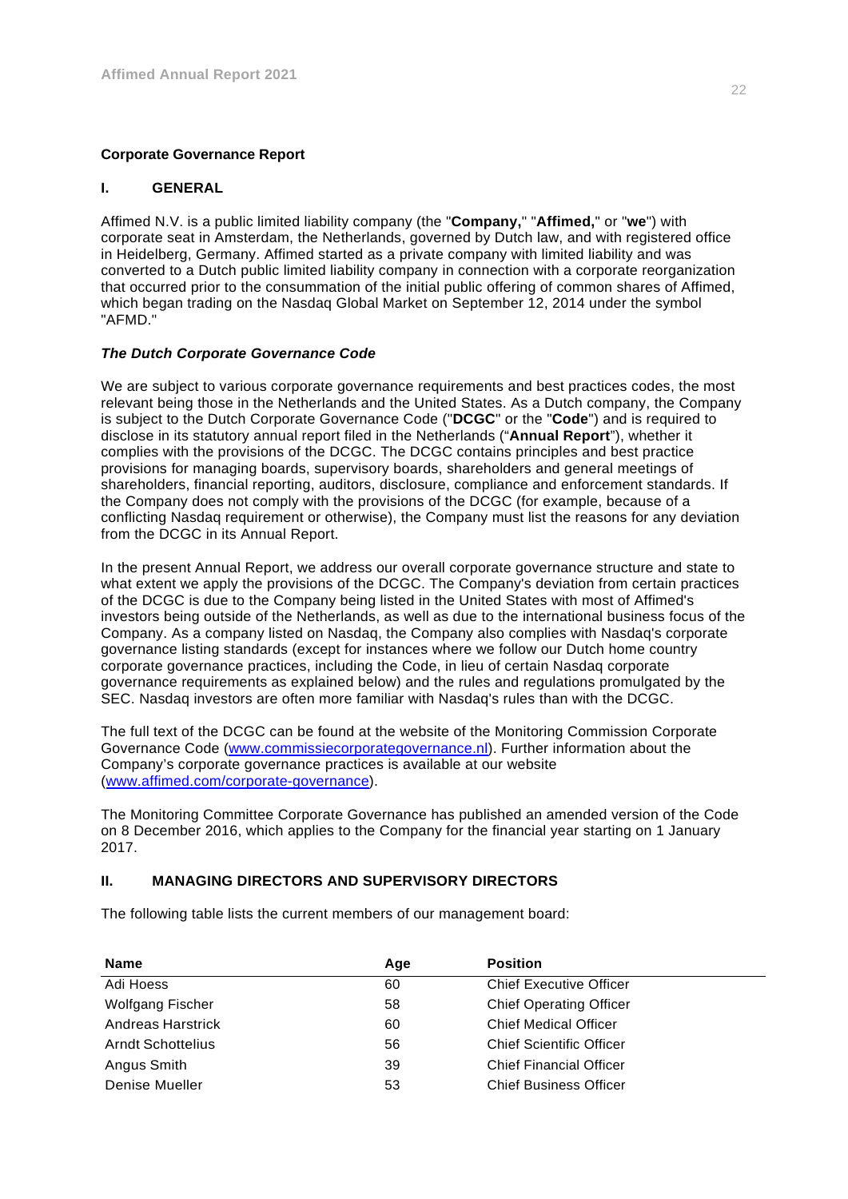## Corporate Governance Report

### I. GENERAL

Affimed N.V. is a public limited liability company (the "**Company,**" "**Affimed,**" or "**we**") with corporate seat in Amsterdam, the Netherlands, governed by Dutch law, and with registered office in Heidelberg, Germany. Affimed started as a private company with limited liability and was converted to a Dutch public limited liability company in connection with a corporate reorganization that occurred prior to the consummation of the initial public offering of common shares of Affimed, which began trading on the Nasdaq Global Market on September 12, 2014 under the symbol "AFMD."

***The Dutch Corporate Governance Code***

We are subject to various corporate governance requirements and best practices codes, the most relevant being those in the Netherlands and the United States. As a Dutch company, the Company is subject to the Dutch Corporate Governance Code ("**DCGC**" or the "**Code**") and is required to disclose in its statutory annual report filed in the Netherlands ("**Annual Report**"), whether it complies with the provisions of the DCGC. The DCGC contains principles and best practice provisions for managing boards, supervisory boards, shareholders and general meetings of shareholders, financial reporting, auditors, disclosure, compliance and enforcement standards. If the Company does not comply with the provisions of the DCGC (for example, because of a conflicting Nasdaq requirement or otherwise), the Company must list the reasons for any deviation from the DCGC in its Annual Report.

In the present Annual Report, we address our overall corporate governance structure and state to what extent we apply the provisions of the DCGC. The Company's deviation from certain practices of the DCGC is due to the Company being listed in the United States with most of Affimed's investors being outside of the Netherlands, as well as due to the international business focus of the Company. As a company listed on Nasdaq, the Company also complies with Nasdaq's corporate governance listing standards (except for instances where we follow our Dutch home country corporate governance practices, including the Code, in lieu of certain Nasdaq corporate governance requirements as explained below) and the rules and regulations promulgated by the SEC. Nasdaq investors are often more familiar with Nasdaq's rules than with the DCGC.

The full text of the DCGC can be found at the website of the Monitoring Commission Corporate Governance Code (www.commissiecorporategovernance.nl). Further information about the Company's corporate governance practices is available at our website (www.affimed.com/corporate-governance).

The Monitoring Committee Corporate Governance has published an amended version of the Code on 8 December 2016, which applies to the Company for the financial year starting on 1 January 2017.

### II. MANAGING DIRECTORS AND SUPERVISORY DIRECTORS

The following table lists the current members of our management board:

| Name | Age | Position |
|---|---|---|
| Adi Hoess | 60 | Chief Executive Officer |
| Wolfgang Fischer | 58 | Chief Operating Officer |
| Andreas Harstrick | 60 | Chief Medical Officer |
| Arndt Schottelius | 56 | Chief Scientific Officer |
| Angus Smith | 39 | Chief Financial Officer |
| Denise Mueller | 53 | Chief Business Officer |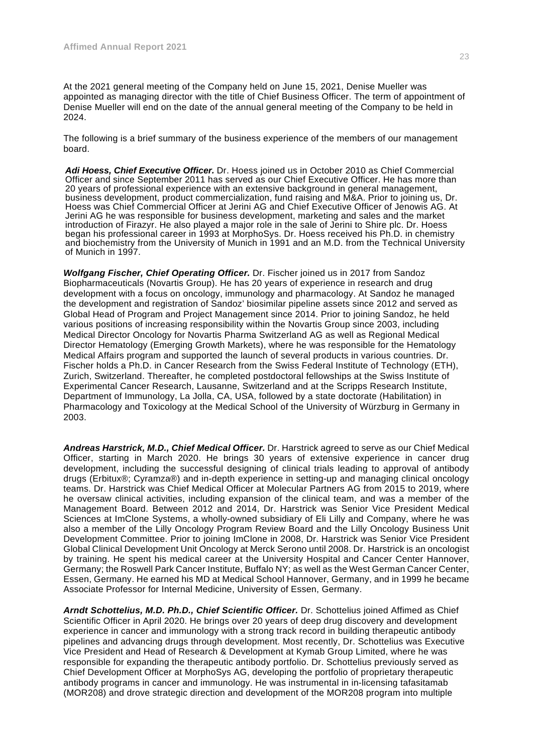At the 2021 general meeting of the Company held on June 15, 2021, Denise Mueller was appointed as managing director with the title of Chief Business Officer. The term of appointment of Denise Mueller will end on the date of the annual general meeting of the Company to be held in 2024.

The following is a brief summary of the business experience of the members of our management board.

***Adi Hoess, Chief Executive Officer.*** Dr. Hoess joined us in October 2010 as Chief Commercial Officer and since September 2011 has served as our Chief Executive Officer. He has more than 20 years of professional experience with an extensive background in general management, business development, product commercialization, fund raising and M&A. Prior to joining us, Dr. Hoess was Chief Commercial Officer at Jerini AG and Chief Executive Officer of Jenowis AG. At Jerini AG he was responsible for business development, marketing and sales and the market introduction of Firazyr. He also played a major role in the sale of Jerini to Shire plc. Dr. Hoess began his professional career in 1993 at MorphoSys. Dr. Hoess received his Ph.D. in chemistry and biochemistry from the University of Munich in 1991 and an M.D. from the Technical University of Munich in 1997.

***Wolfgang Fischer, Chief Operating Officer.*** Dr. Fischer joined us in 2017 from Sandoz Biopharmaceuticals (Novartis Group). He has 20 years of experience in research and drug development with a focus on oncology, immunology and pharmacology. At Sandoz he managed the development and registration of Sandoz' biosimilar pipeline assets since 2012 and served as Global Head of Program and Project Management since 2014. Prior to joining Sandoz, he held various positions of increasing responsibility within the Novartis Group since 2003, including Medical Director Oncology for Novartis Pharma Switzerland AG as well as Regional Medical Director Hematology (Emerging Growth Markets), where he was responsible for the Hematology Medical Affairs program and supported the launch of several products in various countries. Dr. Fischer holds a Ph.D. in Cancer Research from the Swiss Federal Institute of Technology (ETH), Zurich, Switzerland. Thereafter, he completed postdoctoral fellowships at the Swiss Institute of Experimental Cancer Research, Lausanne, Switzerland and at the Scripps Research Institute, Department of Immunology, La Jolla, CA, USA, followed by a state doctorate (Habilitation) in Pharmacology and Toxicology at the Medical School of the University of Würzburg in Germany in 2003.

***Andreas Harstrick, M.D., Chief Medical Officer.*** Dr. Harstrick agreed to serve as our Chief Medical Officer, starting in March 2020. He brings 30 years of extensive experience in cancer drug development, including the successful designing of clinical trials leading to approval of antibody drugs (Erbitux®; Cyramza®) and in-depth experience in setting-up and managing clinical oncology teams. Dr. Harstrick was Chief Medical Officer at Molecular Partners AG from 2015 to 2019, where he oversaw clinical activities, including expansion of the clinical team, and was a member of the Management Board. Between 2012 and 2014, Dr. Harstrick was Senior Vice President Medical Sciences at ImClone Systems, a wholly-owned subsidiary of Eli Lilly and Company, where he was also a member of the Lilly Oncology Program Review Board and the Lilly Oncology Business Unit Development Committee. Prior to joining ImClone in 2008, Dr. Harstrick was Senior Vice President Global Clinical Development Unit Oncology at Merck Serono until 2008. Dr. Harstrick is an oncologist by training. He spent his medical career at the University Hospital and Cancer Center Hannover, Germany; the Roswell Park Cancer Institute, Buffalo NY; as well as the West German Cancer Center, Essen, Germany. He earned his MD at Medical School Hannover, Germany, and in 1999 he became Associate Professor for Internal Medicine, University of Essen, Germany.

***Arndt Schottelius, M.D. Ph.D., Chief Scientific Officer.*** Dr. Schottelius joined Affimed as Chief Scientific Officer in April 2020. He brings over 20 years of deep drug discovery and development experience in cancer and immunology with a strong track record in building therapeutic antibody pipelines and advancing drugs through development. Most recently, Dr. Schottelius was Executive Vice President and Head of Research & Development at Kymab Group Limited, where he was responsible for expanding the therapeutic antibody portfolio. Dr. Schottelius previously served as Chief Development Officer at MorphoSys AG, developing the portfolio of proprietary therapeutic antibody programs in cancer and immunology. He was instrumental in in-licensing tafasitamab (MOR208) and drove strategic direction and development of the MOR208 program into multiple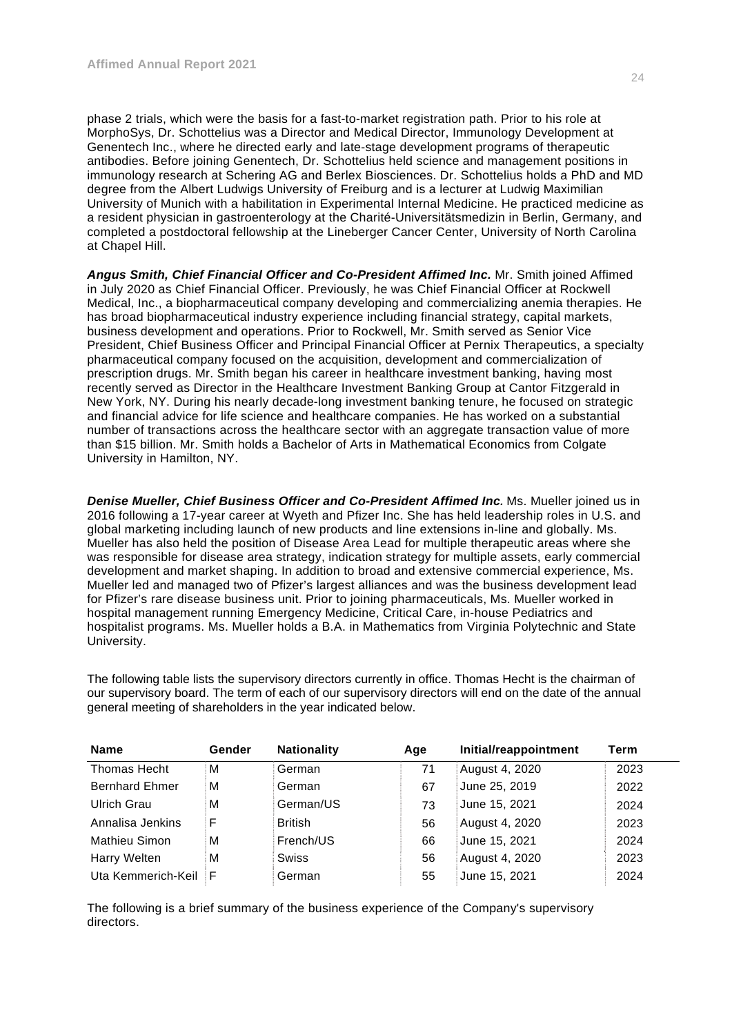phase 2 trials, which were the basis for a fast-to-market registration path. Prior to his role at MorphoSys, Dr. Schottelius was a Director and Medical Director, Immunology Development at Genentech Inc., where he directed early and late-stage development programs of therapeutic antibodies. Before joining Genentech, Dr. Schottelius held science and management positions in immunology research at Schering AG and Berlex Biosciences. Dr. Schottelius holds a PhD and MD degree from the Albert Ludwigs University of Freiburg and is a lecturer at Ludwig Maximilian University of Munich with a habilitation in Experimental Internal Medicine. He practiced medicine as a resident physician in gastroenterology at the Charité-Universitätsmedizin in Berlin, Germany, and completed a postdoctoral fellowship at the Lineberger Cancer Center, University of North Carolina at Chapel Hill.

***Angus Smith, Chief Financial Officer and Co-President Affimed Inc.*** Mr. Smith joined Affimed in July 2020 as Chief Financial Officer. Previously, he was Chief Financial Officer at Rockwell Medical, Inc., a biopharmaceutical company developing and commercializing anemia therapies. He has broad biopharmaceutical industry experience including financial strategy, capital markets, business development and operations. Prior to Rockwell, Mr. Smith served as Senior Vice President, Chief Business Officer and Principal Financial Officer at Pernix Therapeutics, a specialty pharmaceutical company focused on the acquisition, development and commercialization of prescription drugs. Mr. Smith began his career in healthcare investment banking, having most recently served as Director in the Healthcare Investment Banking Group at Cantor Fitzgerald in New York, NY. During his nearly decade-long investment banking tenure, he focused on strategic and financial advice for life science and healthcare companies. He has worked on a substantial number of transactions across the healthcare sector with an aggregate transaction value of more than $15 billion. Mr. Smith holds a Bachelor of Arts in Mathematical Economics from Colgate University in Hamilton, NY.

***Denise Mueller, Chief Business Officer and Co-President Affimed Inc.*** Ms. Mueller joined us in 2016 following a 17-year career at Wyeth and Pfizer Inc. She has held leadership roles in U.S. and global marketing including launch of new products and line extensions in-line and globally. Ms. Mueller has also held the position of Disease Area Lead for multiple therapeutic areas where she was responsible for disease area strategy, indication strategy for multiple assets, early commercial development and market shaping. In addition to broad and extensive commercial experience, Ms. Mueller led and managed two of Pfizer's largest alliances and was the business development lead for Pfizer's rare disease business unit. Prior to joining pharmaceuticals, Ms. Mueller worked in hospital management running Emergency Medicine, Critical Care, in-house Pediatrics and hospitalist programs. Ms. Mueller holds a B.A. in Mathematics from Virginia Polytechnic and State University.

The following table lists the supervisory directors currently in office. Thomas Hecht is the chairman of our supervisory board. The term of each of our supervisory directors will end on the date of the annual general meeting of shareholders in the year indicated below.

| Name | Gender | Nationality | Age | Initial/reappointment | Term |
|---|---|---|---|---|---|
| Thomas Hecht | M | German | 71 | August 4, 2020 | 2023 |
| Bernhard Ehmer | M | German | 67 | June 25, 2019 | 2022 |
| Ulrich Grau | M | German/US | 73 | June 15, 2021 | 2024 |
| Annalisa Jenkins | F | British | 56 | August 4, 2020 | 2023 |
| Mathieu Simon | M | French/US | 66 | June 15, 2021 | 2024 |
| Harry Welten | M | Swiss | 56 | August 4, 2020 | 2023 |
| Uta Kemmerich-Keil | F | German | 55 | June 15, 2021 | 2024 |

The following is a brief summary of the business experience of the Company's supervisory directors.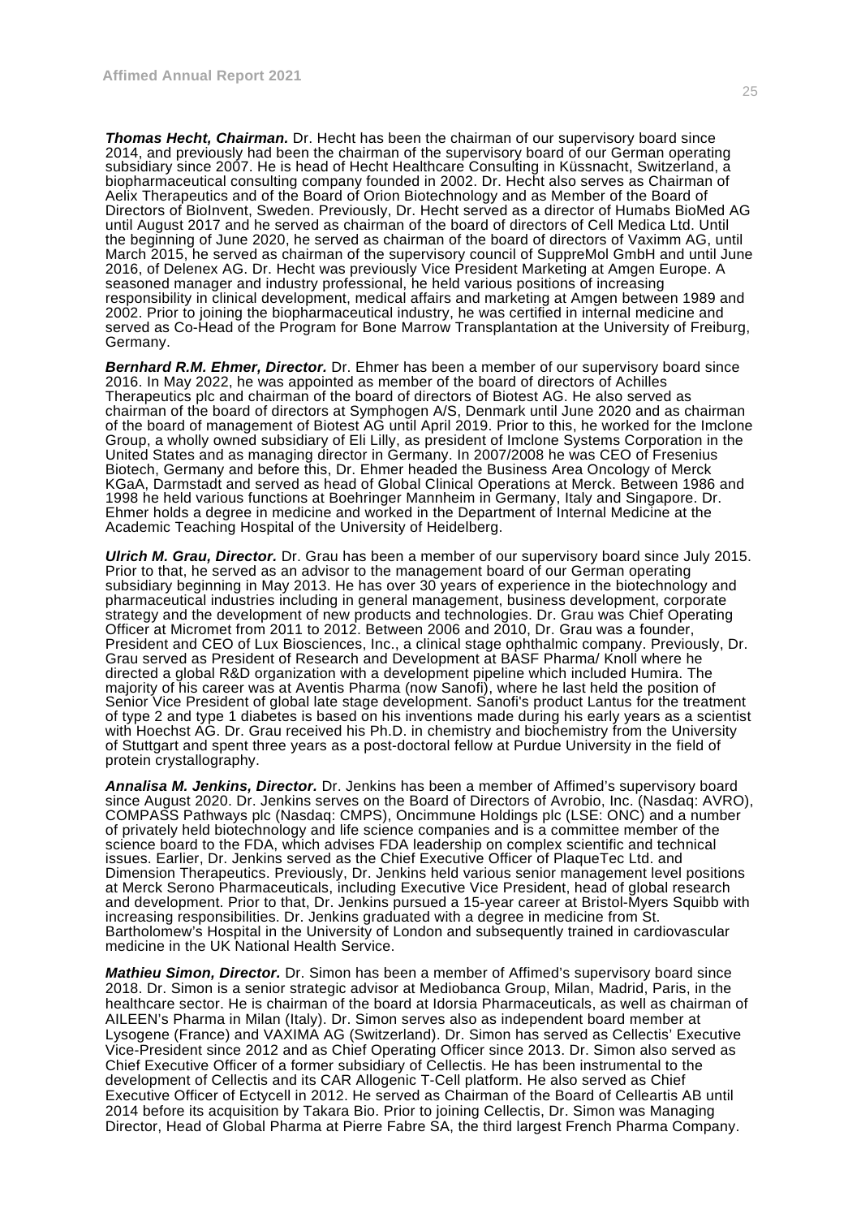***Thomas Hecht, Chairman.*** Dr. Hecht has been the chairman of our supervisory board since 2014, and previously had been the chairman of the supervisory board of our German operating subsidiary since 2007. He is head of Hecht Healthcare Consulting in Küssnacht, Switzerland, a biopharmaceutical consulting company founded in 2002. Dr. Hecht also serves as Chairman of Aelix Therapeutics and of the Board of Orion Biotechnology and as Member of the Board of Directors of BioInvent, Sweden. Previously, Dr. Hecht served as a director of Humabs BioMed AG until August 2017 and he served as chairman of the board of directors of Cell Medica Ltd. Until the beginning of June 2020, he served as chairman of the board of directors of Vaximm AG, until March 2015, he served as chairman of the supervisory council of SuppreMol GmbH and until June 2016, of Delenex AG. Dr. Hecht was previously Vice President Marketing at Amgen Europe. A seasoned manager and industry professional, he held various positions of increasing responsibility in clinical development, medical affairs and marketing at Amgen between 1989 and 2002. Prior to joining the biopharmaceutical industry, he was certified in internal medicine and served as Co-Head of the Program for Bone Marrow Transplantation at the University of Freiburg, Germany.

***Bernhard R.M. Ehmer, Director.*** Dr. Ehmer has been a member of our supervisory board since 2016. In May 2022, he was appointed as member of the board of directors of Achilles Therapeutics plc and chairman of the board of directors of Biotest AG. He also served as chairman of the board of directors at Symphogen A/S, Denmark until June 2020 and as chairman of the board of management of Biotest AG until April 2019. Prior to this, he worked for the Imclone Group, a wholly owned subsidiary of Eli Lilly, as president of Imclone Systems Corporation in the United States and as managing director in Germany. In 2007/2008 he was CEO of Fresenius Biotech, Germany and before this, Dr. Ehmer headed the Business Area Oncology of Merck KGaA, Darmstadt and served as head of Global Clinical Operations at Merck. Between 1986 and 1998 he held various functions at Boehringer Mannheim in Germany, Italy and Singapore. Dr. Ehmer holds a degree in medicine and worked in the Department of Internal Medicine at the Academic Teaching Hospital of the University of Heidelberg.

***Ulrich M. Grau, Director.*** Dr. Grau has been a member of our supervisory board since July 2015. Prior to that, he served as an advisor to the management board of our German operating subsidiary beginning in May 2013. He has over 30 years of experience in the biotechnology and pharmaceutical industries including in general management, business development, corporate strategy and the development of new products and technologies. Dr. Grau was Chief Operating Officer at Micromet from 2011 to 2012. Between 2006 and 2010, Dr. Grau was a founder, President and CEO of Lux Biosciences, Inc., a clinical stage ophthalmic company. Previously, Dr. Grau served as President of Research and Development at BASF Pharma/ Knoll where he directed a global R&D organization with a development pipeline which included Humira. The majority of his career was at Aventis Pharma (now Sanofi), where he last held the position of Senior Vice President of global late stage development. Sanofi's product Lantus for the treatment of type 2 and type 1 diabetes is based on his inventions made during his early years as a scientist with Hoechst AG. Dr. Grau received his Ph.D. in chemistry and biochemistry from the University of Stuttgart and spent three years as a post-doctoral fellow at Purdue University in the field of protein crystallography.

***Annalisa M. Jenkins, Director.*** Dr. Jenkins has been a member of Affimed's supervisory board since August 2020. Dr. Jenkins serves on the Board of Directors of Avrobio, Inc. (Nasdaq: AVRO), COMPASS Pathways plc (Nasdaq: CMPS), Oncimmune Holdings plc (LSE: ONC) and a number of privately held biotechnology and life science companies and is a committee member of the science board to the FDA, which advises FDA leadership on complex scientific and technical issues. Earlier, Dr. Jenkins served as the Chief Executive Officer of PlaqueTec Ltd. and Dimension Therapeutics. Previously, Dr. Jenkins held various senior management level positions at Merck Serono Pharmaceuticals, including Executive Vice President, head of global research and development. Prior to that, Dr. Jenkins pursued a 15-year career at Bristol-Myers Squibb with increasing responsibilities. Dr. Jenkins graduated with a degree in medicine from St. Bartholomew's Hospital in the University of London and subsequently trained in cardiovascular medicine in the UK National Health Service.

***Mathieu Simon, Director.*** Dr. Simon has been a member of Affimed's supervisory board since 2018. Dr. Simon is a senior strategic advisor at Mediobanca Group, Milan, Madrid, Paris, in the healthcare sector. He is chairman of the board at Idorsia Pharmaceuticals, as well as chairman of AILEEN's Pharma in Milan (Italy). Dr. Simon serves also as independent board member at Lysogene (France) and VAXIMA AG (Switzerland). Dr. Simon has served as Cellectis' Executive Vice-President since 2012 and as Chief Operating Officer since 2013. Dr. Simon also served as Chief Executive Officer of a former subsidiary of Cellectis. He has been instrumental to the development of Cellectis and its CAR Allogenic T-Cell platform. He also served as Chief Executive Officer of Ectycell in 2012. He served as Chairman of the Board of Celleartis AB until 2014 before its acquisition by Takara Bio. Prior to joining Cellectis, Dr. Simon was Managing Director, Head of Global Pharma at Pierre Fabre SA, the third largest French Pharma Company.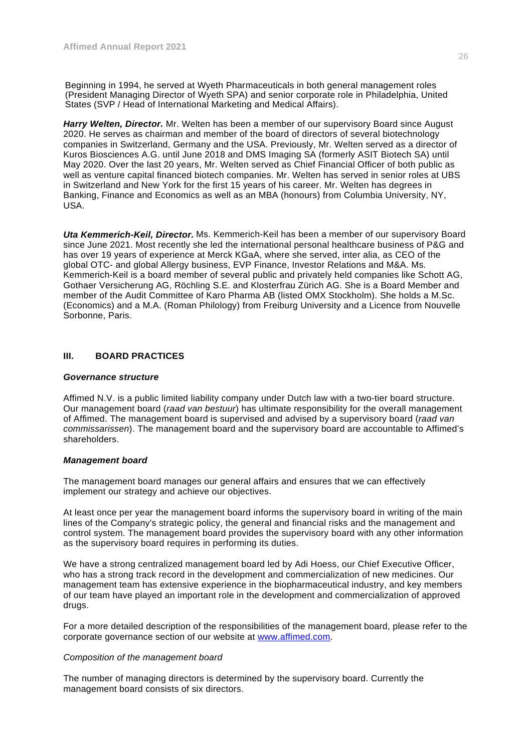Beginning in 1994, he served at Wyeth Pharmaceuticals in both general management roles (President Managing Director of Wyeth SPA) and senior corporate role in Philadelphia, United States (SVP / Head of International Marketing and Medical Affairs).

***Harry Welten, Director.*** Mr. Welten has been a member of our supervisory Board since August 2020. He serves as chairman and member of the board of directors of several biotechnology companies in Switzerland, Germany and the USA. Previously, Mr. Welten served as a director of Kuros Biosciences A.G. until June 2018 and DMS Imaging SA (formerly ASIT Biotech SA) until May 2020. Over the last 20 years, Mr. Welten served as Chief Financial Officer of both public as well as venture capital financed biotech companies. Mr. Welten has served in senior roles at UBS in Switzerland and New York for the first 15 years of his career. Mr. Welten has degrees in Banking, Finance and Economics as well as an MBA (honours) from Columbia University, NY, USA.

***Uta Kemmerich-Keil, Director.*** Ms. Kemmerich-Keil has been a member of our supervisory Board since June 2021. Most recently she led the international personal healthcare business of P&G and has over 19 years of experience at Merck KGaA, where she served, inter alia, as CEO of the global OTC- and global Allergy business, EVP Finance, Investor Relations and M&A. Ms. Kemmerich-Keil is a board member of several public and privately held companies like Schott AG, Gothaer Versicherung AG, Röchling S.E. and Klosterfrau Zürich AG. She is a Board Member and member of the Audit Committee of Karo Pharma AB (listed OMX Stockholm). She holds a M.Sc. (Economics) and a M.A. (Roman Philology) from Freiburg University and a Licence from Nouvelle Sorbonne, Paris.

## III. BOARD PRACTICES

### *Governance structure*

Affimed N.V. is a public limited liability company under Dutch law with a two-tier board structure. Our management board (*raad van bestuur*) has ultimate responsibility for the overall management of Affimed. The management board is supervised and advised by a supervisory board (*raad van commissarissen*). The management board and the supervisory board are accountable to Affimed's shareholders.

### *Management board*

The management board manages our general affairs and ensures that we can effectively implement our strategy and achieve our objectives.

At least once per year the management board informs the supervisory board in writing of the main lines of the Company's strategic policy, the general and financial risks and the management and control system. The management board provides the supervisory board with any other information as the supervisory board requires in performing its duties.

We have a strong centralized management board led by Adi Hoess, our Chief Executive Officer, who has a strong track record in the development and commercialization of new medicines. Our management team has extensive experience in the biopharmaceutical industry, and key members of our team have played an important role in the development and commercialization of approved drugs.

For a more detailed description of the responsibilities of the management board, please refer to the corporate governance section of our website at [www.affimed.com](www.affimed.com).

*Composition of the management board*

The number of managing directors is determined by the supervisory board. Currently the management board consists of six directors.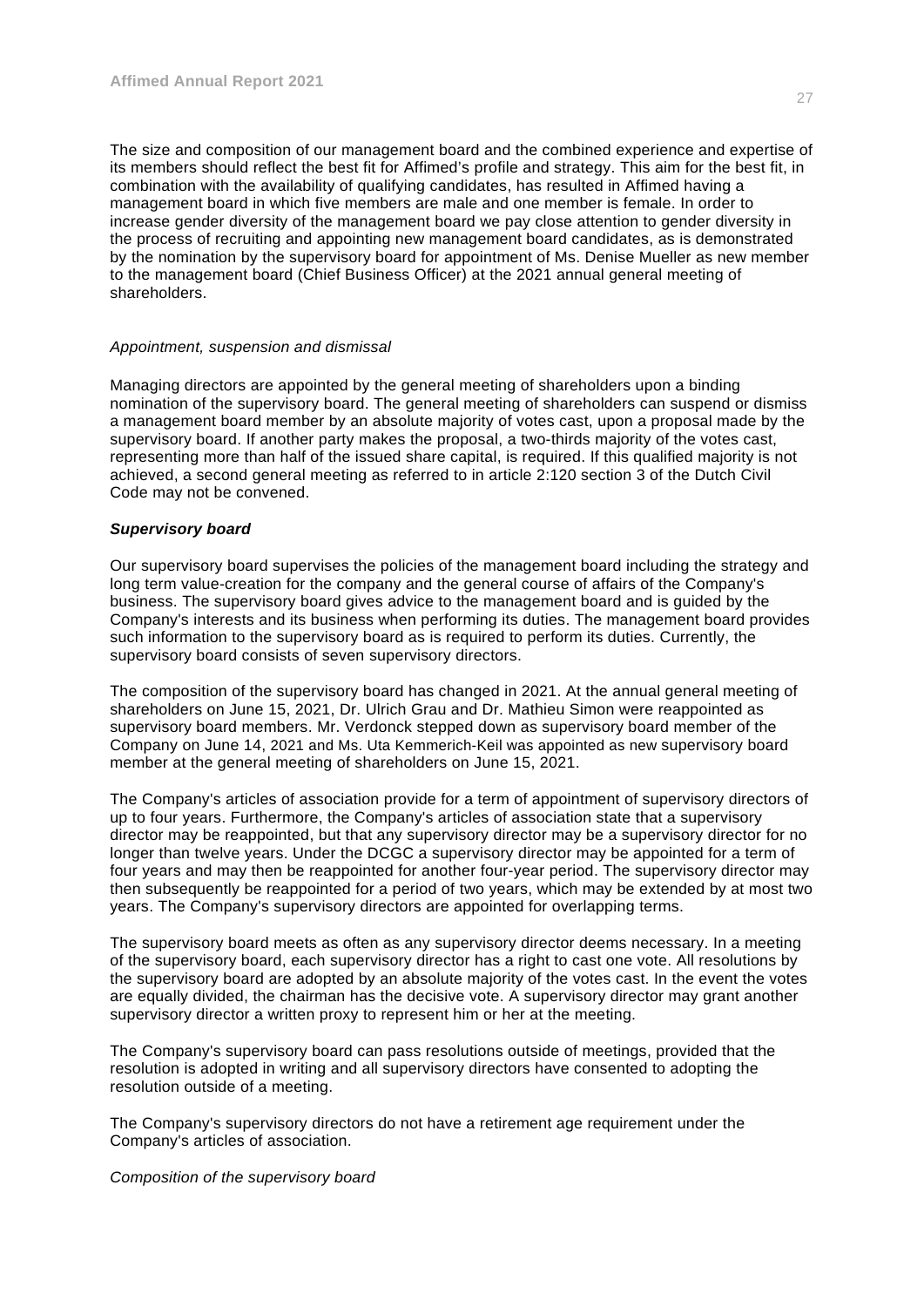The size and composition of our management board and the combined experience and expertise of its members should reflect the best fit for Affimed's profile and strategy. This aim for the best fit, in combination with the availability of qualifying candidates, has resulted in Affimed having a management board in which five members are male and one member is female. In order to increase gender diversity of the management board we pay close attention to gender diversity in the process of recruiting and appointing new management board candidates, as is demonstrated by the nomination by the supervisory board for appointment of Ms. Denise Mueller as new member to the management board (Chief Business Officer) at the 2021 annual general meeting of shareholders.

*Appointment, suspension and dismissal*

Managing directors are appointed by the general meeting of shareholders upon a binding nomination of the supervisory board. The general meeting of shareholders can suspend or dismiss a management board member by an absolute majority of votes cast, upon a proposal made by the supervisory board. If another party makes the proposal, a two-thirds majority of the votes cast, representing more than half of the issued share capital, is required. If this qualified majority is not achieved, a second general meeting as referred to in article 2:120 section 3 of the Dutch Civil Code may not be convened.

***Supervisory board***

Our supervisory board supervises the policies of the management board including the strategy and long term value-creation for the company and the general course of affairs of the Company's business. The supervisory board gives advice to the management board and is guided by the Company's interests and its business when performing its duties. The management board provides such information to the supervisory board as is required to perform its duties. Currently, the supervisory board consists of seven supervisory directors.

The composition of the supervisory board has changed in 2021. At the annual general meeting of shareholders on June 15, 2021, Dr. Ulrich Grau and Dr. Mathieu Simon were reappointed as supervisory board members. Mr. Verdonck stepped down as supervisory board member of the Company on June 14, 2021 and Ms. Uta Kemmerich-Keil was appointed as new supervisory board member at the general meeting of shareholders on June 15, 2021.

The Company's articles of association provide for a term of appointment of supervisory directors of up to four years. Furthermore, the Company's articles of association state that a supervisory director may be reappointed, but that any supervisory director may be a supervisory director for no longer than twelve years. Under the DCGC a supervisory director may be appointed for a term of four years and may then be reappointed for another four-year period. The supervisory director may then subsequently be reappointed for a period of two years, which may be extended by at most two years. The Company's supervisory directors are appointed for overlapping terms.

The supervisory board meets as often as any supervisory director deems necessary. In a meeting of the supervisory board, each supervisory director has a right to cast one vote. All resolutions by the supervisory board are adopted by an absolute majority of the votes cast. In the event the votes are equally divided, the chairman has the decisive vote. A supervisory director may grant another supervisory director a written proxy to represent him or her at the meeting.

The Company's supervisory board can pass resolutions outside of meetings, provided that the resolution is adopted in writing and all supervisory directors have consented to adopting the resolution outside of a meeting.

The Company's supervisory directors do not have a retirement age requirement under the Company's articles of association.

*Composition of the supervisory board*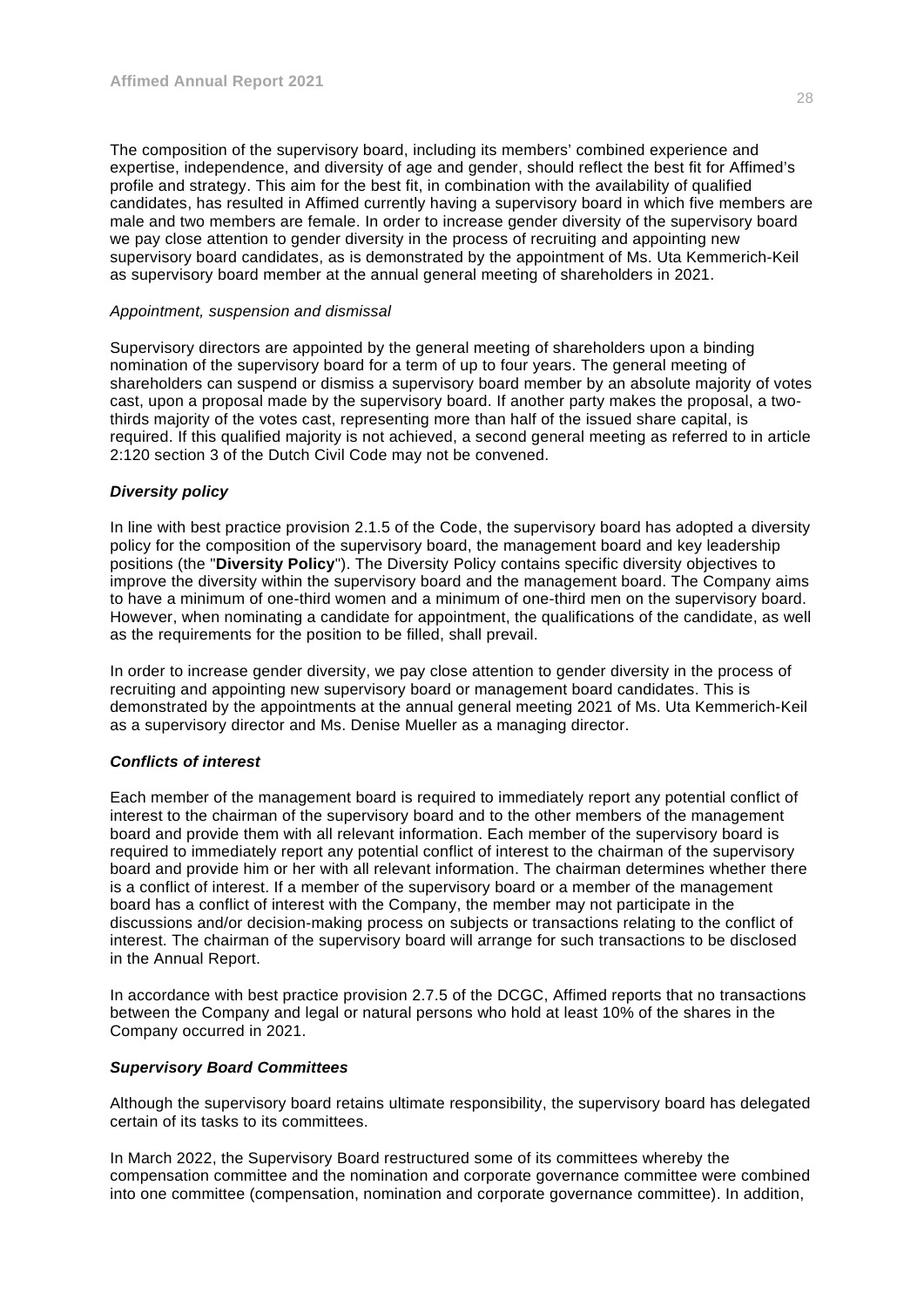The composition of the supervisory board, including its members' combined experience and expertise, independence, and diversity of age and gender, should reflect the best fit for Affimed's profile and strategy. This aim for the best fit, in combination with the availability of qualified candidates, has resulted in Affimed currently having a supervisory board in which five members are male and two members are female. In order to increase gender diversity of the supervisory board we pay close attention to gender diversity in the process of recruiting and appointing new supervisory board candidates, as is demonstrated by the appointment of Ms. Uta Kemmerich-Keil as supervisory board member at the annual general meeting of shareholders in 2021.

*Appointment, suspension and dismissal*

Supervisory directors are appointed by the general meeting of shareholders upon a binding nomination of the supervisory board for a term of up to four years. The general meeting of shareholders can suspend or dismiss a supervisory board member by an absolute majority of votes cast, upon a proposal made by the supervisory board. If another party makes the proposal, a two-thirds majority of the votes cast, representing more than half of the issued share capital, is required. If this qualified majority is not achieved, a second general meeting as referred to in article 2:120 section 3 of the Dutch Civil Code may not be convened.

***Diversity policy***

In line with best practice provision 2.1.5 of the Code, the supervisory board has adopted a diversity policy for the composition of the supervisory board, the management board and key leadership positions (the "**Diversity Policy**"). The Diversity Policy contains specific diversity objectives to improve the diversity within the supervisory board and the management board. The Company aims to have a minimum of one-third women and a minimum of one-third men on the supervisory board. However, when nominating a candidate for appointment, the qualifications of the candidate, as well as the requirements for the position to be filled, shall prevail.

In order to increase gender diversity, we pay close attention to gender diversity in the process of recruiting and appointing new supervisory board or management board candidates. This is demonstrated by the appointments at the annual general meeting 2021 of Ms. Uta Kemmerich-Keil as a supervisory director and Ms. Denise Mueller as a managing director.

***Conflicts of interest***

Each member of the management board is required to immediately report any potential conflict of interest to the chairman of the supervisory board and to the other members of the management board and provide them with all relevant information. Each member of the supervisory board is required to immediately report any potential conflict of interest to the chairman of the supervisory board and provide him or her with all relevant information. The chairman determines whether there is a conflict of interest. If a member of the supervisory board or a member of the management board has a conflict of interest with the Company, the member may not participate in the discussions and/or decision-making process on subjects or transactions relating to the conflict of interest. The chairman of the supervisory board will arrange for such transactions to be disclosed in the Annual Report.

In accordance with best practice provision 2.7.5 of the DCGC, Affimed reports that no transactions between the Company and legal or natural persons who hold at least 10% of the shares in the Company occurred in 2021.

***Supervisory Board Committees***

Although the supervisory board retains ultimate responsibility, the supervisory board has delegated certain of its tasks to its committees.

In March 2022, the Supervisory Board restructured some of its committees whereby the compensation committee and the nomination and corporate governance committee were combined into one committee (compensation, nomination and corporate governance committee). In addition,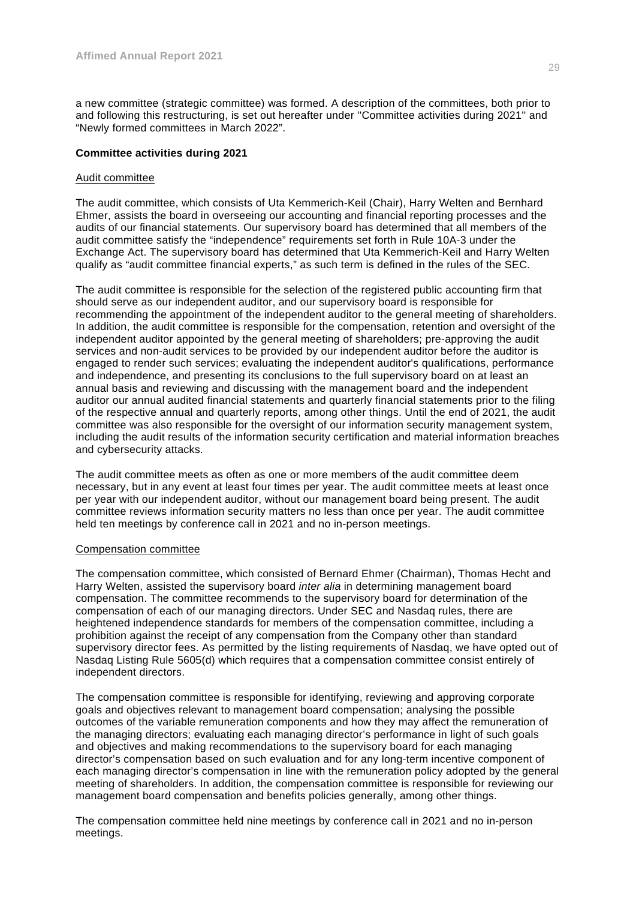a new committee (strategic committee) was formed. A description of the committees, both prior to and following this restructuring, is set out hereafter under ''Committee activities during 2021'' and “Newly formed committees in March 2022”.

**Committee activities during 2021**

Audit committee

The audit committee, which consists of Uta Kemmerich-Keil (Chair), Harry Welten and Bernhard Ehmer, assists the board in overseeing our accounting and financial reporting processes and the audits of our financial statements. Our supervisory board has determined that all members of the audit committee satisfy the “independence” requirements set forth in Rule 10A-3 under the Exchange Act. The supervisory board has determined that Uta Kemmerich-Keil and Harry Welten qualify as “audit committee financial experts,” as such term is defined in the rules of the SEC.

The audit committee is responsible for the selection of the registered public accounting firm that should serve as our independent auditor, and our supervisory board is responsible for recommending the appointment of the independent auditor to the general meeting of shareholders. In addition, the audit committee is responsible for the compensation, retention and oversight of the independent auditor appointed by the general meeting of shareholders; pre-approving the audit services and non-audit services to be provided by our independent auditor before the auditor is engaged to render such services; evaluating the independent auditor's qualifications, performance and independence, and presenting its conclusions to the full supervisory board on at least an annual basis and reviewing and discussing with the management board and the independent auditor our annual audited financial statements and quarterly financial statements prior to the filing of the respective annual and quarterly reports, among other things. Until the end of 2021, the audit committee was also responsible for the oversight of our information security management system, including the audit results of the information security certification and material information breaches and cybersecurity attacks.

The audit committee meets as often as one or more members of the audit committee deem necessary, but in any event at least four times per year. The audit committee meets at least once per year with our independent auditor, without our management board being present. The audit committee reviews information security matters no less than once per year. The audit committee held ten meetings by conference call in 2021 and no in-person meetings.

Compensation committee

The compensation committee, which consisted of Bernard Ehmer (Chairman), Thomas Hecht and Harry Welten, assisted the supervisory board *inter alia* in determining management board compensation. The committee recommends to the supervisory board for determination of the compensation of each of our managing directors. Under SEC and Nasdaq rules, there are heightened independence standards for members of the compensation committee, including a prohibition against the receipt of any compensation from the Company other than standard supervisory director fees. As permitted by the listing requirements of Nasdaq, we have opted out of Nasdaq Listing Rule 5605(d) which requires that a compensation committee consist entirely of independent directors.

The compensation committee is responsible for identifying, reviewing and approving corporate goals and objectives relevant to management board compensation; analysing the possible outcomes of the variable remuneration components and how they may affect the remuneration of the managing directors; evaluating each managing director’s performance in light of such goals and objectives and making recommendations to the supervisory board for each managing director’s compensation based on such evaluation and for any long-term incentive component of each managing director’s compensation in line with the remuneration policy adopted by the general meeting of shareholders. In addition, the compensation committee is responsible for reviewing our management board compensation and benefits policies generally, among other things.

The compensation committee held nine meetings by conference call in 2021 and no in-person meetings.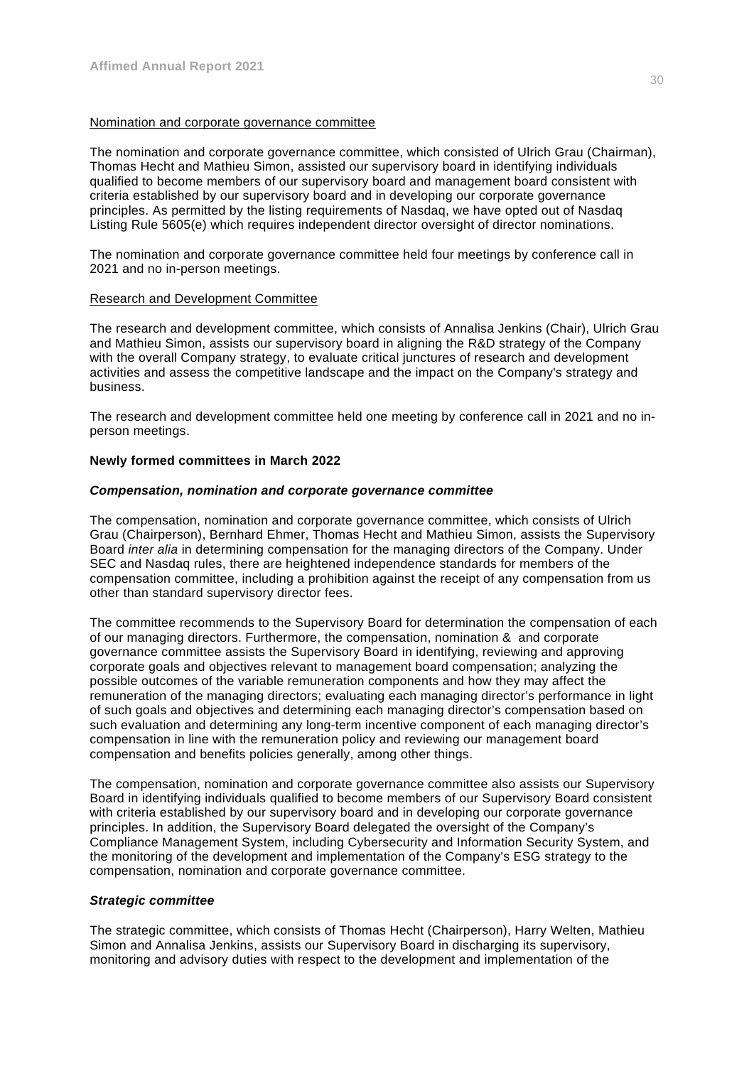Nomination and corporate governance committee

The nomination and corporate governance committee, which consisted of Ulrich Grau (Chairman), Thomas Hecht and Mathieu Simon, assisted our supervisory board in identifying individuals qualified to become members of our supervisory board and management board consistent with criteria established by our supervisory board and in developing our corporate governance principles. As permitted by the listing requirements of Nasdaq, we have opted out of Nasdaq Listing Rule 5605(e) which requires independent director oversight of director nominations.

The nomination and corporate governance committee held four meetings by conference call in 2021 and no in-person meetings.

Research and Development Committee

The research and development committee, which consists of Annalisa Jenkins (Chair), Ulrich Grau and Mathieu Simon, assists our supervisory board in aligning the R&D strategy of the Company with the overall Company strategy, to evaluate critical junctures of research and development activities and assess the competitive landscape and the impact on the Company's strategy and business.

The research and development committee held one meeting by conference call in 2021 and no in-person meetings.

**Newly formed committees in March 2022**

***Compensation, nomination and corporate governance committee***

The compensation, nomination and corporate governance committee, which consists of Ulrich Grau (Chairperson), Bernhard Ehmer, Thomas Hecht and Mathieu Simon, assists the Supervisory Board *inter alia* in determining compensation for the managing directors of the Company. Under SEC and Nasdaq rules, there are heightened independence standards for members of the compensation committee, including a prohibition against the receipt of any compensation from us other than standard supervisory director fees.

The committee recommends to the Supervisory Board for determination the compensation of each of our managing directors. Furthermore, the compensation, nomination & and corporate governance committee assists the Supervisory Board in identifying, reviewing and approving corporate goals and objectives relevant to management board compensation; analyzing the possible outcomes of the variable remuneration components and how they may affect the remuneration of the managing directors; evaluating each managing director's performance in light of such goals and objectives and determining each managing director's compensation based on such evaluation and determining any long-term incentive component of each managing director's compensation in line with the remuneration policy and reviewing our management board compensation and benefits policies generally, among other things.

The compensation, nomination and corporate governance committee also assists our Supervisory Board in identifying individuals qualified to become members of our Supervisory Board consistent with criteria established by our supervisory board and in developing our corporate governance principles. In addition, the Supervisory Board delegated the oversight of the Company's Compliance Management System, including Cybersecurity and Information Security System, and the monitoring of the development and implementation of the Company's ESG strategy to the compensation, nomination and corporate governance committee.

***Strategic committee***

The strategic committee, which consists of Thomas Hecht (Chairperson), Harry Welten, Mathieu Simon and Annalisa Jenkins, assists our Supervisory Board in discharging its supervisory, monitoring and advisory duties with respect to the development and implementation of the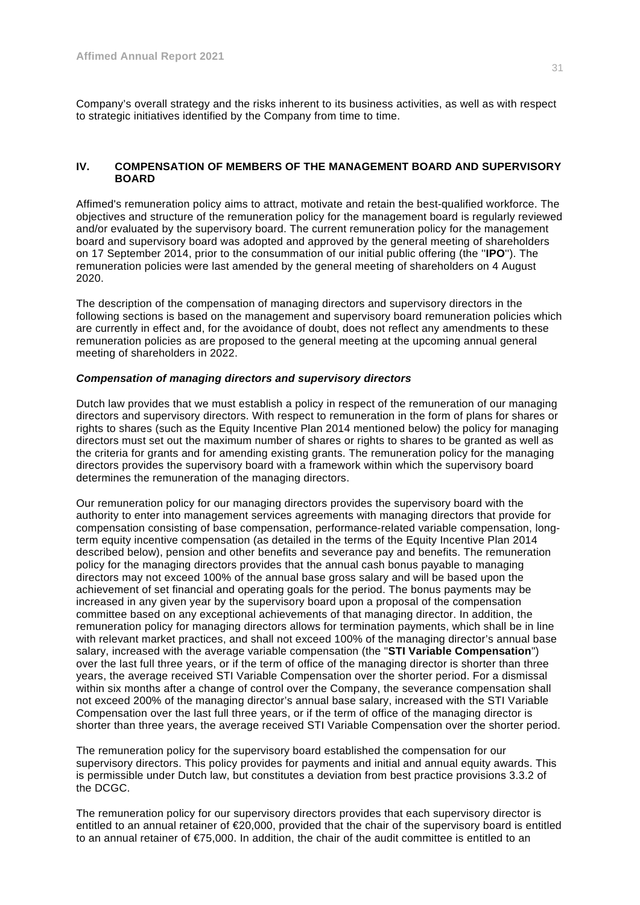Company's overall strategy and the risks inherent to its business activities, as well as with respect to strategic initiatives identified by the Company from time to time.

## IV. COMPENSATION OF MEMBERS OF THE MANAGEMENT BOARD AND SUPERVISORY BOARD

Affimed's remuneration policy aims to attract, motivate and retain the best-qualified workforce. The objectives and structure of the remuneration policy for the management board is regularly reviewed and/or evaluated by the supervisory board. The current remuneration policy for the management board and supervisory board was adopted and approved by the general meeting of shareholders on 17 September 2014, prior to the consummation of our initial public offering (the "**IPO**"). The remuneration policies were last amended by the general meeting of shareholders on 4 August 2020.

The description of the compensation of managing directors and supervisory directors in the following sections is based on the management and supervisory board remuneration policies which are currently in effect and, for the avoidance of doubt, does not reflect any amendments to these remuneration policies as are proposed to the general meeting at the upcoming annual general meeting of shareholders in 2022.

### *Compensation of managing directors and supervisory directors*

Dutch law provides that we must establish a policy in respect of the remuneration of our managing directors and supervisory directors. With respect to remuneration in the form of plans for shares or rights to shares (such as the Equity Incentive Plan 2014 mentioned below) the policy for managing directors must set out the maximum number of shares or rights to shares to be granted as well as the criteria for grants and for amending existing grants. The remuneration policy for the managing directors provides the supervisory board with a framework within which the supervisory board determines the remuneration of the managing directors.

Our remuneration policy for our managing directors provides the supervisory board with the authority to enter into management services agreements with managing directors that provide for compensation consisting of base compensation, performance-related variable compensation, long-term equity incentive compensation (as detailed in the terms of the Equity Incentive Plan 2014 described below), pension and other benefits and severance pay and benefits. The remuneration policy for the managing directors provides that the annual cash bonus payable to managing directors may not exceed 100% of the annual base gross salary and will be based upon the achievement of set financial and operating goals for the period. The bonus payments may be increased in any given year by the supervisory board upon a proposal of the compensation committee based on any exceptional achievements of that managing director. In addition, the remuneration policy for managing directors allows for termination payments, which shall be in line with relevant market practices, and shall not exceed 100% of the managing director's annual base salary, increased with the average variable compensation (the "**STI Variable Compensation**") over the last full three years, or if the term of office of the managing director is shorter than three years, the average received STI Variable Compensation over the shorter period. For a dismissal within six months after a change of control over the Company, the severance compensation shall not exceed 200% of the managing director's annual base salary, increased with the STI Variable Compensation over the last full three years, or if the term of office of the managing director is shorter than three years, the average received STI Variable Compensation over the shorter period.

The remuneration policy for the supervisory board established the compensation for our supervisory directors. This policy provides for payments and initial and annual equity awards. This is permissible under Dutch law, but constitutes a deviation from best practice provisions 3.3.2 of the DCGC.

The remuneration policy for our supervisory directors provides that each supervisory director is entitled to an annual retainer of €20,000, provided that the chair of the supervisory board is entitled to an annual retainer of €75,000. In addition, the chair of the audit committee is entitled to an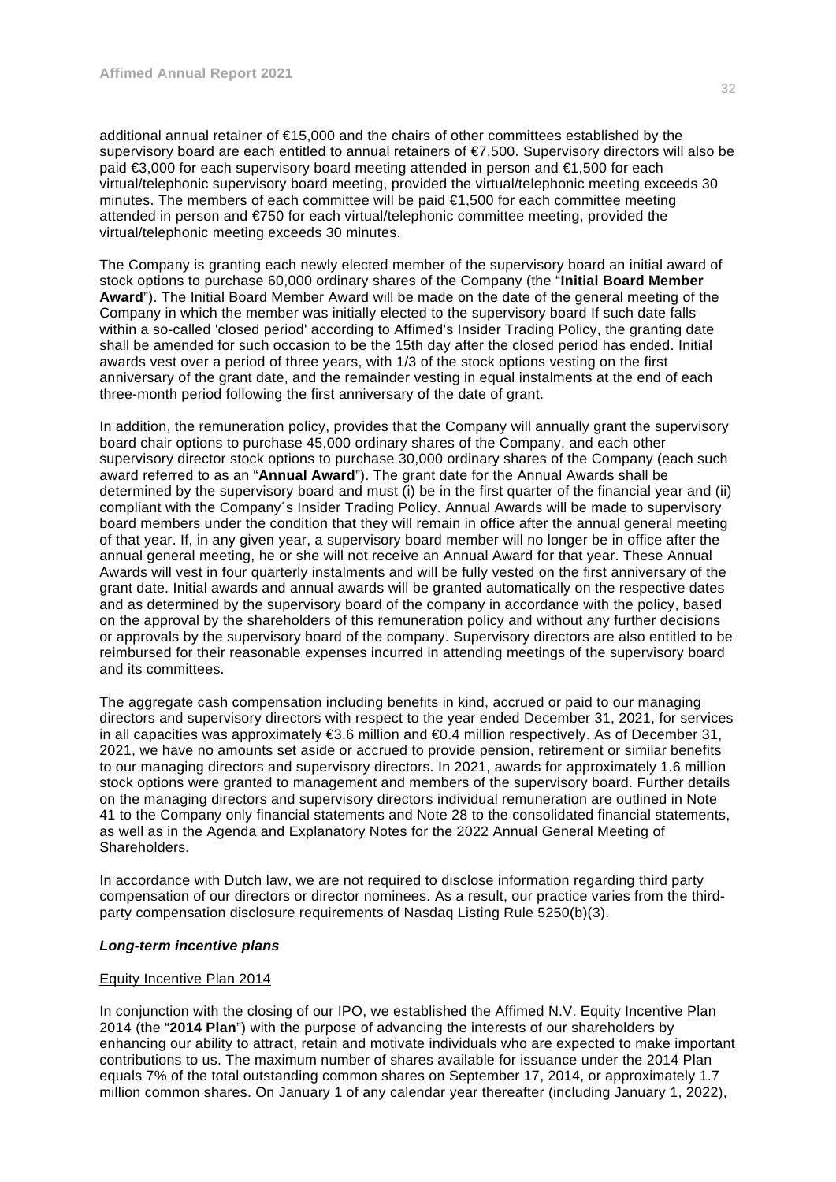additional annual retainer of €15,000 and the chairs of other committees established by the supervisory board are each entitled to annual retainers of €7,500. Supervisory directors will also be paid €3,000 for each supervisory board meeting attended in person and €1,500 for each virtual/telephonic supervisory board meeting, provided the virtual/telephonic meeting exceeds 30 minutes. The members of each committee will be paid €1,500 for each committee meeting attended in person and €750 for each virtual/telephonic committee meeting, provided the virtual/telephonic meeting exceeds 30 minutes.

The Company is granting each newly elected member of the supervisory board an initial award of stock options to purchase 60,000 ordinary shares of the Company (the "**Initial Board Member Award**"). The Initial Board Member Award will be made on the date of the general meeting of the Company in which the member was initially elected to the supervisory board If such date falls within a so-called 'closed period' according to Affimed's Insider Trading Policy, the granting date shall be amended for such occasion to be the 15th day after the closed period has ended. Initial awards vest over a period of three years, with 1/3 of the stock options vesting on the first anniversary of the grant date, and the remainder vesting in equal instalments at the end of each three-month period following the first anniversary of the date of grant.

In addition, the remuneration policy, provides that the Company will annually grant the supervisory board chair options to purchase 45,000 ordinary shares of the Company, and each other supervisory director stock options to purchase 30,000 ordinary shares of the Company (each such award referred to as an "**Annual Award**"). The grant date for the Annual Awards shall be determined by the supervisory board and must (i) be in the first quarter of the financial year and (ii) compliant with the Company´s Insider Trading Policy. Annual Awards will be made to supervisory board members under the condition that they will remain in office after the annual general meeting of that year. If, in any given year, a supervisory board member will no longer be in office after the annual general meeting, he or she will not receive an Annual Award for that year. These Annual Awards will vest in four quarterly instalments and will be fully vested on the first anniversary of the grant date. Initial awards and annual awards will be granted automatically on the respective dates and as determined by the supervisory board of the company in accordance with the policy, based on the approval by the shareholders of this remuneration policy and without any further decisions or approvals by the supervisory board of the company. Supervisory directors are also entitled to be reimbursed for their reasonable expenses incurred in attending meetings of the supervisory board and its committees.

The aggregate cash compensation including benefits in kind, accrued or paid to our managing directors and supervisory directors with respect to the year ended December 31, 2021, for services in all capacities was approximately €3.6 million and €0.4 million respectively. As of December 31, 2021, we have no amounts set aside or accrued to provide pension, retirement or similar benefits to our managing directors and supervisory directors. In 2021, awards for approximately 1.6 million stock options were granted to management and members of the supervisory board. Further details on the managing directors and supervisory directors individual remuneration are outlined in Note 41 to the Company only financial statements and Note 28 to the consolidated financial statements, as well as in the Agenda and Explanatory Notes for the 2022 Annual General Meeting of Shareholders.

In accordance with Dutch law, we are not required to disclose information regarding third party compensation of our directors or director nominees. As a result, our practice varies from the third-party compensation disclosure requirements of Nasdaq Listing Rule 5250(b)(3).

***Long-term incentive plans***

Equity Incentive Plan 2014

In conjunction with the closing of our IPO, we established the Affimed N.V. Equity Incentive Plan 2014 (the "**2014 Plan**") with the purpose of advancing the interests of our shareholders by enhancing our ability to attract, retain and motivate individuals who are expected to make important contributions to us. The maximum number of shares available for issuance under the 2014 Plan equals 7% of the total outstanding common shares on September 17, 2014, or approximately 1.7 million common shares. On January 1 of any calendar year thereafter (including January 1, 2022),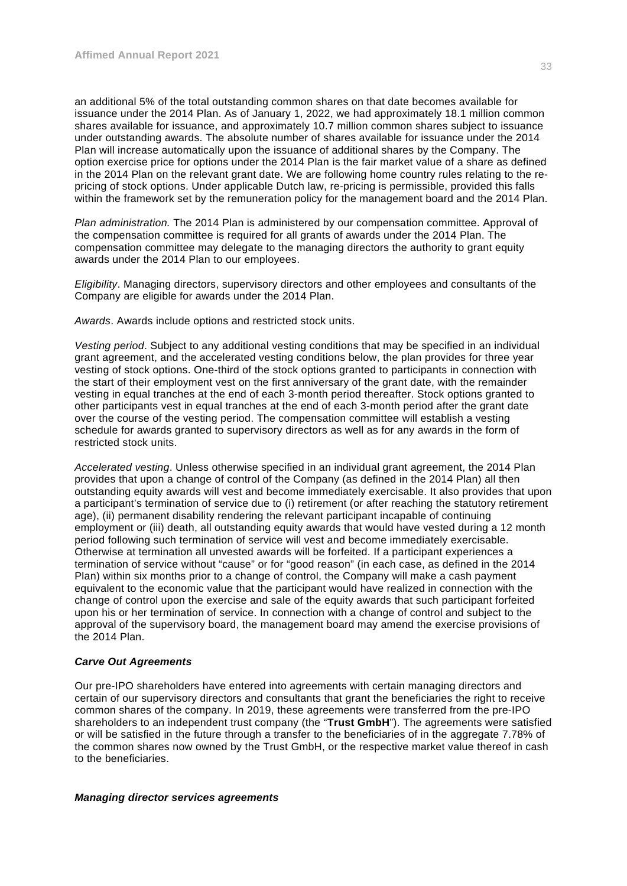an additional 5% of the total outstanding common shares on that date becomes available for issuance under the 2014 Plan. As of January 1, 2022, we had approximately 18.1 million common shares available for issuance, and approximately 10.7 million common shares subject to issuance under outstanding awards. The absolute number of shares available for issuance under the 2014 Plan will increase automatically upon the issuance of additional shares by the Company. The option exercise price for options under the 2014 Plan is the fair market value of a share as defined in the 2014 Plan on the relevant grant date. We are following home country rules relating to the re-pricing of stock options. Under applicable Dutch law, re-pricing is permissible, provided this falls within the framework set by the remuneration policy for the management board and the 2014 Plan.

*Plan administration.* The 2014 Plan is administered by our compensation committee. Approval of the compensation committee is required for all grants of awards under the 2014 Plan. The compensation committee may delegate to the managing directors the authority to grant equity awards under the 2014 Plan to our employees.

*Eligibility*. Managing directors, supervisory directors and other employees and consultants of the Company are eligible for awards under the 2014 Plan.

*Awards*. Awards include options and restricted stock units.

*Vesting period*. Subject to any additional vesting conditions that may be specified in an individual grant agreement, and the accelerated vesting conditions below, the plan provides for three year vesting of stock options. One-third of the stock options granted to participants in connection with the start of their employment vest on the first anniversary of the grant date, with the remainder vesting in equal tranches at the end of each 3-month period thereafter. Stock options granted to other participants vest in equal tranches at the end of each 3-month period after the grant date over the course of the vesting period. The compensation committee will establish a vesting schedule for awards granted to supervisory directors as well as for any awards in the form of restricted stock units.

*Accelerated vesting*. Unless otherwise specified in an individual grant agreement, the 2014 Plan provides that upon a change of control of the Company (as defined in the 2014 Plan) all then outstanding equity awards will vest and become immediately exercisable. It also provides that upon a participant's termination of service due to (i) retirement (or after reaching the statutory retirement age), (ii) permanent disability rendering the relevant participant incapable of continuing employment or (iii) death, all outstanding equity awards that would have vested during a 12 month period following such termination of service will vest and become immediately exercisable. Otherwise at termination all unvested awards will be forfeited. If a participant experiences a termination of service without "cause" or for "good reason" (in each case, as defined in the 2014 Plan) within six months prior to a change of control, the Company will make a cash payment equivalent to the economic value that the participant would have realized in connection with the change of control upon the exercise and sale of the equity awards that such participant forfeited upon his or her termination of service. In connection with a change of control and subject to the approval of the supervisory board, the management board may amend the exercise provisions of the 2014 Plan.

***Carve Out Agreements***

Our pre-IPO shareholders have entered into agreements with certain managing directors and certain of our supervisory directors and consultants that grant the beneficiaries the right to receive common shares of the company. In 2019, these agreements were transferred from the pre-IPO shareholders to an independent trust company (the "**Trust GmbH**"). The agreements were satisfied or will be satisfied in the future through a transfer to the beneficiaries of in the aggregate 7.78% of the common shares now owned by the Trust GmbH, or the respective market value thereof in cash to the beneficiaries.

***Managing director services agreements***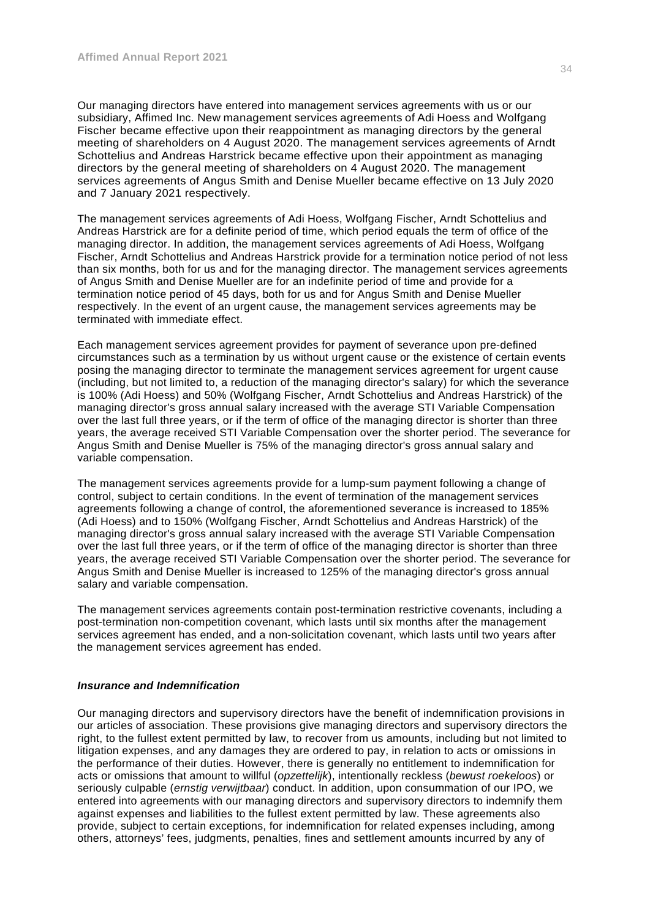Our managing directors have entered into management services agreements with us or our subsidiary, Affimed Inc. New management services agreements of Adi Hoess and Wolfgang Fischer became effective upon their reappointment as managing directors by the general meeting of shareholders on 4 August 2020. The management services agreements of Arndt Schottelius and Andreas Harstrick became effective upon their appointment as managing directors by the general meeting of shareholders on 4 August 2020. The management services agreements of Angus Smith and Denise Mueller became effective on 13 July 2020 and 7 January 2021 respectively.

The management services agreements of Adi Hoess, Wolfgang Fischer, Arndt Schottelius and Andreas Harstrick are for a definite period of time, which period equals the term of office of the managing director. In addition, the management services agreements of Adi Hoess, Wolfgang Fischer, Arndt Schottelius and Andreas Harstrick provide for a termination notice period of not less than six months, both for us and for the managing director. The management services agreements of Angus Smith and Denise Mueller are for an indefinite period of time and provide for a termination notice period of 45 days, both for us and for Angus Smith and Denise Mueller respectively. In the event of an urgent cause, the management services agreements may be terminated with immediate effect.

Each management services agreement provides for payment of severance upon pre-defined circumstances such as a termination by us without urgent cause or the existence of certain events posing the managing director to terminate the management services agreement for urgent cause (including, but not limited to, a reduction of the managing director's salary) for which the severance is 100% (Adi Hoess) and 50% (Wolfgang Fischer, Arndt Schottelius and Andreas Harstrick) of the managing director's gross annual salary increased with the average STI Variable Compensation over the last full three years, or if the term of office of the managing director is shorter than three years, the average received STI Variable Compensation over the shorter period. The severance for Angus Smith and Denise Mueller is 75% of the managing director's gross annual salary and variable compensation.

The management services agreements provide for a lump-sum payment following a change of control, subject to certain conditions. In the event of termination of the management services agreements following a change of control, the aforementioned severance is increased to 185% (Adi Hoess) and to 150% (Wolfgang Fischer, Arndt Schottelius and Andreas Harstrick) of the managing director's gross annual salary increased with the average STI Variable Compensation over the last full three years, or if the term of office of the managing director is shorter than three years, the average received STI Variable Compensation over the shorter period. The severance for Angus Smith and Denise Mueller is increased to 125% of the managing director's gross annual salary and variable compensation.

The management services agreements contain post-termination restrictive covenants, including a post-termination non-competition covenant, which lasts until six months after the management services agreement has ended, and a non-solicitation covenant, which lasts until two years after the management services agreement has ended.

#### ***Insurance and Indemnification***

Our managing directors and supervisory directors have the benefit of indemnification provisions in our articles of association. These provisions give managing directors and supervisory directors the right, to the fullest extent permitted by law, to recover from us amounts, including but not limited to litigation expenses, and any damages they are ordered to pay, in relation to acts or omissions in the performance of their duties. However, there is generally no entitlement to indemnification for acts or omissions that amount to willful (*opzettelijk*), intentionally reckless (*bewust roekeloos*) or seriously culpable (*ernstig verwijtbaar*) conduct. In addition, upon consummation of our IPO, we entered into agreements with our managing directors and supervisory directors to indemnify them against expenses and liabilities to the fullest extent permitted by law. These agreements also provide, subject to certain exceptions, for indemnification for related expenses including, among others, attorneys' fees, judgments, penalties, fines and settlement amounts incurred by any of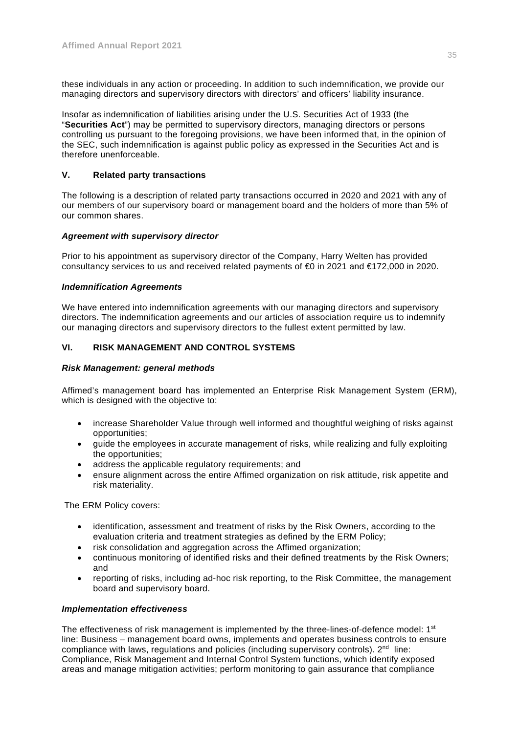these individuals in any action or proceeding. In addition to such indemnification, we provide our managing directors and supervisory directors with directors' and officers' liability insurance.

Insofar as indemnification of liabilities arising under the U.S. Securities Act of 1933 (the "**Securities Act**") may be permitted to supervisory directors, managing directors or persons controlling us pursuant to the foregoing provisions, we have been informed that, in the opinion of the SEC, such indemnification is against public policy as expressed in the Securities Act and is therefore unenforceable.

## V. Related party transactions

The following is a description of related party transactions occurred in 2020 and 2021 with any of our members of our supervisory board or management board and the holders of more than 5% of our common shares.

### *Agreement with supervisory director*

Prior to his appointment as supervisory director of the Company, Harry Welten has provided consultancy services to us and received related payments of €0 in 2021 and €172,000 in 2020.

### *Indemnification Agreements*

We have entered into indemnification agreements with our managing directors and supervisory directors. The indemnification agreements and our articles of association require us to indemnify our managing directors and supervisory directors to the fullest extent permitted by law.

## VI. RISK MANAGEMENT AND CONTROL SYSTEMS

### *Risk Management: general methods*

Affimed's management board has implemented an Enterprise Risk Management System (ERM), which is designed with the objective to:

- increase Shareholder Value through well informed and thoughtful weighing of risks against opportunities;
- guide the employees in accurate management of risks, while realizing and fully exploiting the opportunities;
- address the applicable regulatory requirements; and
- ensure alignment across the entire Affimed organization on risk attitude, risk appetite and risk materiality.

The ERM Policy covers:

- identification, assessment and treatment of risks by the Risk Owners, according to the evaluation criteria and treatment strategies as defined by the ERM Policy;
- risk consolidation and aggregation across the Affimed organization;
- continuous monitoring of identified risks and their defined treatments by the Risk Owners; and
- reporting of risks, including ad-hoc risk reporting, to the Risk Committee, the management board and supervisory board.

### *Implementation effectiveness*

The effectiveness of risk management is implemented by the three-lines-of-defence model: 1st line: Business – management board owns, implements and operates business controls to ensure compliance with laws, regulations and policies (including supervisory controls). 2nd line: Compliance, Risk Management and Internal Control System functions, which identify exposed areas and manage mitigation activities; perform monitoring to gain assurance that compliance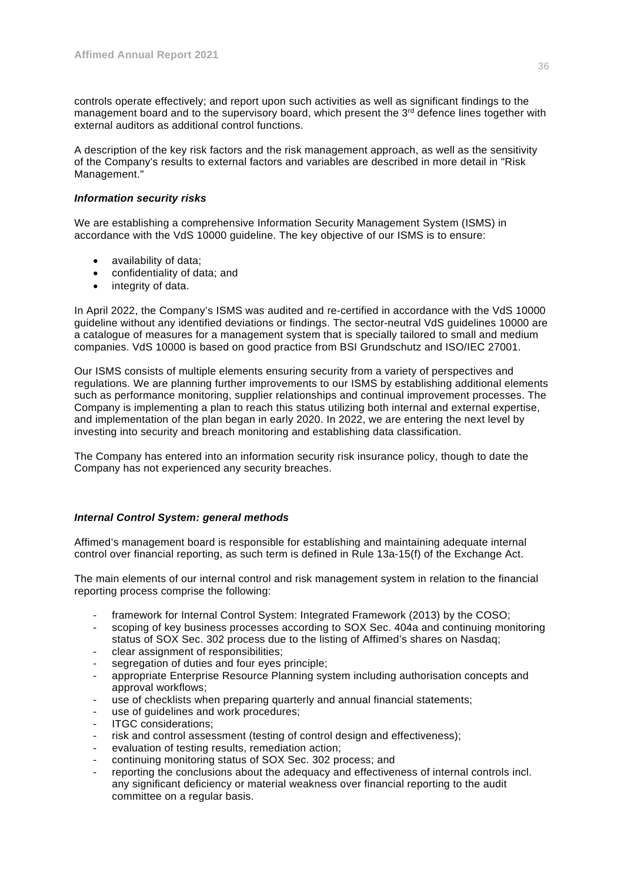controls operate effectively; and report upon such activities as well as significant findings to the management board and to the supervisory board, which present the 3rd defence lines together with external auditors as additional control functions.

A description of the key risk factors and the risk management approach, as well as the sensitivity of the Company's results to external factors and variables are described in more detail in "Risk Management."

***Information security risks***

We are establishing a comprehensive Information Security Management System (ISMS) in accordance with the VdS 10000 guideline. The key objective of our ISMS is to ensure:

- availability of data;
- confidentiality of data; and
- integrity of data.

In April 2022, the Company's ISMS was audited and re-certified in accordance with the VdS 10000 guideline without any identified deviations or findings. The sector-neutral VdS guidelines 10000 are a catalogue of measures for a management system that is specially tailored to small and medium companies. VdS 10000 is based on good practice from BSI Grundschutz and ISO/IEC 27001.

Our ISMS consists of multiple elements ensuring security from a variety of perspectives and regulations. We are planning further improvements to our ISMS by establishing additional elements such as performance monitoring, supplier relationships and continual improvement processes. The Company is implementing a plan to reach this status utilizing both internal and external expertise, and implementation of the plan began in early 2020. In 2022, we are entering the next level by investing into security and breach monitoring and establishing data classification.

The Company has entered into an information security risk insurance policy, though to date the Company has not experienced any security breaches.

***Internal Control System: general methods***

Affimed's management board is responsible for establishing and maintaining adequate internal control over financial reporting, as such term is defined in Rule 13a-15(f) of the Exchange Act.

The main elements of our internal control and risk management system in relation to the financial reporting process comprise the following:

- framework for Internal Control System: Integrated Framework (2013) by the COSO;
- scoping of key business processes according to SOX Sec. 404a and continuing monitoring status of SOX Sec. 302 process due to the listing of Affimed's shares on Nasdaq;
- clear assignment of responsibilities;
- segregation of duties and four eyes principle;
- appropriate Enterprise Resource Planning system including authorisation concepts and approval workflows;
- use of checklists when preparing quarterly and annual financial statements;
- use of guidelines and work procedures;
- ITGC considerations;
- risk and control assessment (testing of control design and effectiveness);
- evaluation of testing results, remediation action;
- continuing monitoring status of SOX Sec. 302 process; and
- reporting the conclusions about the adequacy and effectiveness of internal controls incl. any significant deficiency or material weakness over financial reporting to the audit committee on a regular basis.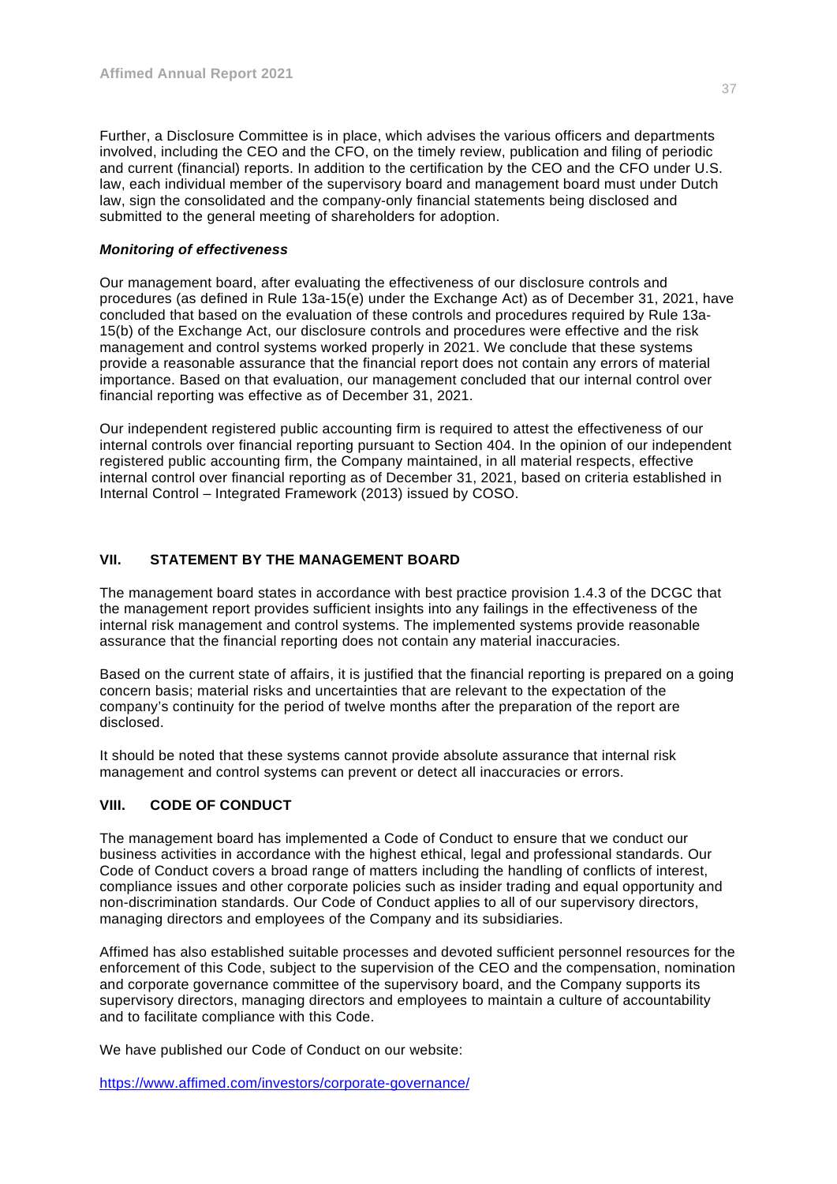Further, a Disclosure Committee is in place, which advises the various officers and departments involved, including the CEO and the CFO, on the timely review, publication and filing of periodic and current (financial) reports. In addition to the certification by the CEO and the CFO under U.S. law, each individual member of the supervisory board and management board must under Dutch law, sign the consolidated and the company-only financial statements being disclosed and submitted to the general meeting of shareholders for adoption.

***Monitoring of effectiveness***

Our management board, after evaluating the effectiveness of our disclosure controls and procedures (as defined in Rule 13a-15(e) under the Exchange Act) as of December 31, 2021, have concluded that based on the evaluation of these controls and procedures required by Rule 13a-15(b) of the Exchange Act, our disclosure controls and procedures were effective and the risk management and control systems worked properly in 2021. We conclude that these systems provide a reasonable assurance that the financial report does not contain any errors of material importance. Based on that evaluation, our management concluded that our internal control over financial reporting was effective as of December 31, 2021.

Our independent registered public accounting firm is required to attest the effectiveness of our internal controls over financial reporting pursuant to Section 404. In the opinion of our independent registered public accounting firm, the Company maintained, in all material respects, effective internal control over financial reporting as of December 31, 2021, based on criteria established in Internal Control – Integrated Framework (2013) issued by COSO.

## VII. STATEMENT BY THE MANAGEMENT BOARD

The management board states in accordance with best practice provision 1.4.3 of the DCGC that the management report provides sufficient insights into any failings in the effectiveness of the internal risk management and control systems. The implemented systems provide reasonable assurance that the financial reporting does not contain any material inaccuracies.

Based on the current state of affairs, it is justified that the financial reporting is prepared on a going concern basis; material risks and uncertainties that are relevant to the expectation of the company's continuity for the period of twelve months after the preparation of the report are disclosed.

It should be noted that these systems cannot provide absolute assurance that internal risk management and control systems can prevent or detect all inaccuracies or errors.

## VIII. CODE OF CONDUCT

The management board has implemented a Code of Conduct to ensure that we conduct our business activities in accordance with the highest ethical, legal and professional standards. Our Code of Conduct covers a broad range of matters including the handling of conflicts of interest, compliance issues and other corporate policies such as insider trading and equal opportunity and non-discrimination standards. Our Code of Conduct applies to all of our supervisory directors, managing directors and employees of the Company and its subsidiaries.

Affimed has also established suitable processes and devoted sufficient personnel resources for the enforcement of this Code, subject to the supervision of the CEO and the compensation, nomination and corporate governance committee of the supervisory board, and the Company supports its supervisory directors, managing directors and employees to maintain a culture of accountability and to facilitate compliance with this Code.

We have published our Code of Conduct on our website:

https://www.affimed.com/investors/corporate-governance/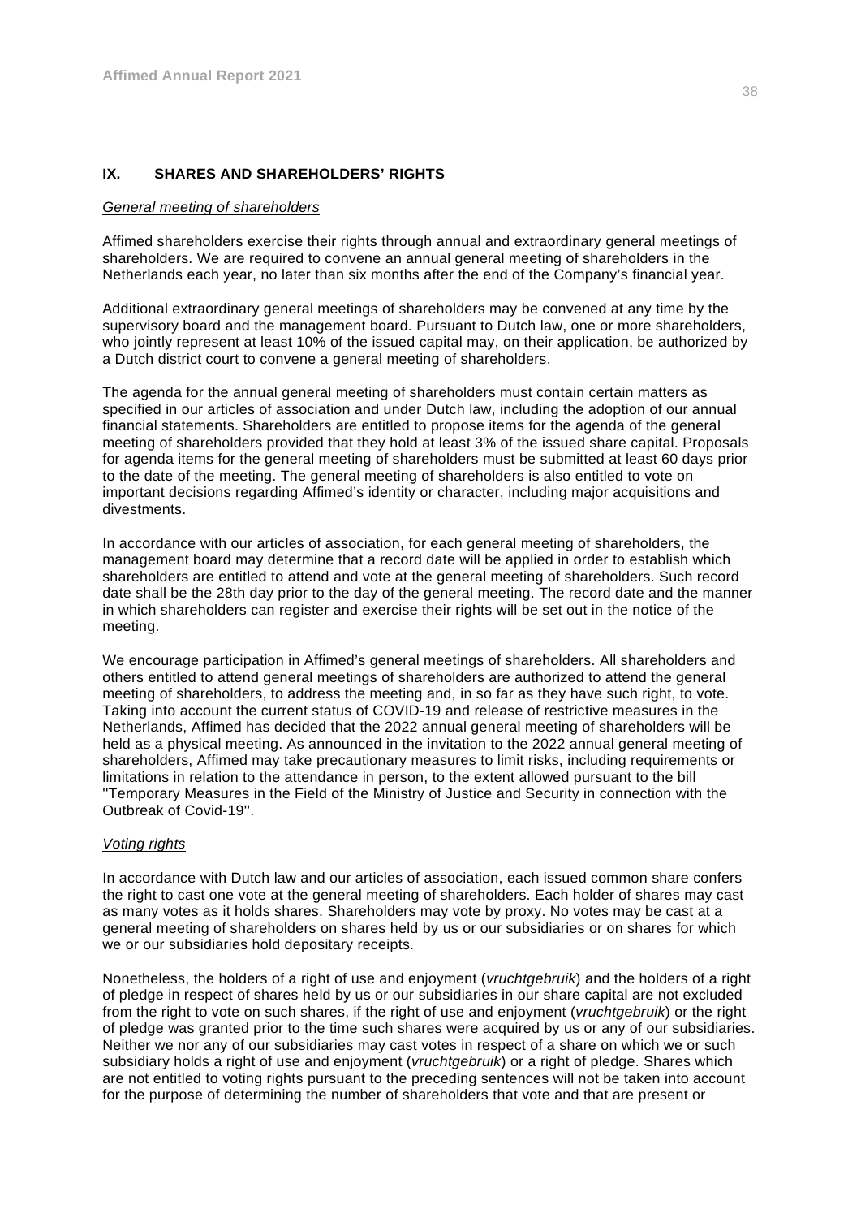## IX. SHARES AND SHAREHOLDERS' RIGHTS

*General meeting of shareholders*

Affimed shareholders exercise their rights through annual and extraordinary general meetings of shareholders. We are required to convene an annual general meeting of shareholders in the Netherlands each year, no later than six months after the end of the Company's financial year.

Additional extraordinary general meetings of shareholders may be convened at any time by the supervisory board and the management board. Pursuant to Dutch law, one or more shareholders, who jointly represent at least 10% of the issued capital may, on their application, be authorized by a Dutch district court to convene a general meeting of shareholders.

The agenda for the annual general meeting of shareholders must contain certain matters as specified in our articles of association and under Dutch law, including the adoption of our annual financial statements. Shareholders are entitled to propose items for the agenda of the general meeting of shareholders provided that they hold at least 3% of the issued share capital. Proposals for agenda items for the general meeting of shareholders must be submitted at least 60 days prior to the date of the meeting. The general meeting of shareholders is also entitled to vote on important decisions regarding Affimed's identity or character, including major acquisitions and divestments.

In accordance with our articles of association, for each general meeting of shareholders, the management board may determine that a record date will be applied in order to establish which shareholders are entitled to attend and vote at the general meeting of shareholders. Such record date shall be the 28th day prior to the day of the general meeting. The record date and the manner in which shareholders can register and exercise their rights will be set out in the notice of the meeting.

We encourage participation in Affimed's general meetings of shareholders. All shareholders and others entitled to attend general meetings of shareholders are authorized to attend the general meeting of shareholders, to address the meeting and, in so far as they have such right, to vote. Taking into account the current status of COVID-19 and release of restrictive measures in the Netherlands, Affimed has decided that the 2022 annual general meeting of shareholders will be held as a physical meeting. As announced in the invitation to the 2022 annual general meeting of shareholders, Affimed may take precautionary measures to limit risks, including requirements or limitations in relation to the attendance in person, to the extent allowed pursuant to the bill ''Temporary Measures in the Field of the Ministry of Justice and Security in connection with the Outbreak of Covid-19''.

*Voting rights*

In accordance with Dutch law and our articles of association, each issued common share confers the right to cast one vote at the general meeting of shareholders. Each holder of shares may cast as many votes as it holds shares. Shareholders may vote by proxy. No votes may be cast at a general meeting of shareholders on shares held by us or our subsidiaries or on shares for which we or our subsidiaries hold depositary receipts.

Nonetheless, the holders of a right of use and enjoyment (*vruchtgebruik*) and the holders of a right of pledge in respect of shares held by us or our subsidiaries in our share capital are not excluded from the right to vote on such shares, if the right of use and enjoyment (*vruchtgebruik*) or the right of pledge was granted prior to the time such shares were acquired by us or any of our subsidiaries. Neither we nor any of our subsidiaries may cast votes in respect of a share on which we or such subsidiary holds a right of use and enjoyment (*vruchtgebruik*) or a right of pledge. Shares which are not entitled to voting rights pursuant to the preceding sentences will not be taken into account for the purpose of determining the number of shareholders that vote and that are present or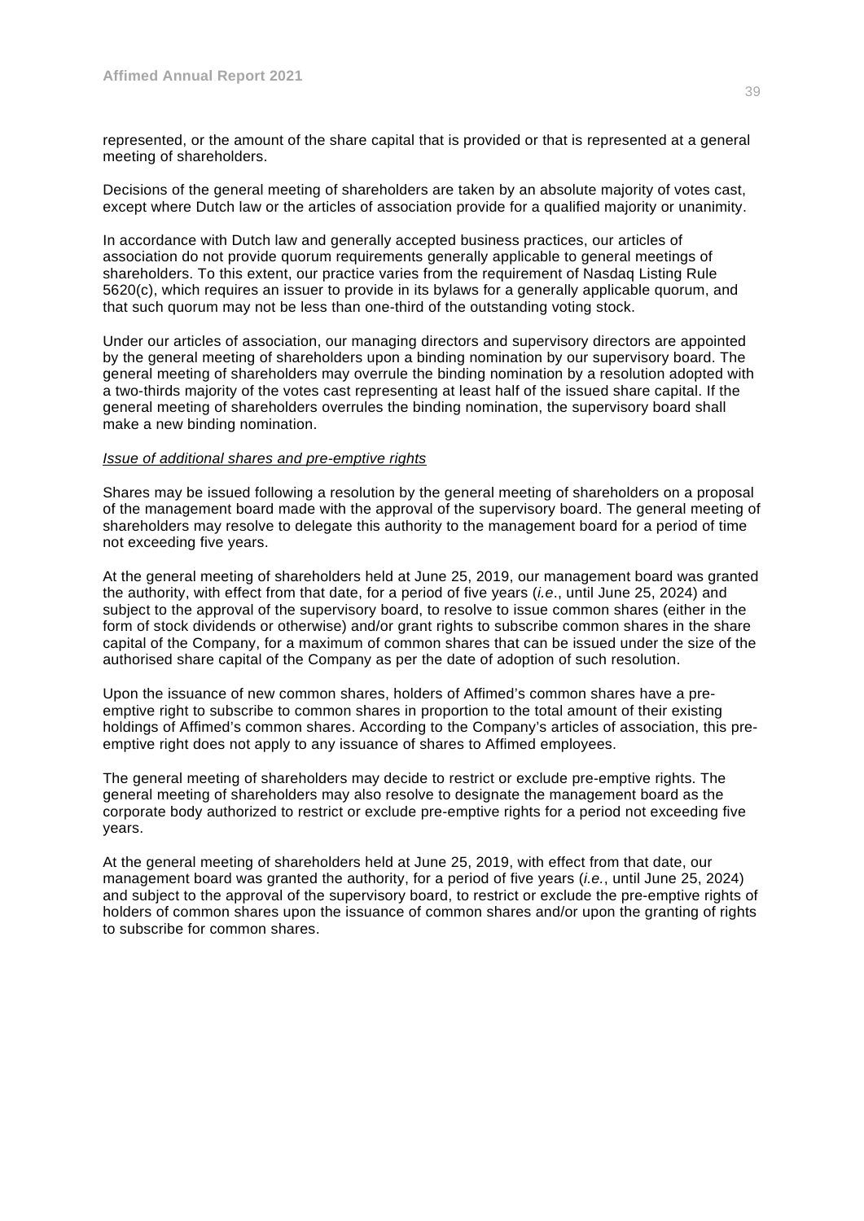represented, or the amount of the share capital that is provided or that is represented at a general meeting of shareholders.

Decisions of the general meeting of shareholders are taken by an absolute majority of votes cast, except where Dutch law or the articles of association provide for a qualified majority or unanimity.

In accordance with Dutch law and generally accepted business practices, our articles of association do not provide quorum requirements generally applicable to general meetings of shareholders. To this extent, our practice varies from the requirement of Nasdaq Listing Rule 5620(c), which requires an issuer to provide in its bylaws for a generally applicable quorum, and that such quorum may not be less than one-third of the outstanding voting stock.

Under our articles of association, our managing directors and supervisory directors are appointed by the general meeting of shareholders upon a binding nomination by our supervisory board. The general meeting of shareholders may overrule the binding nomination by a resolution adopted with a two-thirds majority of the votes cast representing at least half of the issued share capital. If the general meeting of shareholders overrules the binding nomination, the supervisory board shall make a new binding nomination.

*Issue of additional shares and pre-emptive rights*

Shares may be issued following a resolution by the general meeting of shareholders on a proposal of the management board made with the approval of the supervisory board. The general meeting of shareholders may resolve to delegate this authority to the management board for a period of time not exceeding five years.

At the general meeting of shareholders held at June 25, 2019, our management board was granted the authority, with effect from that date, for a period of five years (*i.e*., until June 25, 2024) and subject to the approval of the supervisory board, to resolve to issue common shares (either in the form of stock dividends or otherwise) and/or grant rights to subscribe common shares in the share capital of the Company, for a maximum of common shares that can be issued under the size of the authorised share capital of the Company as per the date of adoption of such resolution.

Upon the issuance of new common shares, holders of Affimed's common shares have a pre-emptive right to subscribe to common shares in proportion to the total amount of their existing holdings of Affimed's common shares. According to the Company's articles of association, this pre-emptive right does not apply to any issuance of shares to Affimed employees.

The general meeting of shareholders may decide to restrict or exclude pre-emptive rights. The general meeting of shareholders may also resolve to designate the management board as the corporate body authorized to restrict or exclude pre-emptive rights for a period not exceeding five years.

At the general meeting of shareholders held at June 25, 2019, with effect from that date, our management board was granted the authority, for a period of five years (*i.e.*, until June 25, 2024) and subject to the approval of the supervisory board, to restrict or exclude the pre-emptive rights of holders of common shares upon the issuance of common shares and/or upon the granting of rights to subscribe for common shares.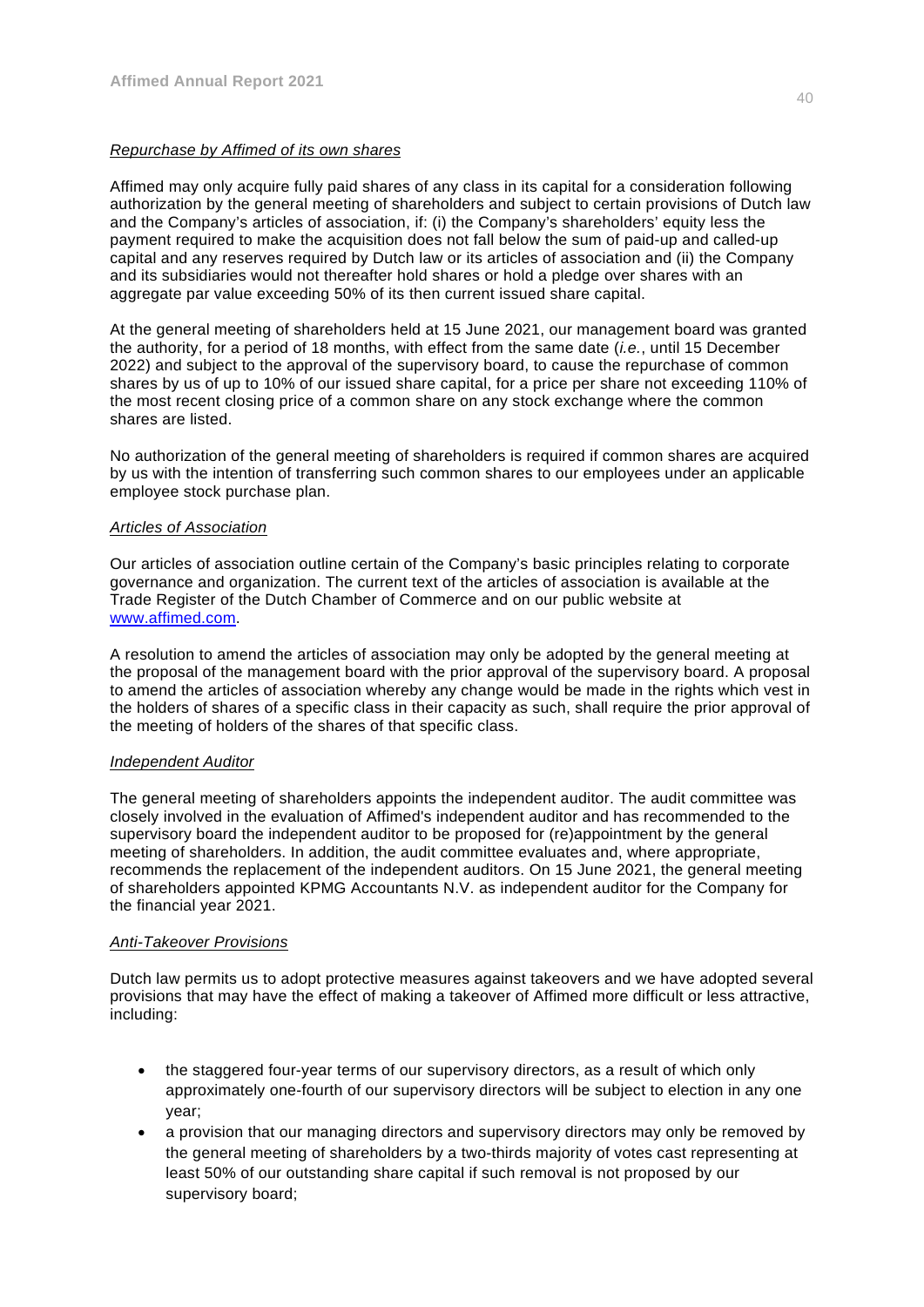*Repurchase by Affimed of its own shares*

Affimed may only acquire fully paid shares of any class in its capital for a consideration following authorization by the general meeting of shareholders and subject to certain provisions of Dutch law and the Company's articles of association, if: (i) the Company's shareholders' equity less the payment required to make the acquisition does not fall below the sum of paid-up and called-up capital and any reserves required by Dutch law or its articles of association and (ii) the Company and its subsidiaries would not thereafter hold shares or hold a pledge over shares with an aggregate par value exceeding 50% of its then current issued share capital.

At the general meeting of shareholders held at 15 June 2021, our management board was granted the authority, for a period of 18 months, with effect from the same date (*i.e.*, until 15 December 2022) and subject to the approval of the supervisory board, to cause the repurchase of common shares by us of up to 10% of our issued share capital, for a price per share not exceeding 110% of the most recent closing price of a common share on any stock exchange where the common shares are listed.

No authorization of the general meeting of shareholders is required if common shares are acquired by us with the intention of transferring such common shares to our employees under an applicable employee stock purchase plan.

*Articles of Association*

Our articles of association outline certain of the Company's basic principles relating to corporate governance and organization. The current text of the articles of association is available at the Trade Register of the Dutch Chamber of Commerce and on our public website at www.affimed.com.

A resolution to amend the articles of association may only be adopted by the general meeting at the proposal of the management board with the prior approval of the supervisory board. A proposal to amend the articles of association whereby any change would be made in the rights which vest in the holders of shares of a specific class in their capacity as such, shall require the prior approval of the meeting of holders of the shares of that specific class.

*Independent Auditor*

The general meeting of shareholders appoints the independent auditor. The audit committee was closely involved in the evaluation of Affimed's independent auditor and has recommended to the supervisory board the independent auditor to be proposed for (re)appointment by the general meeting of shareholders. In addition, the audit committee evaluates and, where appropriate, recommends the replacement of the independent auditors. On 15 June 2021, the general meeting of shareholders appointed KPMG Accountants N.V. as independent auditor for the Company for the financial year 2021.

*Anti-Takeover Provisions*

Dutch law permits us to adopt protective measures against takeovers and we have adopted several provisions that may have the effect of making a takeover of Affimed more difficult or less attractive, including:

- the staggered four-year terms of our supervisory directors, as a result of which only approximately one-fourth of our supervisory directors will be subject to election in any one year;
- a provision that our managing directors and supervisory directors may only be removed by the general meeting of shareholders by a two-thirds majority of votes cast representing at least 50% of our outstanding share capital if such removal is not proposed by our supervisory board;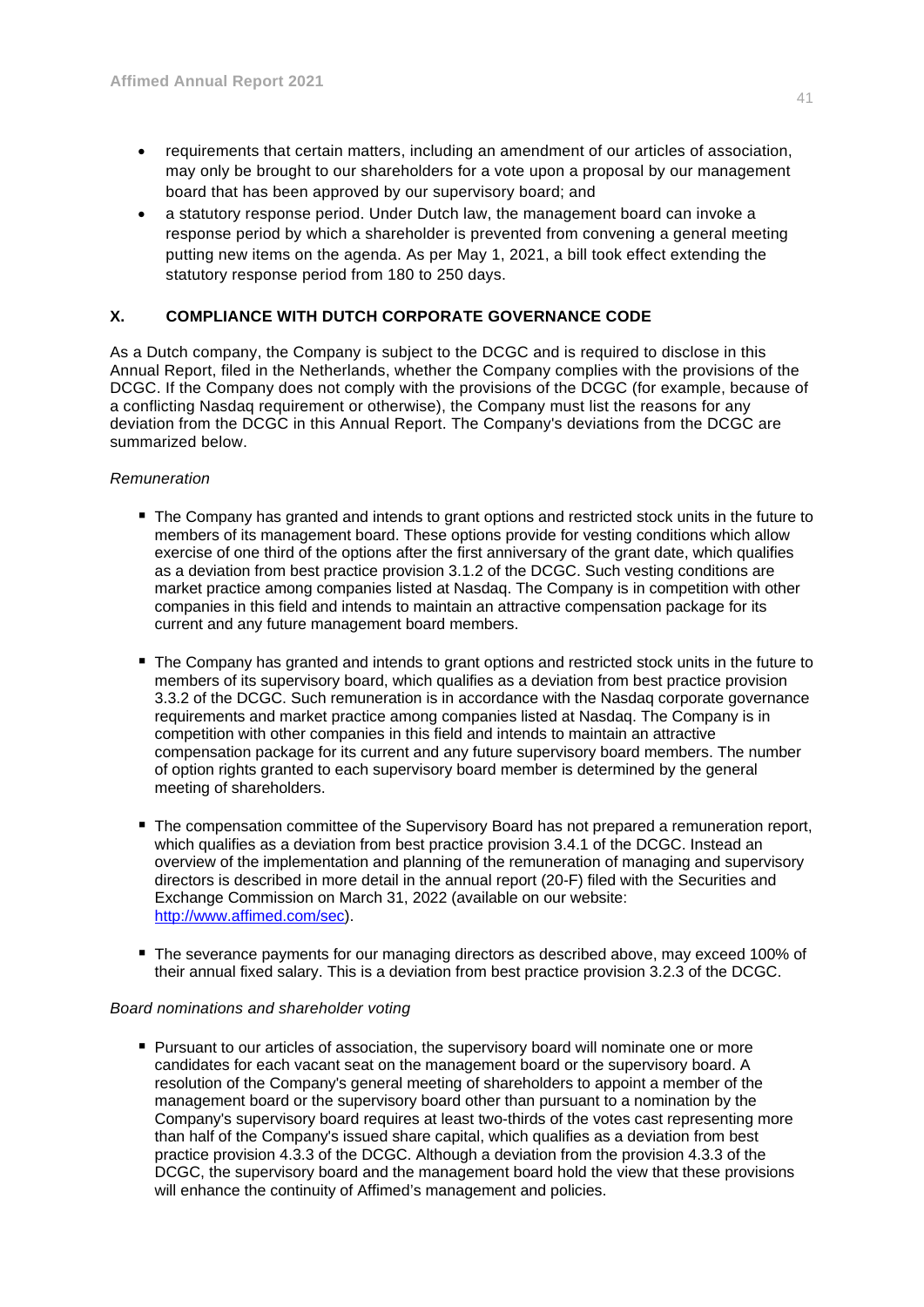- requirements that certain matters, including an amendment of our articles of association, may only be brought to our shareholders for a vote upon a proposal by our management board that has been approved by our supervisory board; and
- a statutory response period. Under Dutch law, the management board can invoke a response period by which a shareholder is prevented from convening a general meeting putting new items on the agenda. As per May 1, 2021, a bill took effect extending the statutory response period from 180 to 250 days.

## X. COMPLIANCE WITH DUTCH CORPORATE GOVERNANCE CODE

As a Dutch company, the Company is subject to the DCGC and is required to disclose in this Annual Report, filed in the Netherlands, whether the Company complies with the provisions of the DCGC. If the Company does not comply with the provisions of the DCGC (for example, because of a conflicting Nasdaq requirement or otherwise), the Company must list the reasons for any deviation from the DCGC in this Annual Report. The Company's deviations from the DCGC are summarized below.

*Remuneration*

- The Company has granted and intends to grant options and restricted stock units in the future to members of its management board. These options provide for vesting conditions which allow exercise of one third of the options after the first anniversary of the grant date, which qualifies as a deviation from best practice provision 3.1.2 of the DCGC. Such vesting conditions are market practice among companies listed at Nasdaq. The Company is in competition with other companies in this field and intends to maintain an attractive compensation package for its current and any future management board members.

- The Company has granted and intends to grant options and restricted stock units in the future to members of its supervisory board, which qualifies as a deviation from best practice provision 3.3.2 of the DCGC. Such remuneration is in accordance with the Nasdaq corporate governance requirements and market practice among companies listed at Nasdaq. The Company is in competition with other companies in this field and intends to maintain an attractive compensation package for its current and any future supervisory board members. The number of option rights granted to each supervisory board member is determined by the general meeting of shareholders.

- The compensation committee of the Supervisory Board has not prepared a remuneration report, which qualifies as a deviation from best practice provision 3.4.1 of the DCGC. Instead an overview of the implementation and planning of the remuneration of managing and supervisory directors is described in more detail in the annual report (20-F) filed with the Securities and Exchange Commission on March 31, 2022 (available on our website: [http://www.affimed.com/sec](http://www.affimed.com/sec)).

- The severance payments for our managing directors as described above, may exceed 100% of their annual fixed salary. This is a deviation from best practice provision 3.2.3 of the DCGC.

*Board nominations and shareholder voting*

- Pursuant to our articles of association, the supervisory board will nominate one or more candidates for each vacant seat on the management board or the supervisory board. A resolution of the Company's general meeting of shareholders to appoint a member of the management board or the supervisory board other than pursuant to a nomination by the Company's supervisory board requires at least two-thirds of the votes cast representing more than half of the Company's issued share capital, which qualifies as a deviation from best practice provision 4.3.3 of the DCGC. Although a deviation from the provision 4.3.3 of the DCGC, the supervisory board and the management board hold the view that these provisions will enhance the continuity of Affimed's management and policies.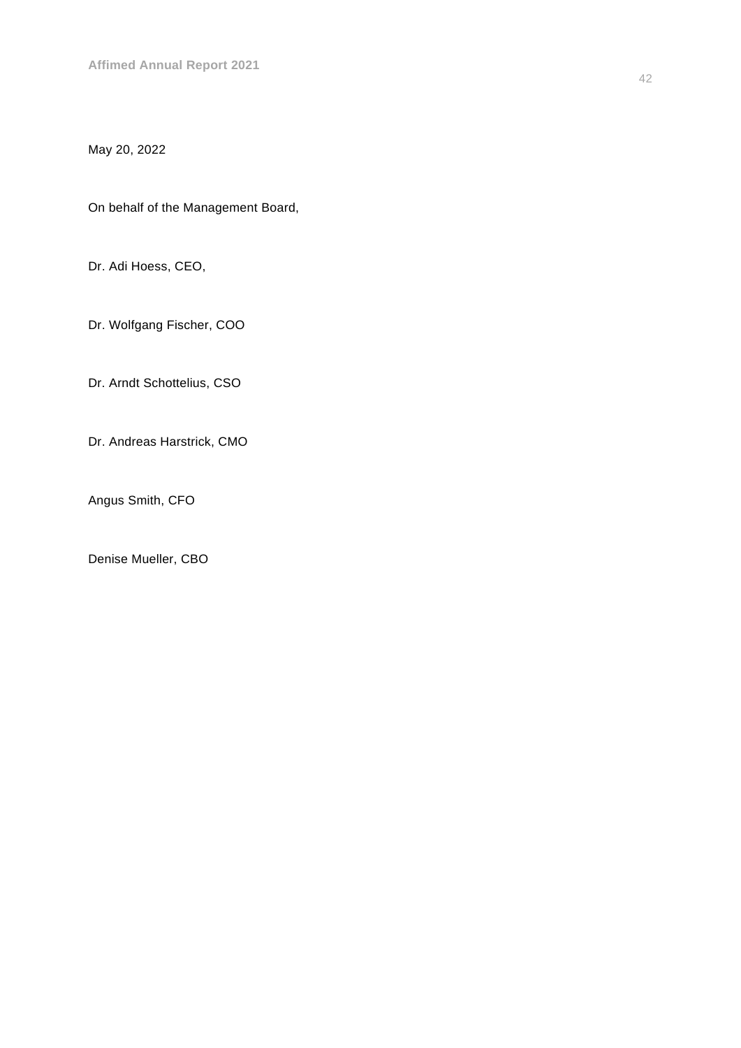May 20, 2022

On behalf of the Management Board,

Dr. Adi Hoess, CEO,

Dr. Wolfgang Fischer, COO

Dr. Arndt Schottelius, CSO

Dr. Andreas Harstrick, CMO

Angus Smith, CFO

Denise Mueller, CBO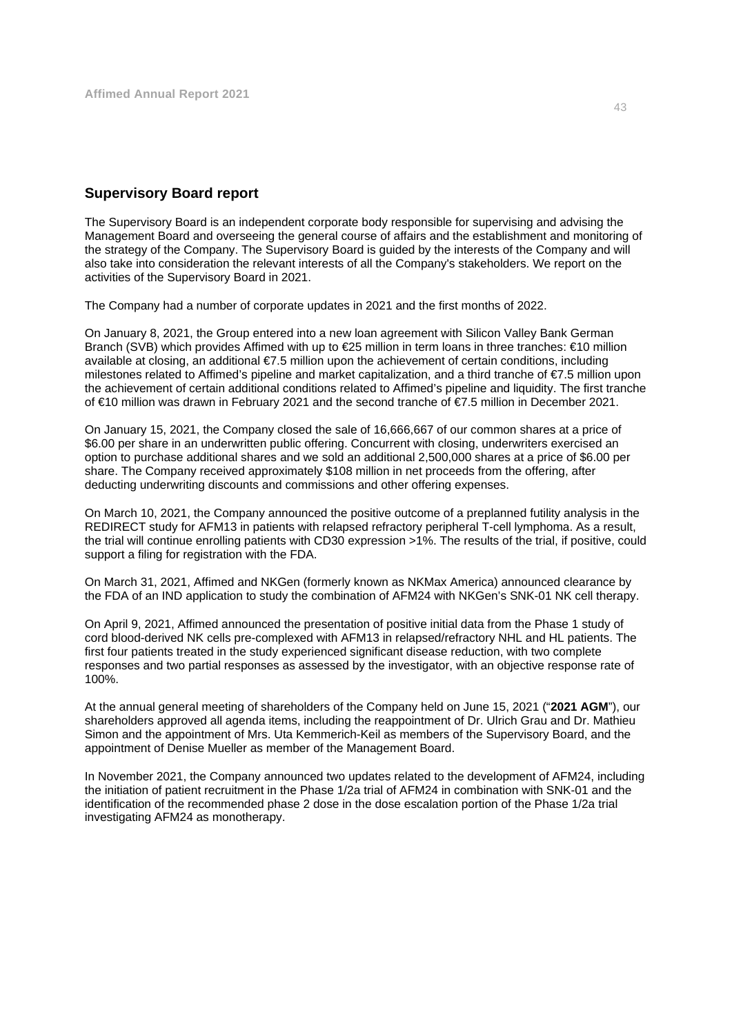## Supervisory Board report

The Supervisory Board is an independent corporate body responsible for supervising and advising the Management Board and overseeing the general course of affairs and the establishment and monitoring of the strategy of the Company. The Supervisory Board is guided by the interests of the Company and will also take into consideration the relevant interests of all the Company's stakeholders. We report on the activities of the Supervisory Board in 2021.

The Company had a number of corporate updates in 2021 and the first months of 2022.

On January 8, 2021, the Group entered into a new loan agreement with Silicon Valley Bank German Branch (SVB) which provides Affimed with up to €25 million in term loans in three tranches: €10 million available at closing, an additional €7.5 million upon the achievement of certain conditions, including milestones related to Affimed's pipeline and market capitalization, and a third tranche of €7.5 million upon the achievement of certain additional conditions related to Affimed's pipeline and liquidity. The first tranche of €10 million was drawn in February 2021 and the second tranche of €7.5 million in December 2021.

On January 15, 2021, the Company closed the sale of 16,666,667 of our common shares at a price of $6.00 per share in an underwritten public offering. Concurrent with closing, underwriters exercised an option to purchase additional shares and we sold an additional 2,500,000 shares at a price of $6.00 per share. The Company received approximately $108 million in net proceeds from the offering, after deducting underwriting discounts and commissions and other offering expenses.

On March 10, 2021, the Company announced the positive outcome of a preplanned futility analysis in the REDIRECT study for AFM13 in patients with relapsed refractory peripheral T-cell lymphoma. As a result, the trial will continue enrolling patients with CD30 expression >1%. The results of the trial, if positive, could support a filing for registration with the FDA.

On March 31, 2021, Affimed and NKGen (formerly known as NKMax America) announced clearance by the FDA of an IND application to study the combination of AFM24 with NKGen's SNK-01 NK cell therapy.

On April 9, 2021, Affimed announced the presentation of positive initial data from the Phase 1 study of cord blood-derived NK cells pre-complexed with AFM13 in relapsed/refractory NHL and HL patients. The first four patients treated in the study experienced significant disease reduction, with two complete responses and two partial responses as assessed by the investigator, with an objective response rate of 100%.

At the annual general meeting of shareholders of the Company held on June 15, 2021 ("**2021 AGM**"), our shareholders approved all agenda items, including the reappointment of Dr. Ulrich Grau and Dr. Mathieu Simon and the appointment of Mrs. Uta Kemmerich-Keil as members of the Supervisory Board, and the appointment of Denise Mueller as member of the Management Board.

In November 2021, the Company announced two updates related to the development of AFM24, including the initiation of patient recruitment in the Phase 1/2a trial of AFM24 in combination with SNK-01 and the identification of the recommended phase 2 dose in the dose escalation portion of the Phase 1/2a trial investigating AFM24 as monotherapy.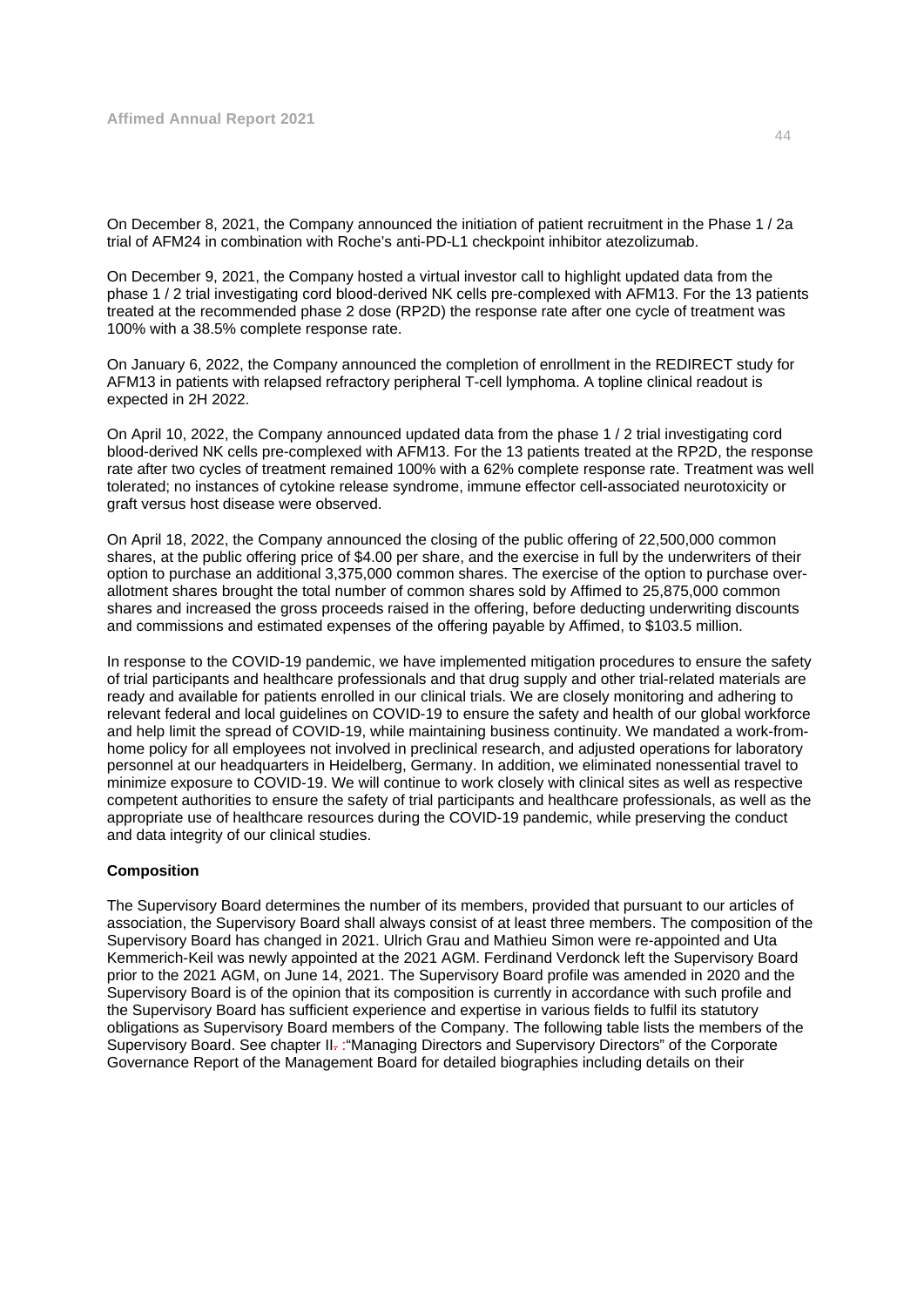On December 8, 2021, the Company announced the initiation of patient recruitment in the Phase 1 / 2a trial of AFM24 in combination with Roche's anti-PD-L1 checkpoint inhibitor atezolizumab.

On December 9, 2021, the Company hosted a virtual investor call to highlight updated data from the phase 1 / 2 trial investigating cord blood-derived NK cells pre-complexed with AFM13. For the 13 patients treated at the recommended phase 2 dose (RP2D) the response rate after one cycle of treatment was 100% with a 38.5% complete response rate.

On January 6, 2022, the Company announced the completion of enrollment in the REDIRECT study for AFM13 in patients with relapsed refractory peripheral T-cell lymphoma. A topline clinical readout is expected in 2H 2022.

On April 10, 2022, the Company announced updated data from the phase 1 / 2 trial investigating cord blood-derived NK cells pre-complexed with AFM13. For the 13 patients treated at the RP2D, the response rate after two cycles of treatment remained 100% with a 62% complete response rate. Treatment was well tolerated; no instances of cytokine release syndrome, immune effector cell-associated neurotoxicity or graft versus host disease were observed.

On April 18, 2022, the Company announced the closing of the public offering of 22,500,000 common shares, at the public offering price of $4.00 per share, and the exercise in full by the underwriters of their option to purchase an additional 3,375,000 common shares. The exercise of the option to purchase over-allotment shares brought the total number of common shares sold by Affimed to 25,875,000 common shares and increased the gross proceeds raised in the offering, before deducting underwriting discounts and commissions and estimated expenses of the offering payable by Affimed, to $103.5 million.

In response to the COVID-19 pandemic, we have implemented mitigation procedures to ensure the safety of trial participants and healthcare professionals and that drug supply and other trial-related materials are ready and available for patients enrolled in our clinical trials. We are closely monitoring and adhering to relevant federal and local guidelines on COVID-19 to ensure the safety and health of our global workforce and help limit the spread of COVID-19, while maintaining business continuity. We mandated a work-from-home policy for all employees not involved in preclinical research, and adjusted operations for laboratory personnel at our headquarters in Heidelberg, Germany. In addition, we eliminated nonessential travel to minimize exposure to COVID-19. We will continue to work closely with clinical sites as well as respective competent authorities to ensure the safety of trial participants and healthcare professionals, as well as the appropriate use of healthcare resources during the COVID-19 pandemic, while preserving the conduct and data integrity of our clinical studies.

**Composition**

The Supervisory Board determines the number of its members, provided that pursuant to our articles of association, the Supervisory Board shall always consist of at least three members. The composition of the Supervisory Board has changed in 2021. Ulrich Grau and Mathieu Simon were re-appointed and Uta Kemmerich-Keil was newly appointed at the 2021 AGM. Ferdinand Verdonck left the Supervisory Board prior to the 2021 AGM, on June 14, 2021. The Supervisory Board profile was amended in 2020 and the Supervisory Board is of the opinion that its composition is currently in accordance with such profile and the Supervisory Board has sufficient experience and expertise in various fields to fulfil its statutory obligations as Supervisory Board members of the Company. The following table lists the members of the Supervisory Board. See chapter II. :"Managing Directors and Supervisory Directors" of the Corporate Governance Report of the Management Board for detailed biographies including details on their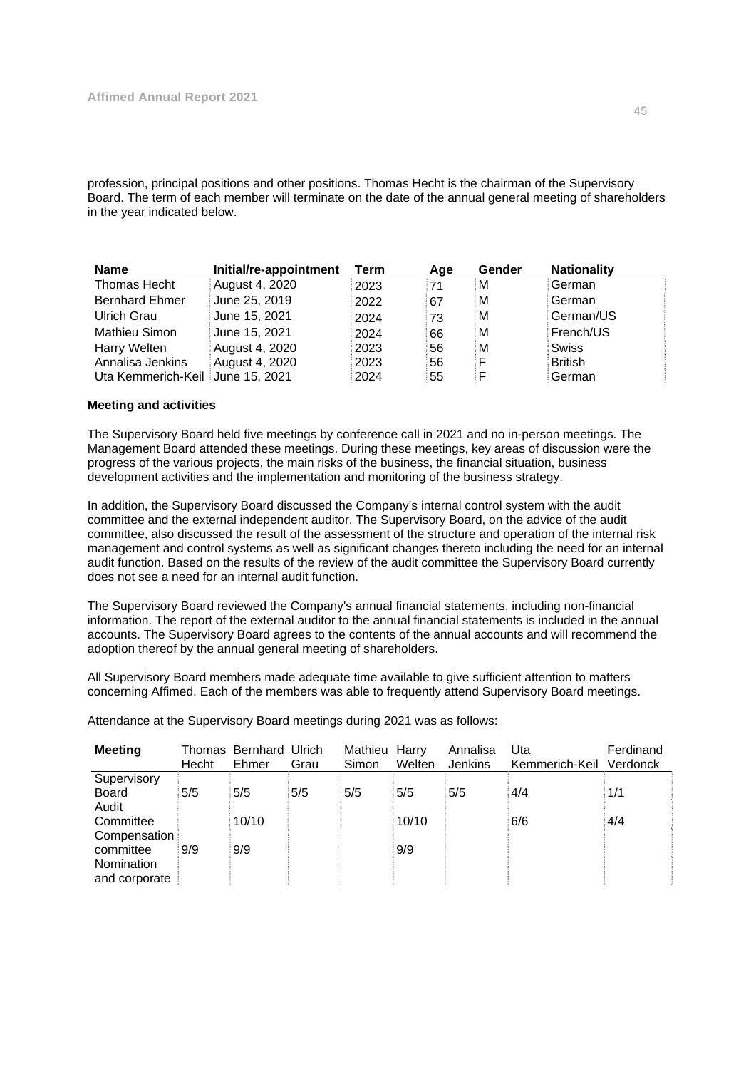profession, principal positions and other positions. Thomas Hecht is the chairman of the Supervisory Board. The term of each member will terminate on the date of the annual general meeting of shareholders in the year indicated below.

| Name | Initial/re-appointment | Term | Age | Gender | Nationality |
|---|---|---|---|---|---|
| Thomas Hecht | August 4, 2020 | 2023 | 71 | M | German |
| Bernhard Ehmer | June 25, 2019 | 2022 | 67 | M | German |
| Ulrich Grau | June 15, 2021 | 2024 | 73 | M | German/US |
| Mathieu Simon | June 15, 2021 | 2024 | 66 | M | French/US |
| Harry Welten | August 4, 2020 | 2023 | 56 | M | Swiss |
| Annalisa Jenkins | August 4, 2020 | 2023 | 56 | F | British |
| Uta Kemmerich-Keil | June 15, 2021 | 2024 | 55 | F | German |

**Meeting and activities**

The Supervisory Board held five meetings by conference call in 2021 and no in-person meetings. The Management Board attended these meetings. During these meetings, key areas of discussion were the progress of the various projects, the main risks of the business, the financial situation, business development activities and the implementation and monitoring of the business strategy.

In addition, the Supervisory Board discussed the Company's internal control system with the audit committee and the external independent auditor. The Supervisory Board, on the advice of the audit committee, also discussed the result of the assessment of the structure and operation of the internal risk management and control systems as well as significant changes thereto including the need for an internal audit function. Based on the results of the review of the audit committee the Supervisory Board currently does not see a need for an internal audit function.

The Supervisory Board reviewed the Company's annual financial statements, including non-financial information. The report of the external auditor to the annual financial statements is included in the annual accounts. The Supervisory Board agrees to the contents of the annual accounts and will recommend the adoption thereof by the annual general meeting of shareholders.

All Supervisory Board members made adequate time available to give sufficient attention to matters concerning Affimed. Each of the members was able to frequently attend Supervisory Board meetings.

Attendance at the Supervisory Board meetings during 2021 was as follows:

| Meeting | Thomas Hecht | Bernhard Ehmer | Ulrich Grau | Mathieu Simon | Harry Welten | Annalisa Jenkins | Uta Kemmerich-Keil | Ferdinand Verdonck |
|---|---|---|---|---|---|---|---|---|
| Supervisory Board | 5/5 | 5/5 | 5/5 | 5/5 | 5/5 | 5/5 | 4/4 | 1/1 |
| Audit Committee | | 10/10 | | | 10/10 | | 6/6 | 4/4 |
| Compensation committee | 9/9 | 9/9 | | | 9/9 | | | |
| Nomination and corporate | | | | | | | | |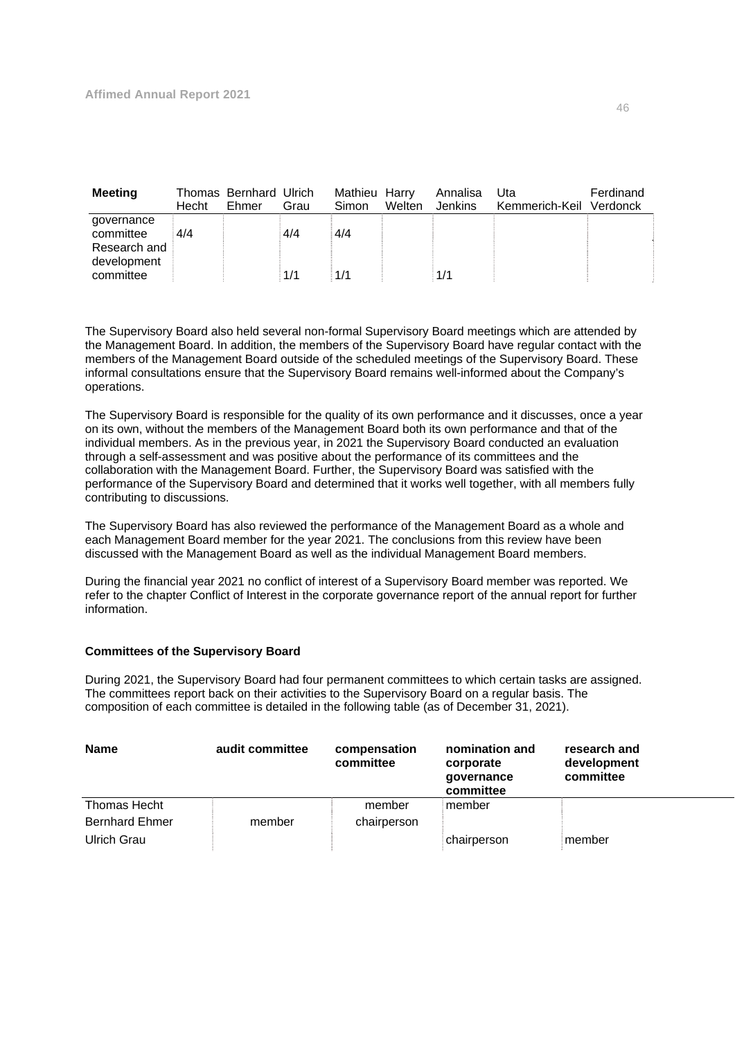| Meeting | Thomas Hecht | Bernhard Ehmer | Ulrich Grau | Mathieu Simon | Harry Welten | Annalisa Jenkins | Uta Kemmerich-Keil | Ferdinand Verdonck |
|---|---|---|---|---|---|---|---|---|
| governance committee | 4/4 | | 4/4 | 4/4 | | | | |
| Research and development committee | | | 1/1 | 1/1 | | 1/1 | | |

The Supervisory Board also held several non-formal Supervisory Board meetings which are attended by the Management Board. In addition, the members of the Supervisory Board have regular contact with the members of the Management Board outside of the scheduled meetings of the Supervisory Board. These informal consultations ensure that the Supervisory Board remains well-informed about the Company's operations.

The Supervisory Board is responsible for the quality of its own performance and it discusses, once a year on its own, without the members of the Management Board both its own performance and that of the individual members. As in the previous year, in 2021 the Supervisory Board conducted an evaluation through a self-assessment and was positive about the performance of its committees and the collaboration with the Management Board. Further, the Supervisory Board was satisfied with the performance of the Supervisory Board and determined that it works well together, with all members fully contributing to discussions.

The Supervisory Board has also reviewed the performance of the Management Board as a whole and each Management Board member for the year 2021. The conclusions from this review have been discussed with the Management Board as well as the individual Management Board members.

During the financial year 2021 no conflict of interest of a Supervisory Board member was reported. We refer to the chapter Conflict of Interest in the corporate governance report of the annual report for further information.

**Committees of the Supervisory Board**

During 2021, the Supervisory Board had four permanent committees to which certain tasks are assigned. The committees report back on their activities to the Supervisory Board on a regular basis. The composition of each committee is detailed in the following table (as of December 31, 2021).

| Name | audit committee | compensation committee | nomination and corporate governance committee | research and development committee |
|---|---|---|---|---|
| Thomas Hecht | | member | member | |
| Bernhard Ehmer | member | chairperson | | |
| Ulrich Grau | | | chairperson | member |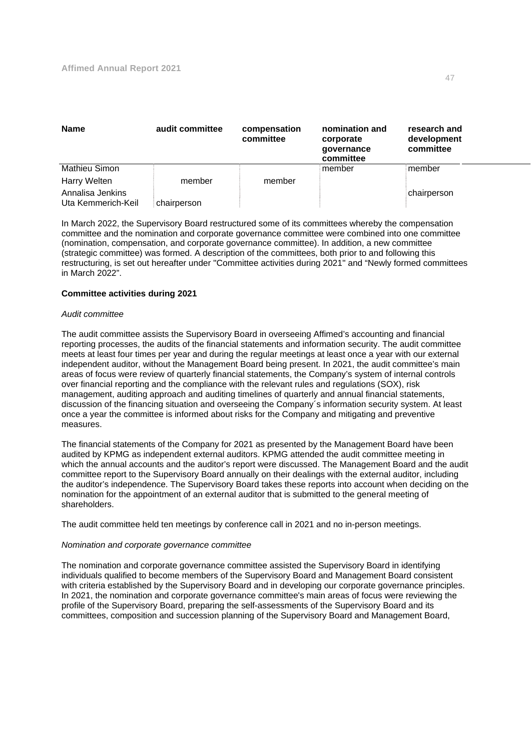| Name | audit committee | compensation committee | nomination and corporate governance committee | research and development committee |
|---|---|---|---|---|
| Mathieu Simon | | | member | member |
| Harry Welten | member | member | | |
| Annalisa Jenkins | | | | chairperson |
| Uta Kemmerich-Keil | chairperson | | | |

In March 2022, the Supervisory Board restructured some of its committees whereby the compensation committee and the nomination and corporate governance committee were combined into one committee (nomination, compensation, and corporate governance committee). In addition, a new committee (strategic committee) was formed. A description of the committees, both prior to and following this restructuring, is set out hereafter under "Committee activities during 2021" and "Newly formed committees in March 2022".

**Committee activities during 2021**

*Audit committee*

The audit committee assists the Supervisory Board in overseeing Affimed's accounting and financial reporting processes, the audits of the financial statements and information security. The audit committee meets at least four times per year and during the regular meetings at least once a year with our external independent auditor, without the Management Board being present. In 2021, the audit committee's main areas of focus were review of quarterly financial statements, the Company's system of internal controls over financial reporting and the compliance with the relevant rules and regulations (SOX), risk management, auditing approach and auditing timelines of quarterly and annual financial statements, discussion of the financing situation and overseeing the Company´s information security system. At least once a year the committee is informed about risks for the Company and mitigating and preventive measures.

The financial statements of the Company for 2021 as presented by the Management Board have been audited by KPMG as independent external auditors. KPMG attended the audit committee meeting in which the annual accounts and the auditor's report were discussed. The Management Board and the audit committee report to the Supervisory Board annually on their dealings with the external auditor, including the auditor's independence. The Supervisory Board takes these reports into account when deciding on the nomination for the appointment of an external auditor that is submitted to the general meeting of shareholders.

The audit committee held ten meetings by conference call in 2021 and no in-person meetings.

*Nomination and corporate governance committee*

The nomination and corporate governance committee assisted the Supervisory Board in identifying individuals qualified to become members of the Supervisory Board and Management Board consistent with criteria established by the Supervisory Board and in developing our corporate governance principles. In 2021, the nomination and corporate governance committee's main areas of focus were reviewing the profile of the Supervisory Board, preparing the self-assessments of the Supervisory Board and its committees, composition and succession planning of the Supervisory Board and Management Board,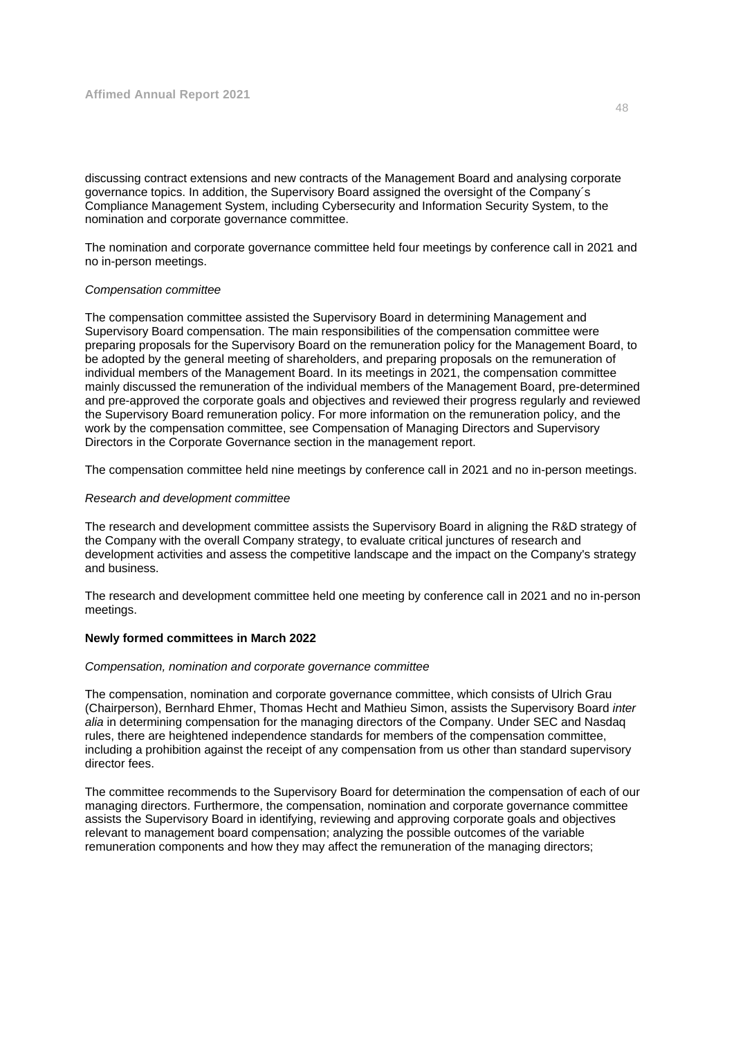discussing contract extensions and new contracts of the Management Board and analysing corporate governance topics. In addition, the Supervisory Board assigned the oversight of the Company´s Compliance Management System, including Cybersecurity and Information Security System, to the nomination and corporate governance committee.

The nomination and corporate governance committee held four meetings by conference call in 2021 and no in-person meetings.

*Compensation committee*

The compensation committee assisted the Supervisory Board in determining Management and Supervisory Board compensation. The main responsibilities of the compensation committee were preparing proposals for the Supervisory Board on the remuneration policy for the Management Board, to be adopted by the general meeting of shareholders, and preparing proposals on the remuneration of individual members of the Management Board. In its meetings in 2021, the compensation committee mainly discussed the remuneration of the individual members of the Management Board, pre-determined and pre-approved the corporate goals and objectives and reviewed their progress regularly and reviewed the Supervisory Board remuneration policy. For more information on the remuneration policy, and the work by the compensation committee, see Compensation of Managing Directors and Supervisory Directors in the Corporate Governance section in the management report.

The compensation committee held nine meetings by conference call in 2021 and no in-person meetings.

*Research and development committee*

The research and development committee assists the Supervisory Board in aligning the R&D strategy of the Company with the overall Company strategy, to evaluate critical junctures of research and development activities and assess the competitive landscape and the impact on the Company's strategy and business.

The research and development committee held one meeting by conference call in 2021 and no in-person meetings.

**Newly formed committees in March 2022**

*Compensation, nomination and corporate governance committee*

The compensation, nomination and corporate governance committee, which consists of Ulrich Grau (Chairperson), Bernhard Ehmer, Thomas Hecht and Mathieu Simon, assists the Supervisory Board *inter alia* in determining compensation for the managing directors of the Company. Under SEC and Nasdaq rules, there are heightened independence standards for members of the compensation committee, including a prohibition against the receipt of any compensation from us other than standard supervisory director fees.

The committee recommends to the Supervisory Board for determination the compensation of each of our managing directors. Furthermore, the compensation, nomination and corporate governance committee assists the Supervisory Board in identifying, reviewing and approving corporate goals and objectives relevant to management board compensation; analyzing the possible outcomes of the variable remuneration components and how they may affect the remuneration of the managing directors;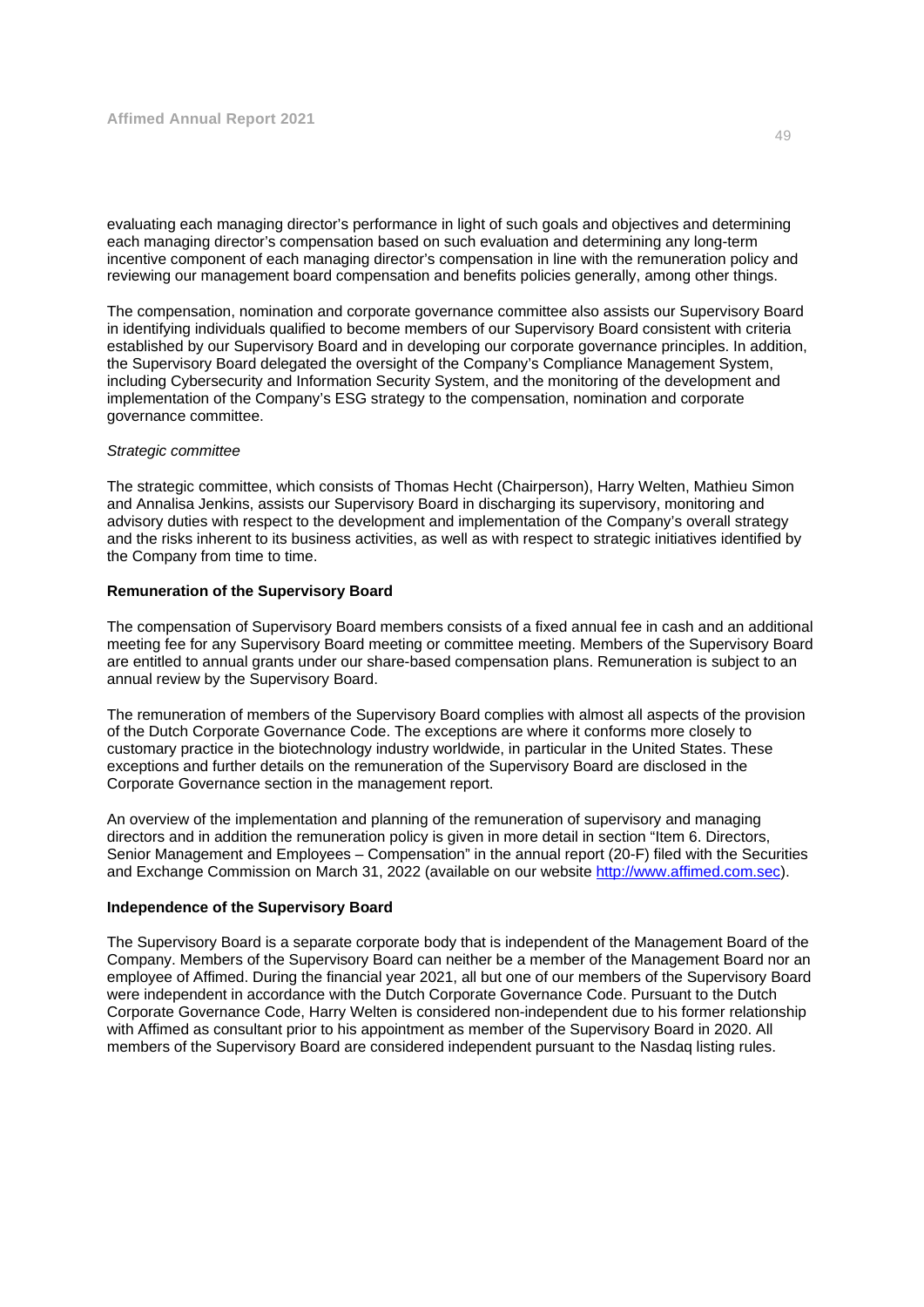evaluating each managing director's performance in light of such goals and objectives and determining each managing director's compensation based on such evaluation and determining any long-term incentive component of each managing director's compensation in line with the remuneration policy and reviewing our management board compensation and benefits policies generally, among other things.

The compensation, nomination and corporate governance committee also assists our Supervisory Board in identifying individuals qualified to become members of our Supervisory Board consistent with criteria established by our Supervisory Board and in developing our corporate governance principles. In addition, the Supervisory Board delegated the oversight of the Company's Compliance Management System, including Cybersecurity and Information Security System, and the monitoring of the development and implementation of the Company's ESG strategy to the compensation, nomination and corporate governance committee.

*Strategic committee*

The strategic committee, which consists of Thomas Hecht (Chairperson), Harry Welten, Mathieu Simon and Annalisa Jenkins, assists our Supervisory Board in discharging its supervisory, monitoring and advisory duties with respect to the development and implementation of the Company's overall strategy and the risks inherent to its business activities, as well as with respect to strategic initiatives identified by the Company from time to time.

**Remuneration of the Supervisory Board**

The compensation of Supervisory Board members consists of a fixed annual fee in cash and an additional meeting fee for any Supervisory Board meeting or committee meeting. Members of the Supervisory Board are entitled to annual grants under our share-based compensation plans. Remuneration is subject to an annual review by the Supervisory Board.

The remuneration of members of the Supervisory Board complies with almost all aspects of the provision of the Dutch Corporate Governance Code. The exceptions are where it conforms more closely to customary practice in the biotechnology industry worldwide, in particular in the United States. These exceptions and further details on the remuneration of the Supervisory Board are disclosed in the Corporate Governance section in the management report.

An overview of the implementation and planning of the remuneration of supervisory and managing directors and in addition the remuneration policy is given in more detail in section "Item 6. Directors, Senior Management and Employees – Compensation" in the annual report (20-F) filed with the Securities and Exchange Commission on March 31, 2022 (available on our website http://www.affimed.com.sec).

**Independence of the Supervisory Board**

The Supervisory Board is a separate corporate body that is independent of the Management Board of the Company. Members of the Supervisory Board can neither be a member of the Management Board nor an employee of Affimed. During the financial year 2021, all but one of our members of the Supervisory Board were independent in accordance with the Dutch Corporate Governance Code. Pursuant to the Dutch Corporate Governance Code, Harry Welten is considered non-independent due to his former relationship with Affimed as consultant prior to his appointment as member of the Supervisory Board in 2020. All members of the Supervisory Board are considered independent pursuant to the Nasdaq listing rules.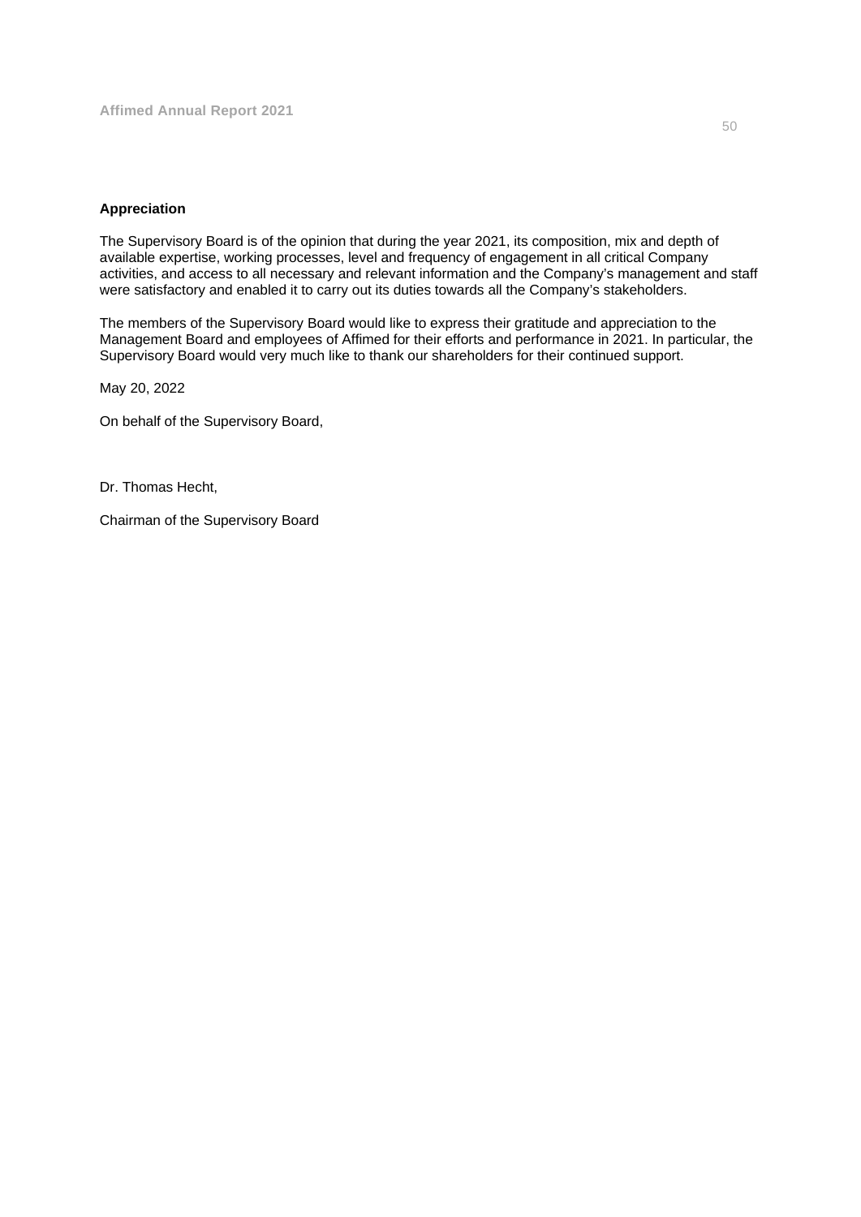**Appreciation**

The Supervisory Board is of the opinion that during the year 2021, its composition, mix and depth of available expertise, working processes, level and frequency of engagement in all critical Company activities, and access to all necessary and relevant information and the Company's management and staff were satisfactory and enabled it to carry out its duties towards all the Company's stakeholders.

The members of the Supervisory Board would like to express their gratitude and appreciation to the Management Board and employees of Affimed for their efforts and performance in 2021. In particular, the Supervisory Board would very much like to thank our shareholders for their continued support.

May 20, 2022

On behalf of the Supervisory Board,

Dr. Thomas Hecht,

Chairman of the Supervisory Board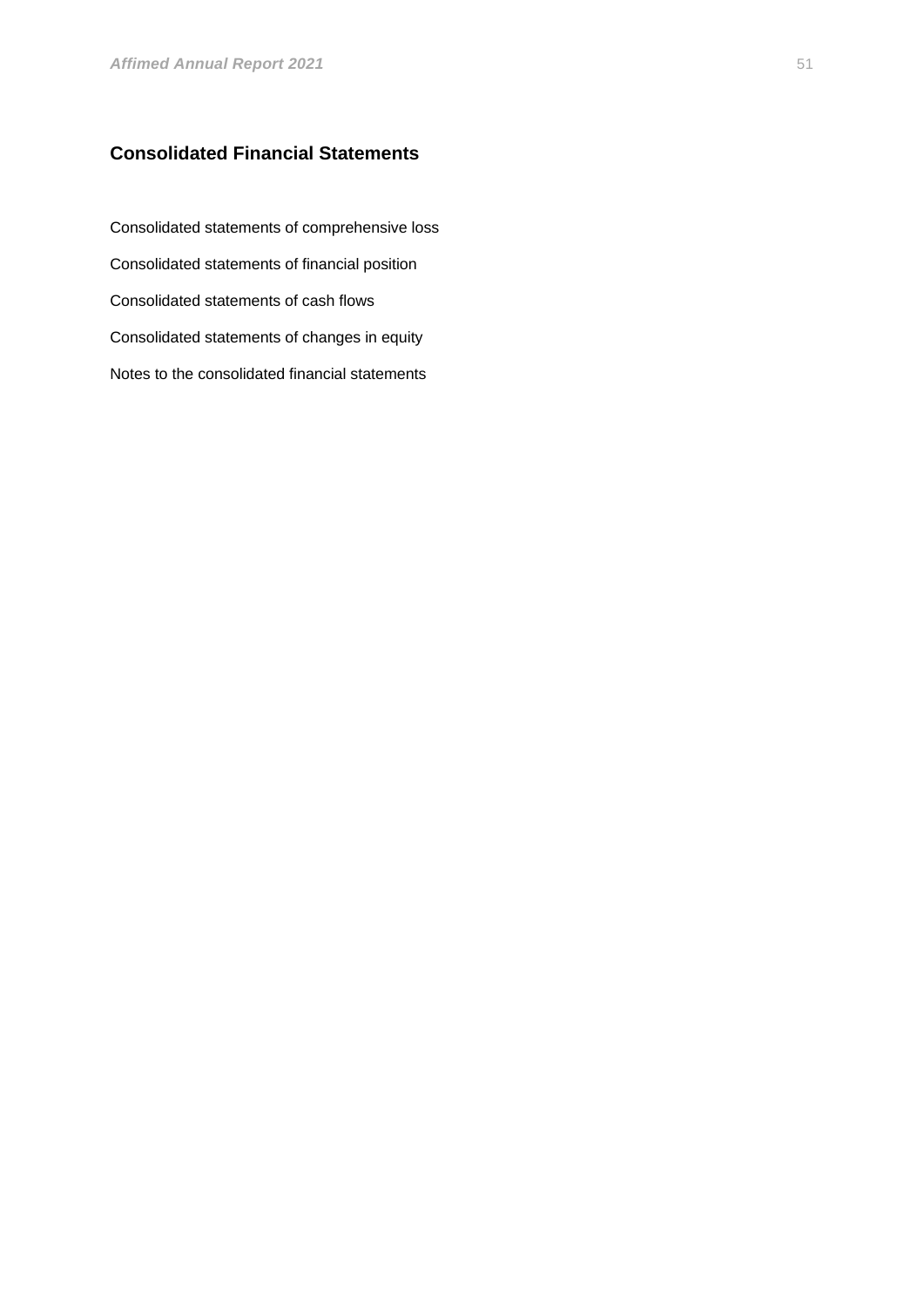## Consolidated Financial Statements

Consolidated statements of comprehensive loss

Consolidated statements of financial position

Consolidated statements of cash flows

Consolidated statements of changes in equity

Notes to the consolidated financial statements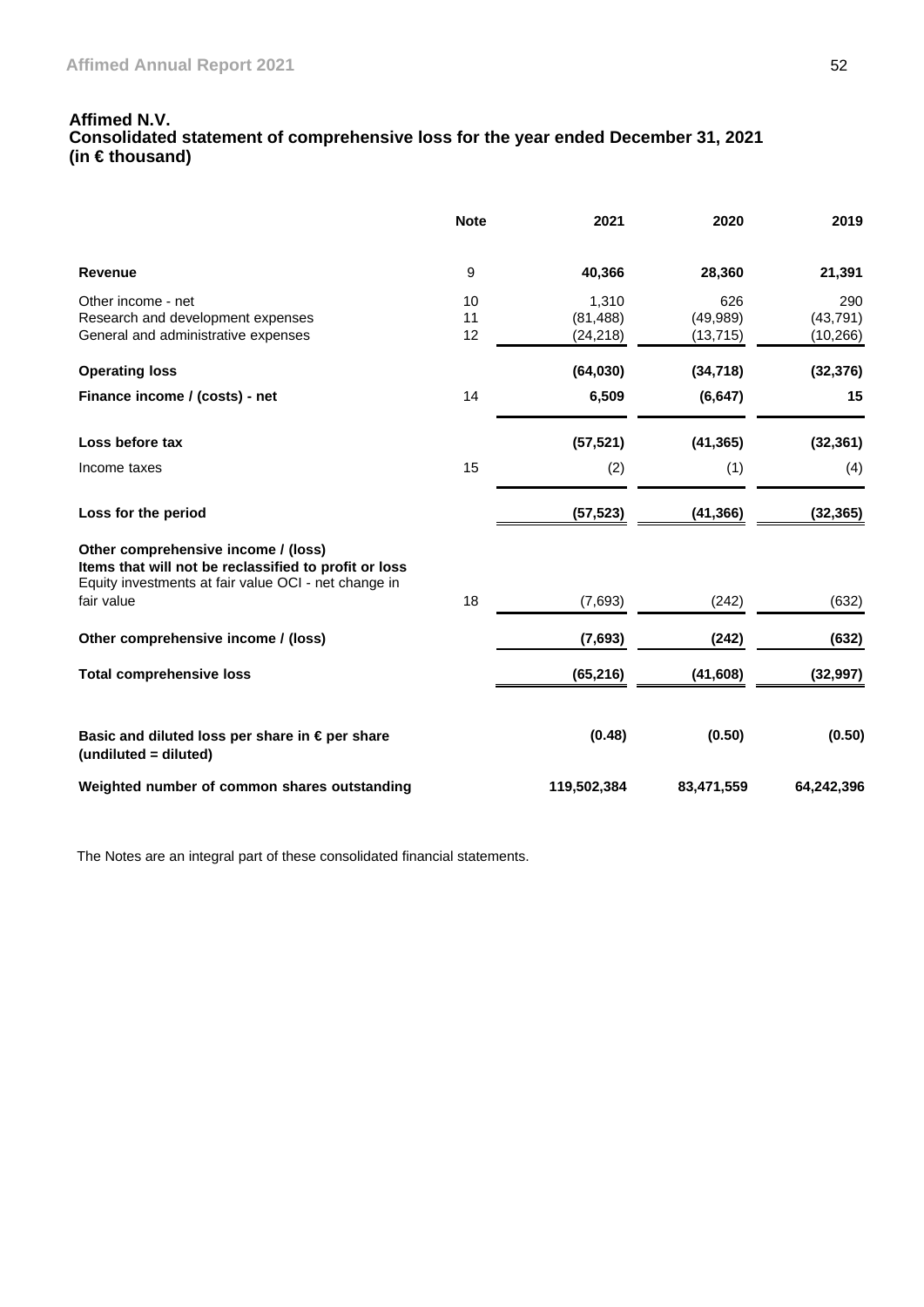**Affimed N.V.**
**Consolidated statement of comprehensive loss for the year ended December 31, 2021**
**(in € thousand)**

| | Note | 2021 | 2020 | 2019 |
|---|---|---|---|---|
| **Revenue** | 9 | **40,366** | **28,360** | **21,391** |
| Other income - net | 10 | 1,310 | 626 | 290 |
| Research and development expenses | 11 | (81,488) | (49,989) | (43,791) |
| General and administrative expenses | 12 | (24,218) | (13,715) | (10,266) |
| **Operating loss** | | **(64,030)** | **(34,718)** | **(32,376)** |
| **Finance income / (costs) - net** | 14 | **6,509** | **(6,647)** | **15** |
| **Loss before tax** | | **(57,521)** | **(41,365)** | **(32,361)** |
| Income taxes | 15 | (2) | (1) | (4) |
| **Loss for the period** | | **(57,523)** | **(41,366)** | **(32,365)** |
| **Other comprehensive income / (loss)** | | | | |
| **Items that will not be reclassified to profit or loss** | | | | |
| Equity investments at fair value OCI - net change in fair value | 18 | (7,693) | (242) | (632) |
| **Other comprehensive income / (loss)** | | **(7,693)** | **(242)** | **(632)** |
| **Total comprehensive loss** | | **(65,216)** | **(41,608)** | **(32,997)** |
| **Basic and diluted loss per share in € per share (undiluted = diluted)** | | **(0.48)** | **(0.50)** | **(0.50)** |
| **Weighted number of common shares outstanding** | | **119,502,384** | **83,471,559** | **64,242,396** |

The Notes are an integral part of these consolidated financial statements.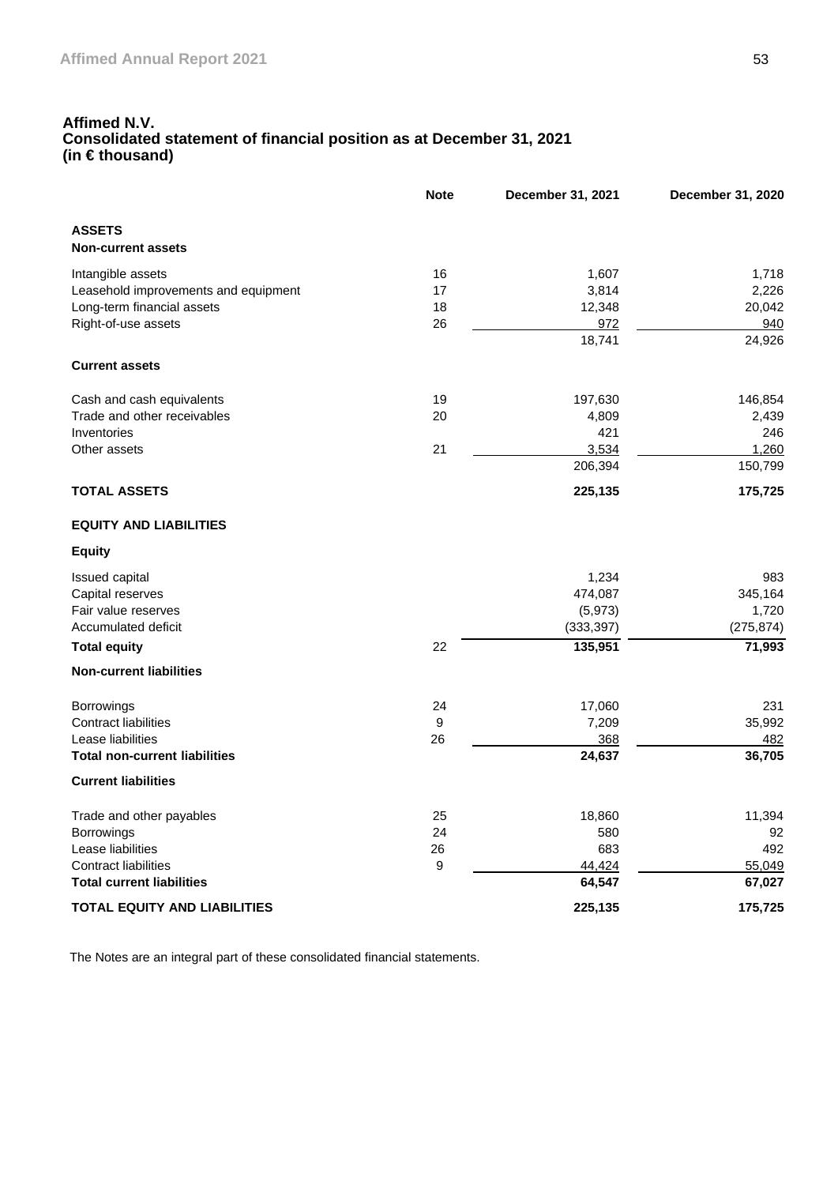## Affimed N.V.
## Consolidated statement of financial position as at December 31, 2021
## (in € thousand)

| | Note | December 31, 2021 | December 31, 2020 |
|---|---|---|---|
| **ASSETS** | | | |
| **Non-current assets** | | | |
| Intangible assets | 16 | 1,607 | 1,718 |
| Leasehold improvements and equipment | 17 | 3,814 | 2,226 |
| Long-term financial assets | 18 | 12,348 | 20,042 |
| Right-of-use assets | 26 | 972 | 940 |
| | | 18,741 | 24,926 |
| **Current assets** | | | |
| Cash and cash equivalents | 19 | 197,630 | 146,854 |
| Trade and other receivables | 20 | 4,809 | 2,439 |
| Inventories | | 421 | 246 |
| Other assets | 21 | 3,534 | 1,260 |
| | | 206,394 | 150,799 |
| **TOTAL ASSETS** | | **225,135** | **175,725** |
| **EQUITY AND LIABILITIES** | | | |
| **Equity** | | | |
| Issued capital | | 1,234 | 983 |
| Capital reserves | | 474,087 | 345,164 |
| Fair value reserves | | (5,973) | 1,720 |
| Accumulated deficit | | (333,397) | (275,874) |
| **Total equity** | 22 | **135,951** | **71,993** |
| **Non-current liabilities** | | | |
| Borrowings | 24 | 17,060 | 231 |
| Contract liabilities | 9 | 7,209 | 35,992 |
| Lease liabilities | 26 | 368 | 482 |
| **Total non-current liabilities** | | **24,637** | **36,705** |
| **Current liabilities** | | | |
| Trade and other payables | 25 | 18,860 | 11,394 |
| Borrowings | 24 | 580 | 92 |
| Lease liabilities | 26 | 683 | 492 |
| Contract liabilities | 9 | 44,424 | 55,049 |
| **Total current liabilities** | | **64,547** | **67,027** |
| **TOTAL EQUITY AND LIABILITIES** | | **225,135** | **175,725** |

The Notes are an integral part of these consolidated financial statements.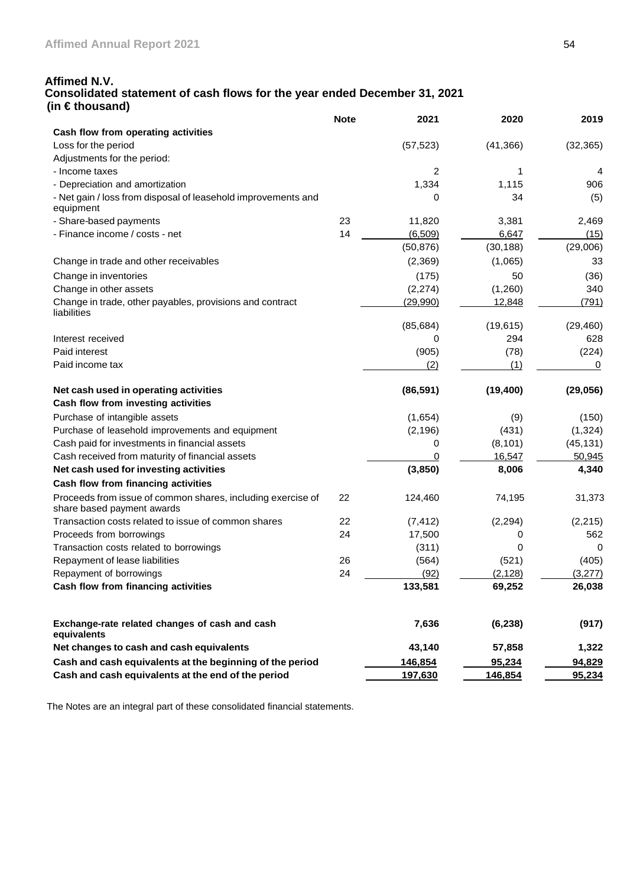# Affimed N.V.

## Consolidated statement of cash flows for the year ended December 31, 2021

**(in € thousand)**

| | Note | 2021 | 2020 | 2019 |
|---|---|---|---|---|
| **Cash flow from operating activities** | | | | |
| Loss for the period | | (57,523) | (41,366) | (32,365) |
| Adjustments for the period: | | | | |
| - Income taxes | | 2 | 1 | 4 |
| - Depreciation and amortization | | 1,334 | 1,115 | 906 |
| - Net gain / loss from disposal of leasehold improvements and equipment | | 0 | 34 | (5) |
| - Share-based payments | 23 | 11,820 | 3,381 | 2,469 |
| - Finance income / costs - net | 14 | (6,509) | 6,647 | (15) |
| | | (50,876) | (30,188) | (29,006) |
| Change in trade and other receivables | | (2,369) | (1,065) | 33 |
| Change in inventories | | (175) | 50 | (36) |
| Change in other assets | | (2,274) | (1,260) | 340 |
| Change in trade, other payables, provisions and contract liabilities | | (29,990) | 12,848 | (791) |
| | | (85,684) | (19,615) | (29,460) |
| Interest received | | 0 | 294 | 628 |
| Paid interest | | (905) | (78) | (224) |
| Paid income tax | | (2) | (1) | 0 |
| **Net cash used in operating activities** | | **(86,591)** | **(19,400)** | **(29,056)** |
| **Cash flow from investing activities** | | | | |
| Purchase of intangible assets | | (1,654) | (9) | (150) |
| Purchase of leasehold improvements and equipment | | (2,196) | (431) | (1,324) |
| Cash paid for investments in financial assets | | 0 | (8,101) | (45,131) |
| Cash received from maturity of financial assets | | 0 | 16,547 | 50,945 |
| **Net cash used for investing activities** | | **(3,850)** | **8,006** | **4,340** |
| **Cash flow from financing activities** | | | | |
| Proceeds from issue of common shares, including exercise of share based payment awards | 22 | 124,460 | 74,195 | 31,373 |
| Transaction costs related to issue of common shares | 22 | (7,412) | (2,294) | (2,215) |
| Proceeds from borrowings | 24 | 17,500 | 0 | 562 |
| Transaction costs related to borrowings | | (311) | 0 | 0 |
| Repayment of lease liabilities | 26 | (564) | (521) | (405) |
| Repayment of borrowings | 24 | (92) | (2,128) | (3,277) |
| **Cash flow from financing activities** | | **133,581** | **69,252** | **26,038** |
| **Exchange-rate related changes of cash and cash equivalents** | | **7,636** | **(6,238)** | **(917)** |
| **Net changes to cash and cash equivalents** | | **43,140** | **57,858** | **1,322** |
| **Cash and cash equivalents at the beginning of the period** | | **146,854** | **95,234** | **94,829** |
| **Cash and cash equivalents at the end of the period** | | **197,630** | **146,854** | **95,234** |

The Notes are an integral part of these consolidated financial statements.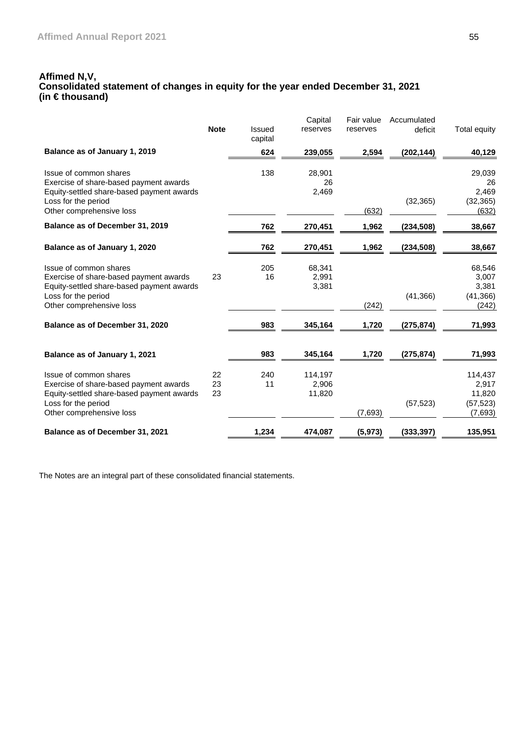# Affimed N,V,

## Consolidated statement of changes in equity for the year ended December 31, 2021
## (in € thousand)

| | Note | Issued capital | Capital reserves | Fair value reserves | Accumulated deficit | Total equity |
|---|---|---|---|---|---|---|
| **Balance as of January 1, 2019** | | **624** | **239,055** | **2,594** | **(202,144)** | **40,129** |
| Issue of common shares | | 138 | 28,901 | | | 29,039 |
| Exercise of share-based payment awards | | | 26 | | | 26 |
| Equity-settled share-based payment awards | | | 2,469 | | | 2,469 |
| Loss for the period | | | | | (32,365) | (32,365) |
| Other comprehensive loss | | | | (632) | | (632) |
| **Balance as of December 31, 2019** | | **762** | **270,451** | **1,962** | **(234,508)** | **38,667** |
| **Balance as of January 1, 2020** | | **762** | **270,451** | **1,962** | **(234,508)** | **38,667** |
| Issue of common shares | | 205 | 68,341 | | | 68,546 |
| Exercise of share-based payment awards | 23 | 16 | 2,991 | | | 3,007 |
| Equity-settled share-based payment awards | | | 3,381 | | | 3,381 |
| Loss for the period | | | | | (41,366) | (41,366) |
| Other comprehensive loss | | | | (242) | | (242) |
| **Balance as of December 31, 2020** | | **983** | **345,164** | **1,720** | **(275,874)** | **71,993** |
| **Balance as of January 1, 2021** | | **983** | **345,164** | **1,720** | **(275,874)** | **71,993** |
| Issue of common shares | 22 | 240 | 114,197 | | | 114,437 |
| Exercise of share-based payment awards | 23 | 11 | 2,906 | | | 2,917 |
| Equity-settled share-based payment awards | 23 | | 11,820 | | | 11,820 |
| Loss for the period | | | | | (57,523) | (57,523) |
| Other comprehensive loss | | | | (7,693) | | (7,693) |
| **Balance as of December 31, 2021** | | **1,234** | **474,087** | **(5,973)** | **(333,397)** | **135,951** |

The Notes are an integral part of these consolidated financial statements.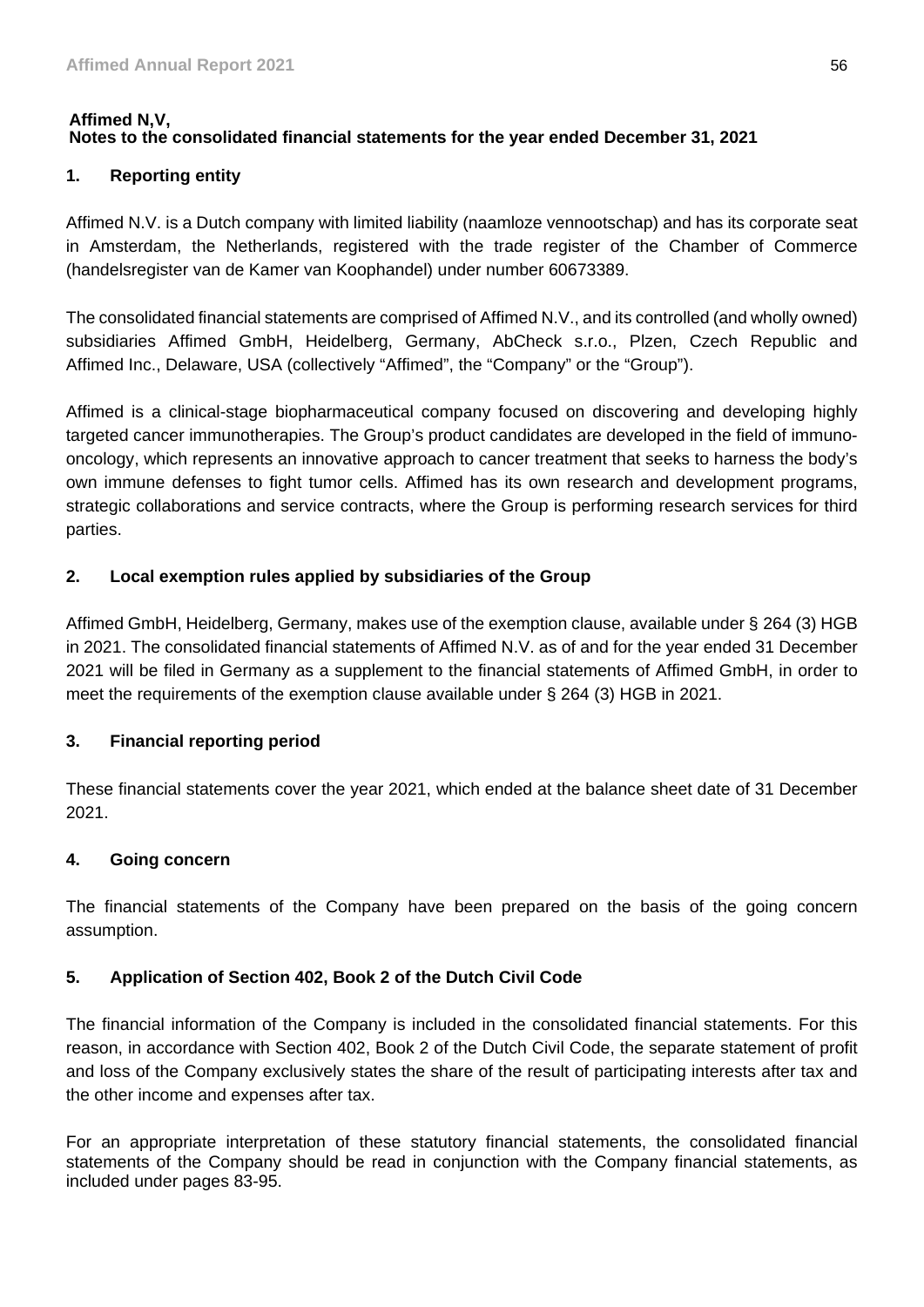**Affimed N,V,**
**Notes to the consolidated financial statements for the year ended December 31, 2021**

## 1. Reporting entity

Affimed N.V. is a Dutch company with limited liability (naamloze vennootschap) and has its corporate seat in Amsterdam, the Netherlands, registered with the trade register of the Chamber of Commerce (handelsregister van de Kamer van Koophandel) under number 60673389.

The consolidated financial statements are comprised of Affimed N.V., and its controlled (and wholly owned) subsidiaries Affimed GmbH, Heidelberg, Germany, AbCheck s.r.o., Plzen, Czech Republic and Affimed Inc., Delaware, USA (collectively "Affimed", the "Company" or the "Group").

Affimed is a clinical-stage biopharmaceutical company focused on discovering and developing highly targeted cancer immunotherapies. The Group's product candidates are developed in the field of immuno-oncology, which represents an innovative approach to cancer treatment that seeks to harness the body's own immune defenses to fight tumor cells. Affimed has its own research and development programs, strategic collaborations and service contracts, where the Group is performing research services for third parties.

## 2. Local exemption rules applied by subsidiaries of the Group

Affimed GmbH, Heidelberg, Germany, makes use of the exemption clause, available under § 264 (3) HGB in 2021. The consolidated financial statements of Affimed N.V. as of and for the year ended 31 December 2021 will be filed in Germany as a supplement to the financial statements of Affimed GmbH, in order to meet the requirements of the exemption clause available under § 264 (3) HGB in 2021.

## 3. Financial reporting period

These financial statements cover the year 2021, which ended at the balance sheet date of 31 December 2021.

## 4. Going concern

The financial statements of the Company have been prepared on the basis of the going concern assumption.

## 5. Application of Section 402, Book 2 of the Dutch Civil Code

The financial information of the Company is included in the consolidated financial statements. For this reason, in accordance with Section 402, Book 2 of the Dutch Civil Code, the separate statement of profit and loss of the Company exclusively states the share of the result of participating interests after tax and the other income and expenses after tax.

For an appropriate interpretation of these statutory financial statements, the consolidated financial statements of the Company should be read in conjunction with the Company financial statements, as included under pages 83-95.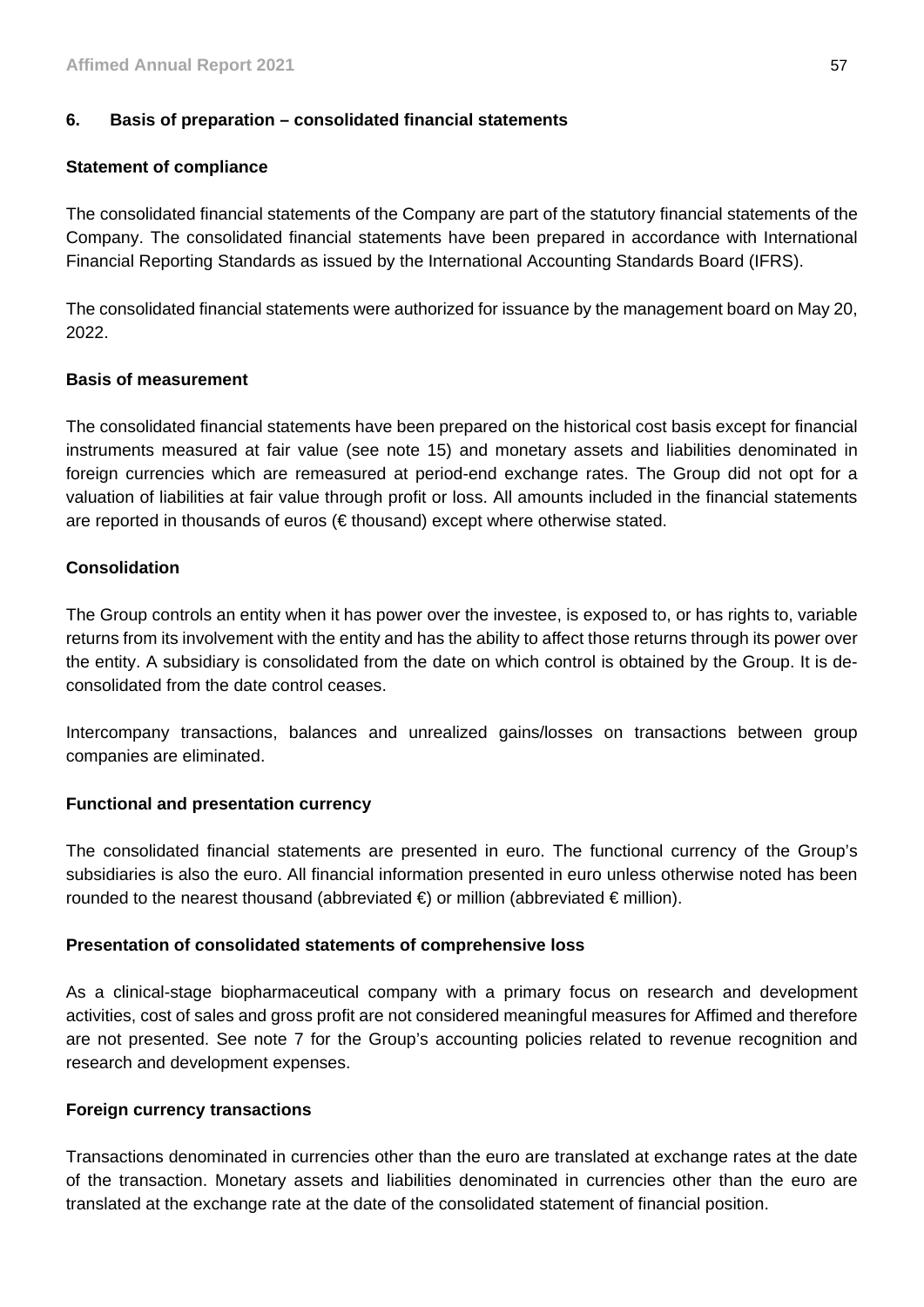## 6. Basis of preparation – consolidated financial statements

### Statement of compliance

The consolidated financial statements of the Company are part of the statutory financial statements of the Company. The consolidated financial statements have been prepared in accordance with International Financial Reporting Standards as issued by the International Accounting Standards Board (IFRS).

The consolidated financial statements were authorized for issuance by the management board on May 20, 2022.

### Basis of measurement

The consolidated financial statements have been prepared on the historical cost basis except for financial instruments measured at fair value (see note 15) and monetary assets and liabilities denominated in foreign currencies which are remeasured at period-end exchange rates. The Group did not opt for a valuation of liabilities at fair value through profit or loss. All amounts included in the financial statements are reported in thousands of euros (€ thousand) except where otherwise stated.

### Consolidation

The Group controls an entity when it has power over the investee, is exposed to, or has rights to, variable returns from its involvement with the entity and has the ability to affect those returns through its power over the entity. A subsidiary is consolidated from the date on which control is obtained by the Group. It is de-consolidated from the date control ceases.

Intercompany transactions, balances and unrealized gains/losses on transactions between group companies are eliminated.

### Functional and presentation currency

The consolidated financial statements are presented in euro. The functional currency of the Group's subsidiaries is also the euro. All financial information presented in euro unless otherwise noted has been rounded to the nearest thousand (abbreviated €) or million (abbreviated € million).

### Presentation of consolidated statements of comprehensive loss

As a clinical-stage biopharmaceutical company with a primary focus on research and development activities, cost of sales and gross profit are not considered meaningful measures for Affimed and therefore are not presented. See note 7 for the Group's accounting policies related to revenue recognition and research and development expenses.

### Foreign currency transactions

Transactions denominated in currencies other than the euro are translated at exchange rates at the date of the transaction. Monetary assets and liabilities denominated in currencies other than the euro are translated at the exchange rate at the date of the consolidated statement of financial position.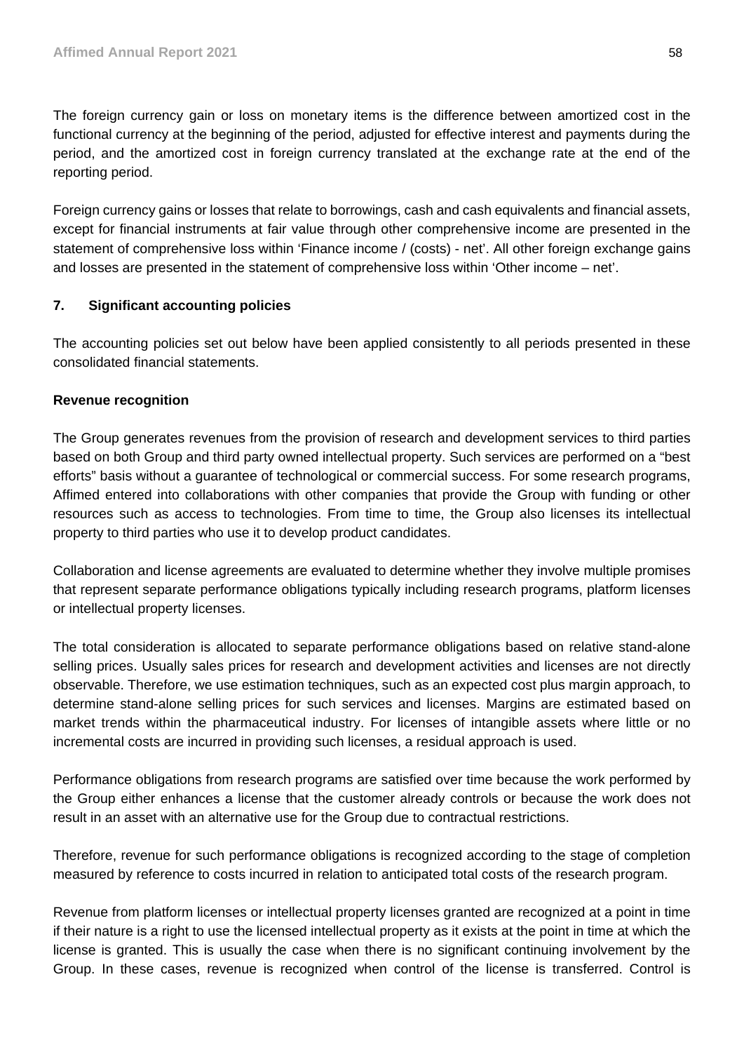The foreign currency gain or loss on monetary items is the difference between amortized cost in the functional currency at the beginning of the period, adjusted for effective interest and payments during the period, and the amortized cost in foreign currency translated at the exchange rate at the end of the reporting period.

Foreign currency gains or losses that relate to borrowings, cash and cash equivalents and financial assets, except for financial instruments at fair value through other comprehensive income are presented in the statement of comprehensive loss within 'Finance income / (costs) - net'. All other foreign exchange gains and losses are presented in the statement of comprehensive loss within 'Other income – net'.

## 7. Significant accounting policies

The accounting policies set out below have been applied consistently to all periods presented in these consolidated financial statements.

### Revenue recognition

The Group generates revenues from the provision of research and development services to third parties based on both Group and third party owned intellectual property. Such services are performed on a "best efforts" basis without a guarantee of technological or commercial success. For some research programs, Affimed entered into collaborations with other companies that provide the Group with funding or other resources such as access to technologies. From time to time, the Group also licenses its intellectual property to third parties who use it to develop product candidates.

Collaboration and license agreements are evaluated to determine whether they involve multiple promises that represent separate performance obligations typically including research programs, platform licenses or intellectual property licenses.

The total consideration is allocated to separate performance obligations based on relative stand-alone selling prices. Usually sales prices for research and development activities and licenses are not directly observable. Therefore, we use estimation techniques, such as an expected cost plus margin approach, to determine stand-alone selling prices for such services and licenses. Margins are estimated based on market trends within the pharmaceutical industry. For licenses of intangible assets where little or no incremental costs are incurred in providing such licenses, a residual approach is used.

Performance obligations from research programs are satisfied over time because the work performed by the Group either enhances a license that the customer already controls or because the work does not result in an asset with an alternative use for the Group due to contractual restrictions.

Therefore, revenue for such performance obligations is recognized according to the stage of completion measured by reference to costs incurred in relation to anticipated total costs of the research program.

Revenue from platform licenses or intellectual property licenses granted are recognized at a point in time if their nature is a right to use the licensed intellectual property as it exists at the point in time at which the license is granted. This is usually the case when there is no significant continuing involvement by the Group. In these cases, revenue is recognized when control of the license is transferred. Control is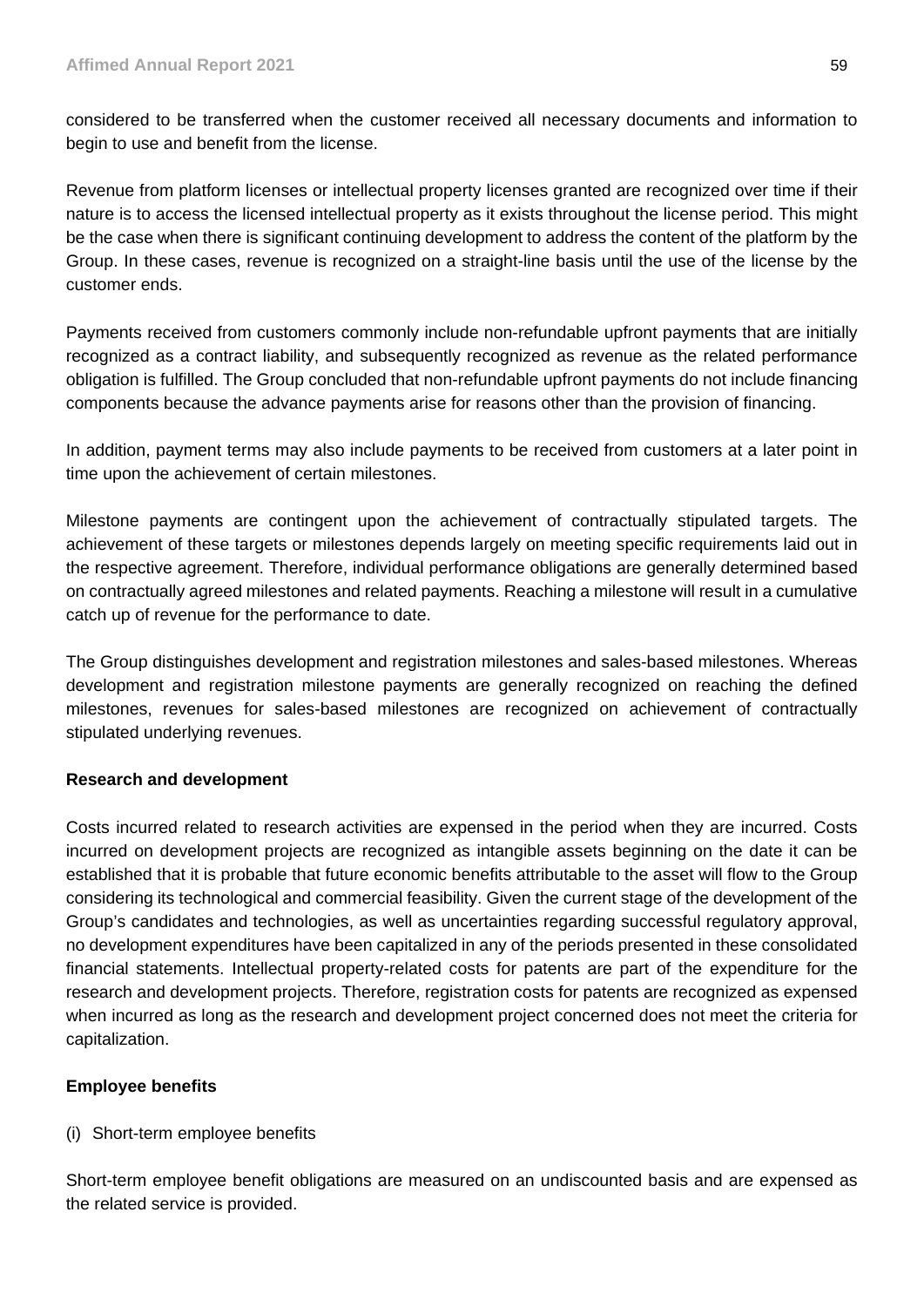considered to be transferred when the customer received all necessary documents and information to begin to use and benefit from the license.

Revenue from platform licenses or intellectual property licenses granted are recognized over time if their nature is to access the licensed intellectual property as it exists throughout the license period. This might be the case when there is significant continuing development to address the content of the platform by the Group. In these cases, revenue is recognized on a straight-line basis until the use of the license by the customer ends.

Payments received from customers commonly include non-refundable upfront payments that are initially recognized as a contract liability, and subsequently recognized as revenue as the related performance obligation is fulfilled. The Group concluded that non-refundable upfront payments do not include financing components because the advance payments arise for reasons other than the provision of financing.

In addition, payment terms may also include payments to be received from customers at a later point in time upon the achievement of certain milestones.

Milestone payments are contingent upon the achievement of contractually stipulated targets. The achievement of these targets or milestones depends largely on meeting specific requirements laid out in the respective agreement. Therefore, individual performance obligations are generally determined based on contractually agreed milestones and related payments. Reaching a milestone will result in a cumulative catch up of revenue for the performance to date.

The Group distinguishes development and registration milestones and sales-based milestones. Whereas development and registration milestone payments are generally recognized on reaching the defined milestones, revenues for sales-based milestones are recognized on achievement of contractually stipulated underlying revenues.

**Research and development**

Costs incurred related to research activities are expensed in the period when they are incurred. Costs incurred on development projects are recognized as intangible assets beginning on the date it can be established that it is probable that future economic benefits attributable to the asset will flow to the Group considering its technological and commercial feasibility. Given the current stage of the development of the Group's candidates and technologies, as well as uncertainties regarding successful regulatory approval, no development expenditures have been capitalized in any of the periods presented in these consolidated financial statements. Intellectual property-related costs for patents are part of the expenditure for the research and development projects. Therefore, registration costs for patents are recognized as expensed when incurred as long as the research and development project concerned does not meet the criteria for capitalization.

**Employee benefits**

(i) Short-term employee benefits

Short-term employee benefit obligations are measured on an undiscounted basis and are expensed as the related service is provided.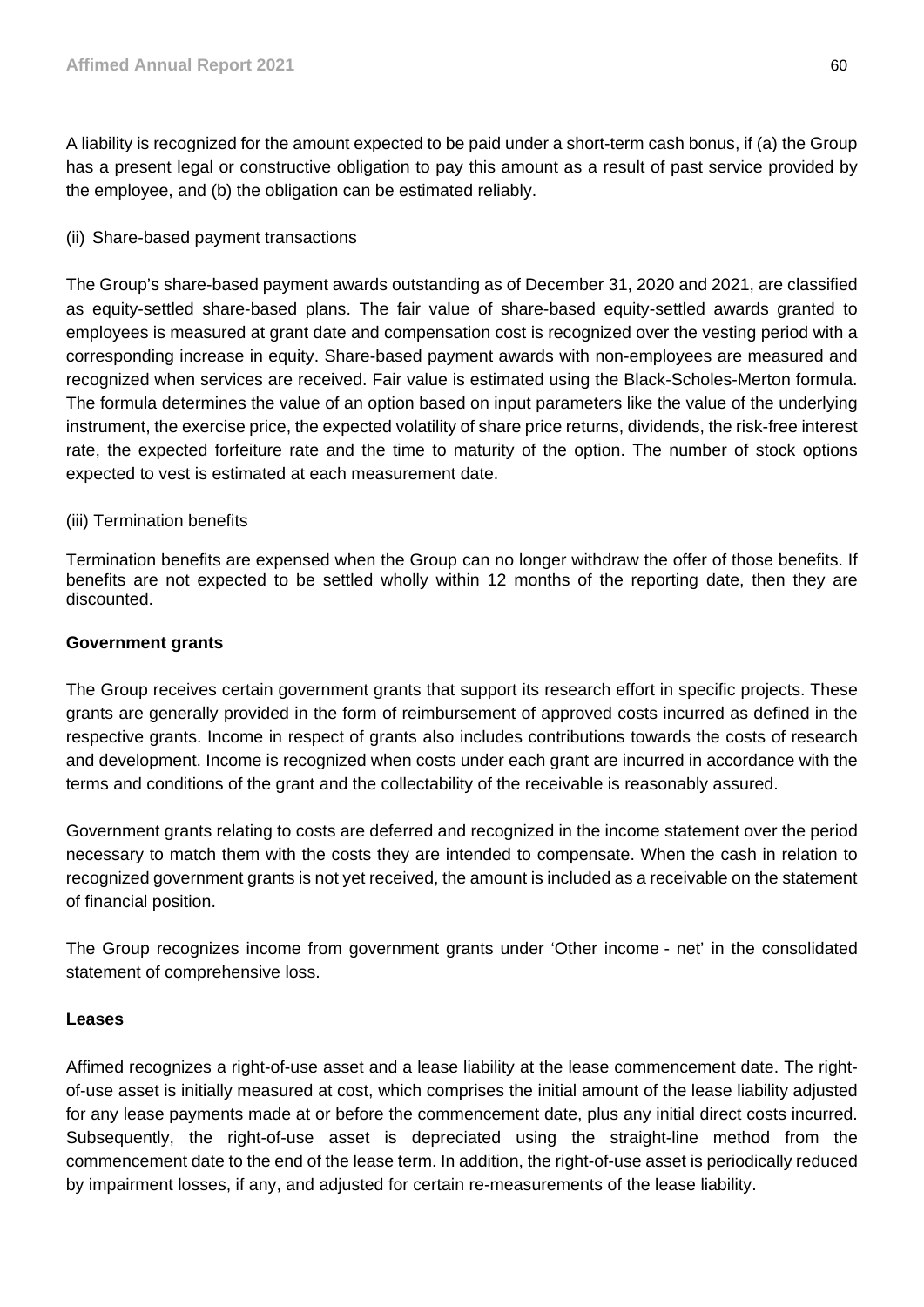A liability is recognized for the amount expected to be paid under a short-term cash bonus, if (a) the Group has a present legal or constructive obligation to pay this amount as a result of past service provided by the employee, and (b) the obligation can be estimated reliably.

(ii) Share-based payment transactions

The Group's share-based payment awards outstanding as of December 31, 2020 and 2021, are classified as equity-settled share-based plans. The fair value of share-based equity-settled awards granted to employees is measured at grant date and compensation cost is recognized over the vesting period with a corresponding increase in equity. Share-based payment awards with non-employees are measured and recognized when services are received. Fair value is estimated using the Black-Scholes-Merton formula. The formula determines the value of an option based on input parameters like the value of the underlying instrument, the exercise price, the expected volatility of share price returns, dividends, the risk-free interest rate, the expected forfeiture rate and the time to maturity of the option. The number of stock options expected to vest is estimated at each measurement date.

(iii) Termination benefits

Termination benefits are expensed when the Group can no longer withdraw the offer of those benefits. If benefits are not expected to be settled wholly within 12 months of the reporting date, then they are discounted.

**Government grants**

The Group receives certain government grants that support its research effort in specific projects. These grants are generally provided in the form of reimbursement of approved costs incurred as defined in the respective grants. Income in respect of grants also includes contributions towards the costs of research and development. Income is recognized when costs under each grant are incurred in accordance with the terms and conditions of the grant and the collectability of the receivable is reasonably assured.

Government grants relating to costs are deferred and recognized in the income statement over the period necessary to match them with the costs they are intended to compensate. When the cash in relation to recognized government grants is not yet received, the amount is included as a receivable on the statement of financial position.

The Group recognizes income from government grants under 'Other income - net' in the consolidated statement of comprehensive loss.

**Leases**

Affimed recognizes a right-of-use asset and a lease liability at the lease commencement date. The right-of-use asset is initially measured at cost, which comprises the initial amount of the lease liability adjusted for any lease payments made at or before the commencement date, plus any initial direct costs incurred. Subsequently, the right-of-use asset is depreciated using the straight-line method from the commencement date to the end of the lease term. In addition, the right-of-use asset is periodically reduced by impairment losses, if any, and adjusted for certain re-measurements of the lease liability.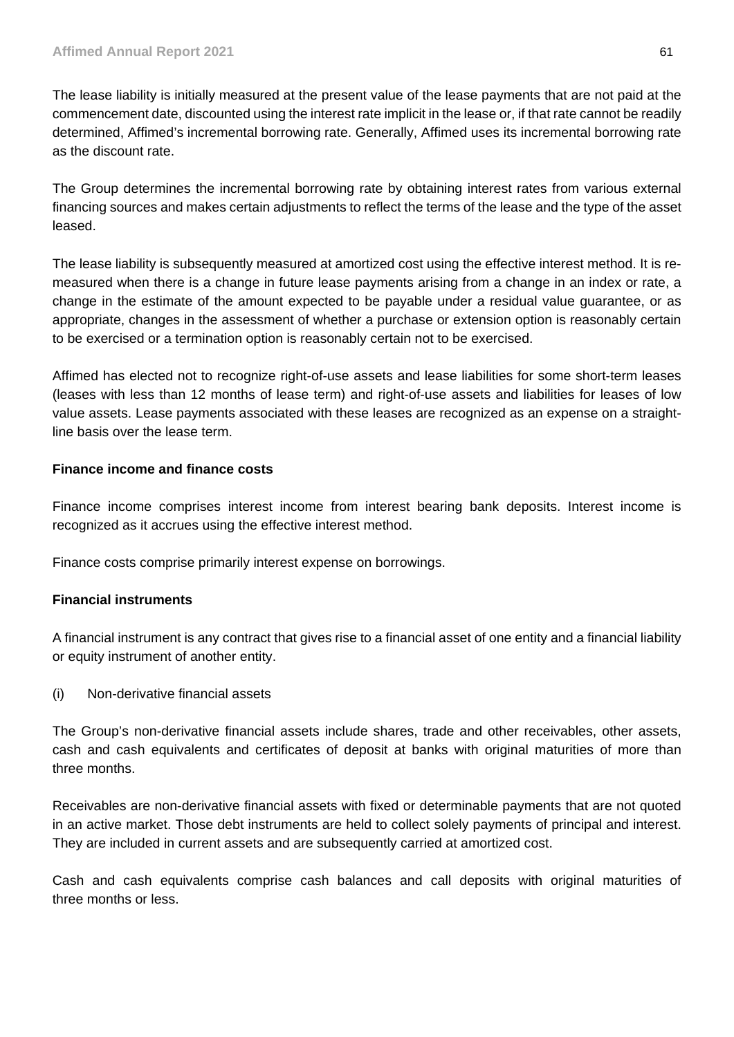The lease liability is initially measured at the present value of the lease payments that are not paid at the commencement date, discounted using the interest rate implicit in the lease or, if that rate cannot be readily determined, Affimed's incremental borrowing rate. Generally, Affimed uses its incremental borrowing rate as the discount rate.

The Group determines the incremental borrowing rate by obtaining interest rates from various external financing sources and makes certain adjustments to reflect the terms of the lease and the type of the asset leased.

The lease liability is subsequently measured at amortized cost using the effective interest method. It is re-measured when there is a change in future lease payments arising from a change in an index or rate, a change in the estimate of the amount expected to be payable under a residual value guarantee, or as appropriate, changes in the assessment of whether a purchase or extension option is reasonably certain to be exercised or a termination option is reasonably certain not to be exercised.

Affimed has elected not to recognize right-of-use assets and lease liabilities for some short-term leases (leases with less than 12 months of lease term) and right-of-use assets and liabilities for leases of low value assets. Lease payments associated with these leases are recognized as an expense on a straight-line basis over the lease term.

**Finance income and finance costs**

Finance income comprises interest income from interest bearing bank deposits. Interest income is recognized as it accrues using the effective interest method.

Finance costs comprise primarily interest expense on borrowings.

**Financial instruments**

A financial instrument is any contract that gives rise to a financial asset of one entity and a financial liability or equity instrument of another entity.

(i) Non-derivative financial assets

The Group's non-derivative financial assets include shares, trade and other receivables, other assets, cash and cash equivalents and certificates of deposit at banks with original maturities of more than three months.

Receivables are non-derivative financial assets with fixed or determinable payments that are not quoted in an active market. Those debt instruments are held to collect solely payments of principal and interest. They are included in current assets and are subsequently carried at amortized cost.

Cash and cash equivalents comprise cash balances and call deposits with original maturities of three months or less.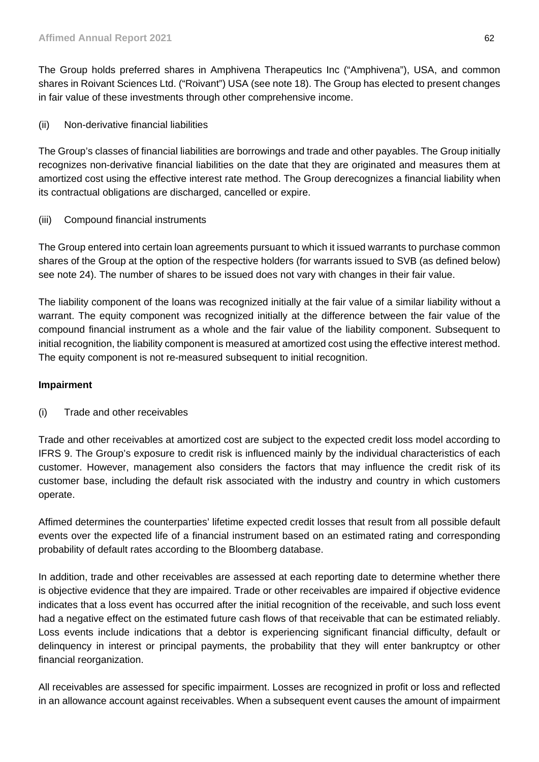The Group holds preferred shares in Amphivena Therapeutics Inc ("Amphivena"), USA, and common shares in Roivant Sciences Ltd. ("Roivant") USA (see note 18). The Group has elected to present changes in fair value of these investments through other comprehensive income.

(ii) Non-derivative financial liabilities

The Group's classes of financial liabilities are borrowings and trade and other payables. The Group initially recognizes non-derivative financial liabilities on the date that they are originated and measures them at amortized cost using the effective interest rate method. The Group derecognizes a financial liability when its contractual obligations are discharged, cancelled or expire.

(iii) Compound financial instruments

The Group entered into certain loan agreements pursuant to which it issued warrants to purchase common shares of the Group at the option of the respective holders (for warrants issued to SVB (as defined below) see note 24). The number of shares to be issued does not vary with changes in their fair value.

The liability component of the loans was recognized initially at the fair value of a similar liability without a warrant. The equity component was recognized initially at the difference between the fair value of the compound financial instrument as a whole and the fair value of the liability component. Subsequent to initial recognition, the liability component is measured at amortized cost using the effective interest method. The equity component is not re-measured subsequent to initial recognition.

**Impairment**

(i) Trade and other receivables

Trade and other receivables at amortized cost are subject to the expected credit loss model according to IFRS 9. The Group's exposure to credit risk is influenced mainly by the individual characteristics of each customer. However, management also considers the factors that may influence the credit risk of its customer base, including the default risk associated with the industry and country in which customers operate.

Affimed determines the counterparties' lifetime expected credit losses that result from all possible default events over the expected life of a financial instrument based on an estimated rating and corresponding probability of default rates according to the Bloomberg database.

In addition, trade and other receivables are assessed at each reporting date to determine whether there is objective evidence that they are impaired. Trade or other receivables are impaired if objective evidence indicates that a loss event has occurred after the initial recognition of the receivable, and such loss event had a negative effect on the estimated future cash flows of that receivable that can be estimated reliably. Loss events include indications that a debtor is experiencing significant financial difficulty, default or delinquency in interest or principal payments, the probability that they will enter bankruptcy or other financial reorganization.

All receivables are assessed for specific impairment. Losses are recognized in profit or loss and reflected in an allowance account against receivables. When a subsequent event causes the amount of impairment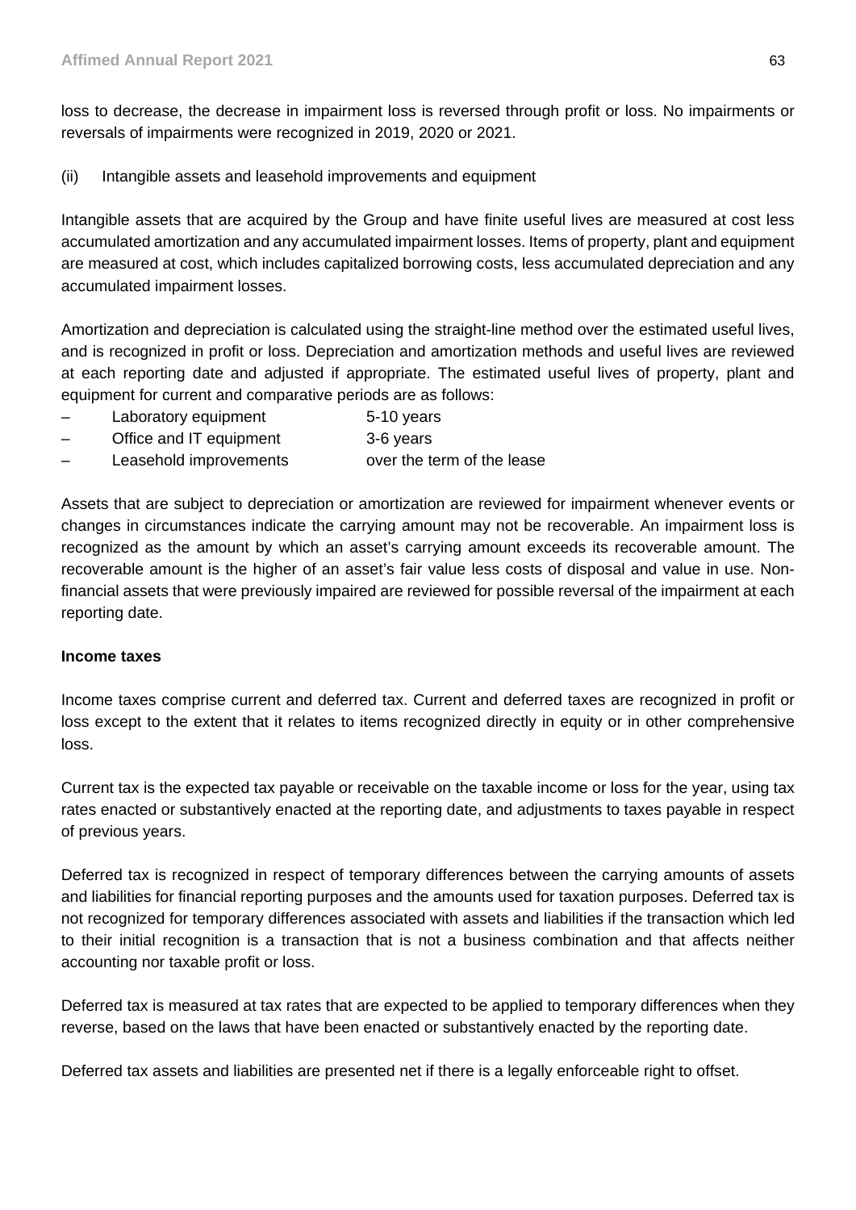loss to decrease, the decrease in impairment loss is reversed through profit or loss. No impairments or reversals of impairments were recognized in 2019, 2020 or 2021.

(ii) Intangible assets and leasehold improvements and equipment

Intangible assets that are acquired by the Group and have finite useful lives are measured at cost less accumulated amortization and any accumulated impairment losses. Items of property, plant and equipment are measured at cost, which includes capitalized borrowing costs, less accumulated depreciation and any accumulated impairment losses.

Amortization and depreciation is calculated using the straight-line method over the estimated useful lives, and is recognized in profit or loss. Depreciation and amortization methods and useful lives are reviewed at each reporting date and adjusted if appropriate. The estimated useful lives of property, plant and equipment for current and comparative periods are as follows:

- Laboratory equipment 5-10 years
- Office and IT equipment 3-6 years
- Leasehold improvements over the term of the lease

Assets that are subject to depreciation or amortization are reviewed for impairment whenever events or changes in circumstances indicate the carrying amount may not be recoverable. An impairment loss is recognized as the amount by which an asset's carrying amount exceeds its recoverable amount. The recoverable amount is the higher of an asset's fair value less costs of disposal and value in use. Non-financial assets that were previously impaired are reviewed for possible reversal of the impairment at each reporting date.

**Income taxes**

Income taxes comprise current and deferred tax. Current and deferred taxes are recognized in profit or loss except to the extent that it relates to items recognized directly in equity or in other comprehensive loss.

Current tax is the expected tax payable or receivable on the taxable income or loss for the year, using tax rates enacted or substantively enacted at the reporting date, and adjustments to taxes payable in respect of previous years.

Deferred tax is recognized in respect of temporary differences between the carrying amounts of assets and liabilities for financial reporting purposes and the amounts used for taxation purposes. Deferred tax is not recognized for temporary differences associated with assets and liabilities if the transaction which led to their initial recognition is a transaction that is not a business combination and that affects neither accounting nor taxable profit or loss.

Deferred tax is measured at tax rates that are expected to be applied to temporary differences when they reverse, based on the laws that have been enacted or substantively enacted by the reporting date.

Deferred tax assets and liabilities are presented net if there is a legally enforceable right to offset.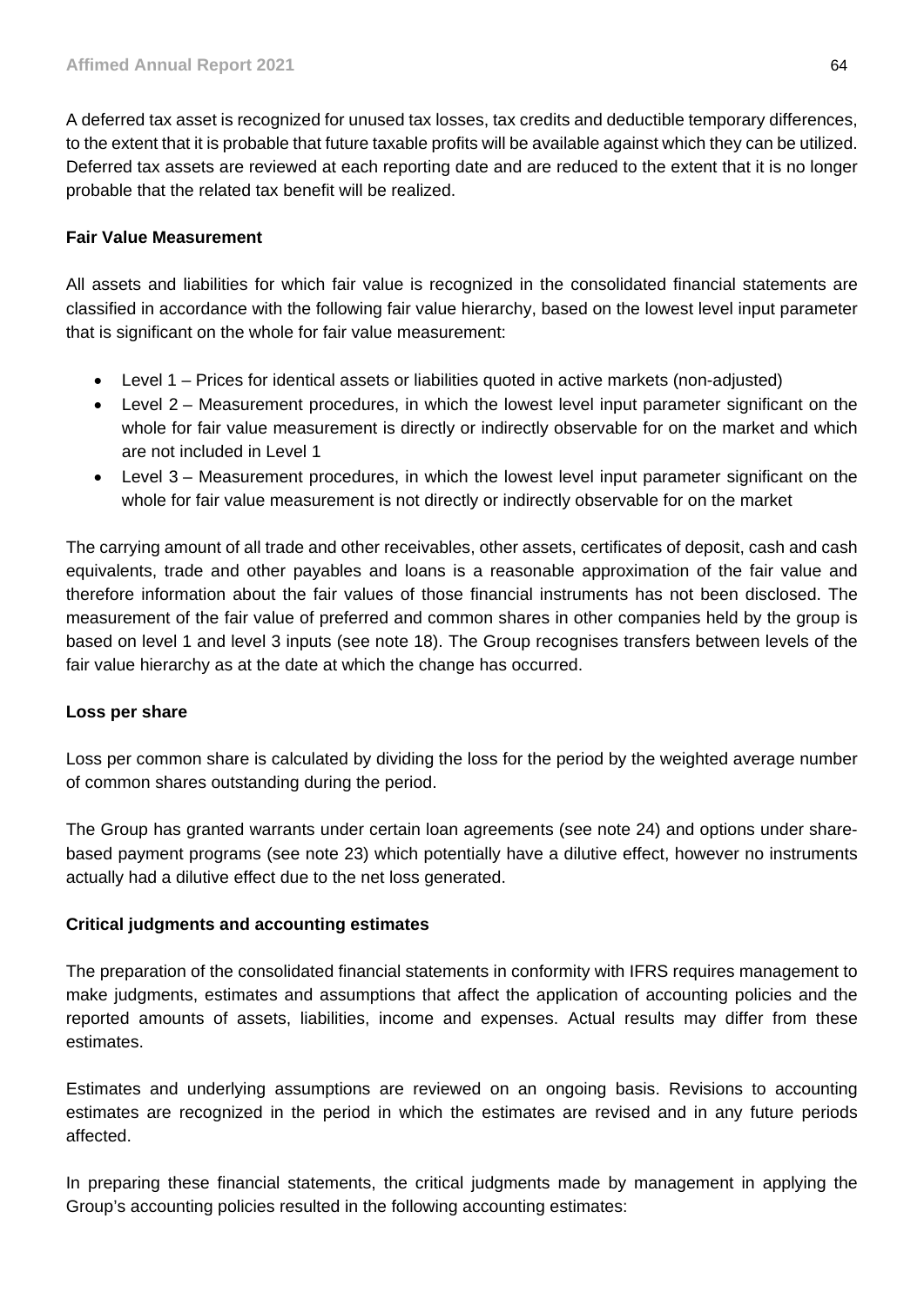A deferred tax asset is recognized for unused tax losses, tax credits and deductible temporary differences, to the extent that it is probable that future taxable profits will be available against which they can be utilized. Deferred tax assets are reviewed at each reporting date and are reduced to the extent that it is no longer probable that the related tax benefit will be realized.

**Fair Value Measurement**

All assets and liabilities for which fair value is recognized in the consolidated financial statements are classified in accordance with the following fair value hierarchy, based on the lowest level input parameter that is significant on the whole for fair value measurement:

- Level 1 – Prices for identical assets or liabilities quoted in active markets (non-adjusted)
- Level 2 – Measurement procedures, in which the lowest level input parameter significant on the whole for fair value measurement is directly or indirectly observable for on the market and which are not included in Level 1
- Level 3 – Measurement procedures, in which the lowest level input parameter significant on the whole for fair value measurement is not directly or indirectly observable for on the market

The carrying amount of all trade and other receivables, other assets, certificates of deposit, cash and cash equivalents, trade and other payables and loans is a reasonable approximation of the fair value and therefore information about the fair values of those financial instruments has not been disclosed. The measurement of the fair value of preferred and common shares in other companies held by the group is based on level 1 and level 3 inputs (see note 18). The Group recognises transfers between levels of the fair value hierarchy as at the date at which the change has occurred.

**Loss per share**

Loss per common share is calculated by dividing the loss for the period by the weighted average number of common shares outstanding during the period.

The Group has granted warrants under certain loan agreements (see note 24) and options under share-based payment programs (see note 23) which potentially have a dilutive effect, however no instruments actually had a dilutive effect due to the net loss generated.

**Critical judgments and accounting estimates**

The preparation of the consolidated financial statements in conformity with IFRS requires management to make judgments, estimates and assumptions that affect the application of accounting policies and the reported amounts of assets, liabilities, income and expenses. Actual results may differ from these estimates.

Estimates and underlying assumptions are reviewed on an ongoing basis. Revisions to accounting estimates are recognized in the period in which the estimates are revised and in any future periods affected.

In preparing these financial statements, the critical judgments made by management in applying the Group's accounting policies resulted in the following accounting estimates: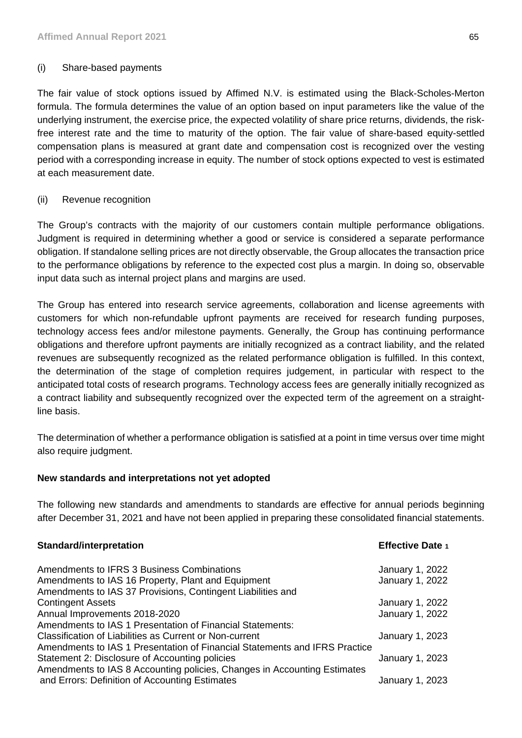(i) Share-based payments

The fair value of stock options issued by Affimed N.V. is estimated using the Black-Scholes-Merton formula. The formula determines the value of an option based on input parameters like the value of the underlying instrument, the exercise price, the expected volatility of share price returns, dividends, the risk-free interest rate and the time to maturity of the option. The fair value of share-based equity-settled compensation plans is measured at grant date and compensation cost is recognized over the vesting period with a corresponding increase in equity. The number of stock options expected to vest is estimated at each measurement date.

(ii) Revenue recognition

The Group's contracts with the majority of our customers contain multiple performance obligations. Judgment is required in determining whether a good or service is considered a separate performance obligation. If standalone selling prices are not directly observable, the Group allocates the transaction price to the performance obligations by reference to the expected cost plus a margin. In doing so, observable input data such as internal project plans and margins are used.

The Group has entered into research service agreements, collaboration and license agreements with customers for which non-refundable upfront payments are received for research funding purposes, technology access fees and/or milestone payments. Generally, the Group has continuing performance obligations and therefore upfront payments are initially recognized as a contract liability, and the related revenues are subsequently recognized as the related performance obligation is fulfilled. In this context, the determination of the stage of completion requires judgement, in particular with respect to the anticipated total costs of research programs. Technology access fees are generally initially recognized as a contract liability and subsequently recognized over the expected term of the agreement on a straight-line basis.

The determination of whether a performance obligation is satisfied at a point in time versus over time might also require judgment.

**New standards and interpretations not yet adopted**

The following new standards and amendments to standards are effective for annual periods beginning after December 31, 2021 and have not been applied in preparing these consolidated financial statements.

| Standard/interpretation | Effective Date [1] |
|---|---|
| Amendments to IFRS 3 Business Combinations | January 1, 2022 |
| Amendments to IAS 16 Property, Plant and Equipment | January 1, 2022 |
| Amendments to IAS 37 Provisions, Contingent Liabilities and Contingent Assets | January 1, 2022 |
| Annual Improvements 2018-2020 | January 1, 2022 |
| Amendments to IAS 1 Presentation of Financial Statements: Classification of Liabilities as Current or Non-current | January 1, 2023 |
| Amendments to IAS 1 Presentation of Financial Statements and IFRS Practice Statement 2: Disclosure of Accounting policies | January 1, 2023 |
| Amendments to IAS 8 Accounting policies, Changes in Accounting Estimates and Errors: Definition of Accounting Estimates | January 1, 2023 |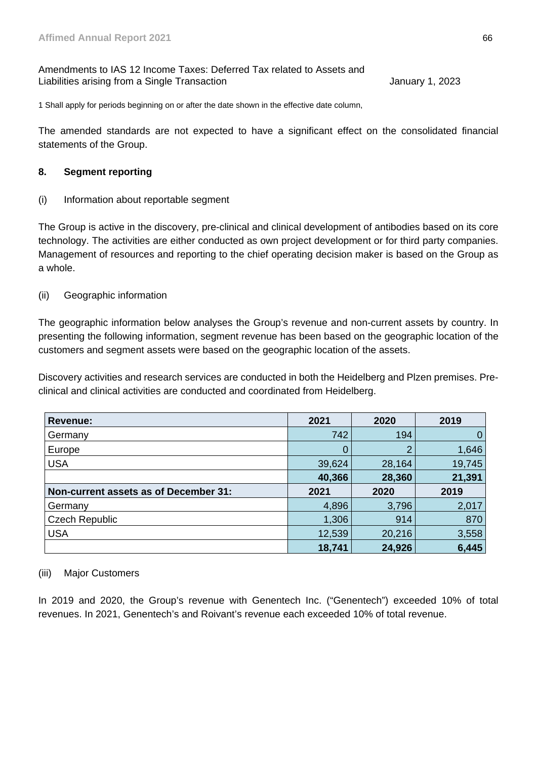| Amendments to IAS 12 Income Taxes: Deferred Tax related to Assets and Liabilities arising from a Single Transaction | January 1, 2023 |
|---|---|

1 Shall apply for periods beginning on or after the date shown in the effective date column,

The amended standards are not expected to have a significant effect on the consolidated financial statements of the Group.

## 8. Segment reporting

(i) Information about reportable segment

The Group is active in the discovery, pre-clinical and clinical development of antibodies based on its core technology. The activities are either conducted as own project development or for third party companies. Management of resources and reporting to the chief operating decision maker is based on the Group as a whole.

(ii) Geographic information

The geographic information below analyses the Group's revenue and non-current assets by country. In presenting the following information, segment revenue has been based on the geographic location of the customers and segment assets were based on the geographic location of the assets.

Discovery activities and research services are conducted in both the Heidelberg and Plzen premises. Pre-clinical and clinical activities are conducted and coordinated from Heidelberg.

| **Revenue:** | **2021** | **2020** | **2019** |
|---|---|---|---|
| Germany | 742 | 194 | 0 |
| Europe | 0 | 2 | 1,646 |
| USA | 39,624 | 28,164 | 19,745 |
| | **40,366** | **28,360** | **21,391** |
| **Non-current assets as of December 31:** | **2021** | **2020** | **2019** |
| Germany | 4,896 | 3,796 | 2,017 |
| Czech Republic | 1,306 | 914 | 870 |
| USA | 12,539 | 20,216 | 3,558 |
| | **18,741** | **24,926** | **6,445** |

(iii) Major Customers

In 2019 and 2020, the Group's revenue with Genentech Inc. ("Genentech") exceeded 10% of total revenues. In 2021, Genentech's and Roivant's revenue each exceeded 10% of total revenue.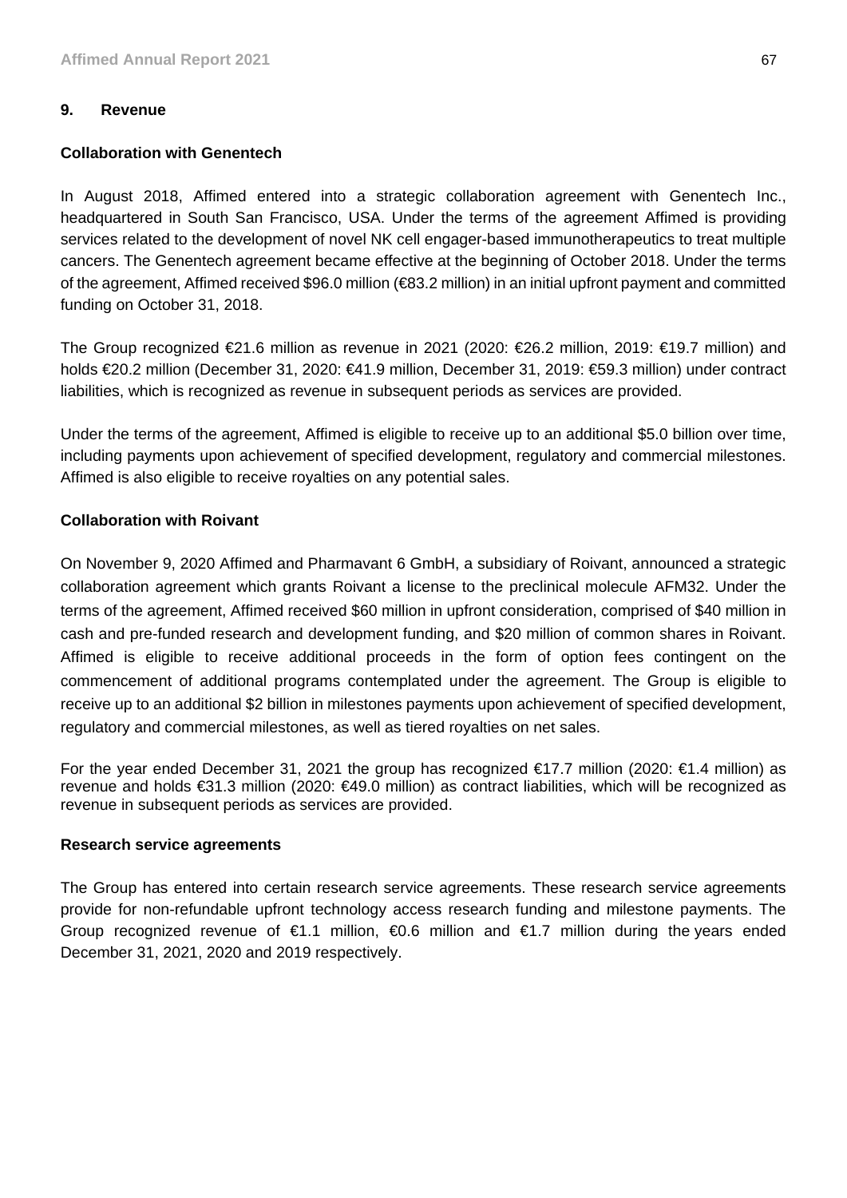## 9. Revenue

### Collaboration with Genentech

In August 2018, Affimed entered into a strategic collaboration agreement with Genentech Inc., headquartered in South San Francisco, USA. Under the terms of the agreement Affimed is providing services related to the development of novel NK cell engager-based immunotherapeutics to treat multiple cancers. The Genentech agreement became effective at the beginning of October 2018. Under the terms of the agreement, Affimed received $96.0 million (€83.2 million) in an initial upfront payment and committed funding on October 31, 2018.

The Group recognized €21.6 million as revenue in 2021 (2020: €26.2 million, 2019: €19.7 million) and holds €20.2 million (December 31, 2020: €41.9 million, December 31, 2019: €59.3 million) under contract liabilities, which is recognized as revenue in subsequent periods as services are provided.

Under the terms of the agreement, Affimed is eligible to receive up to an additional $5.0 billion over time, including payments upon achievement of specified development, regulatory and commercial milestones. Affimed is also eligible to receive royalties on any potential sales.

### Collaboration with Roivant

On November 9, 2020 Affimed and Pharmavant 6 GmbH, a subsidiary of Roivant, announced a strategic collaboration agreement which grants Roivant a license to the preclinical molecule AFM32. Under the terms of the agreement, Affimed received $60 million in upfront consideration, comprised of $40 million in cash and pre-funded research and development funding, and $20 million of common shares in Roivant. Affimed is eligible to receive additional proceeds in the form of option fees contingent on the commencement of additional programs contemplated under the agreement. The Group is eligible to receive up to an additional $2 billion in milestones payments upon achievement of specified development, regulatory and commercial milestones, as well as tiered royalties on net sales.

For the year ended December 31, 2021 the group has recognized €17.7 million (2020: €1.4 million) as revenue and holds €31.3 million (2020: €49.0 million) as contract liabilities, which will be recognized as revenue in subsequent periods as services are provided.

### Research service agreements

The Group has entered into certain research service agreements. These research service agreements provide for non-refundable upfront technology access research funding and milestone payments. The Group recognized revenue of €1.1 million, €0.6 million and €1.7 million during the years ended December 31, 2021, 2020 and 2019 respectively.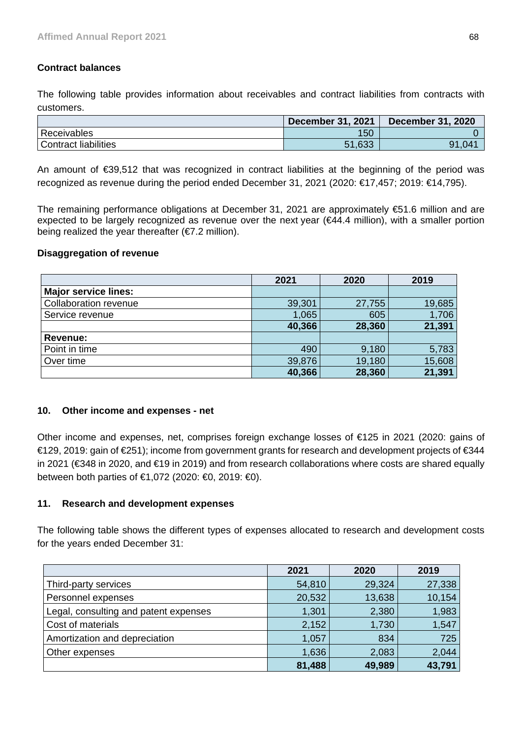**Contract balances**

The following table provides information about receivables and contract liabilities from contracts with customers.

| | December 31, 2021 | December 31, 2020 |
|---|---|---|
| Receivables | 150 | 0 |
| Contract liabilities | 51,633 | 91,041 |

An amount of €39,512 that was recognized in contract liabilities at the beginning of the period was recognized as revenue during the period ended December 31, 2021 (2020: €17,457; 2019: €14,795).

The remaining performance obligations at December 31, 2021 are approximately €51.6 million and are expected to be largely recognized as revenue over the next year (€44.4 million), with a smaller portion being realized the year thereafter (€7.2 million).

**Disaggregation of revenue**

| | 2021 | 2020 | 2019 |
|---|---|---|---|
| **Major service lines:** | | | |
| Collaboration revenue | 39,301 | 27,755 | 19,685 |
| Service revenue | 1,065 | 605 | 1,706 |
| | **40,366** | **28,360** | **21,391** |
| **Revenue:** | | | |
| Point in time | 490 | 9,180 | 5,783 |
| Over time | 39,876 | 19,180 | 15,608 |
| | **40,366** | **28,360** | **21,391** |

#### 10. Other income and expenses - net

Other income and expenses, net, comprises foreign exchange losses of €125 in 2021 (2020: gains of €129, 2019: gain of €251); income from government grants for research and development projects of €344 in 2021 (€348 in 2020, and €19 in 2019) and from research collaborations where costs are shared equally between both parties of €1,072 (2020: €0, 2019: €0).

#### 11. Research and development expenses

The following table shows the different types of expenses allocated to research and development costs for the years ended December 31:

| | 2021 | 2020 | 2019 |
|---|---|---|---|
| Third-party services | 54,810 | 29,324 | 27,338 |
| Personnel expenses | 20,532 | 13,638 | 10,154 |
| Legal, consulting and patent expenses | 1,301 | 2,380 | 1,983 |
| Cost of materials | 2,152 | 1,730 | 1,547 |
| Amortization and depreciation | 1,057 | 834 | 725 |
| Other expenses | 1,636 | 2,083 | 2,044 |
| | **81,488** | **49,989** | **43,791** |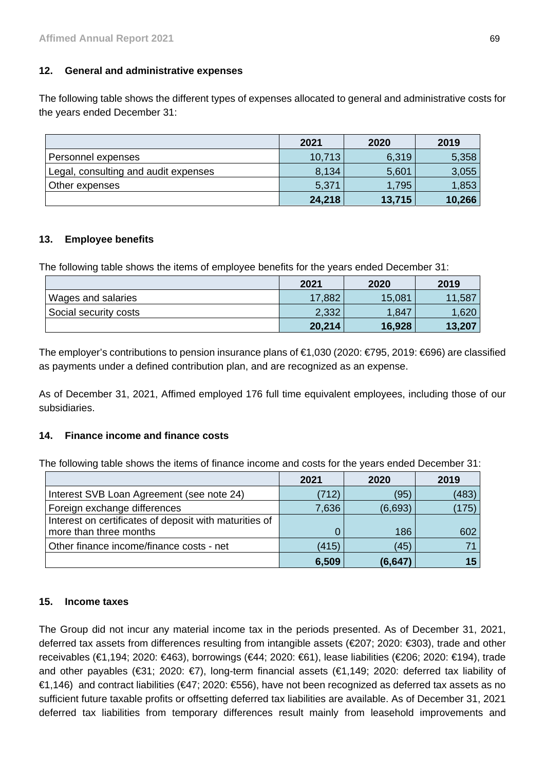## 12. General and administrative expenses

The following table shows the different types of expenses allocated to general and administrative costs for the years ended December 31:

| | 2021 | 2020 | 2019 |
|---|---|---|---|
| Personnel expenses | 10,713 | 6,319 | 5,358 |
| Legal, consulting and audit expenses | 8,134 | 5,601 | 3,055 |
| Other expenses | 5,371 | 1,795 | 1,853 |
| | **24,218** | **13,715** | **10,266** |

## 13. Employee benefits

The following table shows the items of employee benefits for the years ended December 31:

| | 2021 | 2020 | 2019 |
|---|---|---|---|
| Wages and salaries | 17,882 | 15,081 | 11,587 |
| Social security costs | 2,332 | 1,847 | 1,620 |
| | **20,214** | **16,928** | **13,207** |

The employer's contributions to pension insurance plans of €1,030 (2020: €795, 2019: €696) are classified as payments under a defined contribution plan, and are recognized as an expense.

As of December 31, 2021, Affimed employed 176 full time equivalent employees, including those of our subsidiaries.

## 14. Finance income and finance costs

The following table shows the items of finance income and costs for the years ended December 31:

| | 2021 | 2020 | 2019 |
|---|---|---|---|
| Interest SVB Loan Agreement (see note 24) | (712) | (95) | (483) |
| Foreign exchange differences | 7,636 | (6,693) | (175) |
| Interest on certificates of deposit with maturities of more than three months | 0 | 186 | 602 |
| Other finance income/finance costs - net | (415) | (45) | 71 |
| | **6,509** | **(6,647)** | **15** |

## 15. Income taxes

The Group did not incur any material income tax in the periods presented. As of December 31, 2021, deferred tax assets from differences resulting from intangible assets (€207; 2020: €303), trade and other receivables (€1,194; 2020: €463), borrowings (€44; 2020: €61), lease liabilities (€206; 2020: €194), trade and other payables (€31; 2020: €7), long-term financial assets (€1,149; 2020: deferred tax liability of €1,146) and contract liabilities (€47; 2020: €556), have not been recognized as deferred tax assets as no sufficient future taxable profits or offsetting deferred tax liabilities are available. As of December 31, 2021 deferred tax liabilities from temporary differences result mainly from leasehold improvements and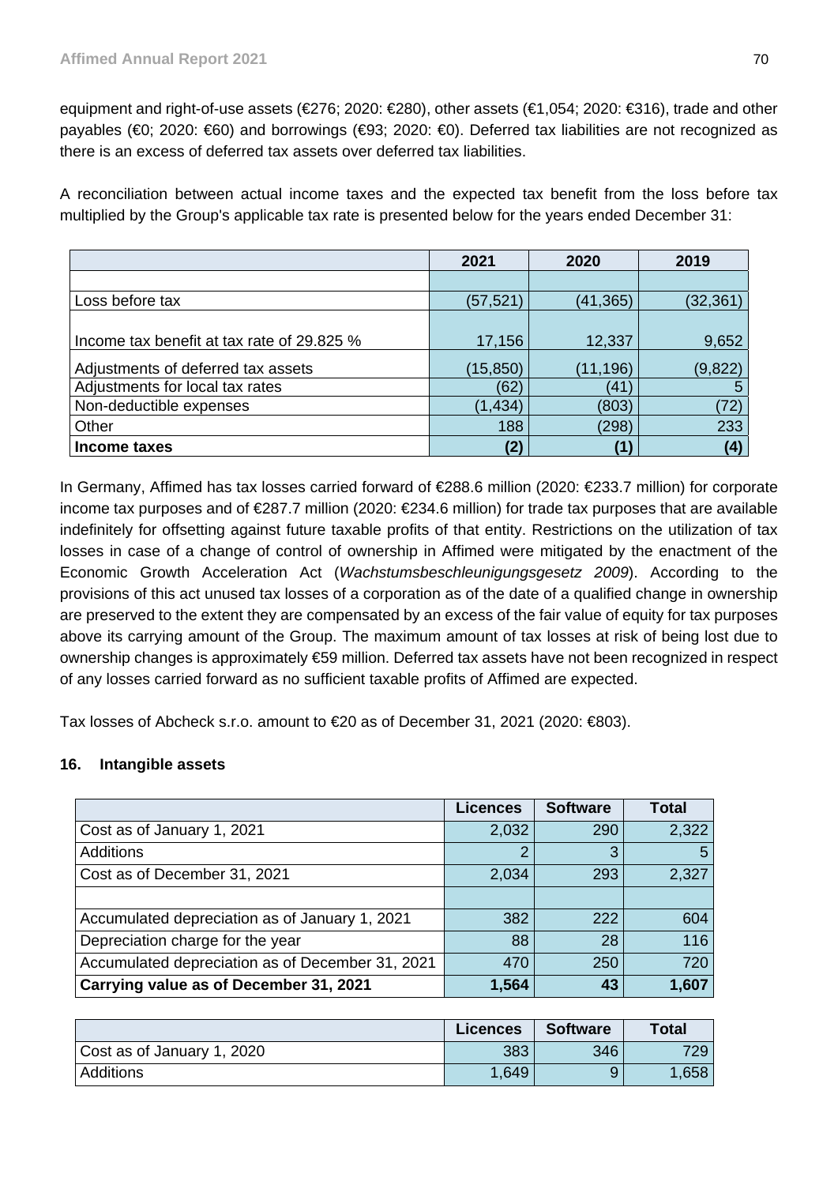equipment and right-of-use assets (€276; 2020: €280), other assets (€1,054; 2020: €316), trade and other payables (€0; 2020: €60) and borrowings (€93; 2020: €0). Deferred tax liabilities are not recognized as there is an excess of deferred tax assets over deferred tax liabilities.

A reconciliation between actual income taxes and the expected tax benefit from the loss before tax multiplied by the Group's applicable tax rate is presented below for the years ended December 31:

| | 2021 | 2020 | 2019 |
|---|---|---|---|
| | | | |
| Loss before tax | (57,521) | (41,365) | (32,361) |
| Income tax benefit at tax rate of 29.825 % | 17,156 | 12,337 | 9,652 |
| Adjustments of deferred tax assets | (15,850) | (11,196) | (9,822) |
| Adjustments for local tax rates | (62) | (41) | 5 |
| Non-deductible expenses | (1,434) | (803) | (72) |
| Other | 188 | (298) | 233 |
| **Income taxes** | **(2)** | **(1)** | **(4)** |

In Germany, Affimed has tax losses carried forward of €288.6 million (2020: €233.7 million) for corporate income tax purposes and of €287.7 million (2020: €234.6 million) for trade tax purposes that are available indefinitely for offsetting against future taxable profits of that entity. Restrictions on the utilization of tax losses in case of a change of control of ownership in Affimed were mitigated by the enactment of the Economic Growth Acceleration Act (*Wachstumsbeschleunigungsgesetz 2009*). According to the provisions of this act unused tax losses of a corporation as of the date of a qualified change in ownership are preserved to the extent they are compensated by an excess of the fair value of equity for tax purposes above its carrying amount of the Group. The maximum amount of tax losses at risk of being lost due to ownership changes is approximately €59 million. Deferred tax assets have not been recognized in respect of any losses carried forward as no sufficient taxable profits of Affimed are expected.

Tax losses of Abcheck s.r.o. amount to €20 as of December 31, 2021 (2020: €803).

## 16. Intangible assets

| | Licences | Software | Total |
|---|---|---|---|
| Cost as of January 1, 2021 | 2,032 | 290 | 2,322 |
| Additions | 2 | 3 | 5 |
| Cost as of December 31, 2021 | 2,034 | 293 | 2,327 |
| | | | |
| Accumulated depreciation as of January 1, 2021 | 382 | 222 | 604 |
| Depreciation charge for the year | 88 | 28 | 116 |
| Accumulated depreciation as of December 31, 2021 | 470 | 250 | 720 |
| **Carrying value as of December 31, 2021** | **1,564** | **43** | **1,607** |

| | Licences | Software | Total |
|---|---|---|---|
| Cost as of January 1, 2020 | 383 | 346 | 729 |
| Additions | 1,649 | 9 | 1,658 |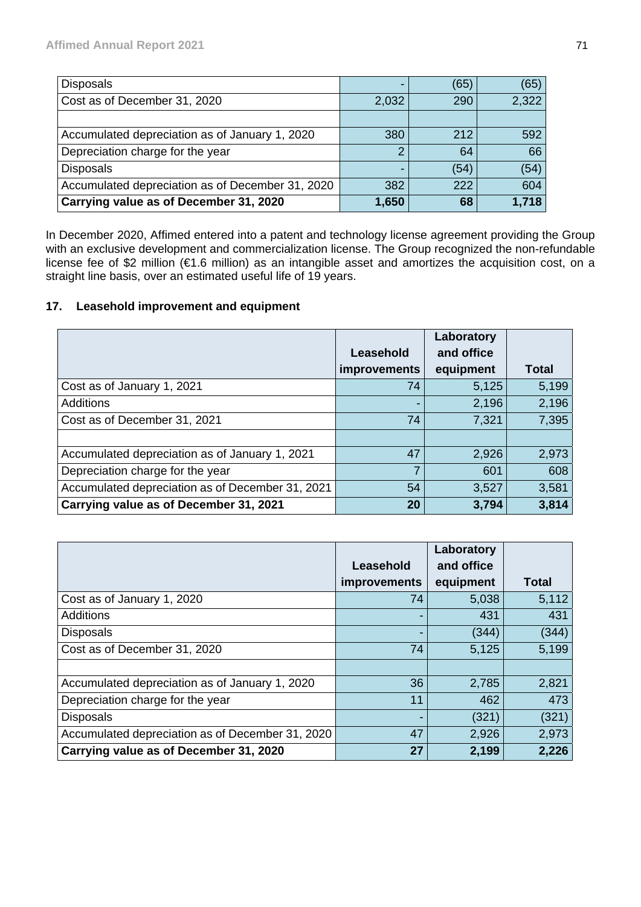| | | | |
|---|---|---|---|
| Disposals | - | (65) | (65) |
| Cost as of December 31, 2020 | 2,032 | 290 | 2,322 |
| | | | |
| Accumulated depreciation as of January 1, 2020 | 380 | 212 | 592 |
| Depreciation charge for the year | 2 | 64 | 66 |
| Disposals | - | (54) | (54) |
| Accumulated depreciation as of December 31, 2020 | 382 | 222 | 604 |
| **Carrying value as of December 31, 2020** | **1,650** | **68** | **1,718** |

In December 2020, Affimed entered into a patent and technology license agreement providing the Group with an exclusive development and commercialization license. The Group recognized the non-refundable license fee of $2 million (€1.6 million) as an intangible asset and amortizes the acquisition cost, on a straight line basis, over an estimated useful life of 19 years.

## 17. Leasehold improvement and equipment

| | Leasehold improvements | Laboratory and office equipment | Total |
|---|---|---|---|
| Cost as of January 1, 2021 | 74 | 5,125 | 5,199 |
| Additions | - | 2,196 | 2,196 |
| Cost as of December 31, 2021 | 74 | 7,321 | 7,395 |
| | | | |
| Accumulated depreciation as of January 1, 2021 | 47 | 2,926 | 2,973 |
| Depreciation charge for the year | 7 | 601 | 608 |
| Accumulated depreciation as of December 31, 2021 | 54 | 3,527 | 3,581 |
| **Carrying value as of December 31, 2021** | **20** | **3,794** | **3,814** |

| | Leasehold improvements | Laboratory and office equipment | Total |
|---|---|---|---|
| Cost as of January 1, 2020 | 74 | 5,038 | 5,112 |
| Additions | - | 431 | 431 |
| Disposals | - | (344) | (344) |
| Cost as of December 31, 2020 | 74 | 5,125 | 5,199 |
| | | | |
| Accumulated depreciation as of January 1, 2020 | 36 | 2,785 | 2,821 |
| Depreciation charge for the year | 11 | 462 | 473 |
| Disposals | - | (321) | (321) |
| Accumulated depreciation as of December 31, 2020 | 47 | 2,926 | 2,973 |
| **Carrying value as of December 31, 2020** | **27** | **2,199** | **2,226** |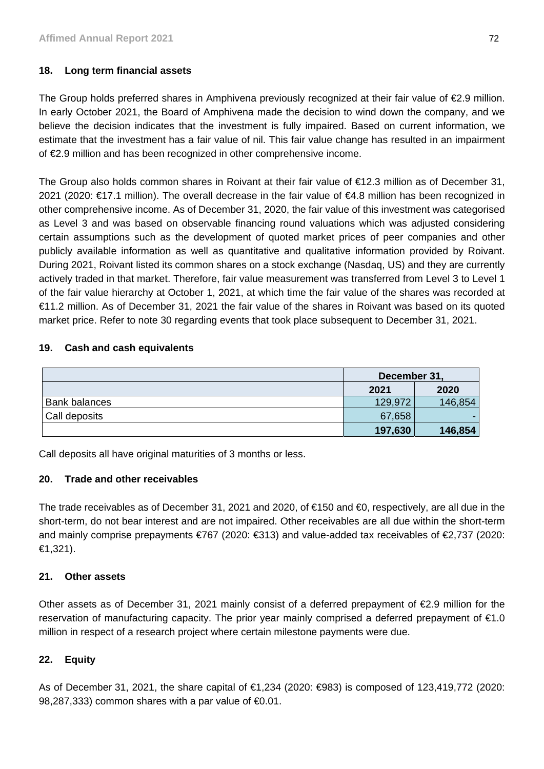## 18. Long term financial assets

The Group holds preferred shares in Amphivena previously recognized at their fair value of €2.9 million. In early October 2021, the Board of Amphivena made the decision to wind down the company, and we believe the decision indicates that the investment is fully impaired. Based on current information, we estimate that the investment has a fair value of nil. This fair value change has resulted in an impairment of €2.9 million and has been recognized in other comprehensive income.

The Group also holds common shares in Roivant at their fair value of €12.3 million as of December 31, 2021 (2020: €17.1 million). The overall decrease in the fair value of €4.8 million has been recognized in other comprehensive income. As of December 31, 2020, the fair value of this investment was categorised as Level 3 and was based on observable financing round valuations which was adjusted considering certain assumptions such as the development of quoted market prices of peer companies and other publicly available information as well as quantitative and qualitative information provided by Roivant. During 2021, Roivant listed its common shares on a stock exchange (Nasdaq, US) and they are currently actively traded in that market. Therefore, fair value measurement was transferred from Level 3 to Level 1 of the fair value hierarchy at October 1, 2021, at which time the fair value of the shares was recorded at €11.2 million. As of December 31, 2021 the fair value of the shares in Roivant was based on its quoted market price. Refer to note 30 regarding events that took place subsequent to December 31, 2021.

## 19. Cash and cash equivalents

| | December 31, | |
|---|---|---|
| | **2021** | **2020** |
| Bank balances | 129,972 | 146,854 |
| Call deposits | 67,658 | - |
| | **197,630** | **146,854** |

Call deposits all have original maturities of 3 months or less.

## 20. Trade and other receivables

The trade receivables as of December 31, 2021 and 2020, of €150 and €0, respectively, are all due in the short-term, do not bear interest and are not impaired. Other receivables are all due within the short-term and mainly comprise prepayments €767 (2020: €313) and value-added tax receivables of €2,737 (2020: €1,321).

## 21. Other assets

Other assets as of December 31, 2021 mainly consist of a deferred prepayment of €2.9 million for the reservation of manufacturing capacity. The prior year mainly comprised a deferred prepayment of €1.0 million in respect of a research project where certain milestone payments were due.

## 22. Equity

As of December 31, 2021, the share capital of €1,234 (2020: €983) is composed of 123,419,772 (2020: 98,287,333) common shares with a par value of €0.01.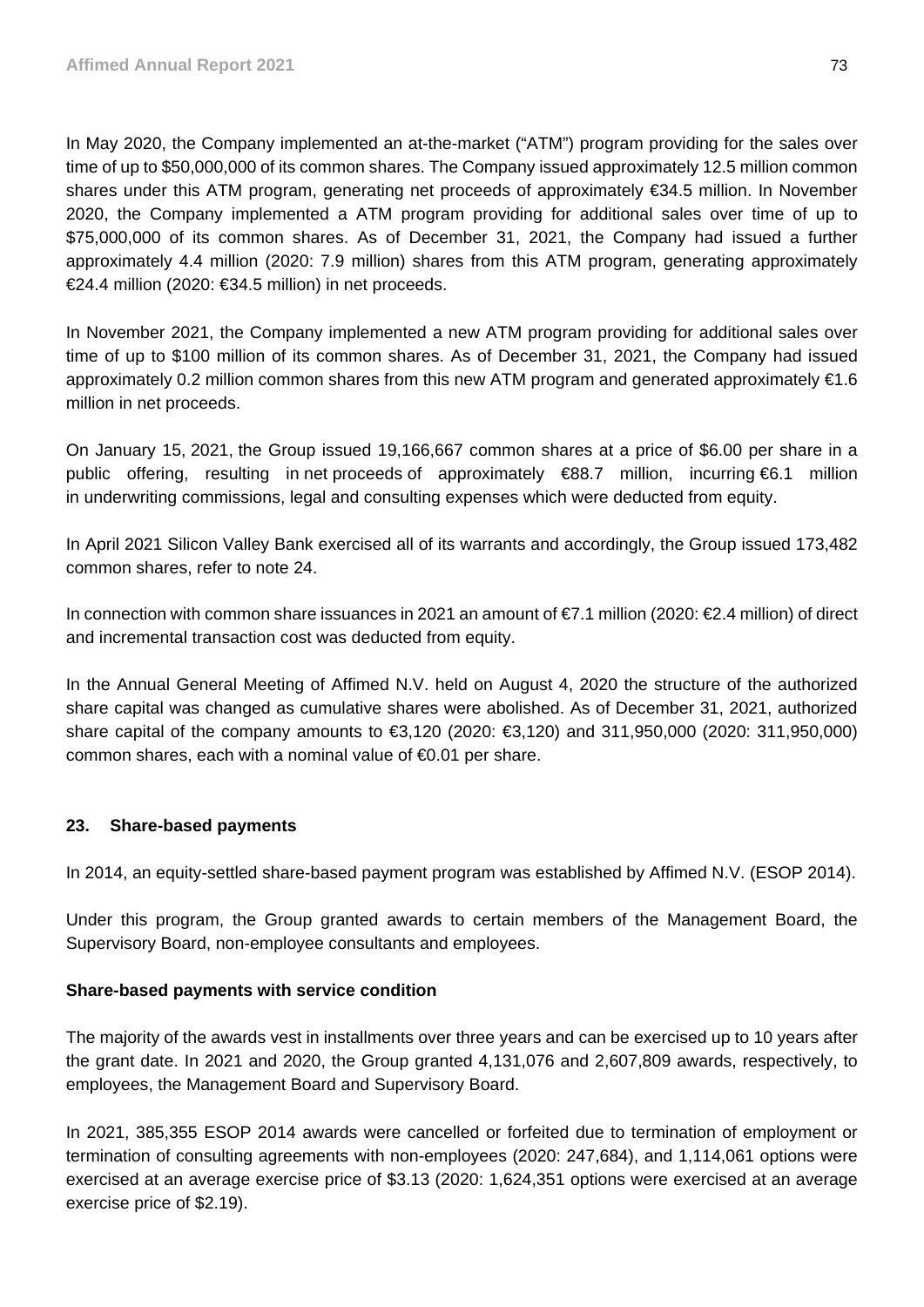In May 2020, the Company implemented an at-the-market ("ATM") program providing for the sales over time of up to $50,000,000 of its common shares. The Company issued approximately 12.5 million common shares under this ATM program, generating net proceeds of approximately €34.5 million. In November 2020, the Company implemented a ATM program providing for additional sales over time of up to $75,000,000 of its common shares. As of December 31, 2021, the Company had issued a further approximately 4.4 million (2020: 7.9 million) shares from this ATM program, generating approximately €24.4 million (2020: €34.5 million) in net proceeds.

In November 2021, the Company implemented a new ATM program providing for additional sales over time of up to $100 million of its common shares. As of December 31, 2021, the Company had issued approximately 0.2 million common shares from this new ATM program and generated approximately €1.6 million in net proceeds.

On January 15, 2021, the Group issued 19,166,667 common shares at a price of $6.00 per share in a public offering, resulting in net proceeds of approximately €88.7 million, incurring €6.1 million in underwriting commissions, legal and consulting expenses which were deducted from equity.

In April 2021 Silicon Valley Bank exercised all of its warrants and accordingly, the Group issued 173,482 common shares, refer to note 24.

In connection with common share issuances in 2021 an amount of €7.1 million (2020: €2.4 million) of direct and incremental transaction cost was deducted from equity.

In the Annual General Meeting of Affimed N.V. held on August 4, 2020 the structure of the authorized share capital was changed as cumulative shares were abolished. As of December 31, 2021, authorized share capital of the company amounts to €3,120 (2020: €3,120) and 311,950,000 (2020: 311,950,000) common shares, each with a nominal value of €0.01 per share.

## 23. Share-based payments

In 2014, an equity-settled share-based payment program was established by Affimed N.V. (ESOP 2014).

Under this program, the Group granted awards to certain members of the Management Board, the Supervisory Board, non-employee consultants and employees.

### Share-based payments with service condition

The majority of the awards vest in installments over three years and can be exercised up to 10 years after the grant date. In 2021 and 2020, the Group granted 4,131,076 and 2,607,809 awards, respectively, to employees, the Management Board and Supervisory Board.

In 2021, 385,355 ESOP 2014 awards were cancelled or forfeited due to termination of employment or termination of consulting agreements with non-employees (2020: 247,684), and 1,114,061 options were exercised at an average exercise price of $3.13 (2020: 1,624,351 options were exercised at an average exercise price of $2.19).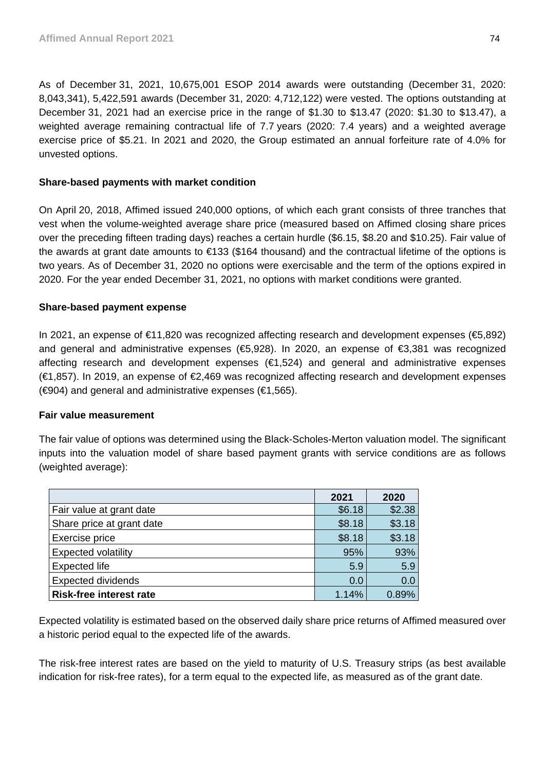As of December 31, 2021, 10,675,001 ESOP 2014 awards were outstanding (December 31, 2020: 8,043,341), 5,422,591 awards (December 31, 2020: 4,712,122) were vested. The options outstanding at December 31, 2021 had an exercise price in the range of $1.30 to $13.47 (2020: $1.30 to $13.47), a weighted average remaining contractual life of 7.7 years (2020: 7.4 years) and a weighted average exercise price of $5.21. In 2021 and 2020, the Group estimated an annual forfeiture rate of 4.0% for unvested options.

**Share-based payments with market condition**

On April 20, 2018, Affimed issued 240,000 options, of which each grant consists of three tranches that vest when the volume-weighted average share price (measured based on Affimed closing share prices over the preceding fifteen trading days) reaches a certain hurdle ($6.15, $8.20 and $10.25). Fair value of the awards at grant date amounts to €133 ($164 thousand) and the contractual lifetime of the options is two years. As of December 31, 2020 no options were exercisable and the term of the options expired in 2020. For the year ended December 31, 2021, no options with market conditions were granted.

**Share-based payment expense**

In 2021, an expense of €11,820 was recognized affecting research and development expenses (€5,892) and general and administrative expenses (€5,928). In 2020, an expense of €3,381 was recognized affecting research and development expenses (€1,524) and general and administrative expenses (€1,857). In 2019, an expense of €2,469 was recognized affecting research and development expenses (€904) and general and administrative expenses (€1,565).

**Fair value measurement**

The fair value of options was determined using the Black-Scholes-Merton valuation model. The significant inputs into the valuation model of share based payment grants with service conditions are as follows (weighted average):

| | 2021 | 2020 |
|---|---|---|
| Fair value at grant date | $6.18 | $2.38 |
| Share price at grant date | $8.18 | $3.18 |
| Exercise price | $8.18 | $3.18 |
| Expected volatility | 95% | 93% |
| Expected life | 5.9 | 5.9 |
| Expected dividends | 0.0 | 0.0 |
| **Risk-free interest rate** | 1.14% | 0.89% |

Expected volatility is estimated based on the observed daily share price returns of Affimed measured over a historic period equal to the expected life of the awards.

The risk-free interest rates are based on the yield to maturity of U.S. Treasury strips (as best available indication for risk-free rates), for a term equal to the expected life, as measured as of the grant date.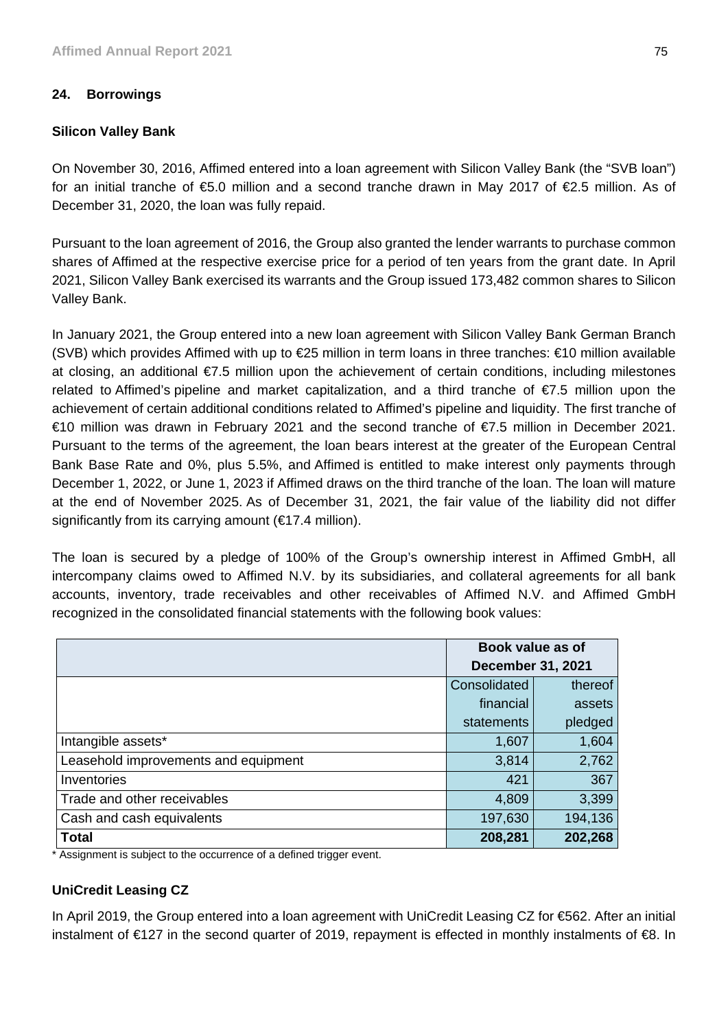## 24. Borrowings

### Silicon Valley Bank

On November 30, 2016, Affimed entered into a loan agreement with Silicon Valley Bank (the "SVB loan") for an initial tranche of €5.0 million and a second tranche drawn in May 2017 of €2.5 million. As of December 31, 2020, the loan was fully repaid.

Pursuant to the loan agreement of 2016, the Group also granted the lender warrants to purchase common shares of Affimed at the respective exercise price for a period of ten years from the grant date. In April 2021, Silicon Valley Bank exercised its warrants and the Group issued 173,482 common shares to Silicon Valley Bank.

In January 2021, the Group entered into a new loan agreement with Silicon Valley Bank German Branch (SVB) which provides Affimed with up to €25 million in term loans in three tranches: €10 million available at closing, an additional €7.5 million upon the achievement of certain conditions, including milestones related to Affimed's pipeline and market capitalization, and a third tranche of €7.5 million upon the achievement of certain additional conditions related to Affimed's pipeline and liquidity. The first tranche of €10 million was drawn in February 2021 and the second tranche of €7.5 million in December 2021. Pursuant to the terms of the agreement, the loan bears interest at the greater of the European Central Bank Base Rate and 0%, plus 5.5%, and Affimed is entitled to make interest only payments through December 1, 2022, or June 1, 2023 if Affimed draws on the third tranche of the loan. The loan will mature at the end of November 2025. As of December 31, 2021, the fair value of the liability did not differ significantly from its carrying amount (€17.4 million).

The loan is secured by a pledge of 100% of the Group's ownership interest in Affimed GmbH, all intercompany claims owed to Affimed N.V. by its subsidiaries, and collateral agreements for all bank accounts, inventory, trade receivables and other receivables of Affimed N.V. and Affimed GmbH recognized in the consolidated financial statements with the following book values:

| | Book value as of December 31, 2021 | |
|---|---|---|
| | Consolidated financial statements | thereof assets pledged |
| Intangible assets* | 1,607 | 1,604 |
| Leasehold improvements and equipment | 3,814 | 2,762 |
| Inventories | 421 | 367 |
| Trade and other receivables | 4,809 | 3,399 |
| Cash and cash equivalents | 197,630 | 194,136 |
| **Total** | **208,281** | **202,268** |

* Assignment is subject to the occurrence of a defined trigger event.

### UniCredit Leasing CZ

In April 2019, the Group entered into a loan agreement with UniCredit Leasing CZ for €562. After an initial instalment of €127 in the second quarter of 2019, repayment is effected in monthly instalments of €8. In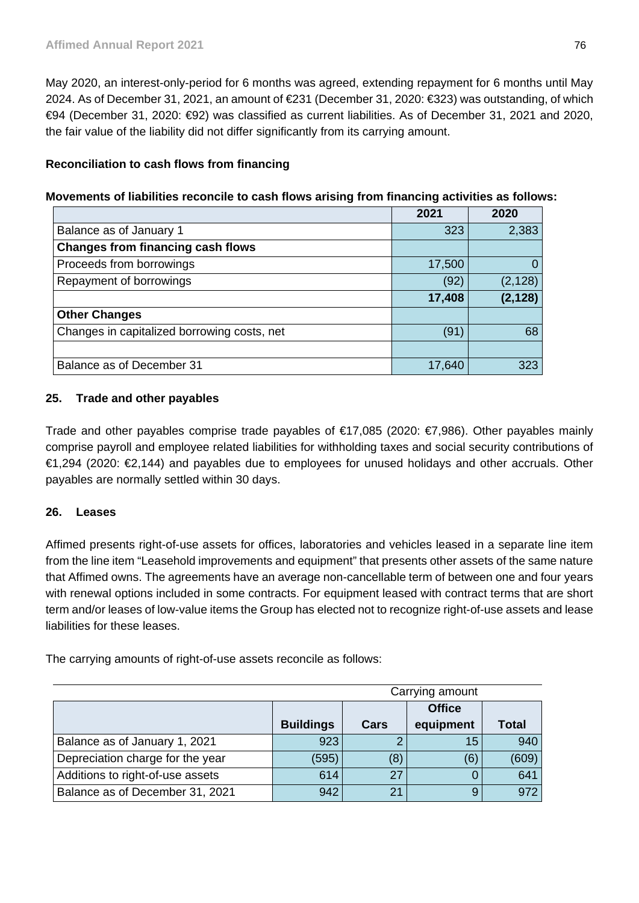May 2020, an interest-only-period for 6 months was agreed, extending repayment for 6 months until May 2024. As of December 31, 2021, an amount of €231 (December 31, 2020: €323) was outstanding, of which €94 (December 31, 2020: €92) was classified as current liabilities. As of December 31, 2021 and 2020, the fair value of the liability did not differ significantly from its carrying amount.

**Reconciliation to cash flows from financing**

**Movements of liabilities reconcile to cash flows arising from financing activities as follows:**

| | 2021 | 2020 |
|---|---|---|
| Balance as of January 1 | 323 | 2,383 |
| **Changes from financing cash flows** | | |
| Proceeds from borrowings | 17,500 | 0 |
| Repayment of borrowings | (92) | (2,128) |
| | **17,408** | **(2,128)** |
| **Other Changes** | | |
| Changes in capitalized borrowing costs, net | (91) | 68 |
| | | |
| Balance as of December 31 | 17,640 | 323 |

## 25. Trade and other payables

Trade and other payables comprise trade payables of €17,085 (2020: €7,986). Other payables mainly comprise payroll and employee related liabilities for withholding taxes and social security contributions of €1,294 (2020: €2,144) and payables due to employees for unused holidays and other accruals. Other payables are normally settled within 30 days.

## 26. Leases

Affimed presents right-of-use assets for offices, laboratories and vehicles leased in a separate line item from the line item "Leasehold improvements and equipment" that presents other assets of the same nature that Affimed owns. The agreements have an average non-cancellable term of between one and four years with renewal options included in some contracts. For equipment leased with contract terms that are short term and/or leases of low-value items the Group has elected not to recognize right-of-use assets and lease liabilities for these leases.

The carrying amounts of right-of-use assets reconcile as follows:

| | Carrying amount | | | |
|---|---|---|---|---|
| | **Buildings** | **Cars** | **Office equipment** | **Total** |
| Balance as of January 1, 2021 | 923 | 2 | 15 | 940 |
| Depreciation charge for the year | (595) | (8) | (6) | (609) |
| Additions to right-of-use assets | 614 | 27 | 0 | 641 |
| Balance as of December 31, 2021 | 942 | 21 | 9 | 972 |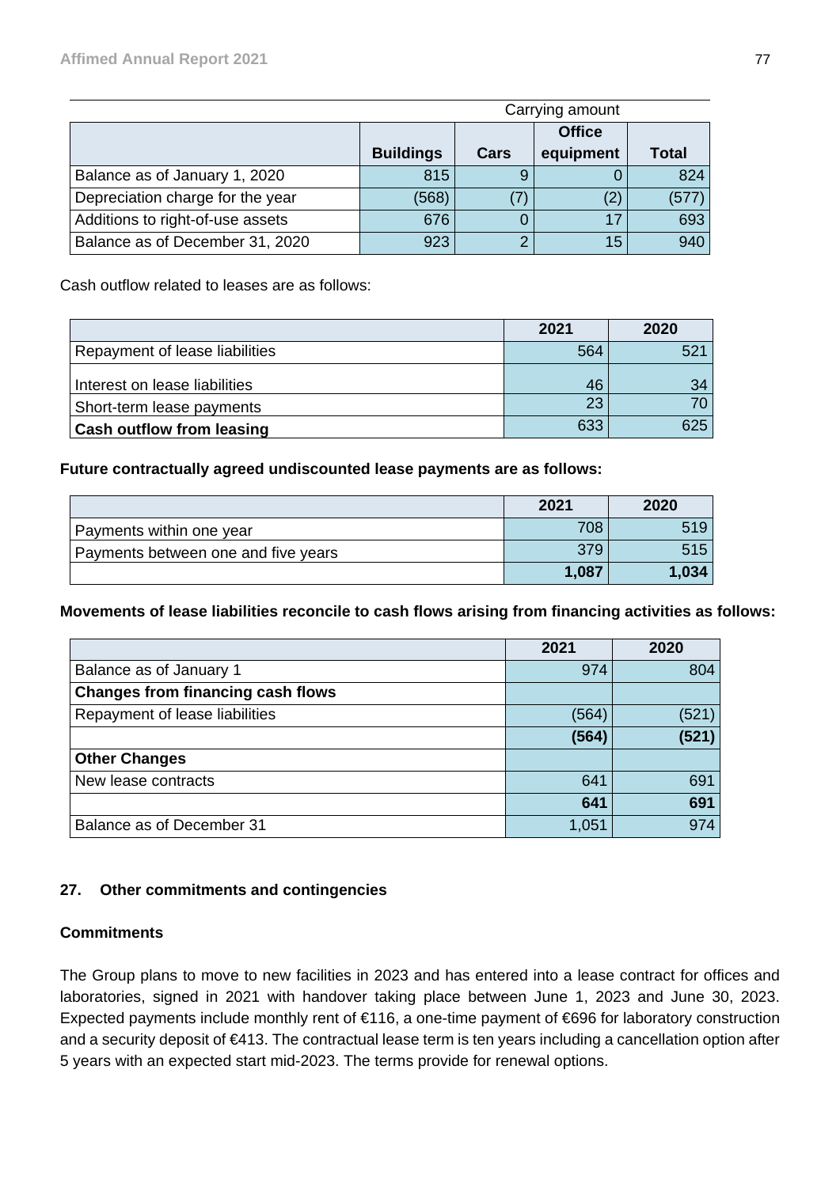| | Carrying amount | | | |
|---|---|---|---|---|
| | **Buildings** | **Cars** | **Office equipment** | **Total** |
| Balance as of January 1, 2020 | 815 | 9 | 0 | 824 |
| Depreciation charge for the year | (568) | (7) | (2) | (577) |
| Additions to right-of-use assets | 676 | 0 | 17 | 693 |
| Balance as of December 31, 2020 | 923 | 2 | 15 | 940 |

Cash outflow related to leases are as follows:

| | 2021 | 2020 |
|---|---|---|
| Repayment of lease liabilities | 564 | 521 |
| Interest on lease liabilities | 46 | 34 |
| Short-term lease payments | 23 | 70 |
| **Cash outflow from leasing** | 633 | 625 |

**Future contractually agreed undiscounted lease payments are as follows:**

| | 2021 | 2020 |
|---|---|---|
| Payments within one year | 708 | 519 |
| Payments between one and five years | 379 | 515 |
| | **1,087** | **1,034** |

**Movements of lease liabilities reconcile to cash flows arising from financing activities as follows:**

| | 2021 | 2020 |
|---|---|---|
| Balance as of January 1 | 974 | 804 |
| **Changes from financing cash flows** | | |
| Repayment of lease liabilities | (564) | (521) |
| | **(564)** | **(521)** |
| **Other Changes** | | |
| New lease contracts | 641 | 691 |
| | **641** | **691** |
| Balance as of December 31 | 1,051 | 974 |

## 27. Other commitments and contingencies

### Commitments

The Group plans to move to new facilities in 2023 and has entered into a lease contract for offices and laboratories, signed in 2021 with handover taking place between June 1, 2023 and June 30, 2023. Expected payments include monthly rent of €116, a one-time payment of €696 for laboratory construction and a security deposit of €413. The contractual lease term is ten years including a cancellation option after 5 years with an expected start mid-2023. The terms provide for renewal options.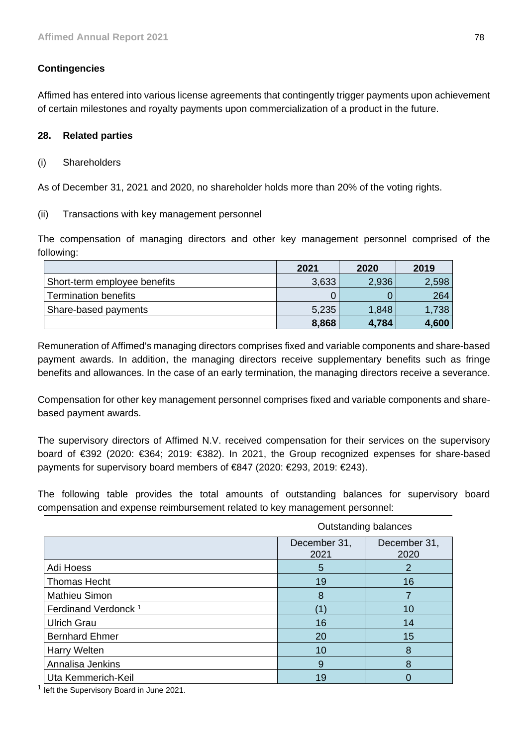### Contingencies

Affimed has entered into various license agreements that contingently trigger payments upon achievement of certain milestones and royalty payments upon commercialization of a product in the future.

### 28. Related parties

(i) Shareholders

As of December 31, 2021 and 2020, no shareholder holds more than 20% of the voting rights.

(ii) Transactions with key management personnel

The compensation of managing directors and other key management personnel comprised of the following:

| | 2021 | 2020 | 2019 |
|---|---|---|---|
| Short-term employee benefits | 3,633 | 2,936 | 2,598 |
| Termination benefits | 0 | 0 | 264 |
| Share-based payments | 5,235 | 1,848 | 1,738 |
| | **8,868** | **4,784** | **4,600** |

Remuneration of Affimed's managing directors comprises fixed and variable components and share-based payment awards. In addition, the managing directors receive supplementary benefits such as fringe benefits and allowances. In the case of an early termination, the managing directors receive a severance.

Compensation for other key management personnel comprises fixed and variable components and share-based payment awards.

The supervisory directors of Affimed N.V. received compensation for their services on the supervisory board of €392 (2020: €364; 2019: €382). In 2021, the Group recognized expenses for share-based payments for supervisory board members of €847 (2020: €293, 2019: €243).

The following table provides the total amounts of outstanding balances for supervisory board compensation and expense reimbursement related to key management personnel:

| | Outstanding balances | |
|---|---|---|
| | December 31, 2021 | December 31, 2020 |
| Adi Hoess | 5 | 2 |
| Thomas Hecht | 19 | 16 |
| Mathieu Simon | 8 | 7 |
| Ferdinand Verdonck [1] | (1) | 10 |
| Ulrich Grau | 16 | 14 |
| Bernhard Ehmer | 20 | 15 |
| Harry Welten | 10 | 8 |
| Annalisa Jenkins | 9 | 8 |
| Uta Kemmerich-Keil | 19 | 0 |

[1] left the Supervisory Board in June 2021.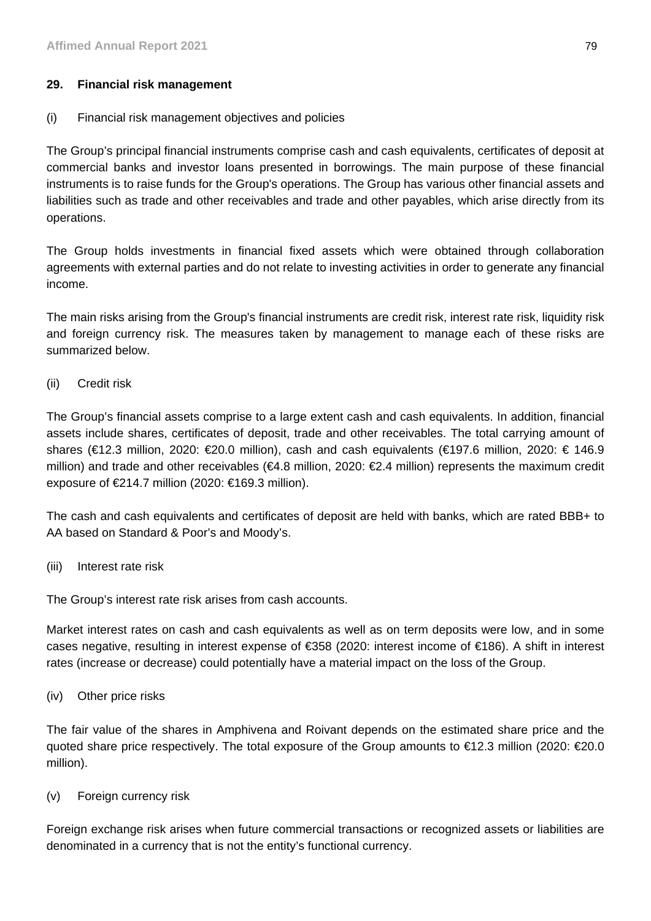## 29. Financial risk management

(i) Financial risk management objectives and policies

The Group’s principal financial instruments comprise cash and cash equivalents, certificates of deposit at commercial banks and investor loans presented in borrowings. The main purpose of these financial instruments is to raise funds for the Group's operations. The Group has various other financial assets and liabilities such as trade and other receivables and trade and other payables, which arise directly from its operations.

The Group holds investments in financial fixed assets which were obtained through collaboration agreements with external parties and do not relate to investing activities in order to generate any financial income.

The main risks arising from the Group's financial instruments are credit risk, interest rate risk, liquidity risk and foreign currency risk. The measures taken by management to manage each of these risks are summarized below.

(ii) Credit risk

The Group’s financial assets comprise to a large extent cash and cash equivalents. In addition, financial assets include shares, certificates of deposit, trade and other receivables. The total carrying amount of shares (€12.3 million, 2020: €20.0 million), cash and cash equivalents (€197.6 million, 2020: € 146.9 million) and trade and other receivables (€4.8 million, 2020: €2.4 million) represents the maximum credit exposure of €214.7 million (2020: €169.3 million).

The cash and cash equivalents and certificates of deposit are held with banks, which are rated BBB+ to AA based on Standard & Poor’s and Moody’s.

(iii) Interest rate risk

The Group’s interest rate risk arises from cash accounts.

Market interest rates on cash and cash equivalents as well as on term deposits were low, and in some cases negative, resulting in interest expense of €358 (2020: interest income of €186). A shift in interest rates (increase or decrease) could potentially have a material impact on the loss of the Group.

(iv) Other price risks

The fair value of the shares in Amphivena and Roivant depends on the estimated share price and the quoted share price respectively. The total exposure of the Group amounts to €12.3 million (2020: €20.0 million).

(v) Foreign currency risk

Foreign exchange risk arises when future commercial transactions or recognized assets or liabilities are denominated in a currency that is not the entity’s functional currency.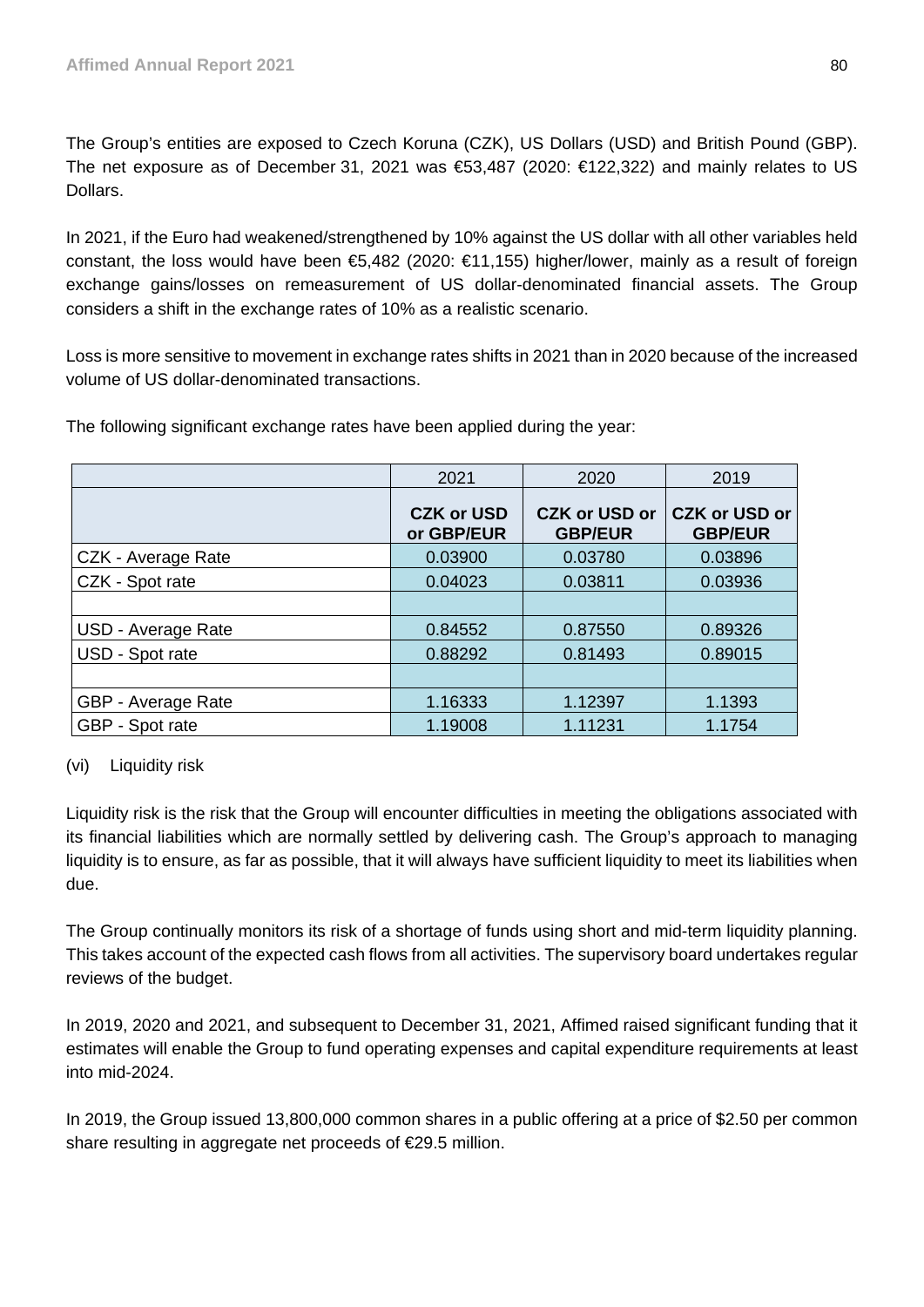The Group's entities are exposed to Czech Koruna (CZK), US Dollars (USD) and British Pound (GBP). The net exposure as of December 31, 2021 was €53,487 (2020: €122,322) and mainly relates to US Dollars.

In 2021, if the Euro had weakened/strengthened by 10% against the US dollar with all other variables held constant, the loss would have been €5,482 (2020: €11,155) higher/lower, mainly as a result of foreign exchange gains/losses on remeasurement of US dollar-denominated financial assets. The Group considers a shift in the exchange rates of 10% as a realistic scenario.

Loss is more sensitive to movement in exchange rates shifts in 2021 than in 2020 because of the increased volume of US dollar-denominated transactions.

The following significant exchange rates have been applied during the year:

| | 2021 | 2020 | 2019 |
|---|---|---|---|
| | **CZK or USD or GBP/EUR** | **CZK or USD or GBP/EUR** | **CZK or USD or GBP/EUR** |
| CZK - Average Rate | 0.03900 | 0.03780 | 0.03896 |
| CZK - Spot rate | 0.04023 | 0.03811 | 0.03936 |
| | | | |
| USD - Average Rate | 0.84552 | 0.87550 | 0.89326 |
| USD - Spot rate | 0.88292 | 0.81493 | 0.89015 |
| | | | |
| GBP - Average Rate | 1.16333 | 1.12397 | 1.1393 |
| GBP - Spot rate | 1.19008 | 1.11231 | 1.1754 |

(vi) Liquidity risk

Liquidity risk is the risk that the Group will encounter difficulties in meeting the obligations associated with its financial liabilities which are normally settled by delivering cash. The Group's approach to managing liquidity is to ensure, as far as possible, that it will always have sufficient liquidity to meet its liabilities when due.

The Group continually monitors its risk of a shortage of funds using short and mid-term liquidity planning. This takes account of the expected cash flows from all activities. The supervisory board undertakes regular reviews of the budget.

In 2019, 2020 and 2021, and subsequent to December 31, 2021, Affimed raised significant funding that it estimates will enable the Group to fund operating expenses and capital expenditure requirements at least into mid-2024.

In 2019, the Group issued 13,800,000 common shares in a public offering at a price of $2.50 per common share resulting in aggregate net proceeds of €29.5 million.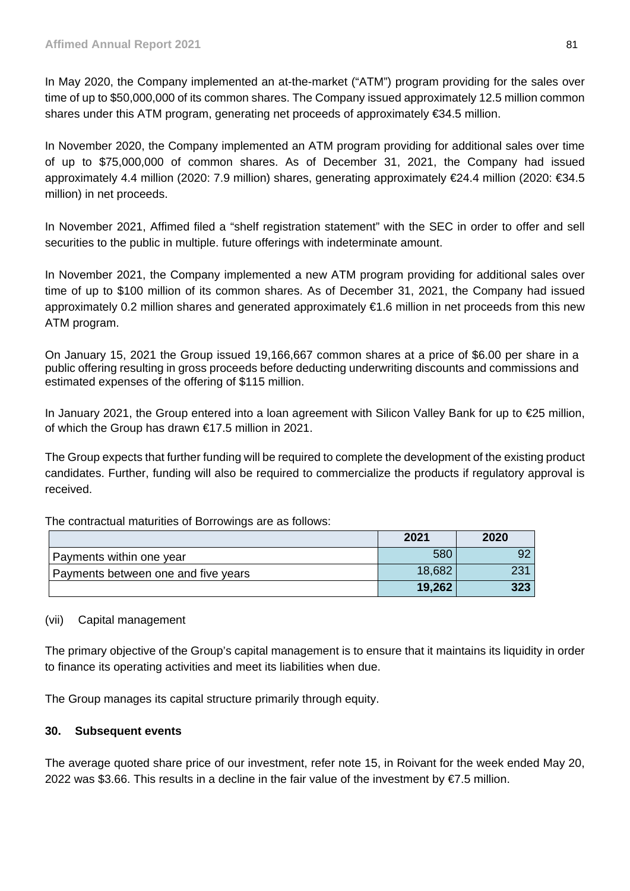In May 2020, the Company implemented an at-the-market ("ATM") program providing for the sales over time of up to $50,000,000 of its common shares. The Company issued approximately 12.5 million common shares under this ATM program, generating net proceeds of approximately €34.5 million.

In November 2020, the Company implemented an ATM program providing for additional sales over time of up to $75,000,000 of common shares. As of December 31, 2021, the Company had issued approximately 4.4 million (2020: 7.9 million) shares, generating approximately €24.4 million (2020: €34.5 million) in net proceeds.

In November 2021, Affimed filed a "shelf registration statement" with the SEC in order to offer and sell securities to the public in multiple. future offerings with indeterminate amount.

In November 2021, the Company implemented a new ATM program providing for additional sales over time of up to $100 million of its common shares. As of December 31, 2021, the Company had issued approximately 0.2 million shares and generated approximately €1.6 million in net proceeds from this new ATM program.

On January 15, 2021 the Group issued 19,166,667 common shares at a price of $6.00 per share in a public offering resulting in gross proceeds before deducting underwriting discounts and commissions and estimated expenses of the offering of $115 million.

In January 2021, the Group entered into a loan agreement with Silicon Valley Bank for up to €25 million, of which the Group has drawn €17.5 million in 2021.

The Group expects that further funding will be required to complete the development of the existing product candidates. Further, funding will also be required to commercialize the products if regulatory approval is received.

The contractual maturities of Borrowings are as follows:

| | 2021 | 2020 |
|---|---|---|
| Payments within one year | 580 | 92 |
| Payments between one and five years | 18,682 | 231 |
| | **19,262** | **323** |

(vii) Capital management

The primary objective of the Group's capital management is to ensure that it maintains its liquidity in order to finance its operating activities and meet its liabilities when due.

The Group manages its capital structure primarily through equity.

**30. Subsequent events**

The average quoted share price of our investment, refer note 15, in Roivant for the week ended May 20, 2022 was $3.66. This results in a decline in the fair value of the investment by €7.5 million.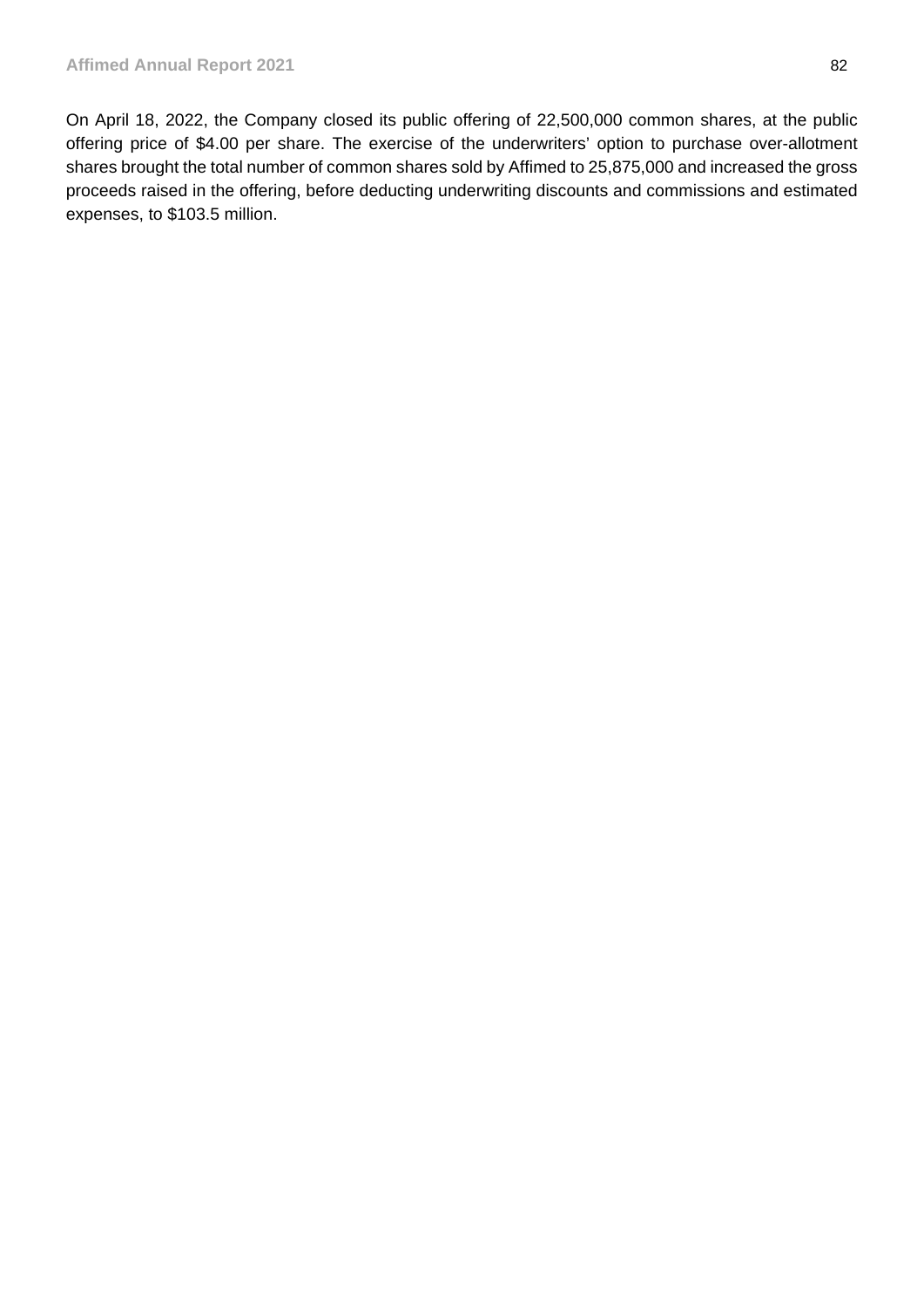On April 18, 2022, the Company closed its public offering of 22,500,000 common shares, at the public offering price of $4.00 per share. The exercise of the underwriters' option to purchase over-allotment shares brought the total number of common shares sold by Affimed to 25,875,000 and increased the gross proceeds raised in the offering, before deducting underwriting discounts and commissions and estimated expenses, to $103.5 million.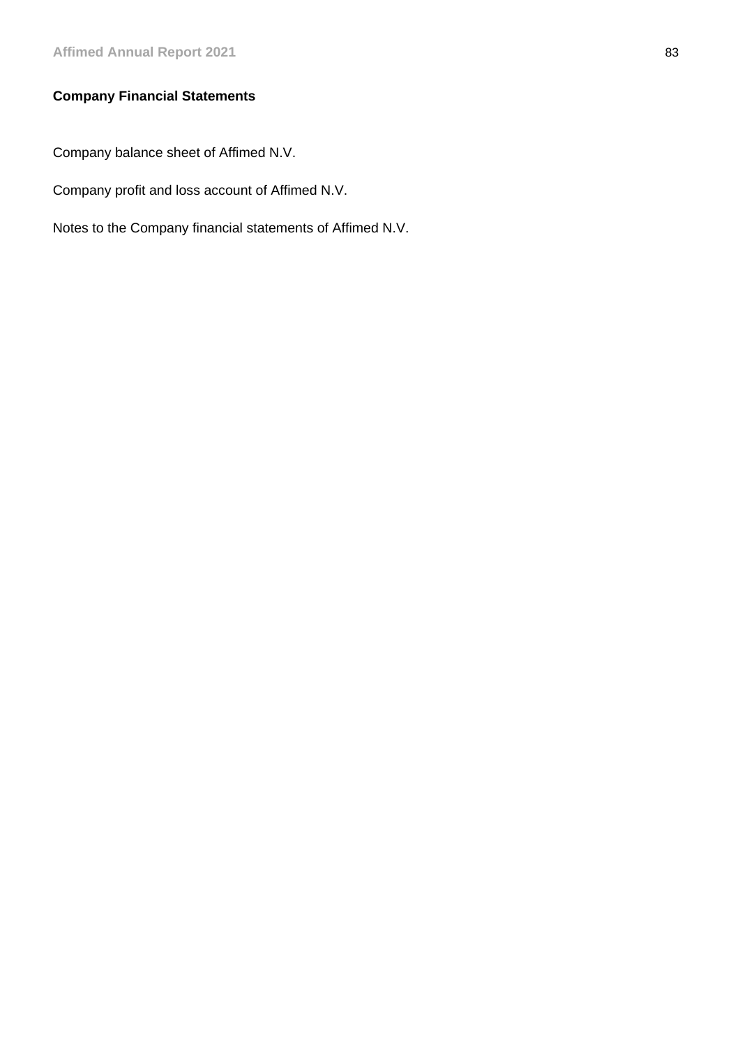## Company Financial Statements

Company balance sheet of Affimed N.V.

Company profit and loss account of Affimed N.V.

Notes to the Company financial statements of Affimed N.V.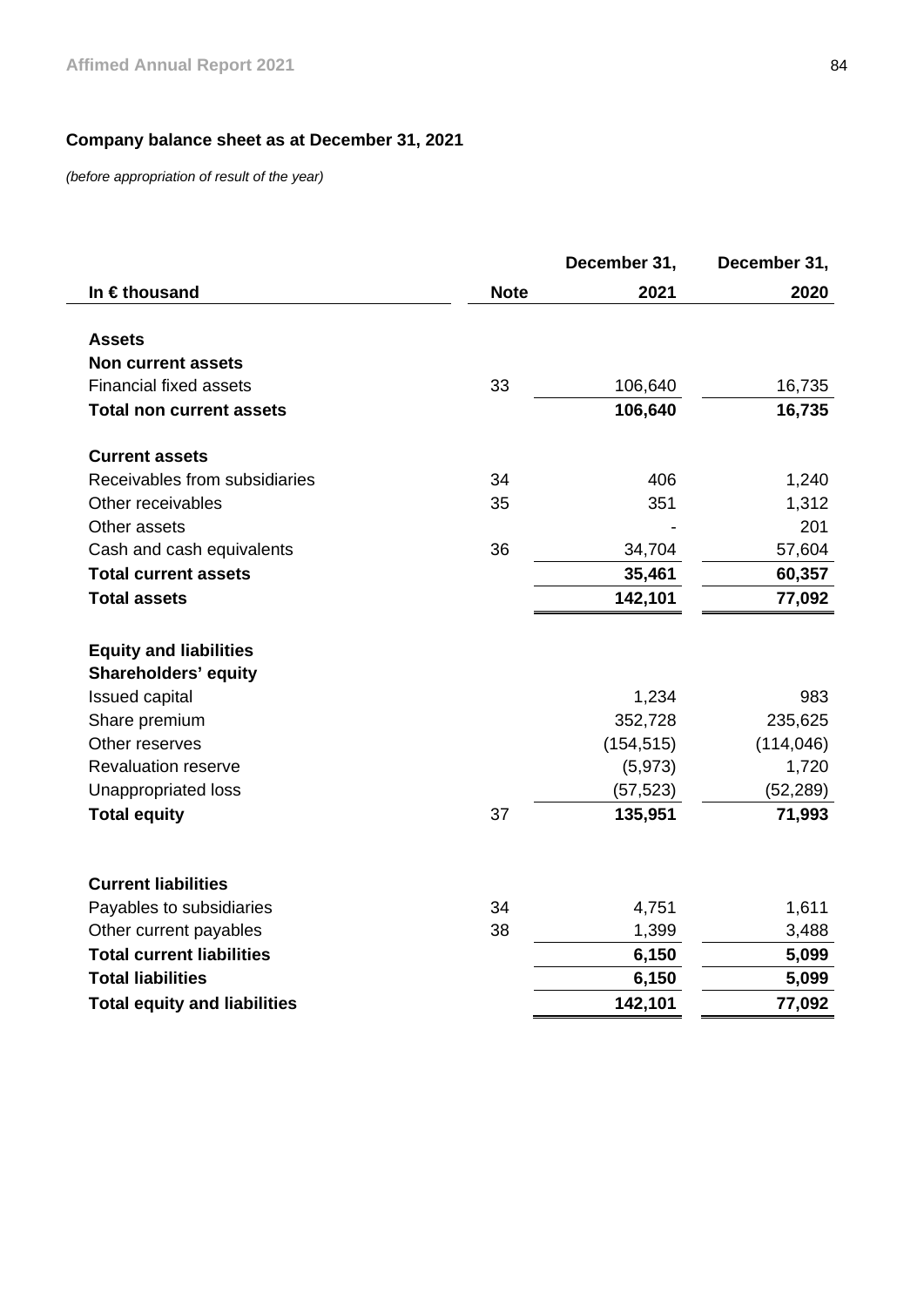## Company balance sheet as at December 31, 2021

*(before appropriation of result of the year)*

| In € thousand | Note | December 31, 2021 | December 31, 2020 |
|---|---|---|---|
| **Assets** | | | |
| **Non current assets** | | | |
| Financial fixed assets | 33 | 106,640 | 16,735 |
| **Total non current assets** | | **106,640** | **16,735** |
| | | | |
| **Current assets** | | | |
| Receivables from subsidiaries | 34 | 406 | 1,240 |
| Other receivables | 35 | 351 | 1,312 |
| Other assets | | - | 201 |
| Cash and cash equivalents | 36 | 34,704 | 57,604 |
| **Total current assets** | | **35,461** | **60,357** |
| **Total assets** | | **142,101** | **77,092** |
| | | | |
| **Equity and liabilities** | | | |
| **Shareholders' equity** | | | |
| Issued capital | | 1,234 | 983 |
| Share premium | | 352,728 | 235,625 |
| Other reserves | | (154,515) | (114,046) |
| Revaluation reserve | | (5,973) | 1,720 |
| Unappropriated loss | | (57,523) | (52,289) |
| **Total equity** | 37 | **135,951** | **71,993** |
| | | | |
| **Current liabilities** | | | |
| Payables to subsidiaries | 34 | 4,751 | 1,611 |
| Other current payables | 38 | 1,399 | 3,488 |
| **Total current liabilities** | | **6,150** | **5,099** |
| **Total liabilities** | | **6,150** | **5,099** |
| **Total equity and liabilities** | | **142,101** | **77,092** |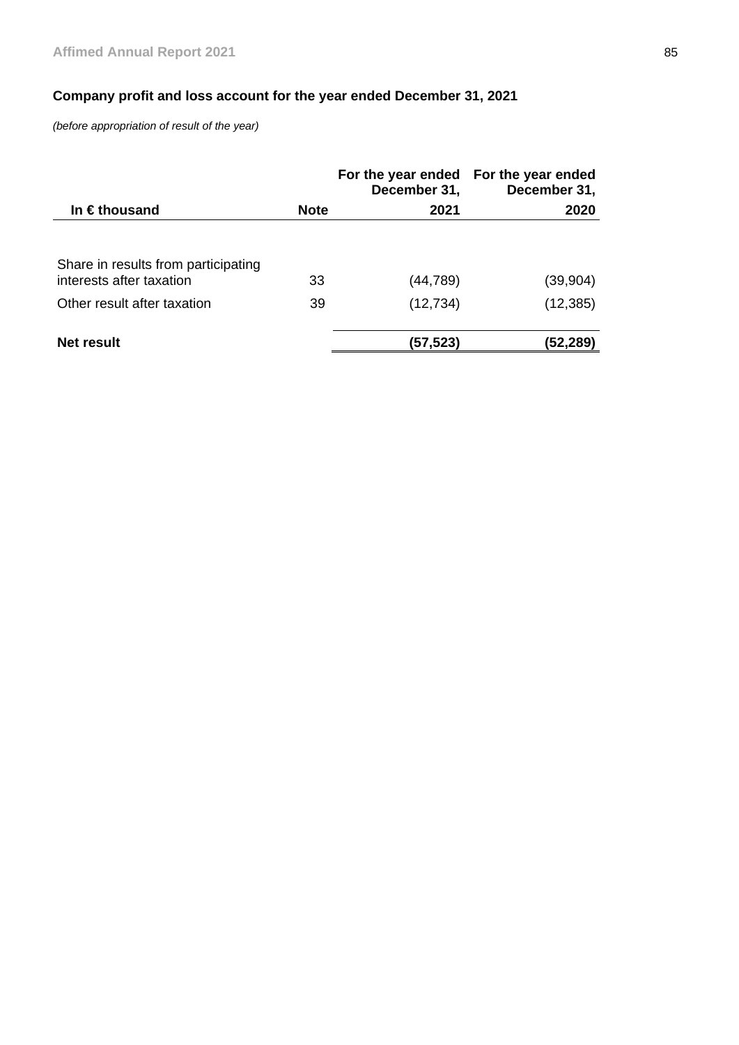## Company profit and loss account for the year ended December 31, 2021

*(before appropriation of result of the year)*

| In € thousand | Note | For the year ended December 31, 2021 | For the year ended December 31, 2020 |
|---|---|---|---|
| Share in results from participating interests after taxation | 33 | (44,789) | (39,904) |
| Other result after taxation | 39 | (12,734) | (12,385) |
| **Net result** | | **(57,523)** | **(52,289)** |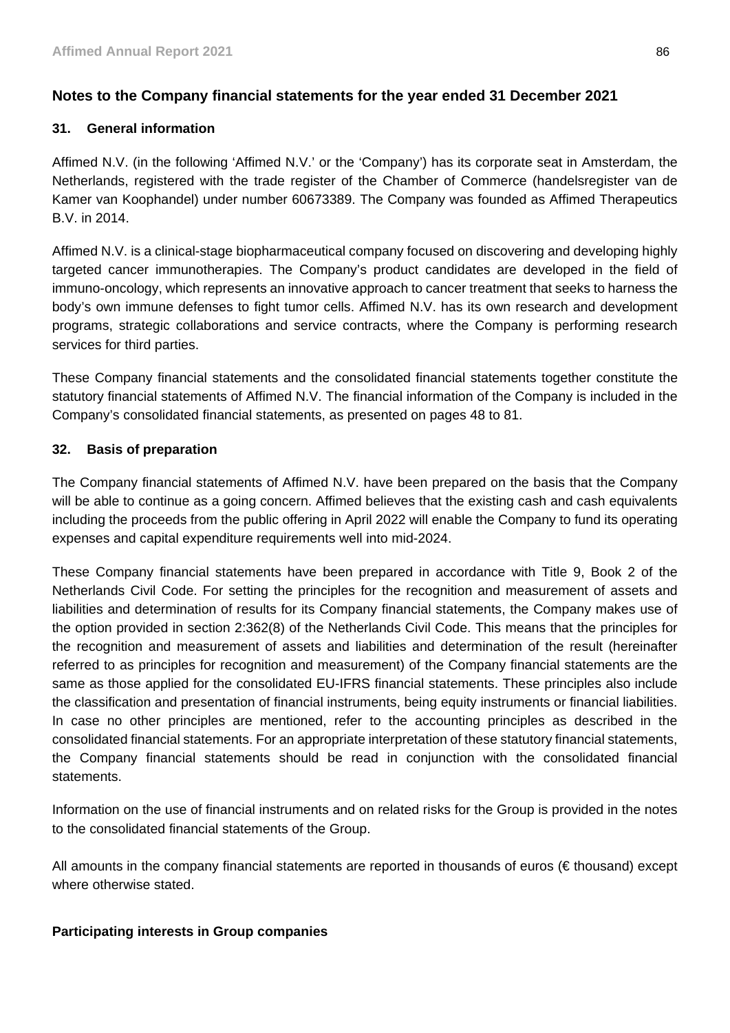## Notes to the Company financial statements for the year ended 31 December 2021

### 31. General information

Affimed N.V. (in the following 'Affimed N.V.' or the 'Company') has its corporate seat in Amsterdam, the Netherlands, registered with the trade register of the Chamber of Commerce (handelsregister van de Kamer van Koophandel) under number 60673389. The Company was founded as Affimed Therapeutics B.V. in 2014.

Affimed N.V. is a clinical-stage biopharmaceutical company focused on discovering and developing highly targeted cancer immunotherapies. The Company's product candidates are developed in the field of immuno-oncology, which represents an innovative approach to cancer treatment that seeks to harness the body's own immune defenses to fight tumor cells. Affimed N.V. has its own research and development programs, strategic collaborations and service contracts, where the Company is performing research services for third parties.

These Company financial statements and the consolidated financial statements together constitute the statutory financial statements of Affimed N.V. The financial information of the Company is included in the Company's consolidated financial statements, as presented on pages 48 to 81.

### 32. Basis of preparation

The Company financial statements of Affimed N.V. have been prepared on the basis that the Company will be able to continue as a going concern. Affimed believes that the existing cash and cash equivalents including the proceeds from the public offering in April 2022 will enable the Company to fund its operating expenses and capital expenditure requirements well into mid-2024.

These Company financial statements have been prepared in accordance with Title 9, Book 2 of the Netherlands Civil Code. For setting the principles for the recognition and measurement of assets and liabilities and determination of results for its Company financial statements, the Company makes use of the option provided in section 2:362(8) of the Netherlands Civil Code. This means that the principles for the recognition and measurement of assets and liabilities and determination of the result (hereinafter referred to as principles for recognition and measurement) of the Company financial statements are the same as those applied for the consolidated EU-IFRS financial statements. These principles also include the classification and presentation of financial instruments, being equity instruments or financial liabilities. In case no other principles are mentioned, refer to the accounting principles as described in the consolidated financial statements. For an appropriate interpretation of these statutory financial statements, the Company financial statements should be read in conjunction with the consolidated financial statements.

Information on the use of financial instruments and on related risks for the Group is provided in the notes to the consolidated financial statements of the Group.

All amounts in the company financial statements are reported in thousands of euros (€ thousand) except where otherwise stated.

**Participating interests in Group companies**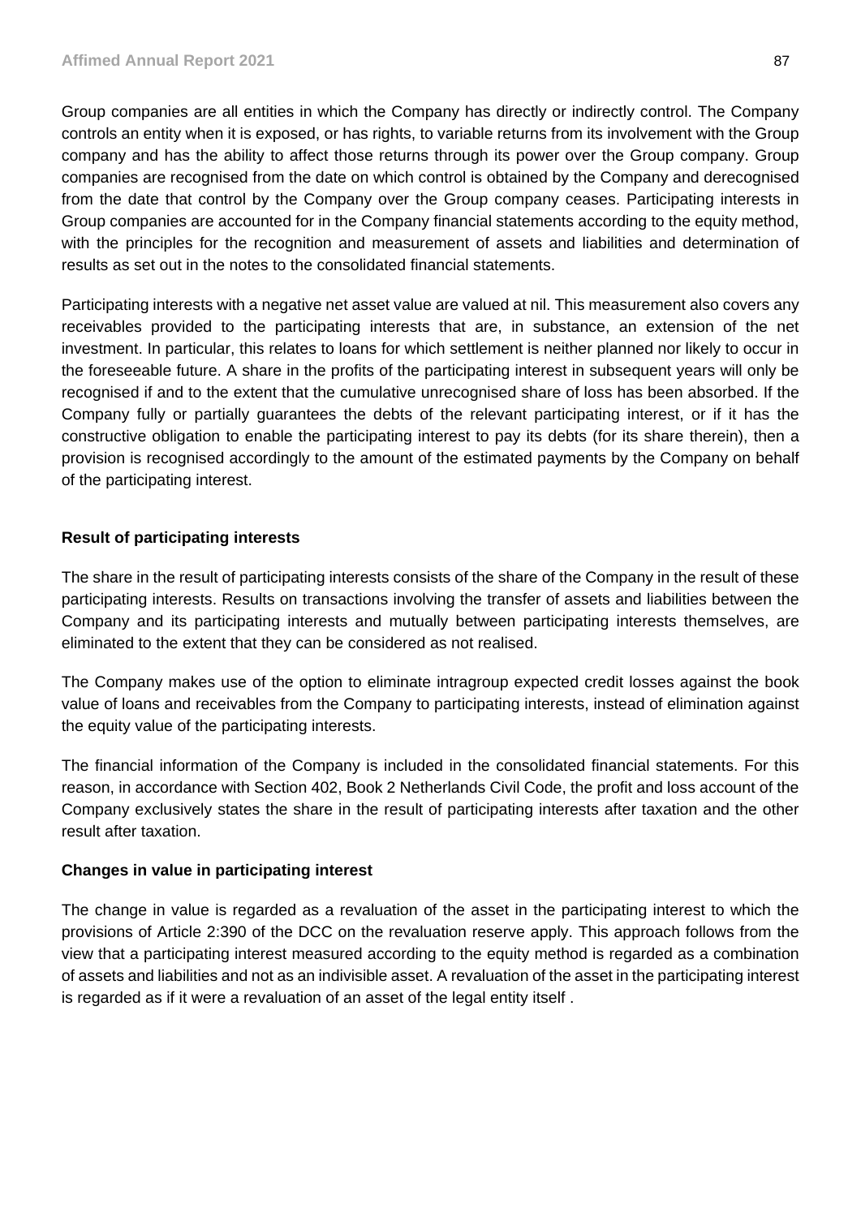Group companies are all entities in which the Company has directly or indirectly control. The Company controls an entity when it is exposed, or has rights, to variable returns from its involvement with the Group company and has the ability to affect those returns through its power over the Group company. Group companies are recognised from the date on which control is obtained by the Company and derecognised from the date that control by the Company over the Group company ceases. Participating interests in Group companies are accounted for in the Company financial statements according to the equity method, with the principles for the recognition and measurement of assets and liabilities and determination of results as set out in the notes to the consolidated financial statements.

Participating interests with a negative net asset value are valued at nil. This measurement also covers any receivables provided to the participating interests that are, in substance, an extension of the net investment. In particular, this relates to loans for which settlement is neither planned nor likely to occur in the foreseeable future. A share in the profits of the participating interest in subsequent years will only be recognised if and to the extent that the cumulative unrecognised share of loss has been absorbed. If the Company fully or partially guarantees the debts of the relevant participating interest, or if it has the constructive obligation to enable the participating interest to pay its debts (for its share therein), then a provision is recognised accordingly to the amount of the estimated payments by the Company on behalf of the participating interest.

**Result of participating interests**

The share in the result of participating interests consists of the share of the Company in the result of these participating interests. Results on transactions involving the transfer of assets and liabilities between the Company and its participating interests and mutually between participating interests themselves, are eliminated to the extent that they can be considered as not realised.

The Company makes use of the option to eliminate intragroup expected credit losses against the book value of loans and receivables from the Company to participating interests, instead of elimination against the equity value of the participating interests.

The financial information of the Company is included in the consolidated financial statements. For this reason, in accordance with Section 402, Book 2 Netherlands Civil Code, the profit and loss account of the Company exclusively states the share in the result of participating interests after taxation and the other result after taxation.

**Changes in value in participating interest**

The change in value is regarded as a revaluation of the asset in the participating interest to which the provisions of Article 2:390 of the DCC on the revaluation reserve apply. This approach follows from the view that a participating interest measured according to the equity method is regarded as a combination of assets and liabilities and not as an indivisible asset. A revaluation of the asset in the participating interest is regarded as if it were a revaluation of an asset of the legal entity itself .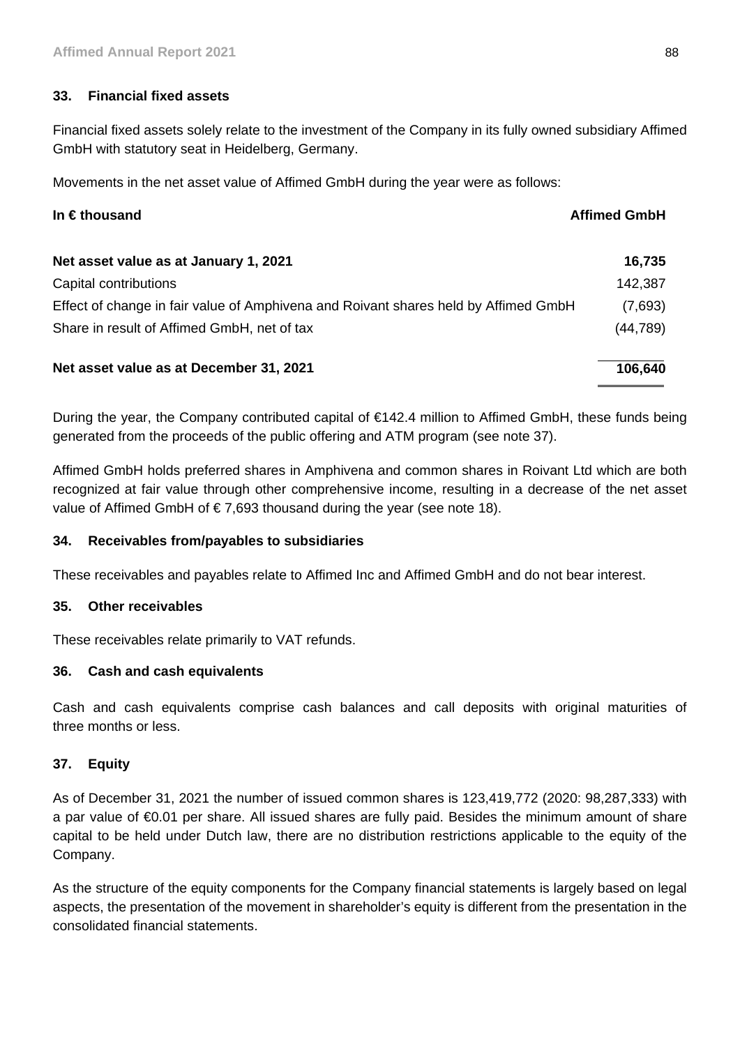## 33. Financial fixed assets

Financial fixed assets solely relate to the investment of the Company in its fully owned subsidiary Affimed GmbH with statutory seat in Heidelberg, Germany.

Movements in the net asset value of Affimed GmbH during the year were as follows:

| In € thousand | Affimed GmbH |
|---|---|
| **Net asset value as at January 1, 2021** | **16,735** |
| Capital contributions | 142,387 |
| Effect of change in fair value of Amphivena and Roivant shares held by Affimed GmbH | (7,693) |
| Share in result of Affimed GmbH, net of tax | (44,789) |
| **Net asset value as at December 31, 2021** | **106,640** |

During the year, the Company contributed capital of €142.4 million to Affimed GmbH, these funds being generated from the proceeds of the public offering and ATM program (see note 37).

Affimed GmbH holds preferred shares in Amphivena and common shares in Roivant Ltd which are both recognized at fair value through other comprehensive income, resulting in a decrease of the net asset value of Affimed GmbH of € 7,693 thousand during the year (see note 18).

## 34. Receivables from/payables to subsidiaries

These receivables and payables relate to Affimed Inc and Affimed GmbH and do not bear interest.

## 35. Other receivables

These receivables relate primarily to VAT refunds.

## 36. Cash and cash equivalents

Cash and cash equivalents comprise cash balances and call deposits with original maturities of three months or less.

## 37. Equity

As of December 31, 2021 the number of issued common shares is 123,419,772 (2020: 98,287,333) with a par value of €0.01 per share. All issued shares are fully paid. Besides the minimum amount of share capital to be held under Dutch law, there are no distribution restrictions applicable to the equity of the Company.

As the structure of the equity components for the Company financial statements is largely based on legal aspects, the presentation of the movement in shareholder's equity is different from the presentation in the consolidated financial statements.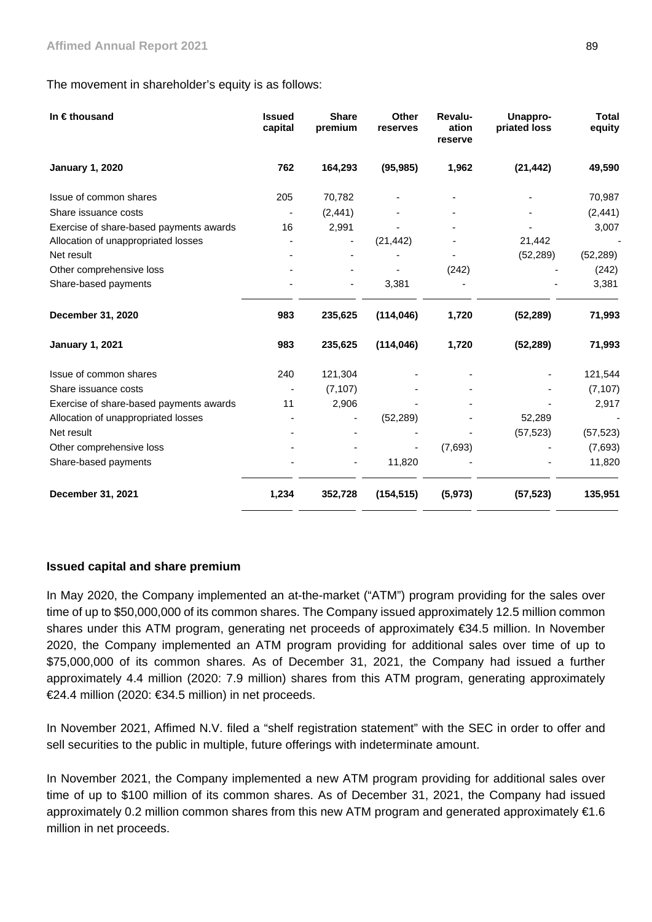The movement in shareholder's equity is as follows:

| In € thousand | Issued capital | Share premium | Other reserves | Revaluation reserve | Unappropriated loss | Total equity |
|---|---|---|---|---|---|---|
| **January 1, 2020** | **762** | **164,293** | **(95,985)** | **1,962** | **(21,442)** | **49,590** |
| Issue of common shares | 205 | 70,782 | - | - | - | 70,987 |
| Share issuance costs | - | (2,441) | - | - | - | (2,441) |
| Exercise of share-based payments awards | 16 | 2,991 | - | - | - | 3,007 |
| Allocation of unappropriated losses | - | - | (21,442) | - | 21,442 | - |
| Net result | - | - | - | - | (52,289) | (52,289) |
| Other comprehensive loss | - | - | - | (242) | - | (242) |
| Share-based payments | - | - | 3,381 | - | - | 3,381 |
| **December 31, 2020** | **983** | **235,625** | **(114,046)** | **1,720** | **(52,289)** | **71,993** |
| **January 1, 2021** | **983** | **235,625** | **(114,046)** | **1,720** | **(52,289)** | **71,993** |
| Issue of common shares | 240 | 121,304 | - | - | - | 121,544 |
| Share issuance costs | - | (7,107) | - | - | - | (7,107) |
| Exercise of share-based payments awards | 11 | 2,906 | - | - | - | 2,917 |
| Allocation of unappropriated losses | - | - | (52,289) | - | 52,289 | - |
| Net result | - | - | - | - | (57,523) | (57,523) |
| Other comprehensive loss | - | - | - | (7,693) | - | (7,693) |
| Share-based payments | - | - | 11,820 | - | - | 11,820 |
| **December 31, 2021** | **1,234** | **352,728** | **(154,515)** | **(5,973)** | **(57,523)** | **135,951** |

**Issued capital and share premium**

In May 2020, the Company implemented an at-the-market ("ATM") program providing for the sales over time of up to $50,000,000 of its common shares. The Company issued approximately 12.5 million common shares under this ATM program, generating net proceeds of approximately €34.5 million. In November 2020, the Company implemented an ATM program providing for additional sales over time of up to $75,000,000 of its common shares. As of December 31, 2021, the Company had issued a further approximately 4.4 million (2020: 7.9 million) shares from this ATM program, generating approximately €24.4 million (2020: €34.5 million) in net proceeds.

In November 2021, Affimed N.V. filed a "shelf registration statement" with the SEC in order to offer and sell securities to the public in multiple, future offerings with indeterminate amount.

In November 2021, the Company implemented a new ATM program providing for additional sales over time of up to $100 million of its common shares. As of December 31, 2021, the Company had issued approximately 0.2 million common shares from this new ATM program and generated approximately €1.6 million in net proceeds.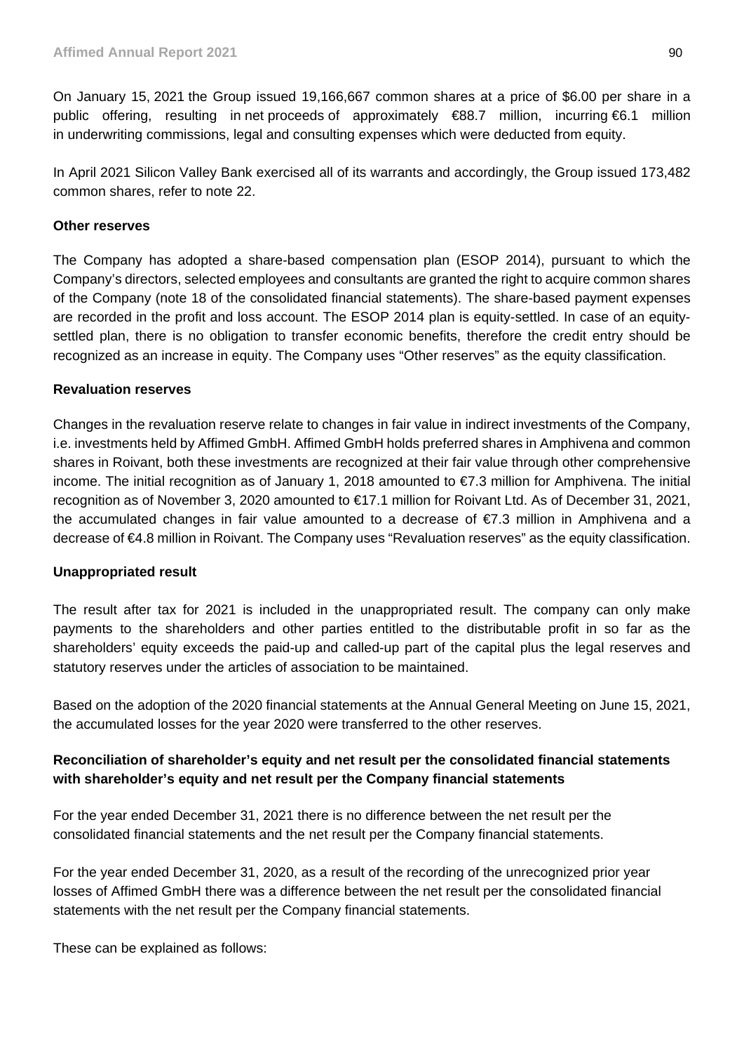On January 15, 2021 the Group issued 19,166,667 common shares at a price of $6.00 per share in a public offering, resulting in net proceeds of approximately €88.7 million, incurring €6.1 million in underwriting commissions, legal and consulting expenses which were deducted from equity.

In April 2021 Silicon Valley Bank exercised all of its warrants and accordingly, the Group issued 173,482 common shares, refer to note 22.

**Other reserves**

The Company has adopted a share-based compensation plan (ESOP 2014), pursuant to which the Company's directors, selected employees and consultants are granted the right to acquire common shares of the Company (note 18 of the consolidated financial statements). The share-based payment expenses are recorded in the profit and loss account. The ESOP 2014 plan is equity-settled. In case of an equity-settled plan, there is no obligation to transfer economic benefits, therefore the credit entry should be recognized as an increase in equity. The Company uses "Other reserves" as the equity classification.

**Revaluation reserves**

Changes in the revaluation reserve relate to changes in fair value in indirect investments of the Company, i.e. investments held by Affimed GmbH. Affimed GmbH holds preferred shares in Amphivena and common shares in Roivant, both these investments are recognized at their fair value through other comprehensive income. The initial recognition as of January 1, 2018 amounted to €7.3 million for Amphivena. The initial recognition as of November 3, 2020 amounted to €17.1 million for Roivant Ltd. As of December 31, 2021, the accumulated changes in fair value amounted to a decrease of €7.3 million in Amphivena and a decrease of €4.8 million in Roivant. The Company uses "Revaluation reserves" as the equity classification.

**Unappropriated result**

The result after tax for 2021 is included in the unappropriated result. The company can only make payments to the shareholders and other parties entitled to the distributable profit in so far as the shareholders' equity exceeds the paid-up and called-up part of the capital plus the legal reserves and statutory reserves under the articles of association to be maintained.

Based on the adoption of the 2020 financial statements at the Annual General Meeting on June 15, 2021, the accumulated losses for the year 2020 were transferred to the other reserves.

**Reconciliation of shareholder's equity and net result per the consolidated financial statements with shareholder's equity and net result per the Company financial statements**

For the year ended December 31, 2021 there is no difference between the net result per the consolidated financial statements and the net result per the Company financial statements.

For the year ended December 31, 2020, as a result of the recording of the unrecognized prior year losses of Affimed GmbH there was a difference between the net result per the consolidated financial statements with the net result per the Company financial statements.

These can be explained as follows: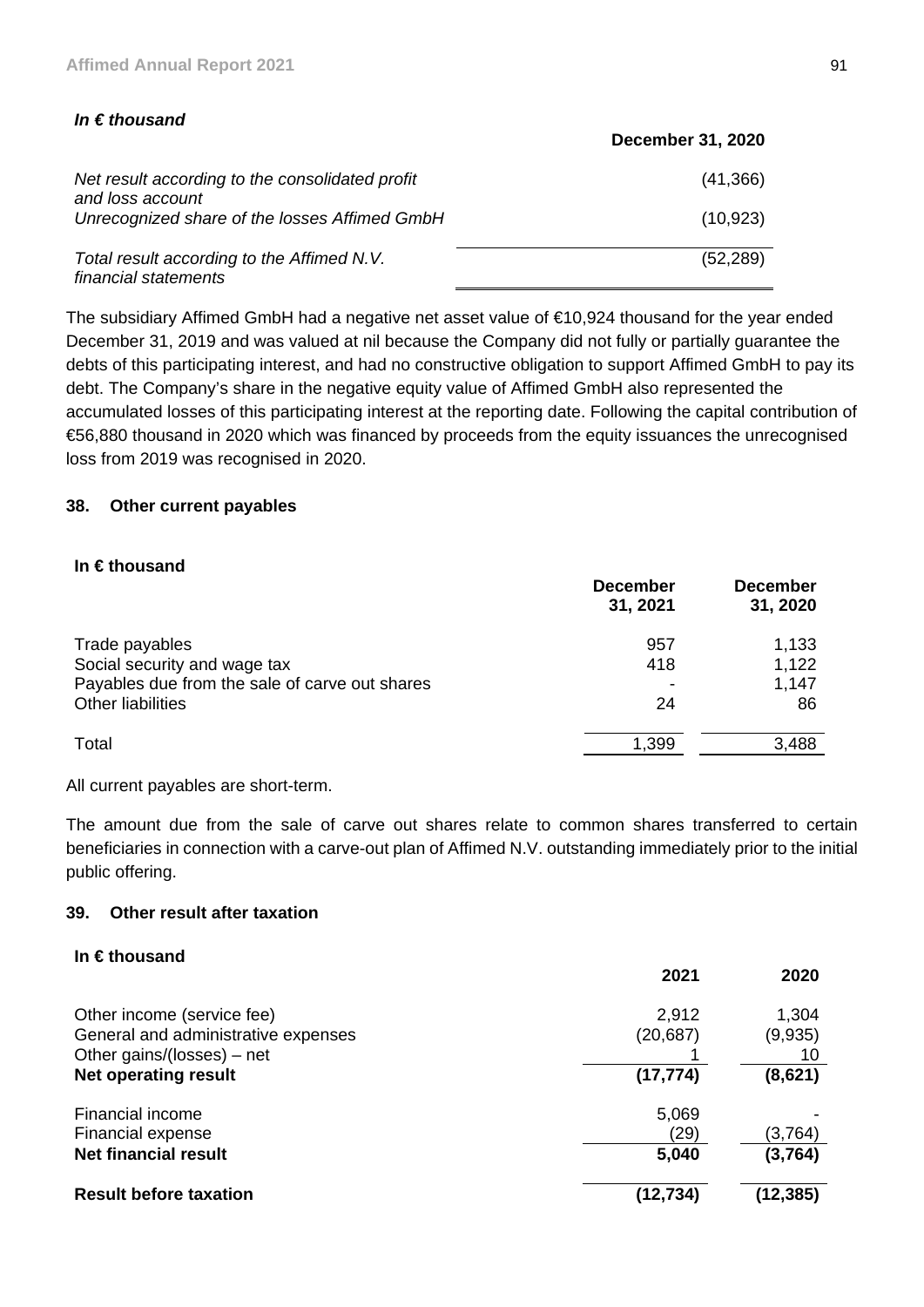***In € thousand***

| | December 31, 2020 |
|---|---|
| *Net result according to the consolidated profit and loss account* | (41,366) |
| *Unrecognized share of the losses Affimed GmbH* | (10,923) |
| *Total result according to the Affimed N.V. financial statements* | (52,289) |

The subsidiary Affimed GmbH had a negative net asset value of €10,924 thousand for the year ended December 31, 2019 and was valued at nil because the Company did not fully or partially guarantee the debts of this participating interest, and had no constructive obligation to support Affimed GmbH to pay its debt. The Company's share in the negative equity value of Affimed GmbH also represented the accumulated losses of this participating interest at the reporting date. Following the capital contribution of €56,880 thousand in 2020 which was financed by proceeds from the equity issuances the unrecognised loss from 2019 was recognised in 2020.

## 38. Other current payables

**In € thousand**

| | December 31, 2021 | December 31, 2020 |
|---|---|---|
| Trade payables | 957 | 1,133 |
| Social security and wage tax | 418 | 1,122 |
| Payables due from the sale of carve out shares | - | 1,147 |
| Other liabilities | 24 | 86 |
| Total | 1,399 | 3,488 |

All current payables are short-term.

The amount due from the sale of carve out shares relate to common shares transferred to certain beneficiaries in connection with a carve-out plan of Affimed N.V. outstanding immediately prior to the initial public offering.

## 39. Other result after taxation

**In € thousand**

| | 2021 | 2020 |
|---|---|---|
| Other income (service fee) | 2,912 | 1,304 |
| General and administrative expenses | (20,687) | (9,935) |
| Other gains/(losses) – net | 1 | 10 |
| **Net operating result** | **(17,774)** | **(8,621)** |
| Financial income | 5,069 | - |
| Financial expense | (29) | (3,764) |
| **Net financial result** | **5,040** | **(3,764)** |
| **Result before taxation** | **(12,734)** | **(12,385)** |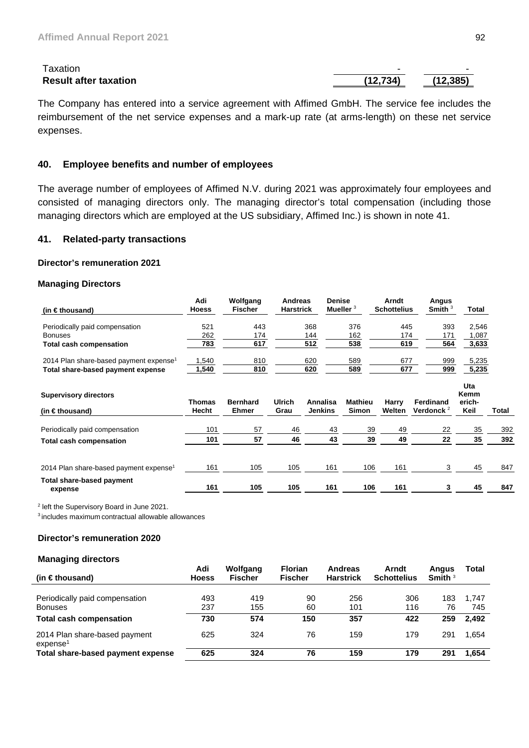| | | |
|---|---|---|
| Taxation | - | - |
| **Result after taxation** | **(12,734)** | **(12,385)** |

The Company has entered into a service agreement with Affimed GmbH. The service fee includes the reimbursement of the net service expenses and a mark-up rate (at arms-length) on these net service expenses.

## 40. Employee benefits and number of employees

The average number of employees of Affimed N.V. during 2021 was approximately four employees and consisted of managing directors only. The managing director's total compensation (including those managing directors which are employed at the US subsidiary, Affimed Inc.) is shown in note 41.

## 41. Related-party transactions

### Director's remuneration 2021

#### Managing Directors

| (in € thousand) | Adi Hoess | Wolfgang Fischer | Andreas Harstrick | Denise Mueller [3] | Arndt Schottelius | Angus Smith [3] | Total |
|---|---|---|---|---|---|---|---|
| Periodically paid compensation | 521 | 443 | 368 | 376 | 445 | 393 | 2,546 |
| Bonuses | 262 | 174 | 144 | 162 | 174 | 171 | 1,087 |
| **Total cash compensation** | **783** | **617** | **512** | **538** | **619** | **564** | **3,633** |
| 2014 Plan share-based payment expense[1] | 1,540 | 810 | 620 | 589 | 677 | 999 | 5,235 |
| **Total share-based payment expense** | **1,540** | **810** | **620** | **589** | **677** | **999** | **5,235** |

| Supervisory directors (in € thousand) | Thomas Hecht | Bernhard Ehmer | Ulrich Grau | Annalisa Jenkins | Mathieu Simon | Harry Welten | Ferdinand Verdonck [2] | Uta Kemmerich-Keil | Total |
|---|---|---|---|---|---|---|---|---|---|
| Periodically paid compensation | 101 | 57 | 46 | 43 | 39 | 49 | 22 | 35 | 392 |
| **Total cash compensation** | **101** | **57** | **46** | **43** | **39** | **49** | **22** | **35** | **392** |
| 2014 Plan share-based payment expense[1] | 161 | 105 | 105 | 161 | 106 | 161 | 3 | 45 | 847 |
| **Total share-based payment expense** | **161** | **105** | **105** | **161** | **106** | **161** | **3** | **45** | **847** |

[2] left the Supervisory Board in June 2021.
[3] includes maximum contractual allowable allowances

### Director's remuneration 2020

#### Managing directors

| (in € thousand) | Adi Hoess | Wolfgang Fischer | Florian Fischer | Andreas Harstrick | Arndt Schottelius | Angus Smith [3] | Total |
|---|---|---|---|---|---|---|---|
| Periodically paid compensation | 493 | 419 | 90 | 256 | 306 | 183 | 1,747 |
| Bonuses | 237 | 155 | 60 | 101 | 116 | 76 | 745 |
| **Total cash compensation** | **730** | **574** | **150** | **357** | **422** | **259** | **2,492** |
| 2014 Plan share-based payment expense[1] | 625 | 324 | 76 | 159 | 179 | 291 | 1,654 |
| **Total share-based payment expense** | **625** | **324** | **76** | **159** | **179** | **291** | **1,654** |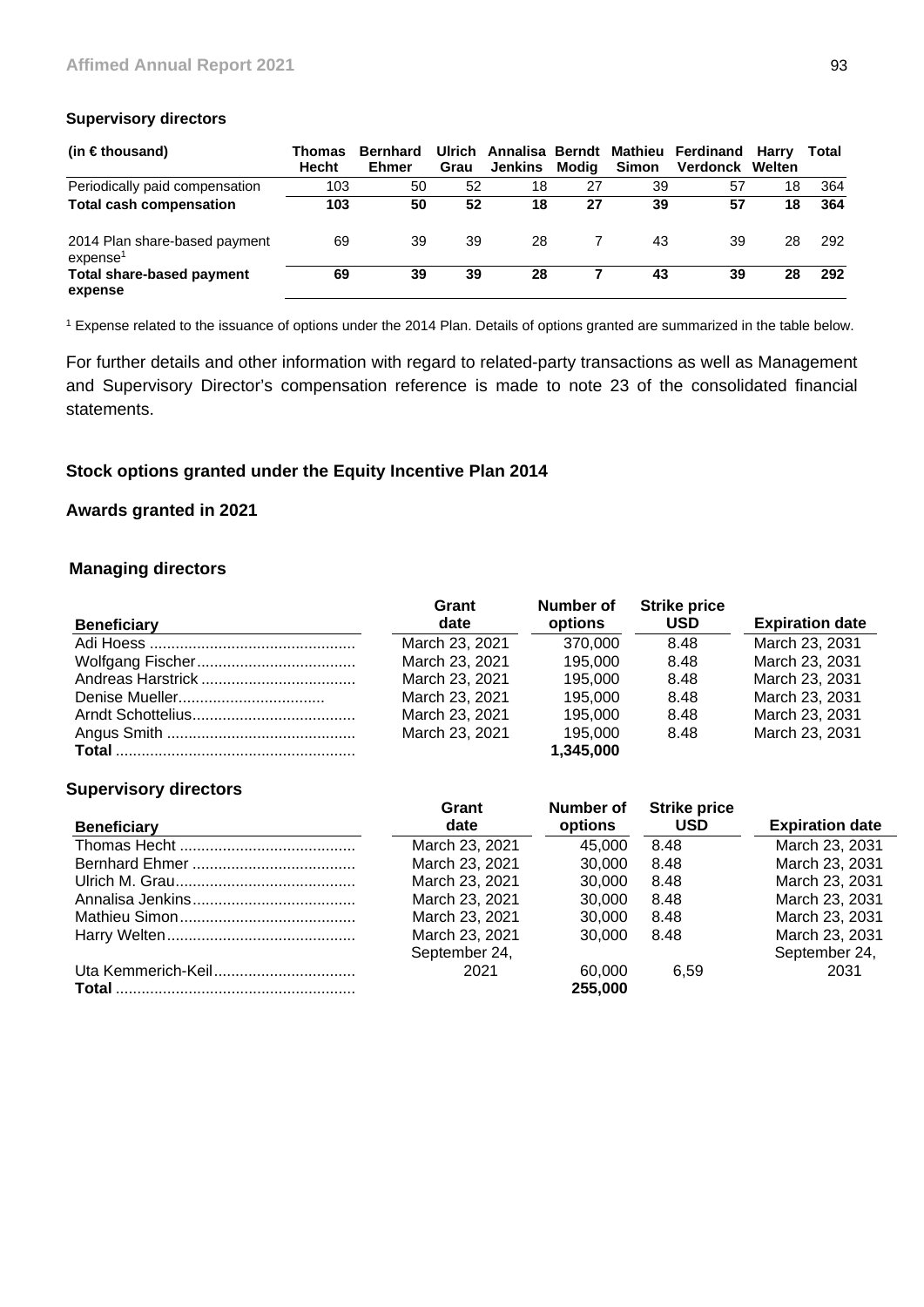#### Supervisory directors

| (in € thousand) | Thomas Hecht | Bernhard Ehmer | Ulrich Grau | Annalisa Jenkins | Berndt Modig | Mathieu Simon | Ferdinand Verdonck | Harry Welten | Total |
|---|---|---|---|---|---|---|---|---|---|
| Periodically paid compensation | 103 | 50 | 52 | 18 | 27 | 39 | 57 | 18 | 364 |
| **Total cash compensation** | **103** | **50** | **52** | **18** | **27** | **39** | **57** | **18** | **364** |
| 2014 Plan share-based payment expense[1] | 69 | 39 | 39 | 28 | 7 | 43 | 39 | 28 | 292 |
| **Total share-based payment expense** | **69** | **39** | **39** | **28** | **7** | **43** | **39** | **28** | **292** |

[1] Expense related to the issuance of options under the 2014 Plan. Details of options granted are summarized in the table below.

For further details and other information with regard to related-party transactions as well as Management and Supervisory Director's compensation reference is made to note 23 of the consolidated financial statements.

### Stock options granted under the Equity Incentive Plan 2014

#### Awards granted in 2021

#### Managing directors

| Beneficiary | Grant date | Number of options | Strike price USD | Expiration date |
|---|---|---|---|---|
| Adi Hoess | March 23, 2021 | 370,000 | 8.48 | March 23, 2031 |
| Wolfgang Fischer | March 23, 2021 | 195,000 | 8.48 | March 23, 2031 |
| Andreas Harstrick | March 23, 2021 | 195,000 | 8.48 | March 23, 2031 |
| Denise Mueller | March 23, 2021 | 195,000 | 8.48 | March 23, 2031 |
| Arndt Schottelius | March 23, 2021 | 195,000 | 8.48 | March 23, 2031 |
| Angus Smith | March 23, 2021 | 195,000 | 8.48 | March 23, 2031 |
| **Total** | | **1,345,000** | | |

#### Supervisory directors

| Beneficiary | Grant date | Number of options | Strike price USD | Expiration date |
|---|---|---|---|---|
| Thomas Hecht | March 23, 2021 | 45,000 | 8.48 | March 23, 2031 |
| Bernhard Ehmer | March 23, 2021 | 30,000 | 8.48 | March 23, 2031 |
| Ulrich M. Grau | March 23, 2021 | 30,000 | 8.48 | March 23, 2031 |
| Annalisa Jenkins | March 23, 2021 | 30,000 | 8.48 | March 23, 2031 |
| Mathieu Simon | March 23, 2021 | 30,000 | 8.48 | March 23, 2031 |
| Harry Welten | March 23, 2021 | 30,000 | 8.48 | March 23, 2031 |
| Uta Kemmerich-Keil | September 24, 2021 | 60,000 | 6,59 | September 24, 2031 |
| **Total** | | **255,000** | | |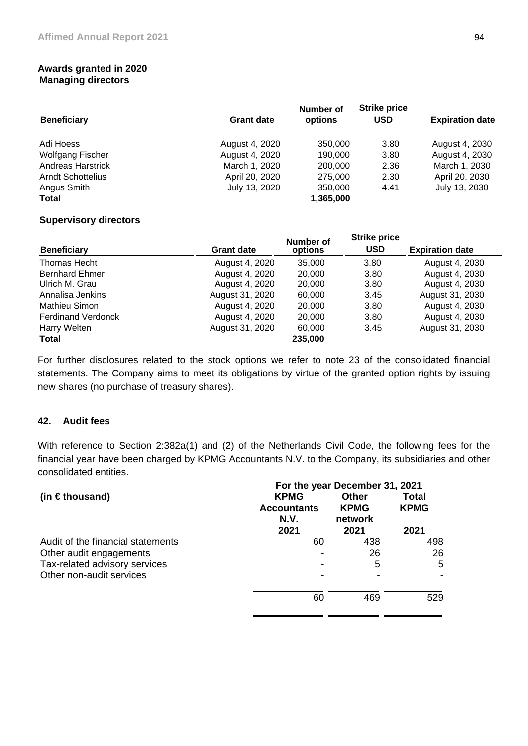**Awards granted in 2020**
**Managing directors**

| Beneficiary | Grant date | Number of options | Strike price USD | Expiration date |
|---|---|---|---|---|
| Adi Hoess | August 4, 2020 | 350,000 | 3.80 | August 4, 2030 |
| Wolfgang Fischer | August 4, 2020 | 190,000 | 3.80 | August 4, 2030 |
| Andreas Harstrick | March 1, 2020 | 200,000 | 2.36 | March 1, 2030 |
| Arndt Schottelius | April 20, 2020 | 275,000 | 2.30 | April 20, 2030 |
| Angus Smith | July 13, 2020 | 350,000 | 4.41 | July 13, 2030 |
| **Total** | | **1,365,000** | | |

**Supervisory directors**

| Beneficiary | Grant date | Number of options | Strike price USD | Expiration date |
|---|---|---|---|---|
| Thomas Hecht | August 4, 2020 | 35,000 | 3.80 | August 4, 2030 |
| Bernhard Ehmer | August 4, 2020 | 20,000 | 3.80 | August 4, 2030 |
| Ulrich M. Grau | August 4, 2020 | 20,000 | 3.80 | August 4, 2030 |
| Annalisa Jenkins | August 31, 2020 | 60,000 | 3.45 | August 31, 2030 |
| Mathieu Simon | August 4, 2020 | 20,000 | 3.80 | August 4, 2030 |
| Ferdinand Verdonck | August 4, 2020 | 20,000 | 3.80 | August 4, 2030 |
| Harry Welten | August 31, 2020 | 60,000 | 3.45 | August 31, 2030 |
| **Total** | | **235,000** | | |

For further disclosures related to the stock options we refer to note 23 of the consolidated financial statements. The Company aims to meet its obligations by virtue of the granted option rights by issuing new shares (no purchase of treasury shares).

## 42. Audit fees

With reference to Section 2:382a(1) and (2) of the Netherlands Civil Code, the following fees for the financial year have been charged by KPMG Accountants N.V. to the Company, its subsidiaries and other consolidated entities.

| (in € thousand) | For the year December 31, 2021 | | |
|---|---|---|---|
| | KPMG Accountants N.V. 2021 | Other KPMG network 2021 | Total KPMG 2021 |
| Audit of the financial statements | 60 | 438 | 498 |
| Other audit engagements | - | 26 | 26 |
| Tax-related advisory services | - | 5 | 5 |
| Other non-audit services | - | - | - |
| | 60 | 469 | 529 |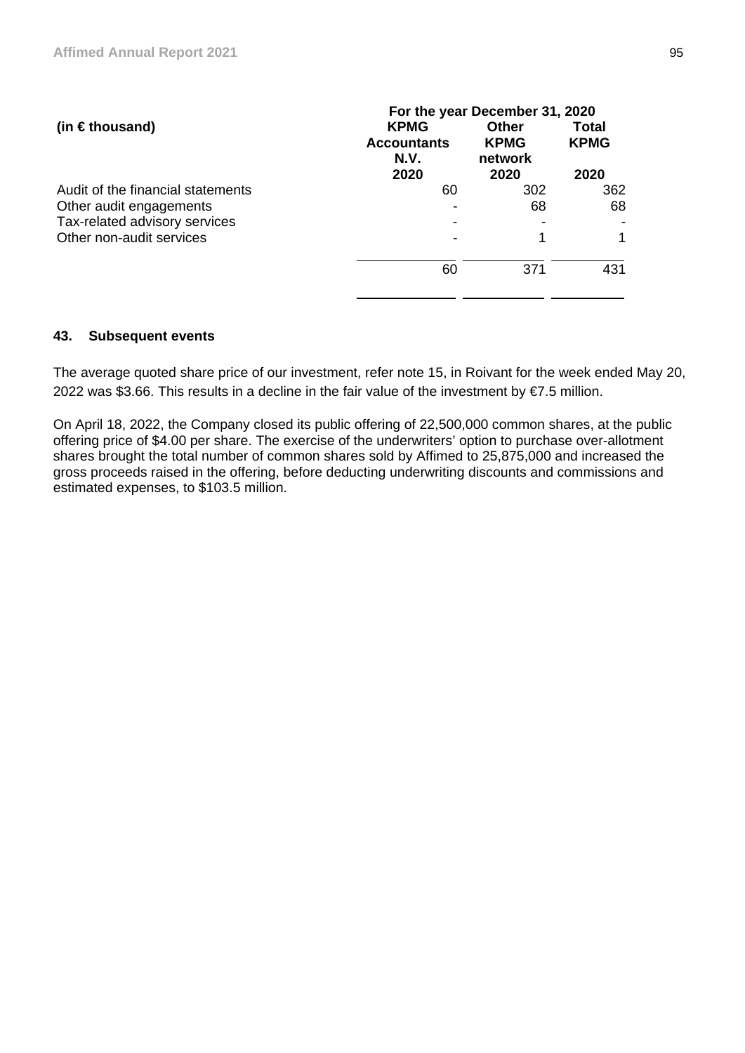| (in € thousand) | For the year December 31, 2020 | | |
|---|---|---|---|
| | KPMG Accountants N.V. 2020 | Other KPMG network 2020 | Total KPMG 2020 |
| Audit of the financial statements | 60 | 302 | 362 |
| Other audit engagements | - | 68 | 68 |
| Tax-related advisory services | - | - | - |
| Other non-audit services | - | 1 | 1 |
| | 60 | 371 | 431 |

## 43. Subsequent events

The average quoted share price of our investment, refer note 15, in Roivant for the week ended May 20, 2022 was $3.66. This results in a decline in the fair value of the investment by €7.5 million.

On April 18, 2022, the Company closed its public offering of 22,500,000 common shares, at the public offering price of $4.00 per share. The exercise of the underwriters' option to purchase over-allotment shares brought the total number of common shares sold by Affimed to 25,875,000 and increased the gross proceeds raised in the offering, before deducting underwriting discounts and commissions and estimated expenses, to $103.5 million.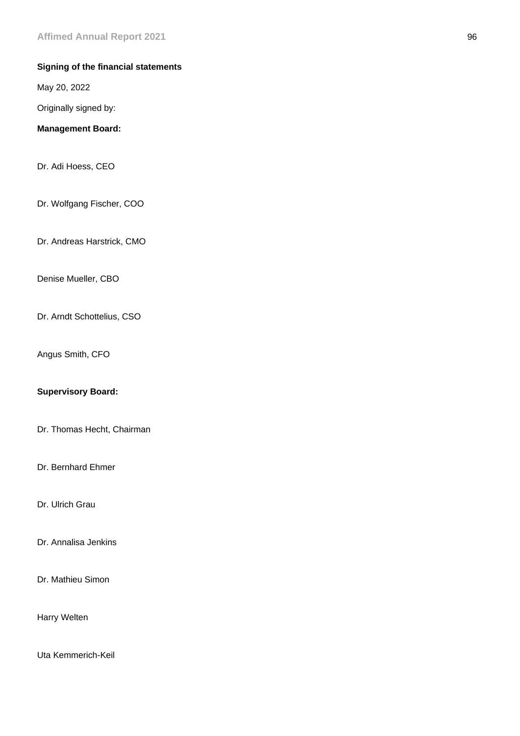**Signing of the financial statements**

May 20, 2022

Originally signed by:

**Management Board:**

Dr. Adi Hoess, CEO

Dr. Wolfgang Fischer, COO

Dr. Andreas Harstrick, CMO

Denise Mueller, CBO

Dr. Arndt Schottelius, CSO

Angus Smith, CFO

**Supervisory Board:**

Dr. Thomas Hecht, Chairman

Dr. Bernhard Ehmer

Dr. Ulrich Grau

Dr. Annalisa Jenkins

Dr. Mathieu Simon

Harry Welten

Uta Kemmerich-Keil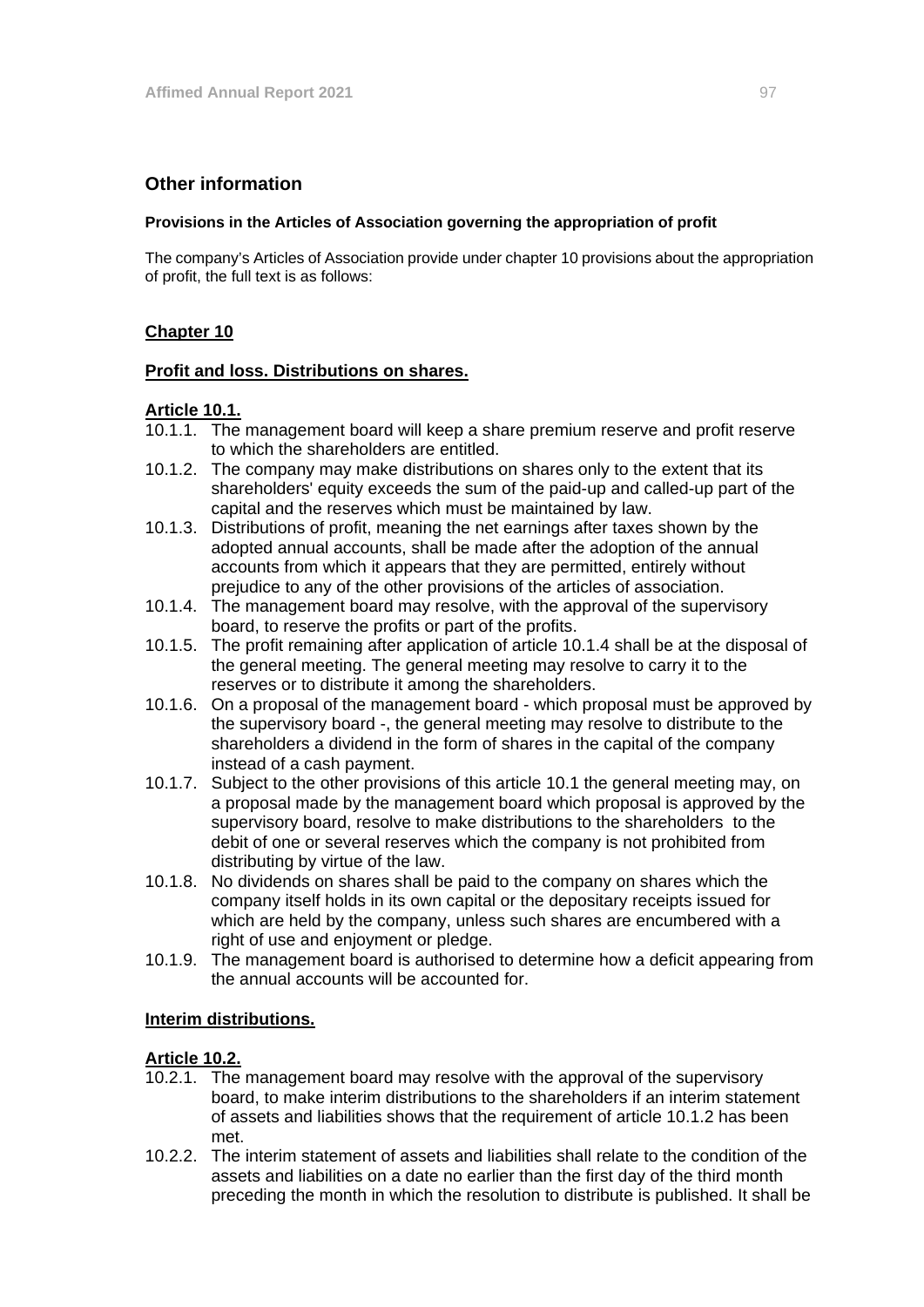## Other information

#### Provisions in the Articles of Association governing the appropriation of profit

The company's Articles of Association provide under chapter 10 provisions about the appropriation of profit, the full text is as follows:

**Chapter 10**

**Profit and loss. Distributions on shares.**

**Article 10.1.**

10.1.1. The management board will keep a share premium reserve and profit reserve to which the shareholders are entitled.

10.1.2. The company may make distributions on shares only to the extent that its shareholders' equity exceeds the sum of the paid-up and called-up part of the capital and the reserves which must be maintained by law.

10.1.3. Distributions of profit, meaning the net earnings after taxes shown by the adopted annual accounts, shall be made after the adoption of the annual accounts from which it appears that they are permitted, entirely without prejudice to any of the other provisions of the articles of association.

10.1.4. The management board may resolve, with the approval of the supervisory board, to reserve the profits or part of the profits.

10.1.5. The profit remaining after application of article 10.1.4 shall be at the disposal of the general meeting. The general meeting may resolve to carry it to the reserves or to distribute it among the shareholders.

10.1.6. On a proposal of the management board - which proposal must be approved by the supervisory board -, the general meeting may resolve to distribute to the shareholders a dividend in the form of shares in the capital of the company instead of a cash payment.

10.1.7. Subject to the other provisions of this article 10.1 the general meeting may, on a proposal made by the management board which proposal is approved by the supervisory board, resolve to make distributions to the shareholders to the debit of one or several reserves which the company is not prohibited from distributing by virtue of the law.

10.1.8. No dividends on shares shall be paid to the company on shares which the company itself holds in its own capital or the depositary receipts issued for which are held by the company, unless such shares are encumbered with a right of use and enjoyment or pledge.

10.1.9. The management board is authorised to determine how a deficit appearing from the annual accounts will be accounted for.

**Interim distributions.**

**Article 10.2.**

10.2.1. The management board may resolve with the approval of the supervisory board, to make interim distributions to the shareholders if an interim statement of assets and liabilities shows that the requirement of article 10.1.2 has been met.

10.2.2. The interim statement of assets and liabilities shall relate to the condition of the assets and liabilities on a date no earlier than the first day of the third month preceding the month in which the resolution to distribute is published. It shall be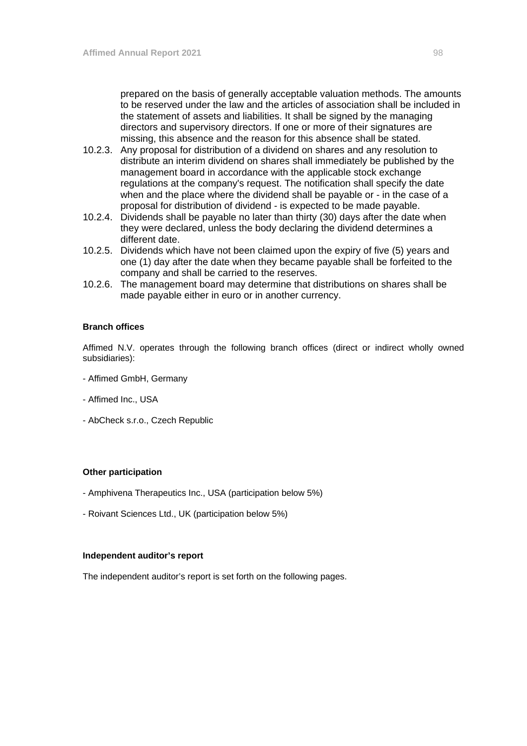prepared on the basis of generally acceptable valuation methods. The amounts to be reserved under the law and the articles of association shall be included in the statement of assets and liabilities. It shall be signed by the managing directors and supervisory directors. If one or more of their signatures are missing, this absence and the reason for this absence shall be stated.

10.2.3. Any proposal for distribution of a dividend on shares and any resolution to distribute an interim dividend on shares shall immediately be published by the management board in accordance with the applicable stock exchange regulations at the company's request. The notification shall specify the date when and the place where the dividend shall be payable or - in the case of a proposal for distribution of dividend - is expected to be made payable.

10.2.4. Dividends shall be payable no later than thirty (30) days after the date when they were declared, unless the body declaring the dividend determines a different date.

10.2.5. Dividends which have not been claimed upon the expiry of five (5) years and one (1) day after the date when they became payable shall be forfeited to the company and shall be carried to the reserves.

10.2.6. The management board may determine that distributions on shares shall be made payable either in euro or in another currency.

**Branch offices**

Affimed N.V. operates through the following branch offices (direct or indirect wholly owned subsidiaries):

- Affimed GmbH, Germany

- Affimed Inc., USA

- AbCheck s.r.o., Czech Republic

**Other participation**

- Amphivena Therapeutics Inc., USA (participation below 5%)

- Roivant Sciences Ltd., UK (participation below 5%)

**Independent auditor's report**

The independent auditor's report is set forth on the following pages.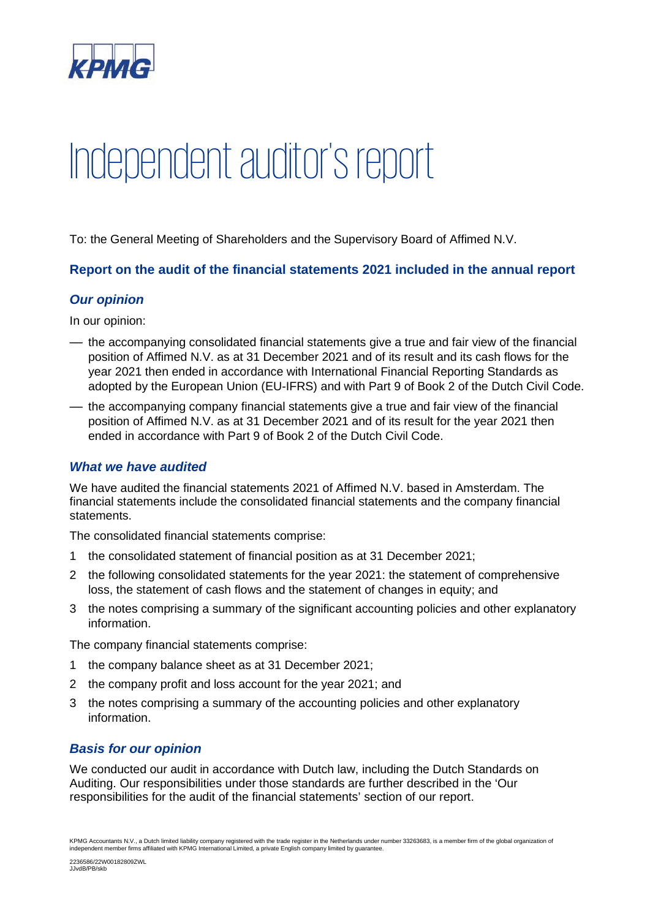# Independent auditor's report

To: the General Meeting of Shareholders and the Supervisory Board of Affimed N.V.

## Report on the audit of the financial statements 2021 included in the annual report

### *Our opinion*

In our opinion:

- the accompanying consolidated financial statements give a true and fair view of the financial position of Affimed N.V. as at 31 December 2021 and of its result and its cash flows for the year 2021 then ended in accordance with International Financial Reporting Standards as adopted by the European Union (EU-IFRS) and with Part 9 of Book 2 of the Dutch Civil Code.
- the accompanying company financial statements give a true and fair view of the financial position of Affimed N.V. as at 31 December 2021 and of its result for the year 2021 then ended in accordance with Part 9 of Book 2 of the Dutch Civil Code.

### *What we have audited*

We have audited the financial statements 2021 of Affimed N.V. based in Amsterdam. The financial statements include the consolidated financial statements and the company financial statements.

The consolidated financial statements comprise:

1. the consolidated statement of financial position as at 31 December 2021;
2. the following consolidated statements for the year 2021: the statement of comprehensive loss, the statement of cash flows and the statement of changes in equity; and
3. the notes comprising a summary of the significant accounting policies and other explanatory information.

The company financial statements comprise:

1. the company balance sheet as at 31 December 2021;
2. the company profit and loss account for the year 2021; and
3. the notes comprising a summary of the accounting policies and other explanatory information.

### *Basis for our opinion*

We conducted our audit in accordance with Dutch law, including the Dutch Standards on Auditing. Our responsibilities under those standards are further described in the 'Our responsibilities for the audit of the financial statements' section of our report.

KPMG Accountants N.V., a Dutch limited liability company registered with the trade register in the Netherlands under number 33263683, is a member firm of the global organization of independent member firms affiliated with KPMG International Limited, a private English company limited by guarantee.

2236586/22W00182809ZWL
JJvdB/PB/skb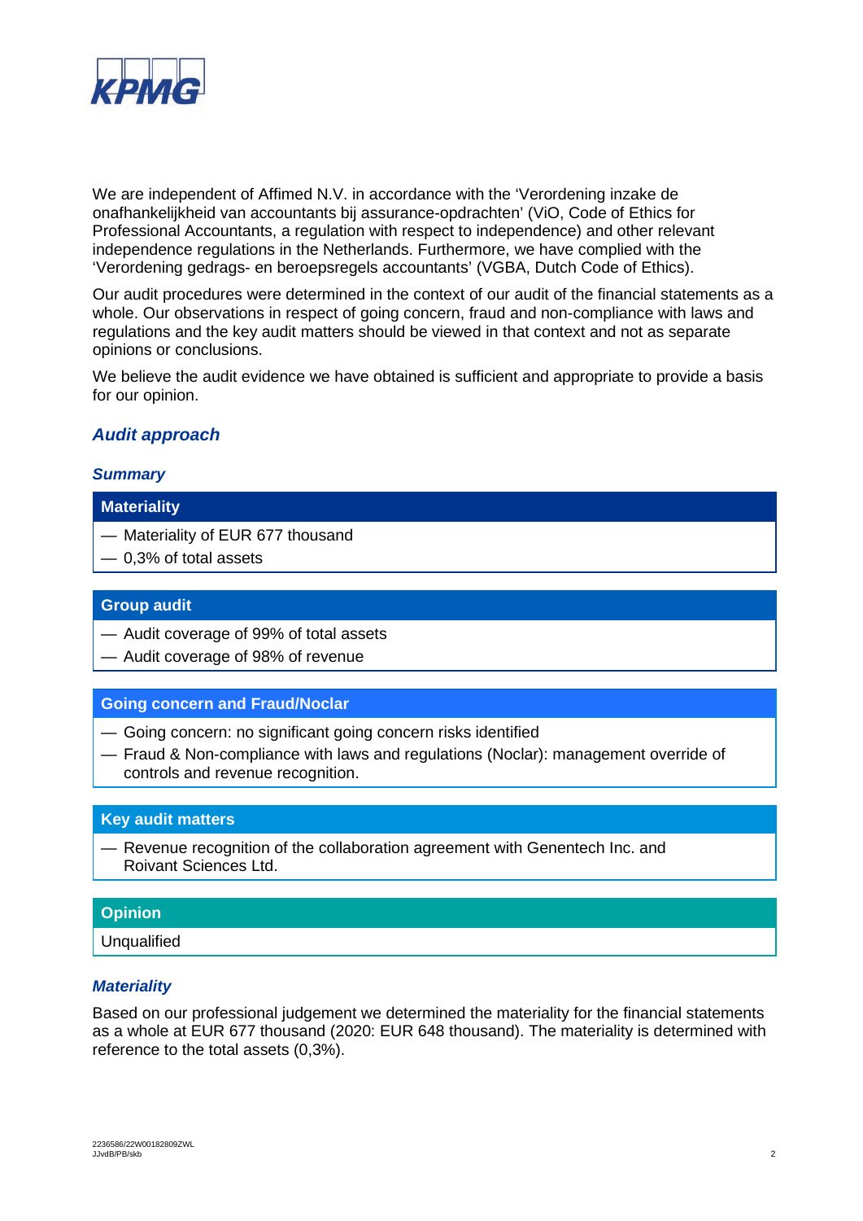We are independent of Affimed N.V. in accordance with the 'Verordening inzake de onafhankelijkheid van accountants bij assurance-opdrachten' (ViO, Code of Ethics for Professional Accountants, a regulation with respect to independence) and other relevant independence regulations in the Netherlands. Furthermore, we have complied with the 'Verordening gedrags- en beroepsregels accountants' (VGBA, Dutch Code of Ethics).

Our audit procedures were determined in the context of our audit of the financial statements as a whole. Our observations in respect of going concern, fraud and non-compliance with laws and regulations and the key audit matters should be viewed in that context and not as separate opinions or conclusions.

We believe the audit evidence we have obtained is sufficient and appropriate to provide a basis for our opinion.

## *Audit approach*

### *Summary*

**Materiality**

- Materiality of EUR 677 thousand
- 0,3% of total assets

**Group audit**

- Audit coverage of 99% of total assets
- Audit coverage of 98% of revenue

**Going concern and Fraud/Noclar**

- Going concern: no significant going concern risks identified
- Fraud & Non-compliance with laws and regulations (Noclar): management override of controls and revenue recognition.

**Key audit matters**

- Revenue recognition of the collaboration agreement with Genentech Inc. and Roivant Sciences Ltd.

**Opinion**

Unqualified

### *Materiality*

Based on our professional judgement we determined the materiality for the financial statements as a whole at EUR 677 thousand (2020: EUR 648 thousand). The materiality is determined with reference to the total assets (0,3%).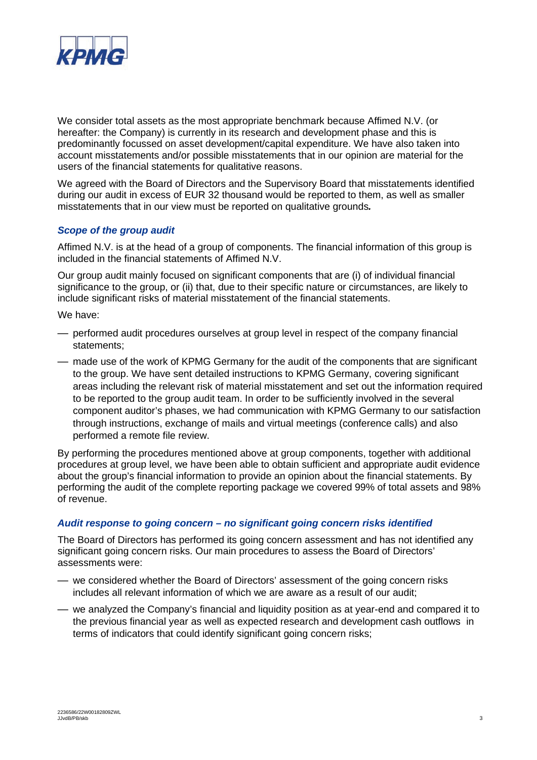We consider total assets as the most appropriate benchmark because Affimed N.V. (or hereafter: the Company) is currently in its research and development phase and this is predominantly focussed on asset development/capital expenditure. We have also taken into account misstatements and/or possible misstatements that in our opinion are material for the users of the financial statements for qualitative reasons.

We agreed with the Board of Directors and the Supervisory Board that misstatements identified during our audit in excess of EUR 32 thousand would be reported to them, as well as smaller misstatements that in our view must be reported on qualitative grounds**.**

### *Scope of the group audit*

Affimed N.V. is at the head of a group of components. The financial information of this group is included in the financial statements of Affimed N.V.

Our group audit mainly focused on significant components that are (i) of individual financial significance to the group, or (ii) that, due to their specific nature or circumstances, are likely to include significant risks of material misstatement of the financial statements.

We have:

- performed audit procedures ourselves at group level in respect of the company financial statements;
- made use of the work of KPMG Germany for the audit of the components that are significant to the group. We have sent detailed instructions to KPMG Germany, covering significant areas including the relevant risk of material misstatement and set out the information required to be reported to the group audit team. In order to be sufficiently involved in the several component auditor's phases, we had communication with KPMG Germany to our satisfaction through instructions, exchange of mails and virtual meetings (conference calls) and also performed a remote file review.

By performing the procedures mentioned above at group components, together with additional procedures at group level, we have been able to obtain sufficient and appropriate audit evidence about the group's financial information to provide an opinion about the financial statements. By performing the audit of the complete reporting package we covered 99% of total assets and 98% of revenue.

### *Audit response to going concern – no significant going concern risks identified*

The Board of Directors has performed its going concern assessment and has not identified any significant going concern risks. Our main procedures to assess the Board of Directors' assessments were:

- we considered whether the Board of Directors' assessment of the going concern risks includes all relevant information of which we are aware as a result of our audit;
- we analyzed the Company's financial and liquidity position as at year-end and compared it to the previous financial year as well as expected research and development cash outflows in terms of indicators that could identify significant going concern risks;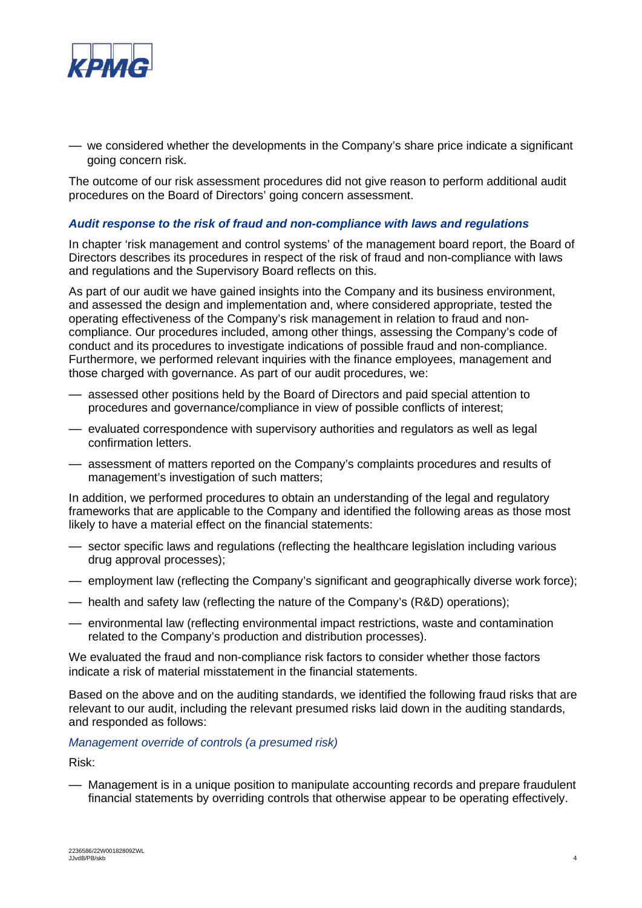- we considered whether the developments in the Company's share price indicate a significant going concern risk.

The outcome of our risk assessment procedures did not give reason to perform additional audit procedures on the Board of Directors' going concern assessment.

### *Audit response to the risk of fraud and non-compliance with laws and regulations*

In chapter 'risk management and control systems' of the management board report, the Board of Directors describes its procedures in respect of the risk of fraud and non-compliance with laws and regulations and the Supervisory Board reflects on this.

As part of our audit we have gained insights into the Company and its business environment, and assessed the design and implementation and, where considered appropriate, tested the operating effectiveness of the Company's risk management in relation to fraud and non-compliance. Our procedures included, among other things, assessing the Company's code of conduct and its procedures to investigate indications of possible fraud and non-compliance. Furthermore, we performed relevant inquiries with the finance employees, management and those charged with governance. As part of our audit procedures, we:

- assessed other positions held by the Board of Directors and paid special attention to procedures and governance/compliance in view of possible conflicts of interest;
- evaluated correspondence with supervisory authorities and regulators as well as legal confirmation letters.
- assessment of matters reported on the Company's complaints procedures and results of management's investigation of such matters;

In addition, we performed procedures to obtain an understanding of the legal and regulatory frameworks that are applicable to the Company and identified the following areas as those most likely to have a material effect on the financial statements:

- sector specific laws and regulations (reflecting the healthcare legislation including various drug approval processes);
- employment law (reflecting the Company's significant and geographically diverse work force);
- health and safety law (reflecting the nature of the Company's (R&D) operations);
- environmental law (reflecting environmental impact restrictions, waste and contamination related to the Company's production and distribution processes).

We evaluated the fraud and non-compliance risk factors to consider whether those factors indicate a risk of material misstatement in the financial statements.

Based on the above and on the auditing standards, we identified the following fraud risks that are relevant to our audit, including the relevant presumed risks laid down in the auditing standards, and responded as follows:

*Management override of controls (a presumed risk)*

Risk:

- Management is in a unique position to manipulate accounting records and prepare fraudulent financial statements by overriding controls that otherwise appear to be operating effectively.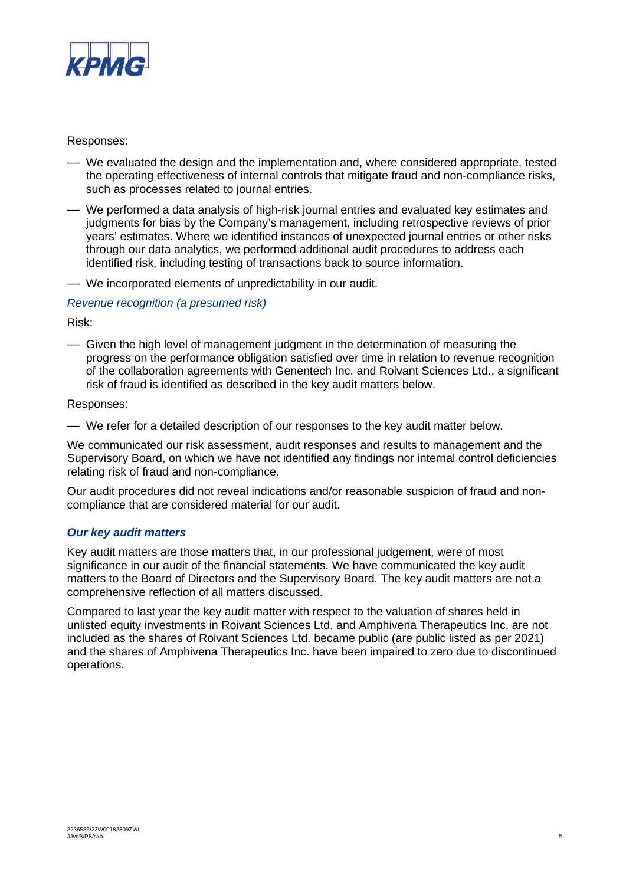Responses:

- We evaluated the design and the implementation and, where considered appropriate, tested the operating effectiveness of internal controls that mitigate fraud and non-compliance risks, such as processes related to journal entries.
- We performed a data analysis of high-risk journal entries and evaluated key estimates and judgments for bias by the Company's management, including retrospective reviews of prior years' estimates. Where we identified instances of unexpected journal entries or other risks through our data analytics, we performed additional audit procedures to address each identified risk, including testing of transactions back to source information.
- We incorporated elements of unpredictability in our audit.

*Revenue recognition (a presumed risk)*

Risk:

- Given the high level of management judgment in the determination of measuring the progress on the performance obligation satisfied over time in relation to revenue recognition of the collaboration agreements with Genentech Inc. and Roivant Sciences Ltd., a significant risk of fraud is identified as described in the key audit matters below.

Responses:

- We refer for a detailed description of our responses to the key audit matter below.

We communicated our risk assessment, audit responses and results to management and the Supervisory Board, on which we have not identified any findings nor internal control deficiencies relating risk of fraud and non-compliance.

Our audit procedures did not reveal indications and/or reasonable suspicion of fraud and non-compliance that are considered material for our audit.

### *Our key audit matters*

Key audit matters are those matters that, in our professional judgement, were of most significance in our audit of the financial statements. We have communicated the key audit matters to the Board of Directors and the Supervisory Board. The key audit matters are not a comprehensive reflection of all matters discussed.

Compared to last year the key audit matter with respect to the valuation of shares held in unlisted equity investments in Roivant Sciences Ltd. and Amphivena Therapeutics Inc. are not included as the shares of Roivant Sciences Ltd. became public (are public listed as per 2021) and the shares of Amphivena Therapeutics Inc. have been impaired to zero due to discontinued operations.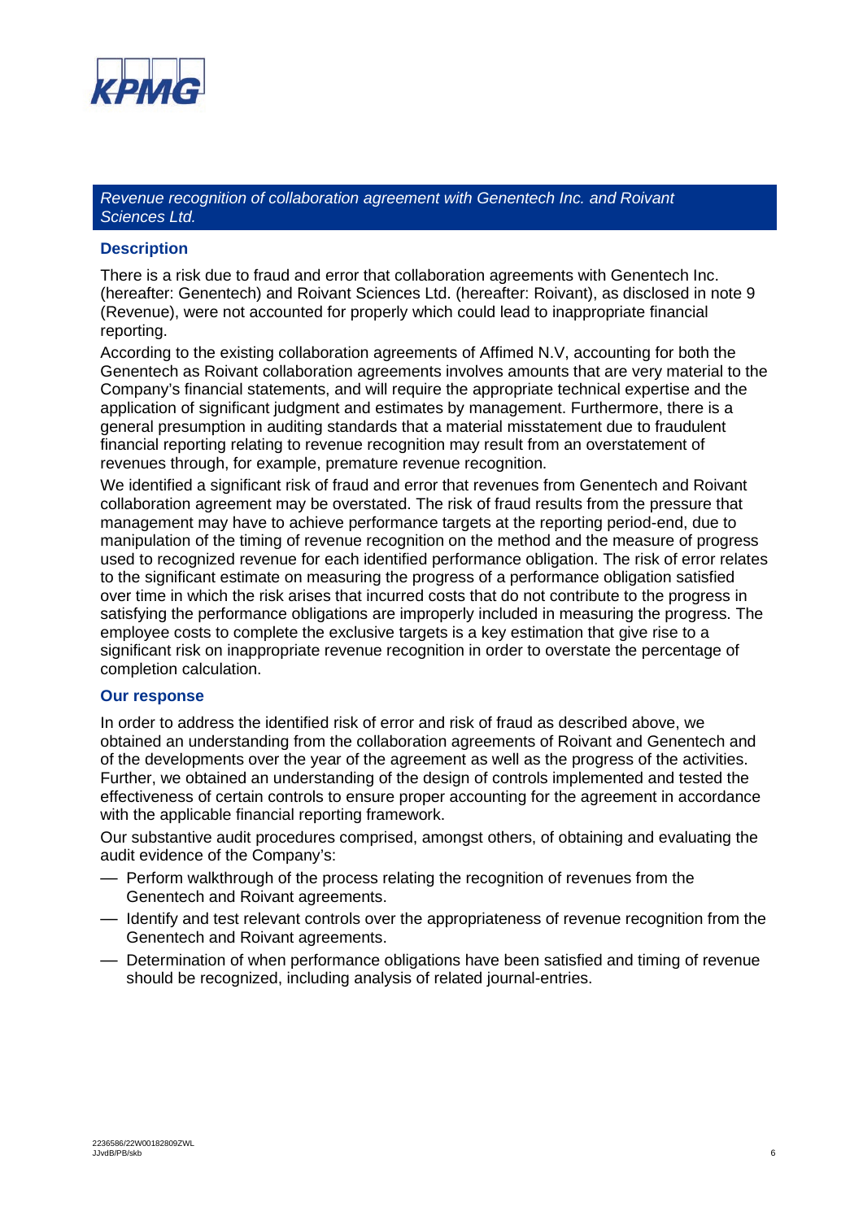*Revenue recognition of collaboration agreement with Genentech Inc. and Roivant Sciences Ltd.*

### Description

There is a risk due to fraud and error that collaboration agreements with Genentech Inc. (hereafter: Genentech) and Roivant Sciences Ltd. (hereafter: Roivant), as disclosed in note 9 (Revenue), were not accounted for properly which could lead to inappropriate financial reporting.

According to the existing collaboration agreements of Affimed N.V, accounting for both the Genentech as Roivant collaboration agreements involves amounts that are very material to the Company's financial statements, and will require the appropriate technical expertise and the application of significant judgment and estimates by management. Furthermore, there is a general presumption in auditing standards that a material misstatement due to fraudulent financial reporting relating to revenue recognition may result from an overstatement of revenues through, for example, premature revenue recognition.

We identified a significant risk of fraud and error that revenues from Genentech and Roivant collaboration agreement may be overstated. The risk of fraud results from the pressure that management may have to achieve performance targets at the reporting period-end, due to manipulation of the timing of revenue recognition on the method and the measure of progress used to recognized revenue for each identified performance obligation. The risk of error relates to the significant estimate on measuring the progress of a performance obligation satisfied over time in which the risk arises that incurred costs that do not contribute to the progress in satisfying the performance obligations are improperly included in measuring the progress. The employee costs to complete the exclusive targets is a key estimation that give rise to a significant risk on inappropriate revenue recognition in order to overstate the percentage of completion calculation.

### Our response

In order to address the identified risk of error and risk of fraud as described above, we obtained an understanding from the collaboration agreements of Roivant and Genentech and of the developments over the year of the agreement as well as the progress of the activities. Further, we obtained an understanding of the design of controls implemented and tested the effectiveness of certain controls to ensure proper accounting for the agreement in accordance with the applicable financial reporting framework.

Our substantive audit procedures comprised, amongst others, of obtaining and evaluating the audit evidence of the Company's:

- Perform walkthrough of the process relating the recognition of revenues from the Genentech and Roivant agreements.
- Identify and test relevant controls over the appropriateness of revenue recognition from the Genentech and Roivant agreements.
- Determination of when performance obligations have been satisfied and timing of revenue should be recognized, including analysis of related journal-entries.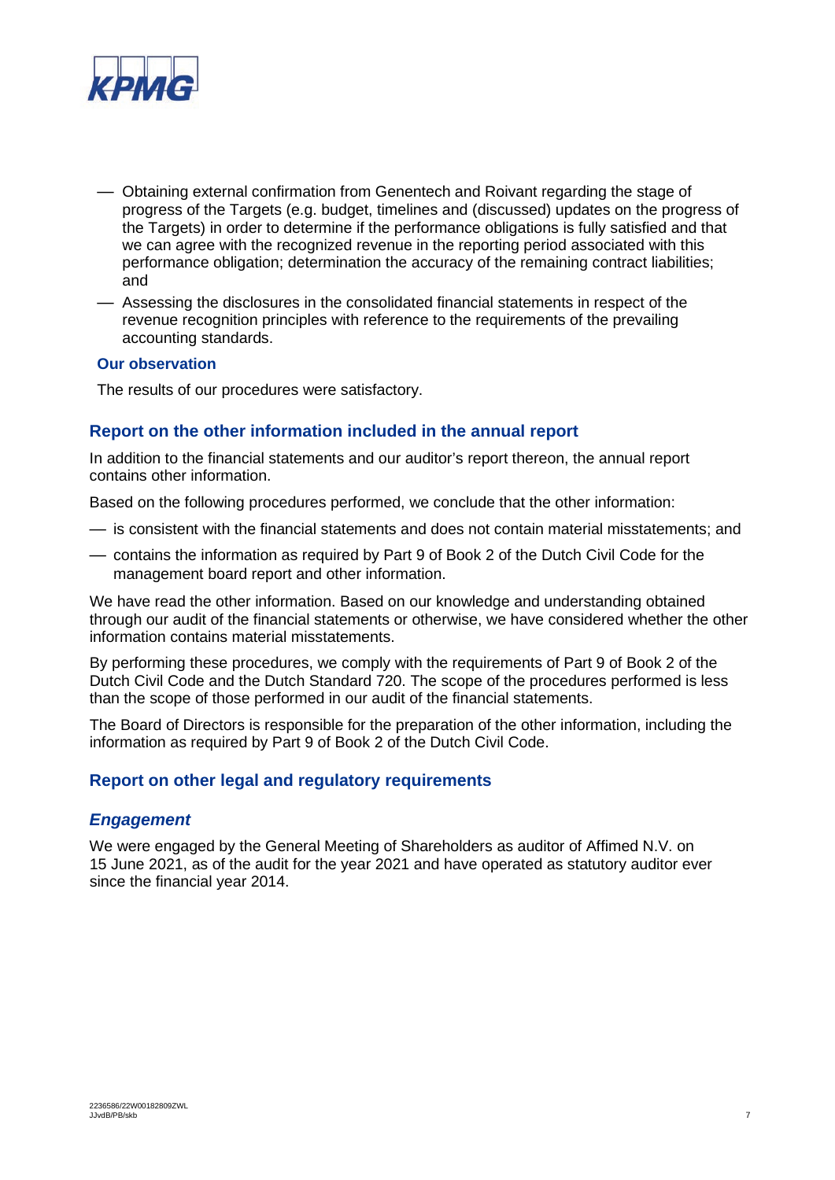- Obtaining external confirmation from Genentech and Roivant regarding the stage of progress of the Targets (e.g. budget, timelines and (discussed) updates on the progress of the Targets) in order to determine if the performance obligations is fully satisfied and that we can agree with the recognized revenue in the reporting period associated with this performance obligation; determination the accuracy of the remaining contract liabilities; and
- Assessing the disclosures in the consolidated financial statements in respect of the revenue recognition principles with reference to the requirements of the prevailing accounting standards.

**Our observation**

The results of our procedures were satisfactory.

## Report on the other information included in the annual report

In addition to the financial statements and our auditor's report thereon, the annual report contains other information.

Based on the following procedures performed, we conclude that the other information:

- is consistent with the financial statements and does not contain material misstatements; and
- contains the information as required by Part 9 of Book 2 of the Dutch Civil Code for the management board report and other information.

We have read the other information. Based on our knowledge and understanding obtained through our audit of the financial statements or otherwise, we have considered whether the other information contains material misstatements.

By performing these procedures, we comply with the requirements of Part 9 of Book 2 of the Dutch Civil Code and the Dutch Standard 720. The scope of the procedures performed is less than the scope of those performed in our audit of the financial statements.

The Board of Directors is responsible for the preparation of the other information, including the information as required by Part 9 of Book 2 of the Dutch Civil Code.

## Report on other legal and regulatory requirements

### *Engagement*

We were engaged by the General Meeting of Shareholders as auditor of Affimed N.V. on 15 June 2021, as of the audit for the year 2021 and have operated as statutory auditor ever since the financial year 2014.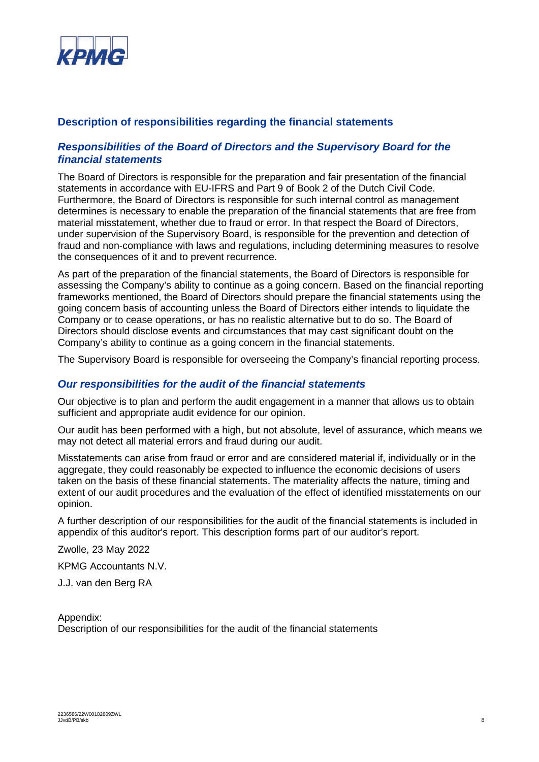## Description of responsibilities regarding the financial statements

### *Responsibilities of the Board of Directors and the Supervisory Board for the financial statements*

The Board of Directors is responsible for the preparation and fair presentation of the financial statements in accordance with EU-IFRS and Part 9 of Book 2 of the Dutch Civil Code. Furthermore, the Board of Directors is responsible for such internal control as management determines is necessary to enable the preparation of the financial statements that are free from material misstatement, whether due to fraud or error. In that respect the Board of Directors, under supervision of the Supervisory Board, is responsible for the prevention and detection of fraud and non-compliance with laws and regulations, including determining measures to resolve the consequences of it and to prevent recurrence.

As part of the preparation of the financial statements, the Board of Directors is responsible for assessing the Company's ability to continue as a going concern. Based on the financial reporting frameworks mentioned, the Board of Directors should prepare the financial statements using the going concern basis of accounting unless the Board of Directors either intends to liquidate the Company or to cease operations, or has no realistic alternative but to do so. The Board of Directors should disclose events and circumstances that may cast significant doubt on the Company's ability to continue as a going concern in the financial statements.

The Supervisory Board is responsible for overseeing the Company's financial reporting process.

### *Our responsibilities for the audit of the financial statements*

Our objective is to plan and perform the audit engagement in a manner that allows us to obtain sufficient and appropriate audit evidence for our opinion.

Our audit has been performed with a high, but not absolute, level of assurance, which means we may not detect all material errors and fraud during our audit.

Misstatements can arise from fraud or error and are considered material if, individually or in the aggregate, they could reasonably be expected to influence the economic decisions of users taken on the basis of these financial statements. The materiality affects the nature, timing and extent of our audit procedures and the evaluation of the effect of identified misstatements on our opinion.

A further description of our responsibilities for the audit of the financial statements is included in appendix of this auditor's report. This description forms part of our auditor's report.

Zwolle, 23 May 2022

KPMG Accountants N.V.

J.J. van den Berg RA

Appendix:
Description of our responsibilities for the audit of the financial statements

2236586/22W00182809ZWL
JJvdB/PB/skb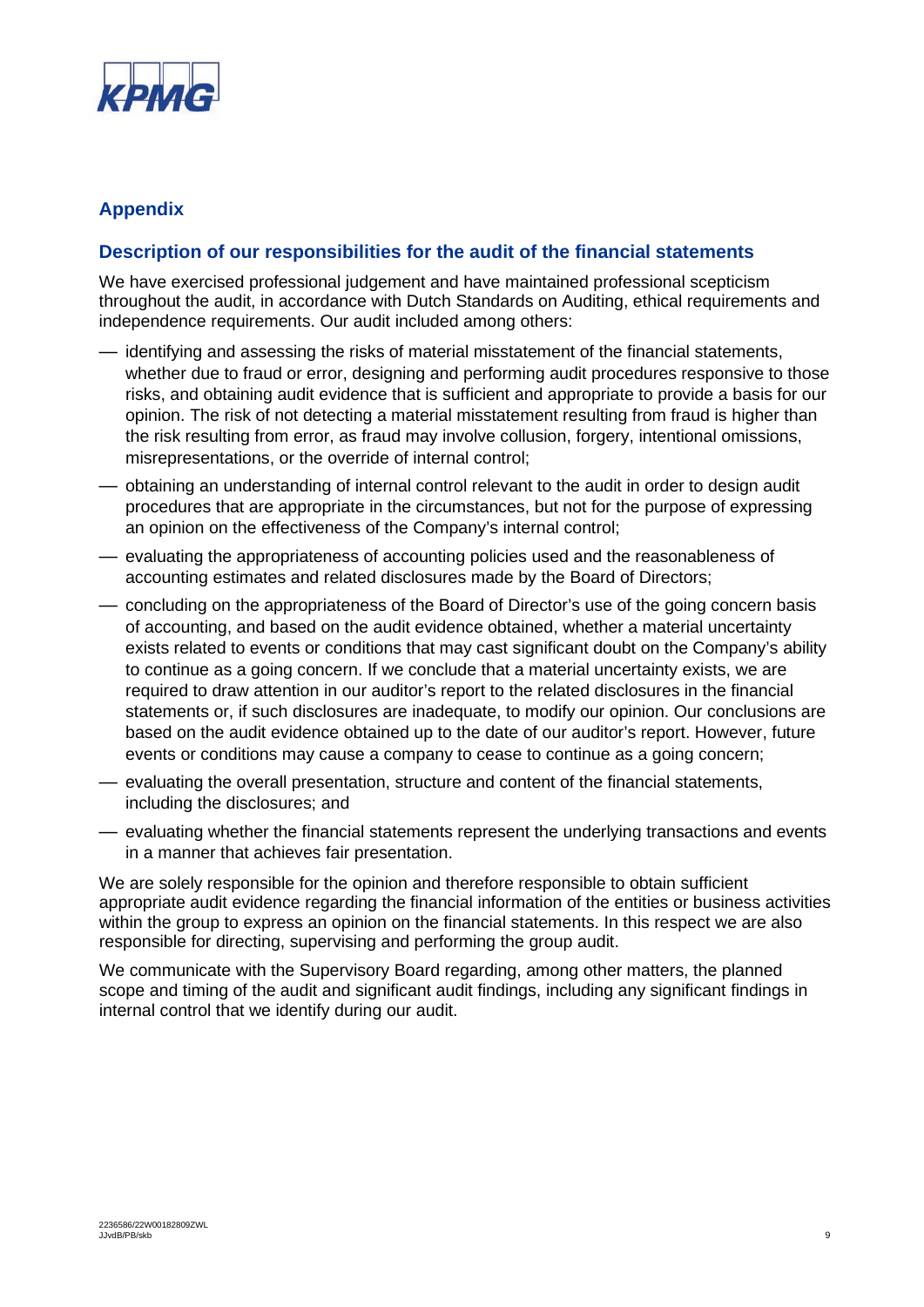## Appendix

### Description of our responsibilities for the audit of the financial statements

We have exercised professional judgement and have maintained professional scepticism throughout the audit, in accordance with Dutch Standards on Auditing, ethical requirements and independence requirements. Our audit included among others:

- identifying and assessing the risks of material misstatement of the financial statements, whether due to fraud or error, designing and performing audit procedures responsive to those risks, and obtaining audit evidence that is sufficient and appropriate to provide a basis for our opinion. The risk of not detecting a material misstatement resulting from fraud is higher than the risk resulting from error, as fraud may involve collusion, forgery, intentional omissions, misrepresentations, or the override of internal control;
- obtaining an understanding of internal control relevant to the audit in order to design audit procedures that are appropriate in the circumstances, but not for the purpose of expressing an opinion on the effectiveness of the Company's internal control;
- evaluating the appropriateness of accounting policies used and the reasonableness of accounting estimates and related disclosures made by the Board of Directors;
- concluding on the appropriateness of the Board of Director's use of the going concern basis of accounting, and based on the audit evidence obtained, whether a material uncertainty exists related to events or conditions that may cast significant doubt on the Company's ability to continue as a going concern. If we conclude that a material uncertainty exists, we are required to draw attention in our auditor's report to the related disclosures in the financial statements or, if such disclosures are inadequate, to modify our opinion. Our conclusions are based on the audit evidence obtained up to the date of our auditor's report. However, future events or conditions may cause a company to cease to continue as a going concern;
- evaluating the overall presentation, structure and content of the financial statements, including the disclosures; and
- evaluating whether the financial statements represent the underlying transactions and events in a manner that achieves fair presentation.

We are solely responsible for the opinion and therefore responsible to obtain sufficient appropriate audit evidence regarding the financial information of the entities or business activities within the group to express an opinion on the financial statements. In this respect we are also responsible for directing, supervising and performing the group audit.

We communicate with the Supervisory Board regarding, among other matters, the planned scope and timing of the audit and significant audit findings, including any significant findings in internal control that we identify during our audit.

2236586/22W00182809ZWL
JJvdB/PB/skb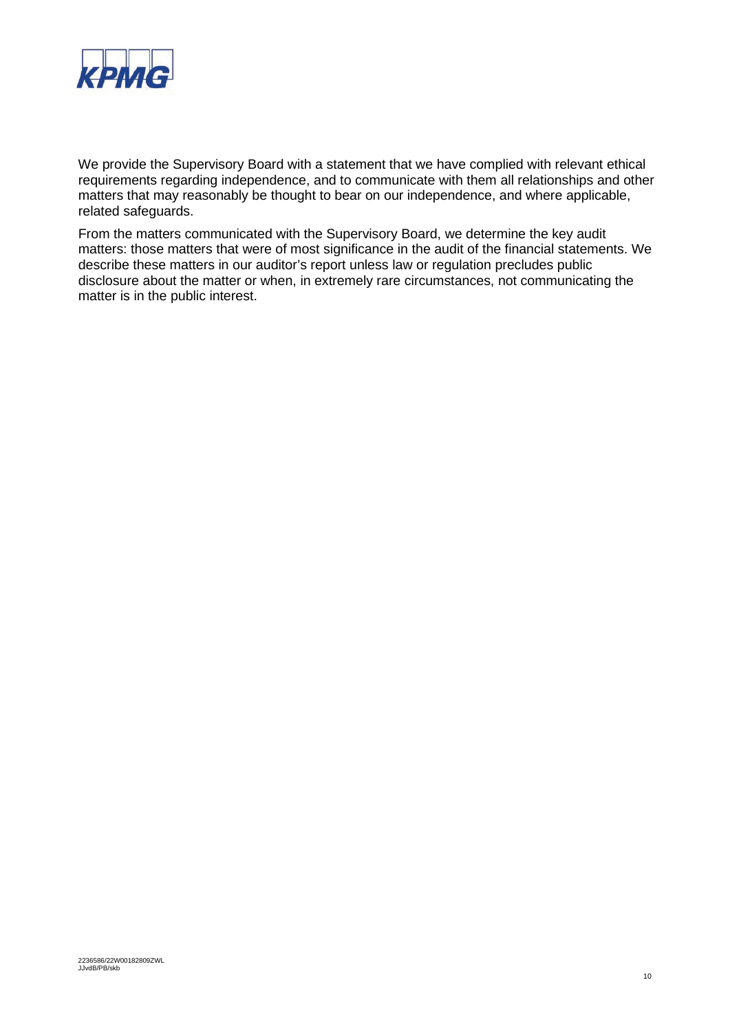We provide the Supervisory Board with a statement that we have complied with relevant ethical requirements regarding independence, and to communicate with them all relationships and other matters that may reasonably be thought to bear on our independence, and where applicable, related safeguards.

From the matters communicated with the Supervisory Board, we determine the key audit matters: those matters that were of most significance in the audit of the financial statements. We describe these matters in our auditor's report unless law or regulation precludes public disclosure about the matter or when, in extremely rare circumstances, not communicating the matter is in the public interest.